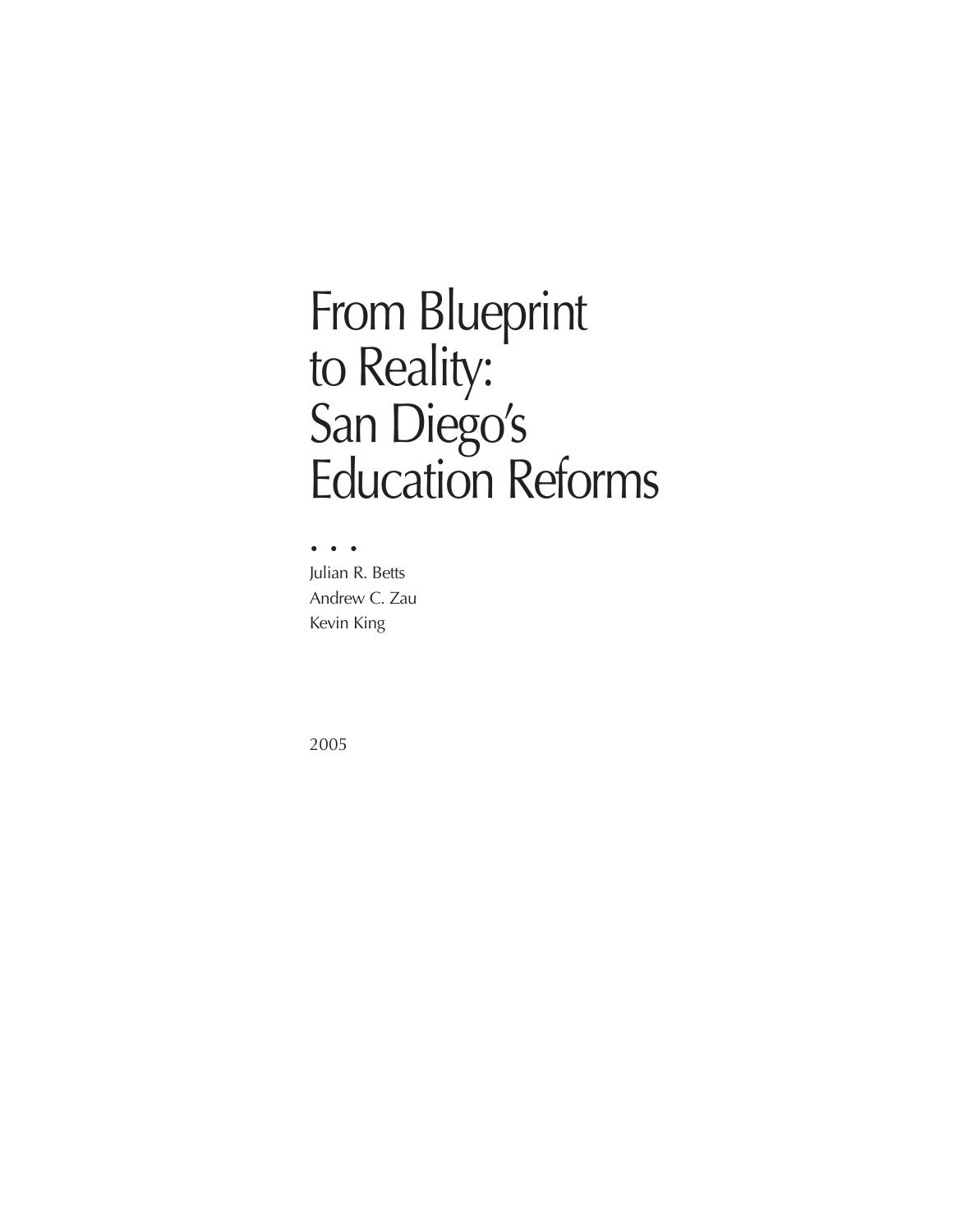# From Blueprint to Reality: San Diego's Education Reforms

. . .

Julian R. Betts
Andrew C. Zau
Kevin King

2005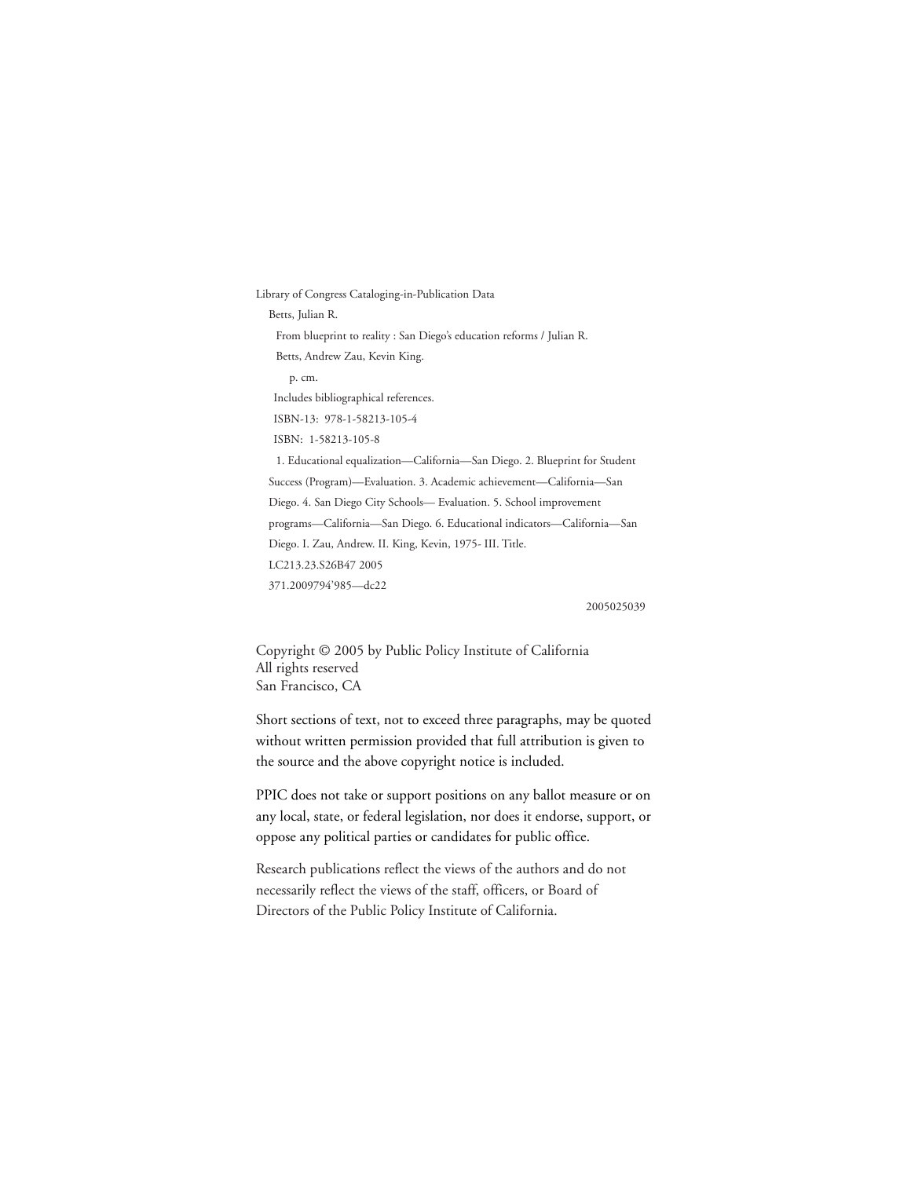Library of Congress Cataloging-in-Publication Data

Betts, Julian R.

From blueprint to reality : San Diego's education reforms / Julian R. Betts, Andrew Zau, Kevin King.

p. cm.

Includes bibliographical references.

ISBN-13: 978-1-58213-105-4

ISBN: 1-58213-105-8

1. Educational equalization—California—San Diego. 2. Blueprint for Student Success (Program)—Evaluation. 3. Academic achievement—California—San Diego. 4. San Diego City Schools— Evaluation. 5. School improvement programs—California—San Diego. 6. Educational indicators—California—San Diego. I. Zau, Andrew. II. King, Kevin, 1975- III. Title.

LC213.23.S26B47 2005

371.2009794'985—dc22

2005025039

Copyright © 2005 by Public Policy Institute of California
All rights reserved
San Francisco, CA

Short sections of text, not to exceed three paragraphs, may be quoted without written permission provided that full attribution is given to the source and the above copyright notice is included.

PPIC does not take or support positions on any ballot measure or on any local, state, or federal legislation, nor does it endorse, support, or oppose any political parties or candidates for public office.

Research publications reflect the views of the authors and do not necessarily reflect the views of the staff, officers, or Board of Directors of the Public Policy Institute of California.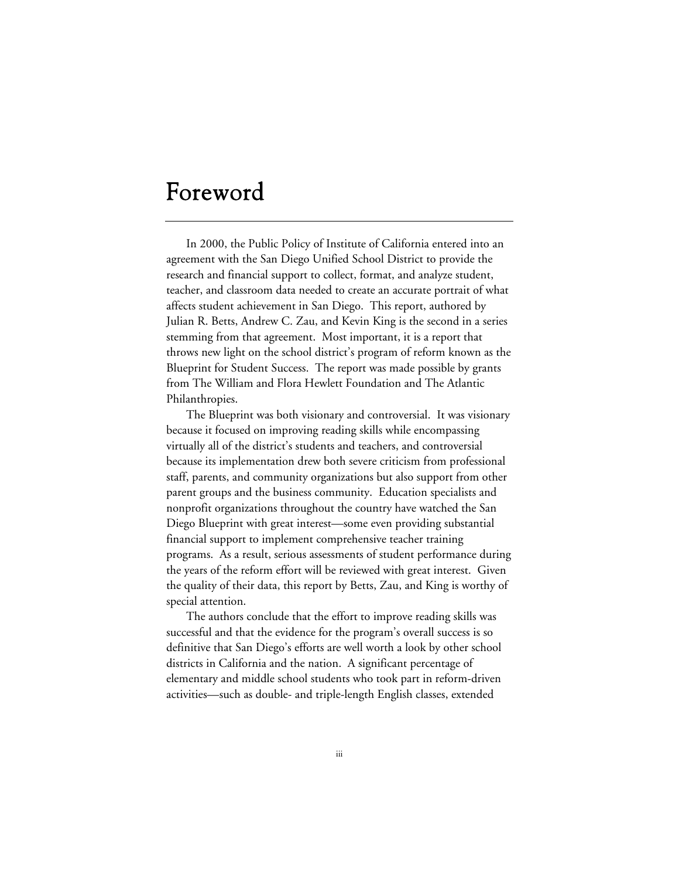# Foreword

In 2000, the Public Policy of Institute of California entered into an agreement with the San Diego Unified School District to provide the research and financial support to collect, format, and analyze student, teacher, and classroom data needed to create an accurate portrait of what affects student achievement in San Diego. This report, authored by Julian R. Betts, Andrew C. Zau, and Kevin King is the second in a series stemming from that agreement. Most important, it is a report that throws new light on the school district's program of reform known as the Blueprint for Student Success. The report was made possible by grants from The William and Flora Hewlett Foundation and The Atlantic Philanthropies.

The Blueprint was both visionary and controversial. It was visionary because it focused on improving reading skills while encompassing virtually all of the district's students and teachers, and controversial because its implementation drew both severe criticism from professional staff, parents, and community organizations but also support from other parent groups and the business community. Education specialists and nonprofit organizations throughout the country have watched the San Diego Blueprint with great interest—some even providing substantial financial support to implement comprehensive teacher training programs. As a result, serious assessments of student performance during the years of the reform effort will be reviewed with great interest. Given the quality of their data, this report by Betts, Zau, and King is worthy of special attention.

The authors conclude that the effort to improve reading skills was successful and that the evidence for the program's overall success is so definitive that San Diego's efforts are well worth a look by other school districts in California and the nation. A significant percentage of elementary and middle school students who took part in reform-driven activities—such as double- and triple-length English classes, extended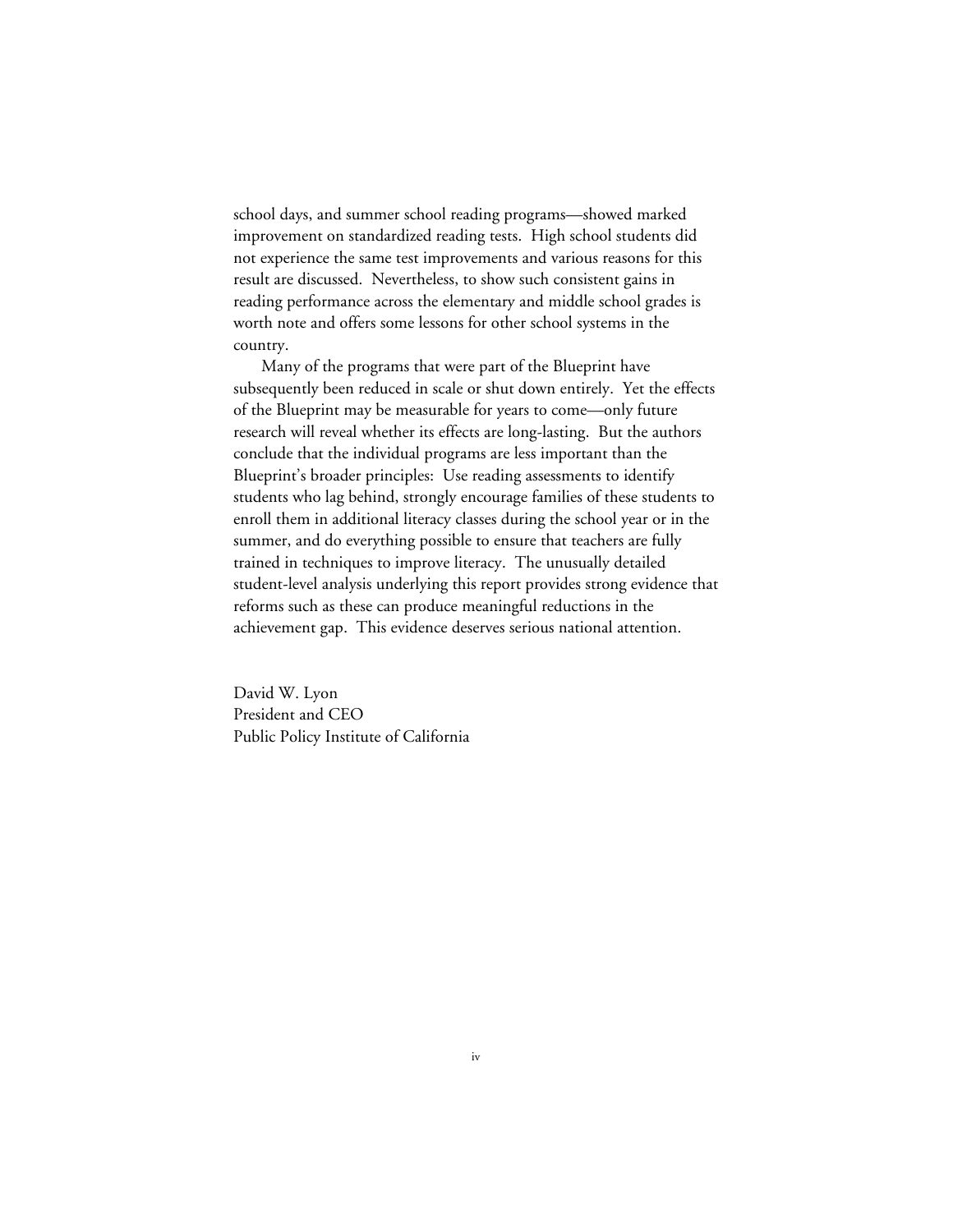school days, and summer school reading programs—showed marked improvement on standardized reading tests. High school students did not experience the same test improvements and various reasons for this result are discussed. Nevertheless, to show such consistent gains in reading performance across the elementary and middle school grades is worth note and offers some lessons for other school systems in the country.

Many of the programs that were part of the Blueprint have subsequently been reduced in scale or shut down entirely. Yet the effects of the Blueprint may be measurable for years to come—only future research will reveal whether its effects are long-lasting. But the authors conclude that the individual programs are less important than the Blueprint's broader principles: Use reading assessments to identify students who lag behind, strongly encourage families of these students to enroll them in additional literacy classes during the school year or in the summer, and do everything possible to ensure that teachers are fully trained in techniques to improve literacy. The unusually detailed student-level analysis underlying this report provides strong evidence that reforms such as these can produce meaningful reductions in the achievement gap. This evidence deserves serious national attention.

David W. Lyon
President and CEO
Public Policy Institute of California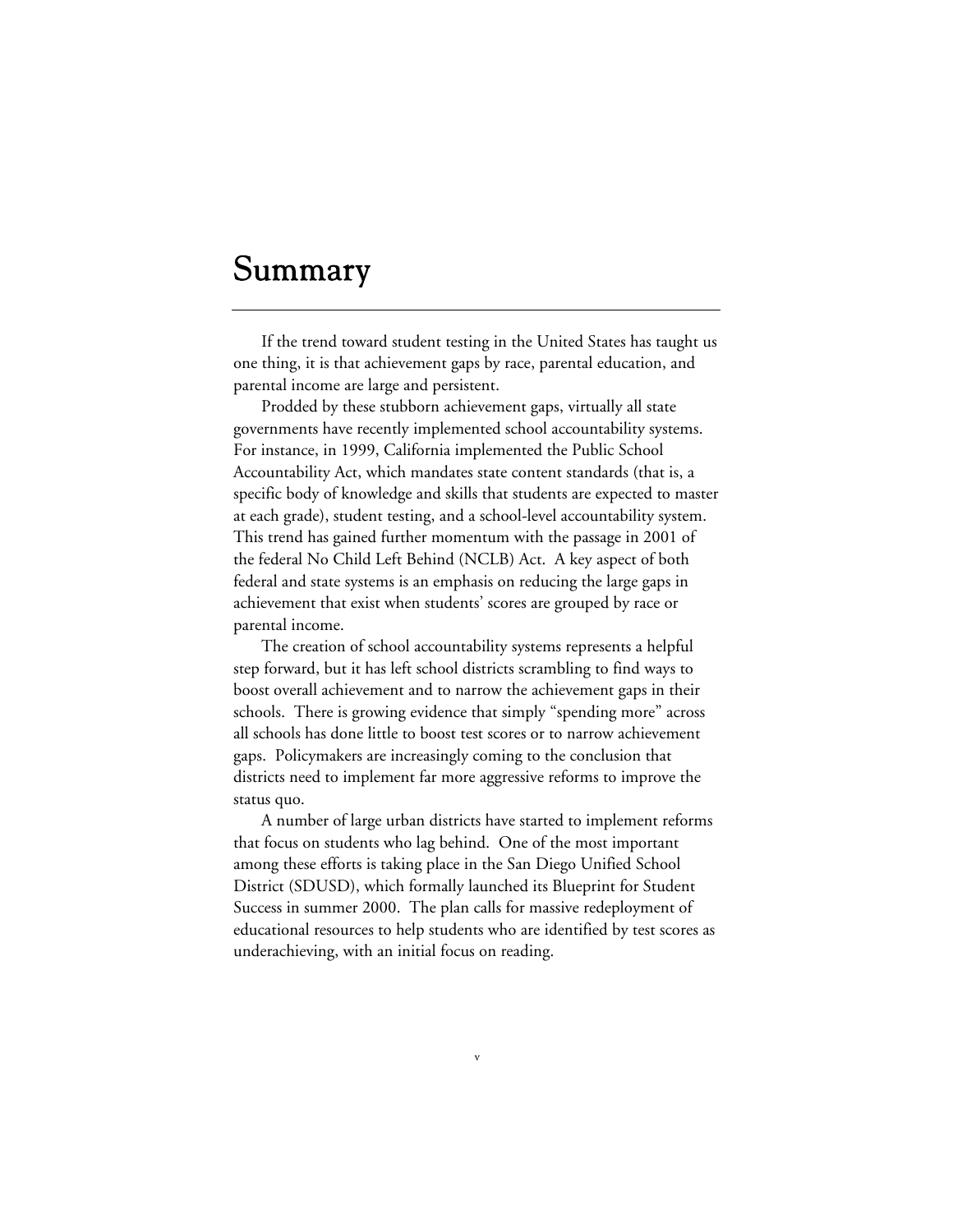# Summary

If the trend toward student testing in the United States has taught us one thing, it is that achievement gaps by race, parental education, and parental income are large and persistent.

Prodded by these stubborn achievement gaps, virtually all state governments have recently implemented school accountability systems. For instance, in 1999, California implemented the Public School Accountability Act, which mandates state content standards (that is, a specific body of knowledge and skills that students are expected to master at each grade), student testing, and a school-level accountability system. This trend has gained further momentum with the passage in 2001 of the federal No Child Left Behind (NCLB) Act. A key aspect of both federal and state systems is an emphasis on reducing the large gaps in achievement that exist when students' scores are grouped by race or parental income.

The creation of school accountability systems represents a helpful step forward, but it has left school districts scrambling to find ways to boost overall achievement and to narrow the achievement gaps in their schools. There is growing evidence that simply "spending more" across all schools has done little to boost test scores or to narrow achievement gaps. Policymakers are increasingly coming to the conclusion that districts need to implement far more aggressive reforms to improve the status quo.

A number of large urban districts have started to implement reforms that focus on students who lag behind. One of the most important among these efforts is taking place in the San Diego Unified School District (SDUSD), which formally launched its Blueprint for Student Success in summer 2000. The plan calls for massive redeployment of educational resources to help students who are identified by test scores as underachieving, with an initial focus on reading.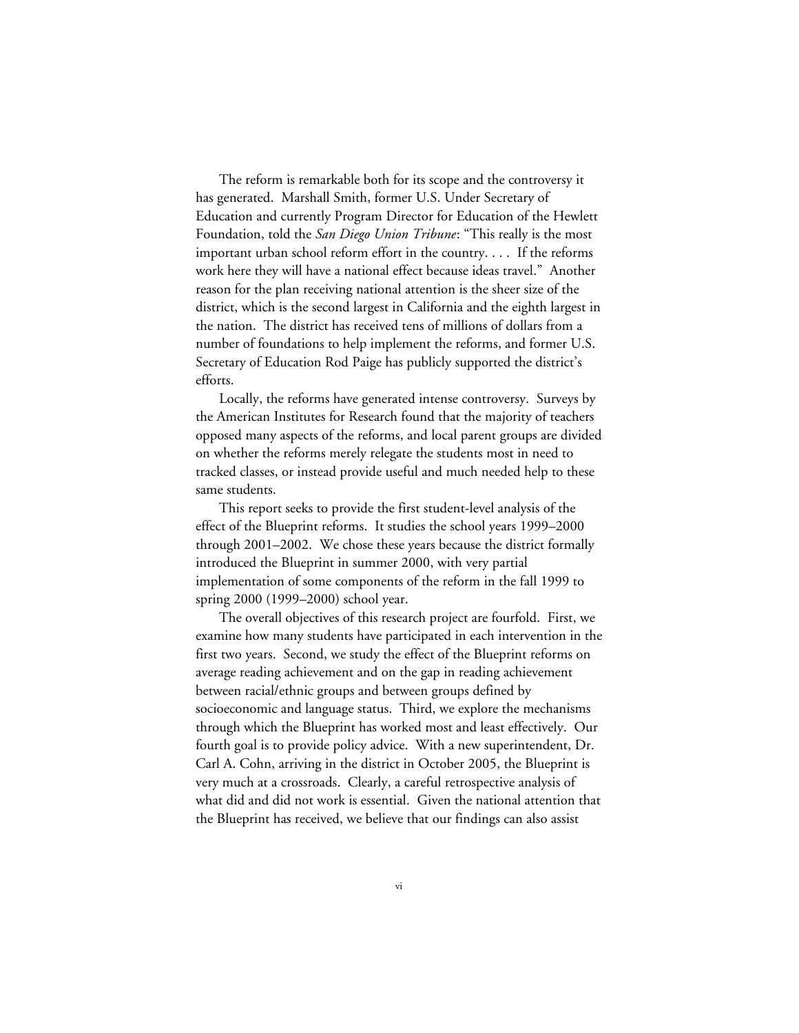The reform is remarkable both for its scope and the controversy it has generated. Marshall Smith, former U.S. Under Secretary of Education and currently Program Director for Education of the Hewlett Foundation, told the *San Diego Union Tribune*: "This really is the most important urban school reform effort in the country. . . . If the reforms work here they will have a national effect because ideas travel." Another reason for the plan receiving national attention is the sheer size of the district, which is the second largest in California and the eighth largest in the nation. The district has received tens of millions of dollars from a number of foundations to help implement the reforms, and former U.S. Secretary of Education Rod Paige has publicly supported the district's efforts.

Locally, the reforms have generated intense controversy. Surveys by the American Institutes for Research found that the majority of teachers opposed many aspects of the reforms, and local parent groups are divided on whether the reforms merely relegate the students most in need to tracked classes, or instead provide useful and much needed help to these same students.

This report seeks to provide the first student-level analysis of the effect of the Blueprint reforms. It studies the school years 1999–2000 through 2001–2002. We chose these years because the district formally introduced the Blueprint in summer 2000, with very partial implementation of some components of the reform in the fall 1999 to spring 2000 (1999–2000) school year.

The overall objectives of this research project are fourfold. First, we examine how many students have participated in each intervention in the first two years. Second, we study the effect of the Blueprint reforms on average reading achievement and on the gap in reading achievement between racial/ethnic groups and between groups defined by socioeconomic and language status. Third, we explore the mechanisms through which the Blueprint has worked most and least effectively. Our fourth goal is to provide policy advice. With a new superintendent, Dr. Carl A. Cohn, arriving in the district in October 2005, the Blueprint is very much at a crossroads. Clearly, a careful retrospective analysis of what did and did not work is essential. Given the national attention that the Blueprint has received, we believe that our findings can also assist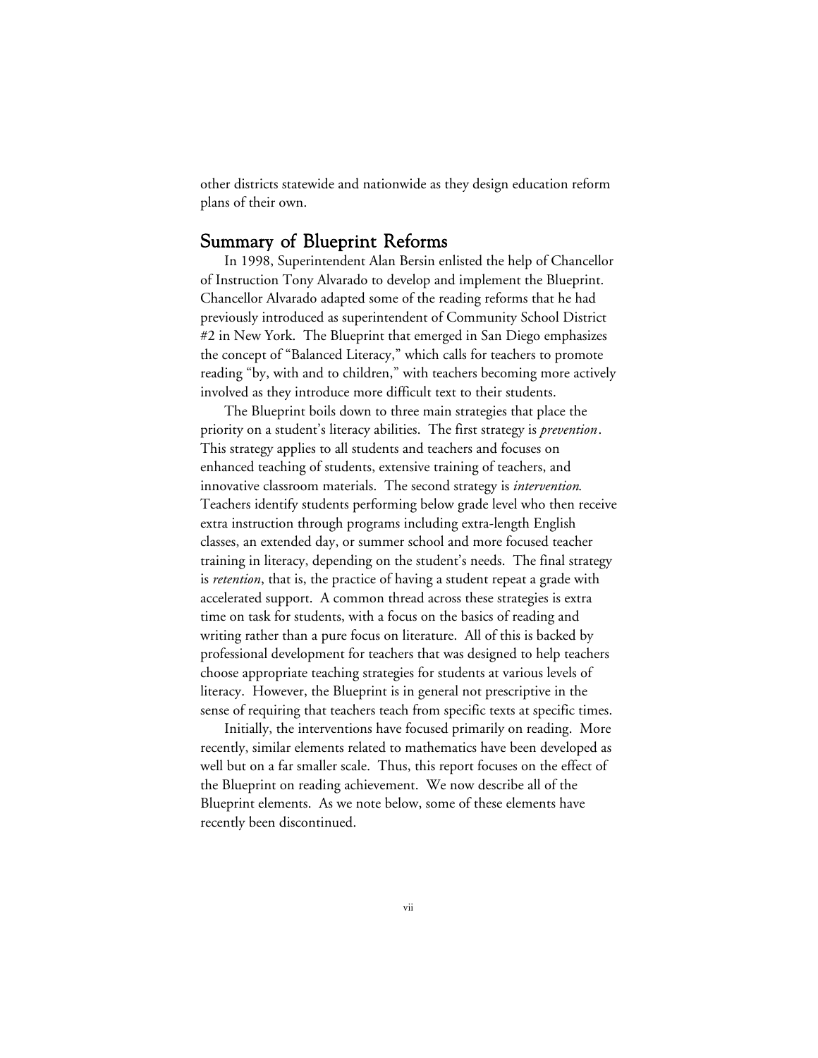other districts statewide and nationwide as they design education reform plans of their own.

## Summary of Blueprint Reforms

In 1998, Superintendent Alan Bersin enlisted the help of Chancellor of Instruction Tony Alvarado to develop and implement the Blueprint. Chancellor Alvarado adapted some of the reading reforms that he had previously introduced as superintendent of Community School District #2 in New York. The Blueprint that emerged in San Diego emphasizes the concept of "Balanced Literacy," which calls for teachers to promote reading "by, with and to children," with teachers becoming more actively involved as they introduce more difficult text to their students.

The Blueprint boils down to three main strategies that place the priority on a student's literacy abilities. The first strategy is *prevention*. This strategy applies to all students and teachers and focuses on enhanced teaching of students, extensive training of teachers, and innovative classroom materials. The second strategy is *intervention*. Teachers identify students performing below grade level who then receive extra instruction through programs including extra-length English classes, an extended day, or summer school and more focused teacher training in literacy, depending on the student's needs. The final strategy is *retention*, that is, the practice of having a student repeat a grade with accelerated support. A common thread across these strategies is extra time on task for students, with a focus on the basics of reading and writing rather than a pure focus on literature. All of this is backed by professional development for teachers that was designed to help teachers choose appropriate teaching strategies for students at various levels of literacy. However, the Blueprint is in general not prescriptive in the sense of requiring that teachers teach from specific texts at specific times.

Initially, the interventions have focused primarily on reading. More recently, similar elements related to mathematics have been developed as well but on a far smaller scale. Thus, this report focuses on the effect of the Blueprint on reading achievement. We now describe all of the Blueprint elements. As we note below, some of these elements have recently been discontinued.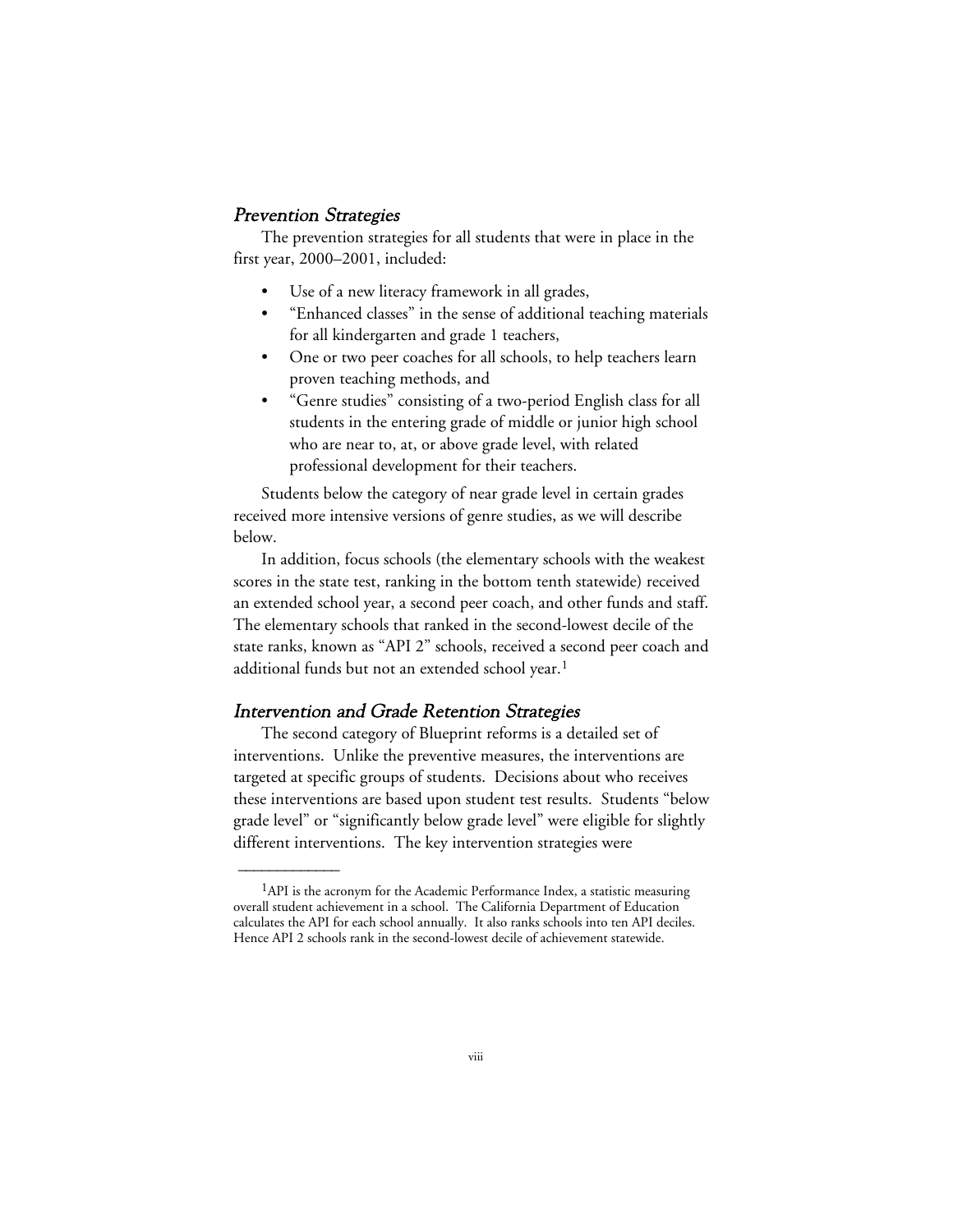### *Prevention Strategies*

The prevention strategies for all students that were in place in the first year, 2000–2001, included:

- Use of a new literacy framework in all grades,
- "Enhanced classes" in the sense of additional teaching materials for all kindergarten and grade 1 teachers,
- One or two peer coaches for all schools, to help teachers learn proven teaching methods, and
- "Genre studies" consisting of a two-period English class for all students in the entering grade of middle or junior high school who are near to, at, or above grade level, with related professional development for their teachers.

Students below the category of near grade level in certain grades received more intensive versions of genre studies, as we will describe below.

In addition, focus schools (the elementary schools with the weakest scores in the state test, ranking in the bottom tenth statewide) received an extended school year, a second peer coach, and other funds and staff. The elementary schools that ranked in the second-lowest decile of the state ranks, known as "API 2" schools, received a second peer coach and additional funds but not an extended school year.[1]

### *Intervention and Grade Retention Strategies*

The second category of Blueprint reforms is a detailed set of interventions. Unlike the preventive measures, the interventions are targeted at specific groups of students. Decisions about who receives these interventions are based upon student test results. Students "below grade level" or "significantly below grade level" were eligible for slightly different interventions. The key intervention strategies were

---

[1]API is the acronym for the Academic Performance Index, a statistic measuring overall student achievement in a school. The California Department of Education calculates the API for each school annually. It also ranks schools into ten API deciles. Hence API 2 schools rank in the second-lowest decile of achievement statewide.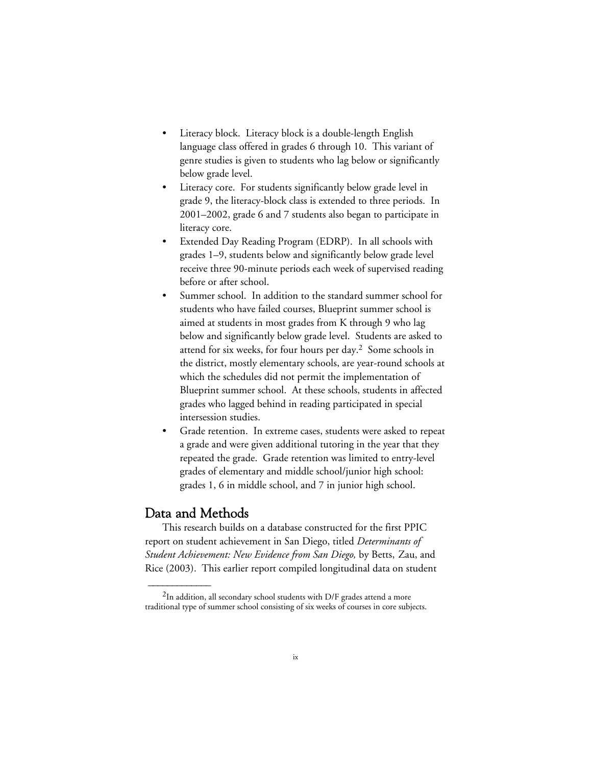- Literacy block. Literacy block is a double-length English language class offered in grades 6 through 10. This variant of genre studies is given to students who lag below or significantly below grade level.
- Literacy core. For students significantly below grade level in grade 9, the literacy-block class is extended to three periods. In 2001–2002, grade 6 and 7 students also began to participate in literacy core.
- Extended Day Reading Program (EDRP). In all schools with grades 1–9, students below and significantly below grade level receive three 90-minute periods each week of supervised reading before or after school.
- Summer school. In addition to the standard summer school for students who have failed courses, Blueprint summer school is aimed at students in most grades from K through 9 who lag below and significantly below grade level. Students are asked to attend for six weeks, for four hours per day.[2] Some schools in the district, mostly elementary schools, are year-round schools at which the schedules did not permit the implementation of Blueprint summer school. At these schools, students in affected grades who lagged behind in reading participated in special intersession studies.
- Grade retention. In extreme cases, students were asked to repeat a grade and were given additional tutoring in the year that they repeated the grade. Grade retention was limited to entry-level grades of elementary and middle school/junior high school: grades 1, 6 in middle school, and 7 in junior high school.

## Data and Methods

This research builds on a database constructed for the first PPIC report on student achievement in San Diego, titled *Determinants of Student Achievement: New Evidence from San Diego,* by Betts, Zau, and Rice (2003). This earlier report compiled longitudinal data on student

---

[2]In addition, all secondary school students with D/F grades attend a more traditional type of summer school consisting of six weeks of courses in core subjects.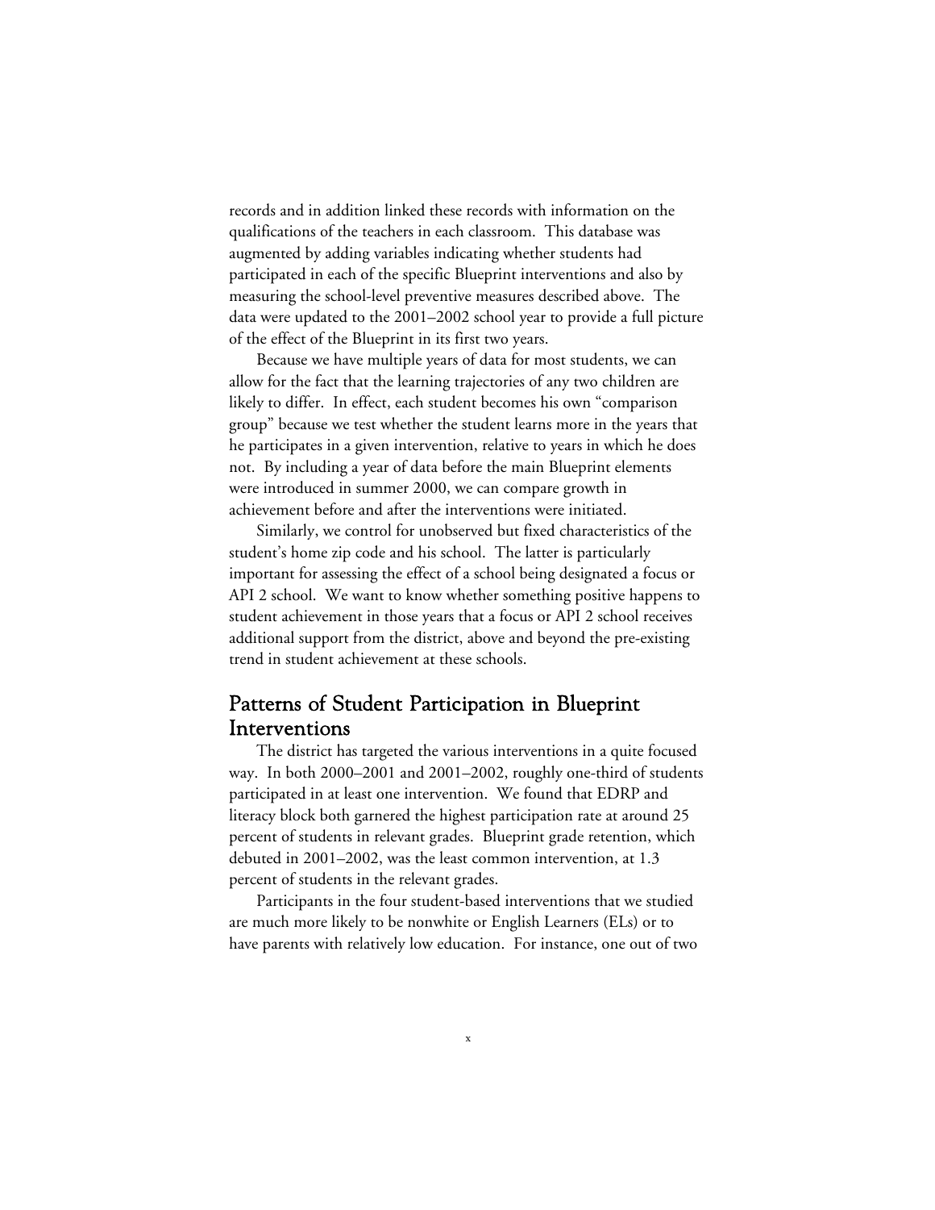records and in addition linked these records with information on the qualifications of the teachers in each classroom. This database was augmented by adding variables indicating whether students had participated in each of the specific Blueprint interventions and also by measuring the school-level preventive measures described above. The data were updated to the 2001–2002 school year to provide a full picture of the effect of the Blueprint in its first two years.

Because we have multiple years of data for most students, we can allow for the fact that the learning trajectories of any two children are likely to differ. In effect, each student becomes his own "comparison group" because we test whether the student learns more in the years that he participates in a given intervention, relative to years in which he does not. By including a year of data before the main Blueprint elements were introduced in summer 2000, we can compare growth in achievement before and after the interventions were initiated.

Similarly, we control for unobserved but fixed characteristics of the student's home zip code and his school. The latter is particularly important for assessing the effect of a school being designated a focus or API 2 school. We want to know whether something positive happens to student achievement in those years that a focus or API 2 school receives additional support from the district, above and beyond the pre-existing trend in student achievement at these schools.

## Patterns of Student Participation in Blueprint Interventions

The district has targeted the various interventions in a quite focused way. In both 2000–2001 and 2001–2002, roughly one-third of students participated in at least one intervention. We found that EDRP and literacy block both garnered the highest participation rate at around 25 percent of students in relevant grades. Blueprint grade retention, which debuted in 2001–2002, was the least common intervention, at 1.3 percent of students in the relevant grades.

Participants in the four student-based interventions that we studied are much more likely to be nonwhite or English Learners (ELs) or to have parents with relatively low education. For instance, one out of two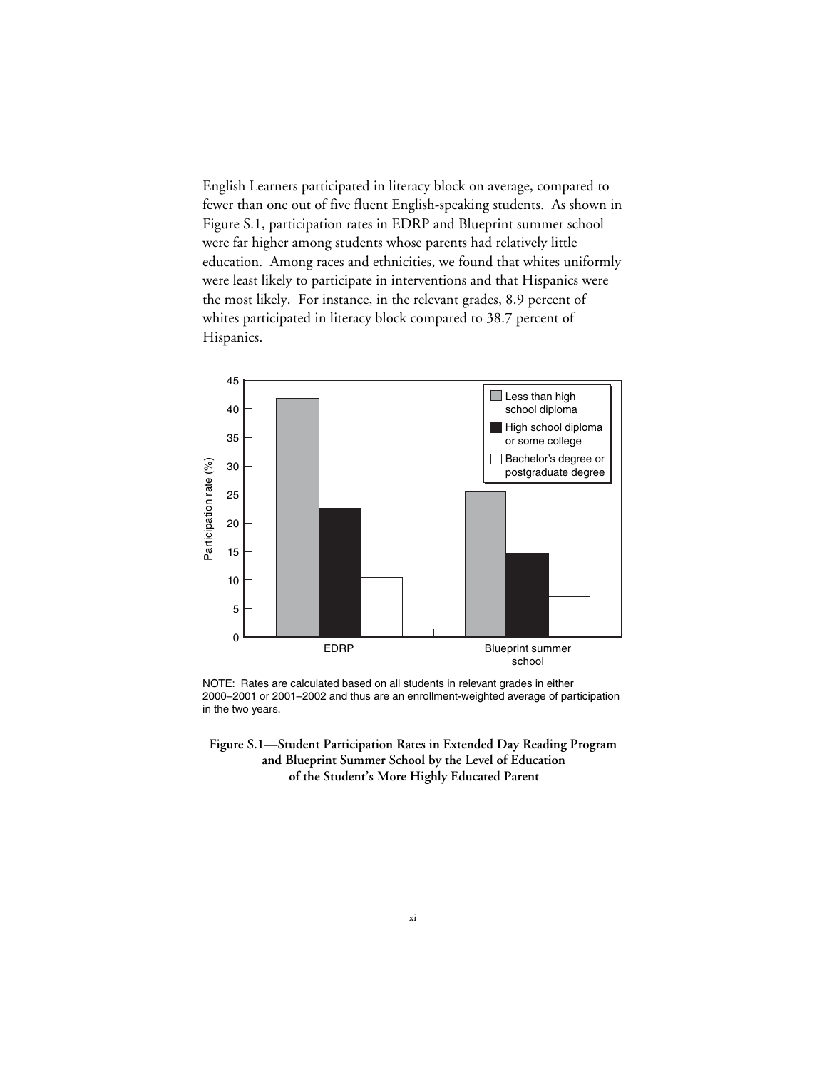English Learners participated in literacy block on average, compared to fewer than one out of five fluent English-speaking students. As shown in Figure S.1, participation rates in EDRP and Blueprint summer school were far higher among students whose parents had relatively little education. Among races and ethnicities, we found that whites uniformly were least likely to participate in interventions and that Hispanics were the most likely. For instance, in the relevant grades, 8.9 percent of whites participated in literacy block compared to 38.7 percent of Hispanics.

NOTE: Rates are calculated based on all students in relevant grades in either 2000–2001 or 2001–2002 and thus are an enrollment-weighted average of participation in the two years.

**Figure S.1—Student Participation Rates in Extended Day Reading Program and Blueprint Summer School by the Level of Education of the Student's More Highly Educated Parent**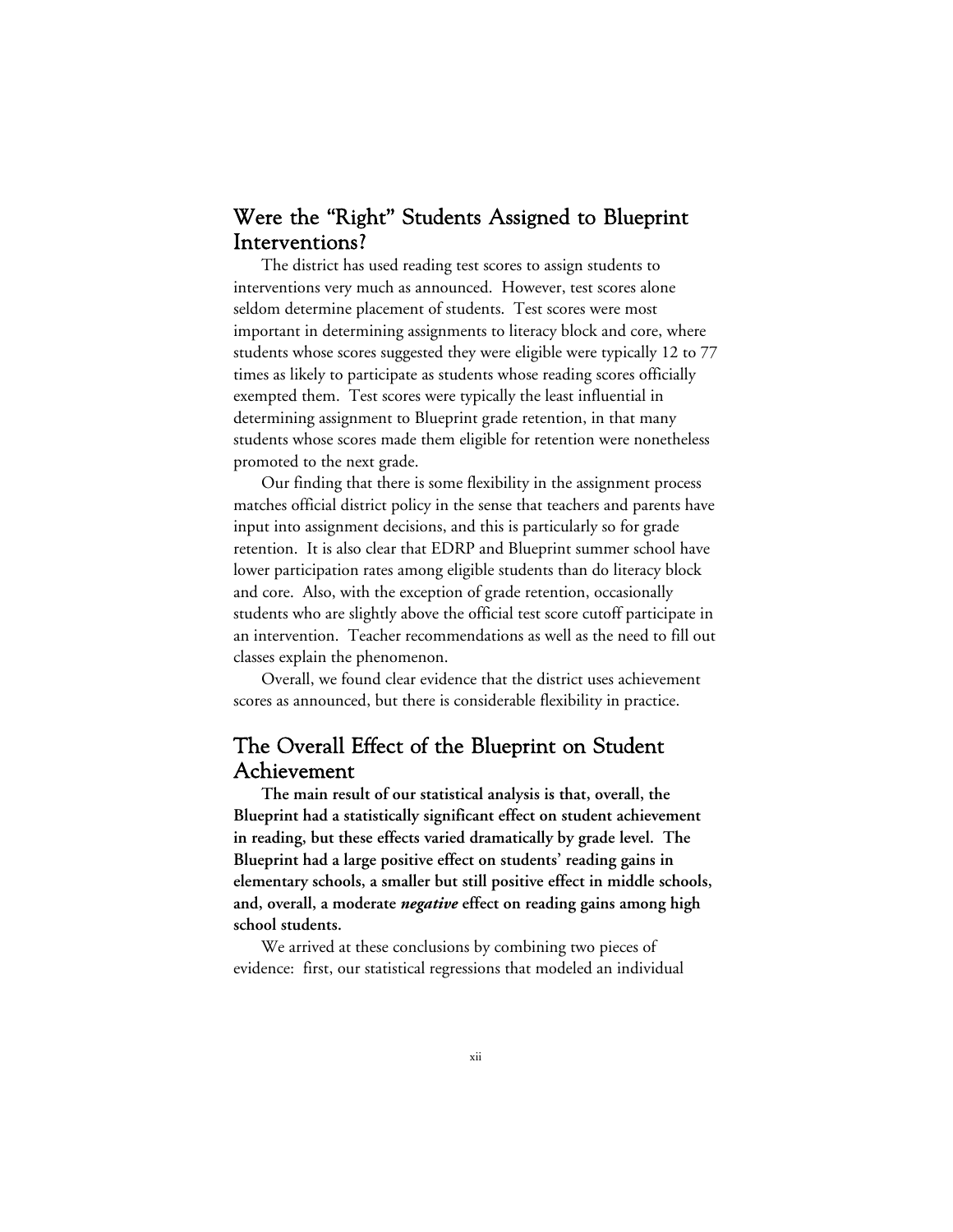## Were the "Right" Students Assigned to Blueprint Interventions?

The district has used reading test scores to assign students to interventions very much as announced. However, test scores alone seldom determine placement of students. Test scores were most important in determining assignments to literacy block and core, where students whose scores suggested they were eligible were typically 12 to 77 times as likely to participate as students whose reading scores officially exempted them. Test scores were typically the least influential in determining assignment to Blueprint grade retention, in that many students whose scores made them eligible for retention were nonetheless promoted to the next grade.

Our finding that there is some flexibility in the assignment process matches official district policy in the sense that teachers and parents have input into assignment decisions, and this is particularly so for grade retention. It is also clear that EDRP and Blueprint summer school have lower participation rates among eligible students than do literacy block and core. Also, with the exception of grade retention, occasionally students who are slightly above the official test score cutoff participate in an intervention. Teacher recommendations as well as the need to fill out classes explain the phenomenon.

Overall, we found clear evidence that the district uses achievement scores as announced, but there is considerable flexibility in practice.

## The Overall Effect of the Blueprint on Student Achievement

**The main result of our statistical analysis is that, overall, the Blueprint had a statistically significant effect on student achievement in reading, but these effects varied dramatically by grade level. The Blueprint had a large positive effect on students' reading gains in elementary schools, a smaller but still positive effect in middle schools, and, overall, a moderate *negative* effect on reading gains among high school students.**

We arrived at these conclusions by combining two pieces of evidence: first, our statistical regressions that modeled an individual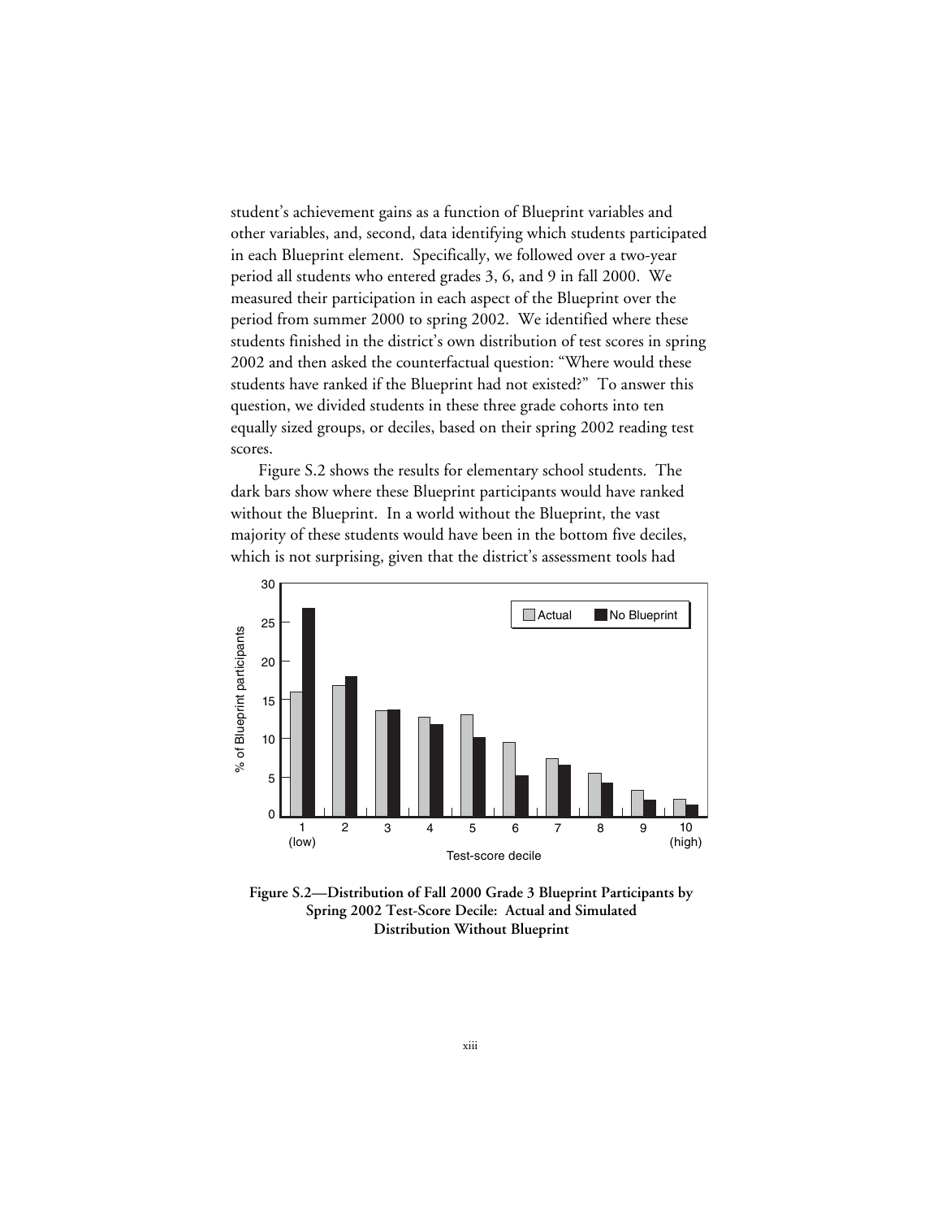student's achievement gains as a function of Blueprint variables and other variables, and, second, data identifying which students participated in each Blueprint element. Specifically, we followed over a two-year period all students who entered grades 3, 6, and 9 in fall 2000. We measured their participation in each aspect of the Blueprint over the period from summer 2000 to spring 2002. We identified where these students finished in the district's own distribution of test scores in spring 2002 and then asked the counterfactual question: "Where would these students have ranked if the Blueprint had not existed?" To answer this question, we divided students in these three grade cohorts into ten equally sized groups, or deciles, based on their spring 2002 reading test scores.

Figure S.2 shows the results for elementary school students. The dark bars show where these Blueprint participants would have ranked without the Blueprint. In a world without the Blueprint, the vast majority of these students would have been in the bottom five deciles, which is not surprising, given that the district's assessment tools had

**Figure S.2—Distribution of Fall 2000 Grade 3 Blueprint Participants by Spring 2002 Test-Score Decile: Actual and Simulated Distribution Without Blueprint**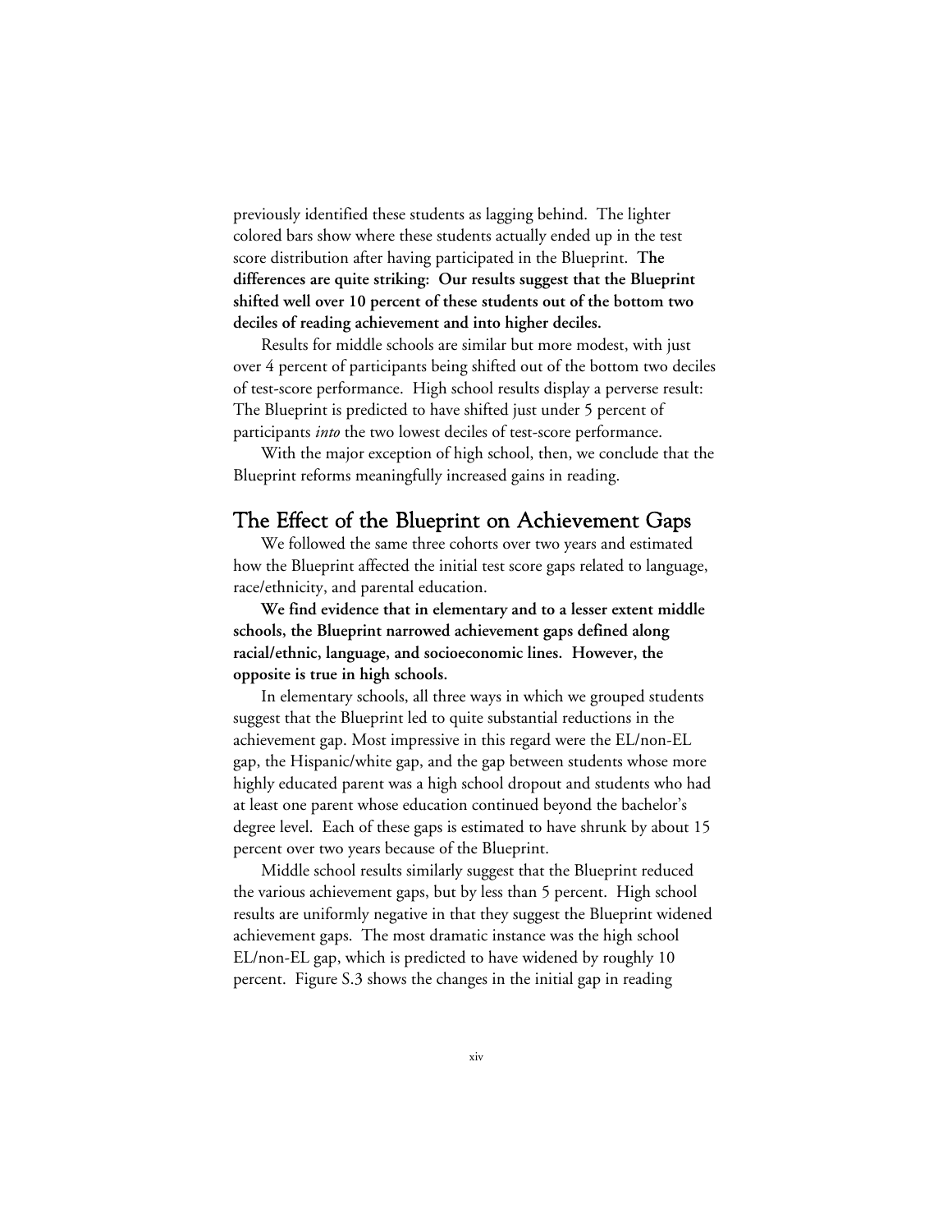previously identified these students as lagging behind. The lighter colored bars show where these students actually ended up in the test score distribution after having participated in the Blueprint. **The differences are quite striking: Our results suggest that the Blueprint shifted well over 10 percent of these students out of the bottom two deciles of reading achievement and into higher deciles.**

Results for middle schools are similar but more modest, with just over 4 percent of participants being shifted out of the bottom two deciles of test-score performance. High school results display a perverse result: The Blueprint is predicted to have shifted just under 5 percent of participants *into* the two lowest deciles of test-score performance.

With the major exception of high school, then, we conclude that the Blueprint reforms meaningfully increased gains in reading.

## The Effect of the Blueprint on Achievement Gaps

We followed the same three cohorts over two years and estimated how the Blueprint affected the initial test score gaps related to language, race/ethnicity, and parental education.

**We find evidence that in elementary and to a lesser extent middle schools, the Blueprint narrowed achievement gaps defined along racial/ethnic, language, and socioeconomic lines. However, the opposite is true in high schools.**

In elementary schools, all three ways in which we grouped students suggest that the Blueprint led to quite substantial reductions in the achievement gap. Most impressive in this regard were the EL/non-EL gap, the Hispanic/white gap, and the gap between students whose more highly educated parent was a high school dropout and students who had at least one parent whose education continued beyond the bachelor's degree level. Each of these gaps is estimated to have shrunk by about 15 percent over two years because of the Blueprint.

Middle school results similarly suggest that the Blueprint reduced the various achievement gaps, but by less than 5 percent. High school results are uniformly negative in that they suggest the Blueprint widened achievement gaps. The most dramatic instance was the high school EL/non-EL gap, which is predicted to have widened by roughly 10 percent. Figure S.3 shows the changes in the initial gap in reading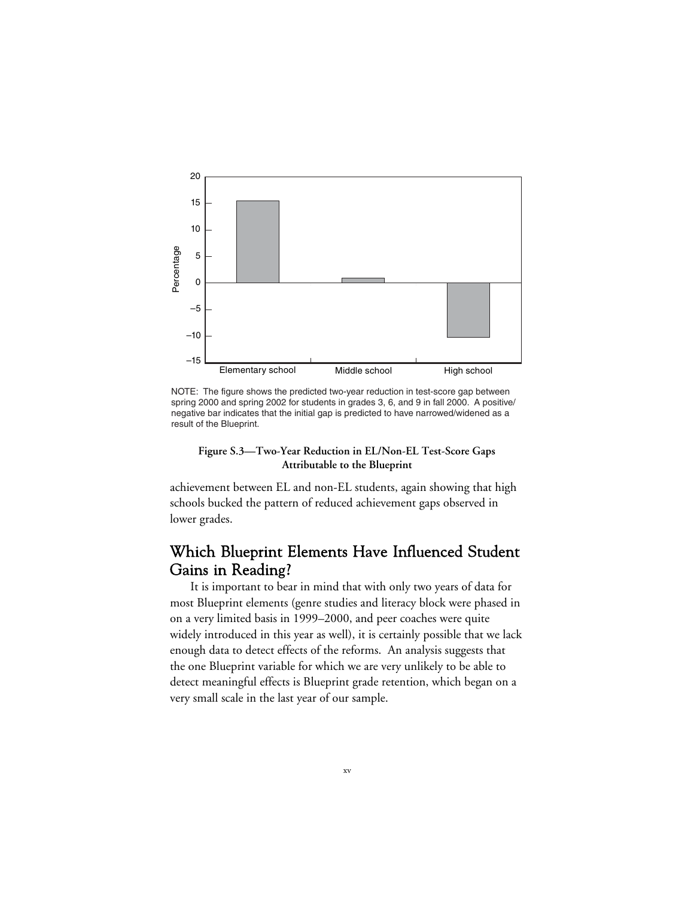NOTE: The figure shows the predicted two-year reduction in test-score gap between spring 2000 and spring 2002 for students in grades 3, 6, and 9 in fall 2000. A positive/negative bar indicates that the initial gap is predicted to have narrowed/widened as a result of the Blueprint.

**Figure S.3—Two-Year Reduction in EL/Non-EL Test-Score Gaps Attributable to the Blueprint**

achievement between EL and non-EL students, again showing that high schools bucked the pattern of reduced achievement gaps observed in lower grades.

## Which Blueprint Elements Have Influenced Student Gains in Reading?

It is important to bear in mind that with only two years of data for most Blueprint elements (genre studies and literacy block were phased in on a very limited basis in 1999–2000, and peer coaches were quite widely introduced in this year as well), it is certainly possible that we lack enough data to detect effects of the reforms. An analysis suggests that the one Blueprint variable for which we are very unlikely to be able to detect meaningful effects is Blueprint grade retention, which began on a very small scale in the last year of our sample.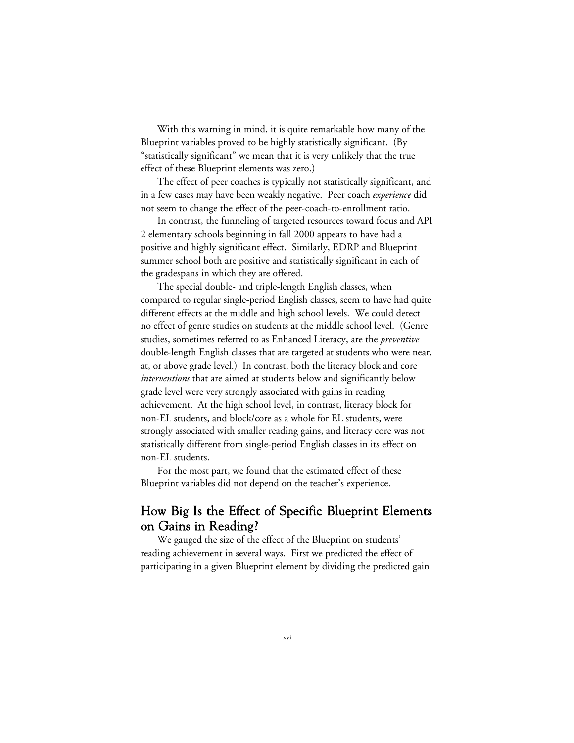With this warning in mind, it is quite remarkable how many of the Blueprint variables proved to be highly statistically significant. (By "statistically significant" we mean that it is very unlikely that the true effect of these Blueprint elements was zero.)

The effect of peer coaches is typically not statistically significant, and in a few cases may have been weakly negative. Peer coach *experience* did not seem to change the effect of the peer-coach-to-enrollment ratio.

In contrast, the funneling of targeted resources toward focus and API 2 elementary schools beginning in fall 2000 appears to have had a positive and highly significant effect. Similarly, EDRP and Blueprint summer school both are positive and statistically significant in each of the gradespans in which they are offered.

The special double- and triple-length English classes, when compared to regular single-period English classes, seem to have had quite different effects at the middle and high school levels. We could detect no effect of genre studies on students at the middle school level. (Genre studies, sometimes referred to as Enhanced Literacy, are the *preventive* double-length English classes that are targeted at students who were near, at, or above grade level.) In contrast, both the literacy block and core *interventions* that are aimed at students below and significantly below grade level were very strongly associated with gains in reading achievement. At the high school level, in contrast, literacy block for non-EL students, and block/core as a whole for EL students, were strongly associated with smaller reading gains, and literacy core was not statistically different from single-period English classes in its effect on non-EL students.

For the most part, we found that the estimated effect of these Blueprint variables did not depend on the teacher's experience.

## How Big Is the Effect of Specific Blueprint Elements on Gains in Reading?

We gauged the size of the effect of the Blueprint on students' reading achievement in several ways. First we predicted the effect of participating in a given Blueprint element by dividing the predicted gain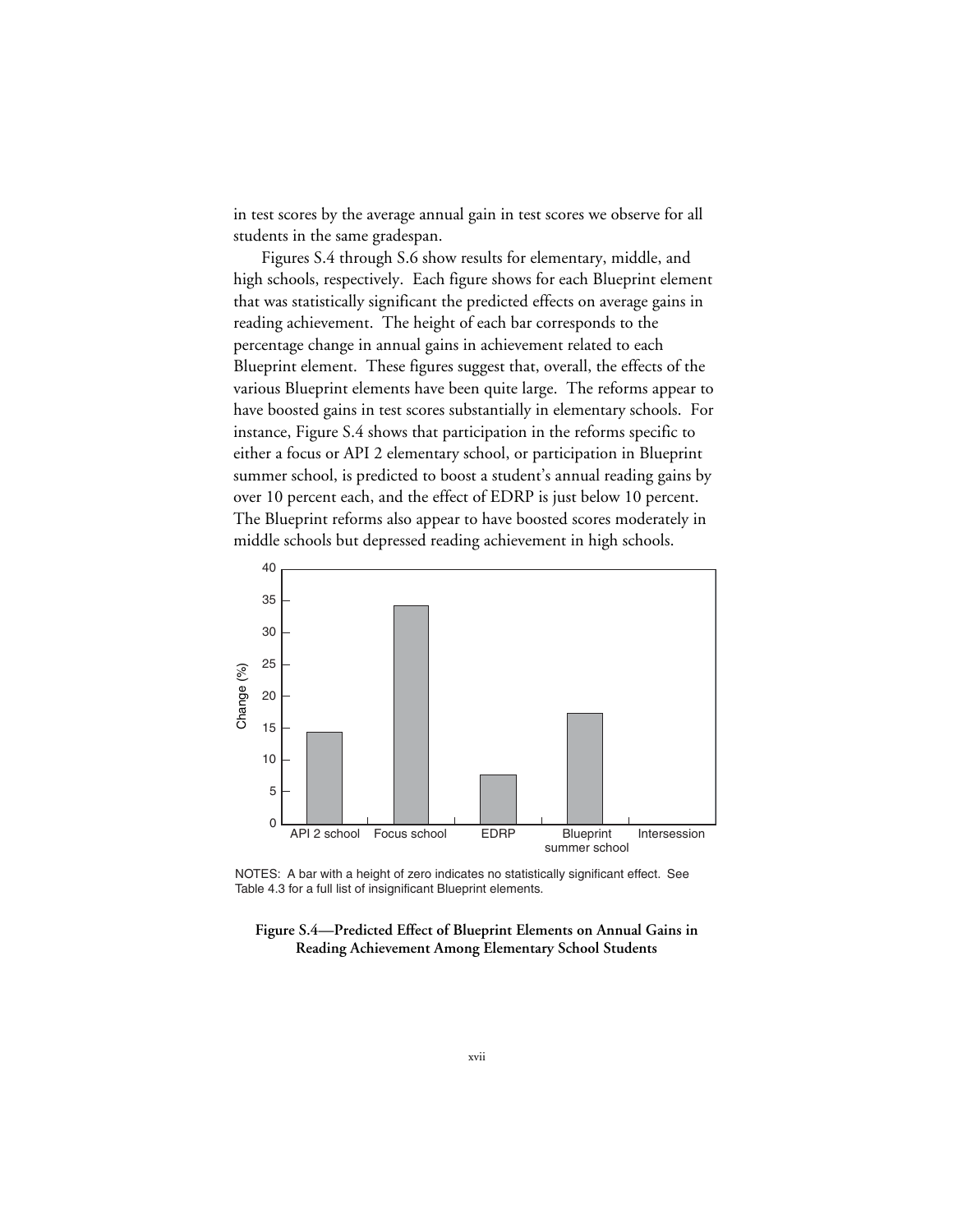in test scores by the average annual gain in test scores we observe for all students in the same gradespan.

Figures S.4 through S.6 show results for elementary, middle, and high schools, respectively. Each figure shows for each Blueprint element that was statistically significant the predicted effects on average gains in reading achievement. The height of each bar corresponds to the percentage change in annual gains in achievement related to each Blueprint element. These figures suggest that, overall, the effects of the various Blueprint elements have been quite large. The reforms appear to have boosted gains in test scores substantially in elementary schools. For instance, Figure S.4 shows that participation in the reforms specific to either a focus or API 2 elementary school, or participation in Blueprint summer school, is predicted to boost a student's annual reading gains by over 10 percent each, and the effect of EDRP is just below 10 percent. The Blueprint reforms also appear to have boosted scores moderately in middle schools but depressed reading achievement in high schools.

NOTES: A bar with a height of zero indicates no statistically significant effect. See Table 4.3 for a full list of insignificant Blueprint elements.

**Figure S.4—Predicted Effect of Blueprint Elements on Annual Gains in Reading Achievement Among Elementary School Students**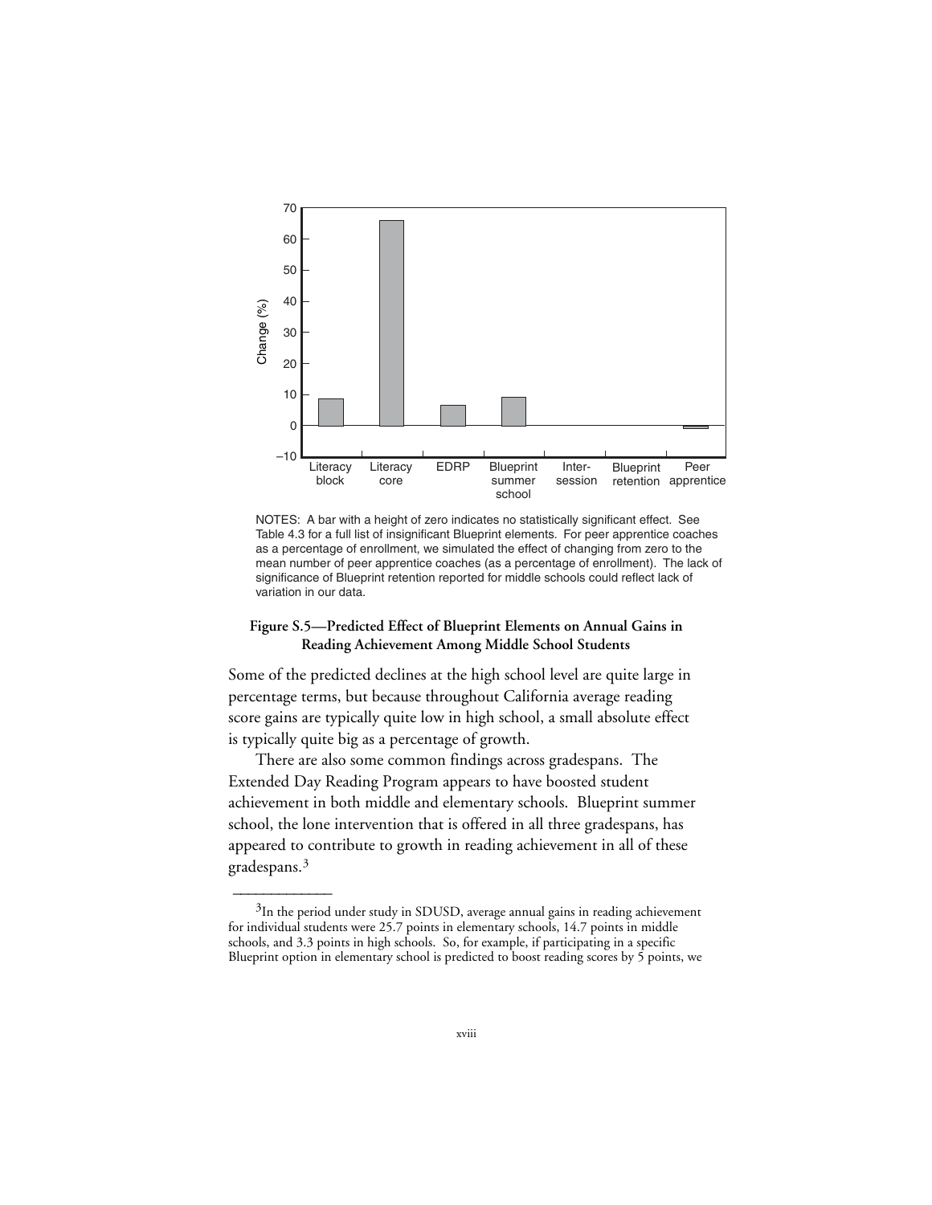NOTES: A bar with a height of zero indicates no statistically significant effect. See Table 4.3 for a full list of insignificant Blueprint elements. For peer apprentice coaches as a percentage of enrollment, we simulated the effect of changing from zero to the mean number of peer apprentice coaches (as a percentage of enrollment). The lack of significance of Blueprint retention reported for middle schools could reflect lack of variation in our data.

**Figure S.5—Predicted Effect of Blueprint Elements on Annual Gains in Reading Achievement Among Middle School Students**

Some of the predicted declines at the high school level are quite large in percentage terms, but because throughout California average reading score gains are typically quite low in high school, a small absolute effect is typically quite big as a percentage of growth.

There are also some common findings across gradespans. The Extended Day Reading Program appears to have boosted student achievement in both middle and elementary schools. Blueprint summer school, the lone intervention that is offered in all three gradespans, has appeared to contribute to growth in reading achievement in all of these gradespans.[3]

---

[3]In the period under study in SDUSD, average annual gains in reading achievement for individual students were 25.7 points in elementary schools, 14.7 points in middle schools, and 3.3 points in high schools. So, for example, if participating in a specific Blueprint option in elementary school is predicted to boost reading scores by 5 points, we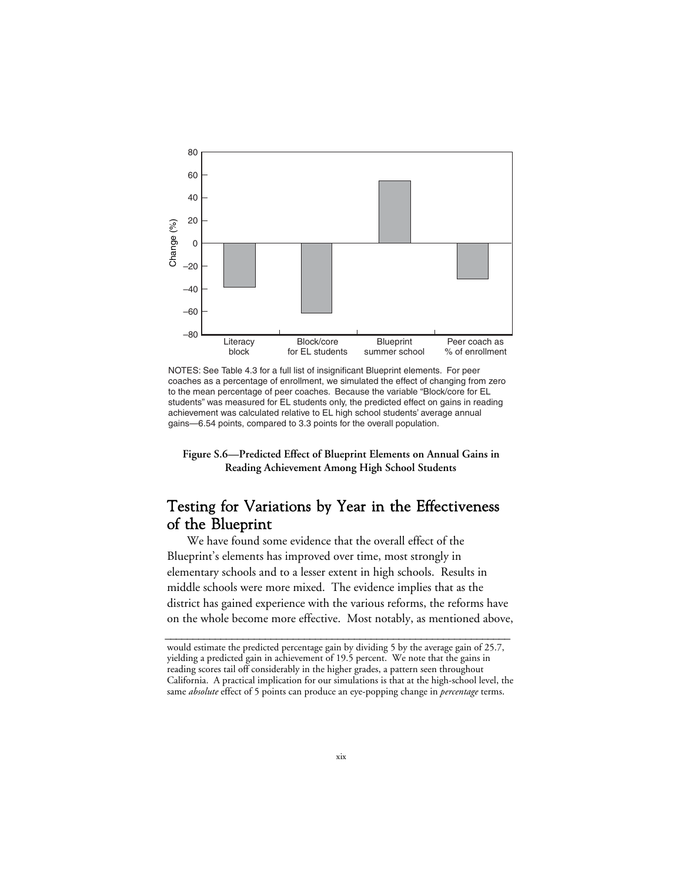NOTES: See Table 4.3 for a full list of insignificant Blueprint elements. For peer coaches as a percentage of enrollment, we simulated the effect of changing from zero to the mean percentage of peer coaches. Because the variable "Block/core for EL students" was measured for EL students only, the predicted effect on gains in reading achievement was calculated relative to EL high school students' average annual gains—6.54 points, compared to 3.3 points for the overall population.

**Figure S.6—Predicted Effect of Blueprint Elements on Annual Gains in Reading Achievement Among High School Students**

## Testing for Variations by Year in the Effectiveness of the Blueprint

We have found some evidence that the overall effect of the Blueprint's elements has improved over time, most strongly in elementary schools and to a lesser extent in high schools. Results in middle schools were more mixed. The evidence implies that as the district has gained experience with the various reforms, the reforms have on the whole become more effective. Most notably, as mentioned above,

---

would estimate the predicted percentage gain by dividing 5 by the average gain of 25.7, yielding a predicted gain in achievement of 19.5 percent. We note that the gains in reading scores tail off considerably in the higher grades, a pattern seen throughout California. A practical implication for our simulations is that at the high-school level, the same *absolute* effect of 5 points can produce an eye-popping change in *percentage* terms.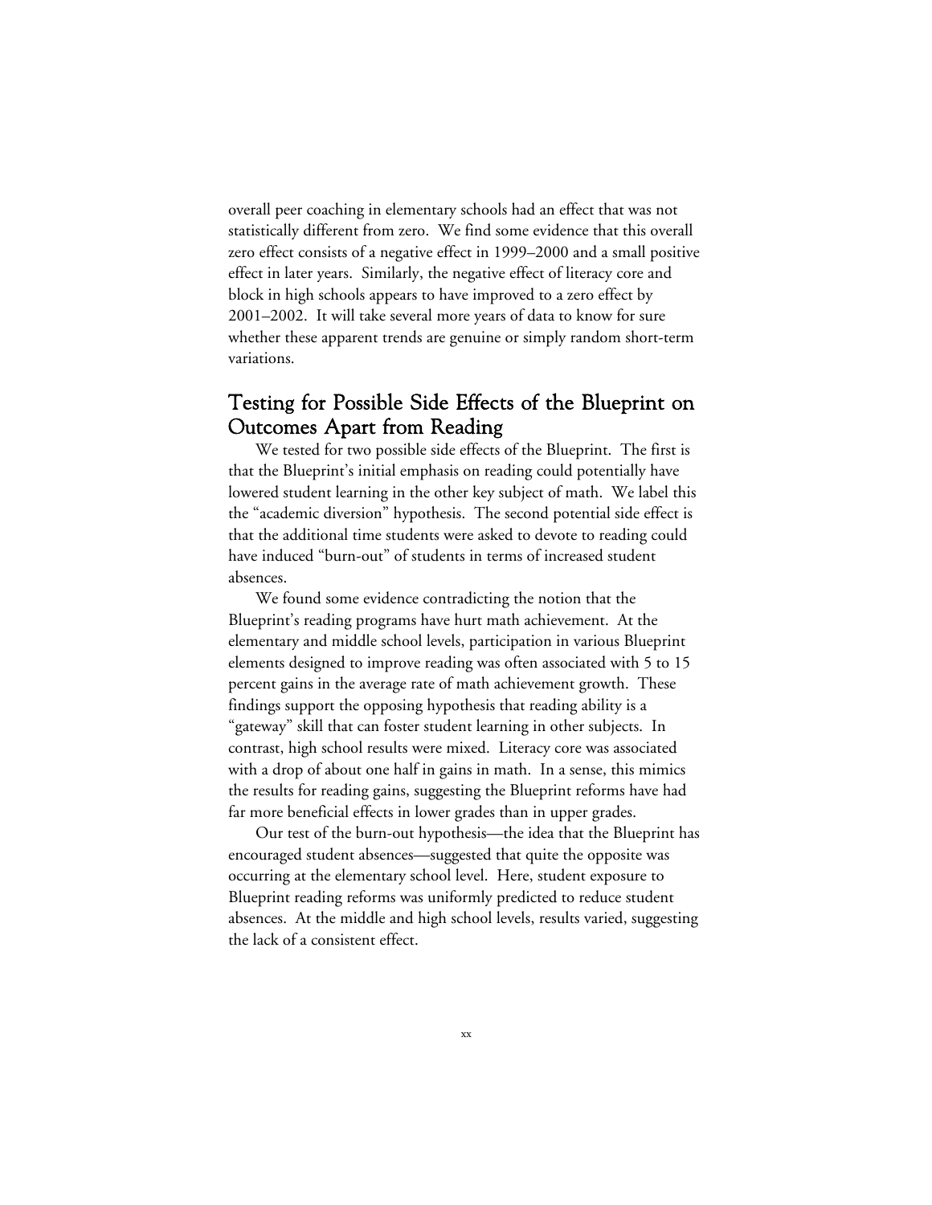overall peer coaching in elementary schools had an effect that was not statistically different from zero. We find some evidence that this overall zero effect consists of a negative effect in 1999–2000 and a small positive effect in later years. Similarly, the negative effect of literacy core and block in high schools appears to have improved to a zero effect by 2001–2002. It will take several more years of data to know for sure whether these apparent trends are genuine or simply random short-term variations.

## Testing for Possible Side Effects of the Blueprint on Outcomes Apart from Reading

We tested for two possible side effects of the Blueprint. The first is that the Blueprint's initial emphasis on reading could potentially have lowered student learning in the other key subject of math. We label this the "academic diversion" hypothesis. The second potential side effect is that the additional time students were asked to devote to reading could have induced "burn-out" of students in terms of increased student absences.

We found some evidence contradicting the notion that the Blueprint's reading programs have hurt math achievement. At the elementary and middle school levels, participation in various Blueprint elements designed to improve reading was often associated with 5 to 15 percent gains in the average rate of math achievement growth. These findings support the opposing hypothesis that reading ability is a "gateway" skill that can foster student learning in other subjects. In contrast, high school results were mixed. Literacy core was associated with a drop of about one half in gains in math. In a sense, this mimics the results for reading gains, suggesting the Blueprint reforms have had far more beneficial effects in lower grades than in upper grades.

Our test of the burn-out hypothesis—the idea that the Blueprint has encouraged student absences—suggested that quite the opposite was occurring at the elementary school level. Here, student exposure to Blueprint reading reforms was uniformly predicted to reduce student absences. At the middle and high school levels, results varied, suggesting the lack of a consistent effect.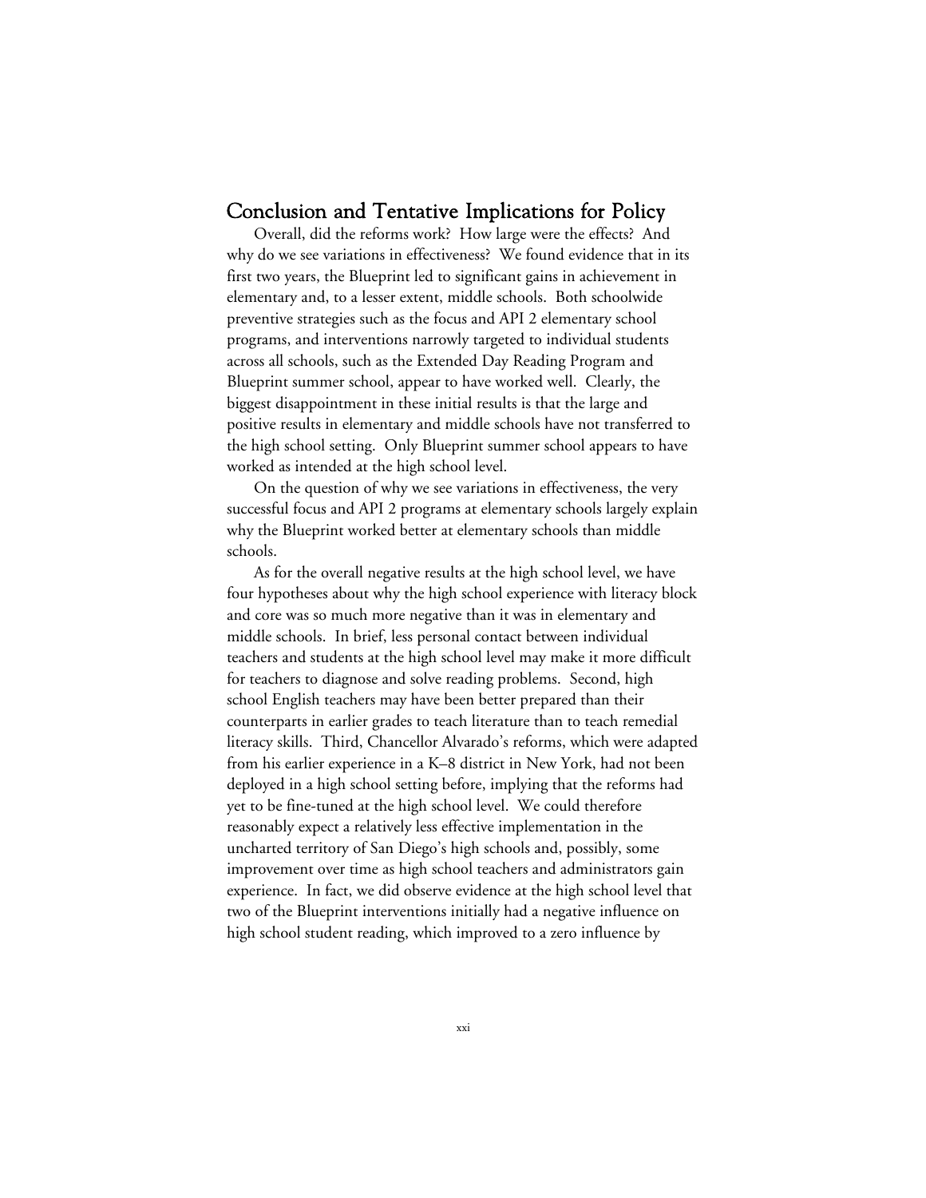## Conclusion and Tentative Implications for Policy

Overall, did the reforms work? How large were the effects? And why do we see variations in effectiveness? We found evidence that in its first two years, the Blueprint led to significant gains in achievement in elementary and, to a lesser extent, middle schools. Both schoolwide preventive strategies such as the focus and API 2 elementary school programs, and interventions narrowly targeted to individual students across all schools, such as the Extended Day Reading Program and Blueprint summer school, appear to have worked well. Clearly, the biggest disappointment in these initial results is that the large and positive results in elementary and middle schools have not transferred to the high school setting. Only Blueprint summer school appears to have worked as intended at the high school level.

On the question of why we see variations in effectiveness, the very successful focus and API 2 programs at elementary schools largely explain why the Blueprint worked better at elementary schools than middle schools.

As for the overall negative results at the high school level, we have four hypotheses about why the high school experience with literacy block and core was so much more negative than it was in elementary and middle schools. In brief, less personal contact between individual teachers and students at the high school level may make it more difficult for teachers to diagnose and solve reading problems. Second, high school English teachers may have been better prepared than their counterparts in earlier grades to teach literature than to teach remedial literacy skills. Third, Chancellor Alvarado's reforms, which were adapted from his earlier experience in a K–8 district in New York, had not been deployed in a high school setting before, implying that the reforms had yet to be fine-tuned at the high school level. We could therefore reasonably expect a relatively less effective implementation in the uncharted territory of San Diego's high schools and, possibly, some improvement over time as high school teachers and administrators gain experience. In fact, we did observe evidence at the high school level that two of the Blueprint interventions initially had a negative influence on high school student reading, which improved to a zero influence by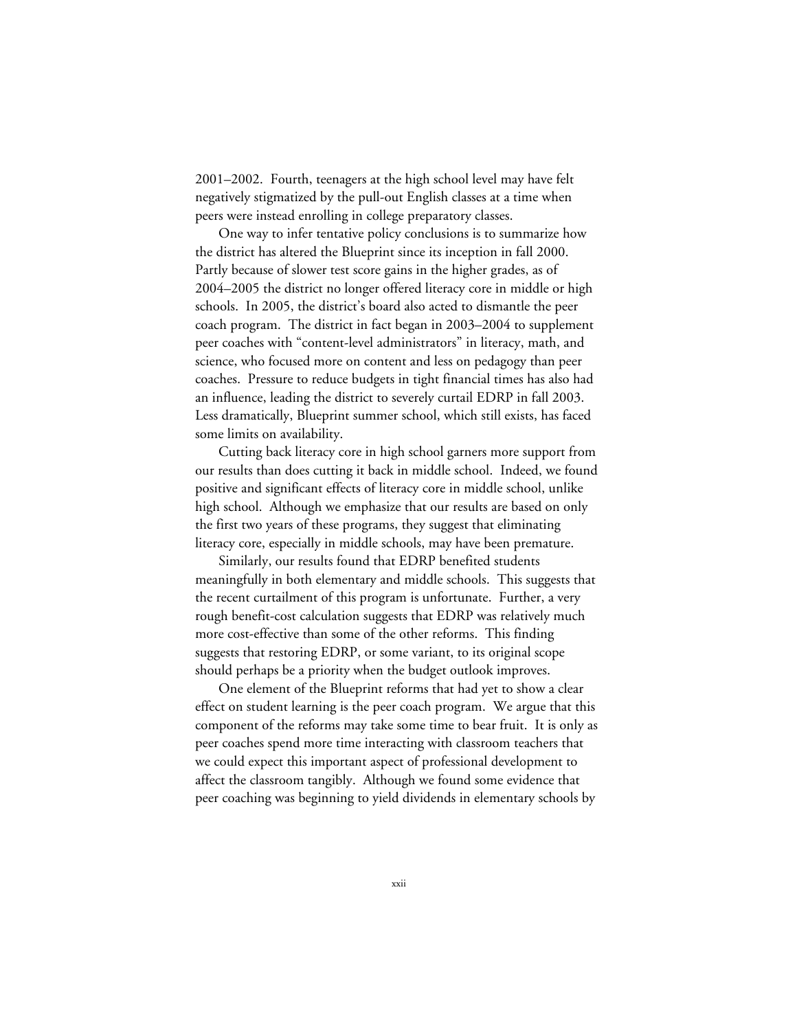2001–2002. Fourth, teenagers at the high school level may have felt negatively stigmatized by the pull-out English classes at a time when peers were instead enrolling in college preparatory classes.

One way to infer tentative policy conclusions is to summarize how the district has altered the Blueprint since its inception in fall 2000. Partly because of slower test score gains in the higher grades, as of 2004–2005 the district no longer offered literacy core in middle or high schools. In 2005, the district's board also acted to dismantle the peer coach program. The district in fact began in 2003–2004 to supplement peer coaches with "content-level administrators" in literacy, math, and science, who focused more on content and less on pedagogy than peer coaches. Pressure to reduce budgets in tight financial times has also had an influence, leading the district to severely curtail EDRP in fall 2003. Less dramatically, Blueprint summer school, which still exists, has faced some limits on availability.

Cutting back literacy core in high school garners more support from our results than does cutting it back in middle school. Indeed, we found positive and significant effects of literacy core in middle school, unlike high school. Although we emphasize that our results are based on only the first two years of these programs, they suggest that eliminating literacy core, especially in middle schools, may have been premature.

Similarly, our results found that EDRP benefited students meaningfully in both elementary and middle schools. This suggests that the recent curtailment of this program is unfortunate. Further, a very rough benefit-cost calculation suggests that EDRP was relatively much more cost-effective than some of the other reforms. This finding suggests that restoring EDRP, or some variant, to its original scope should perhaps be a priority when the budget outlook improves.

One element of the Blueprint reforms that had yet to show a clear effect on student learning is the peer coach program. We argue that this component of the reforms may take some time to bear fruit. It is only as peer coaches spend more time interacting with classroom teachers that we could expect this important aspect of professional development to affect the classroom tangibly. Although we found some evidence that peer coaching was beginning to yield dividends in elementary schools by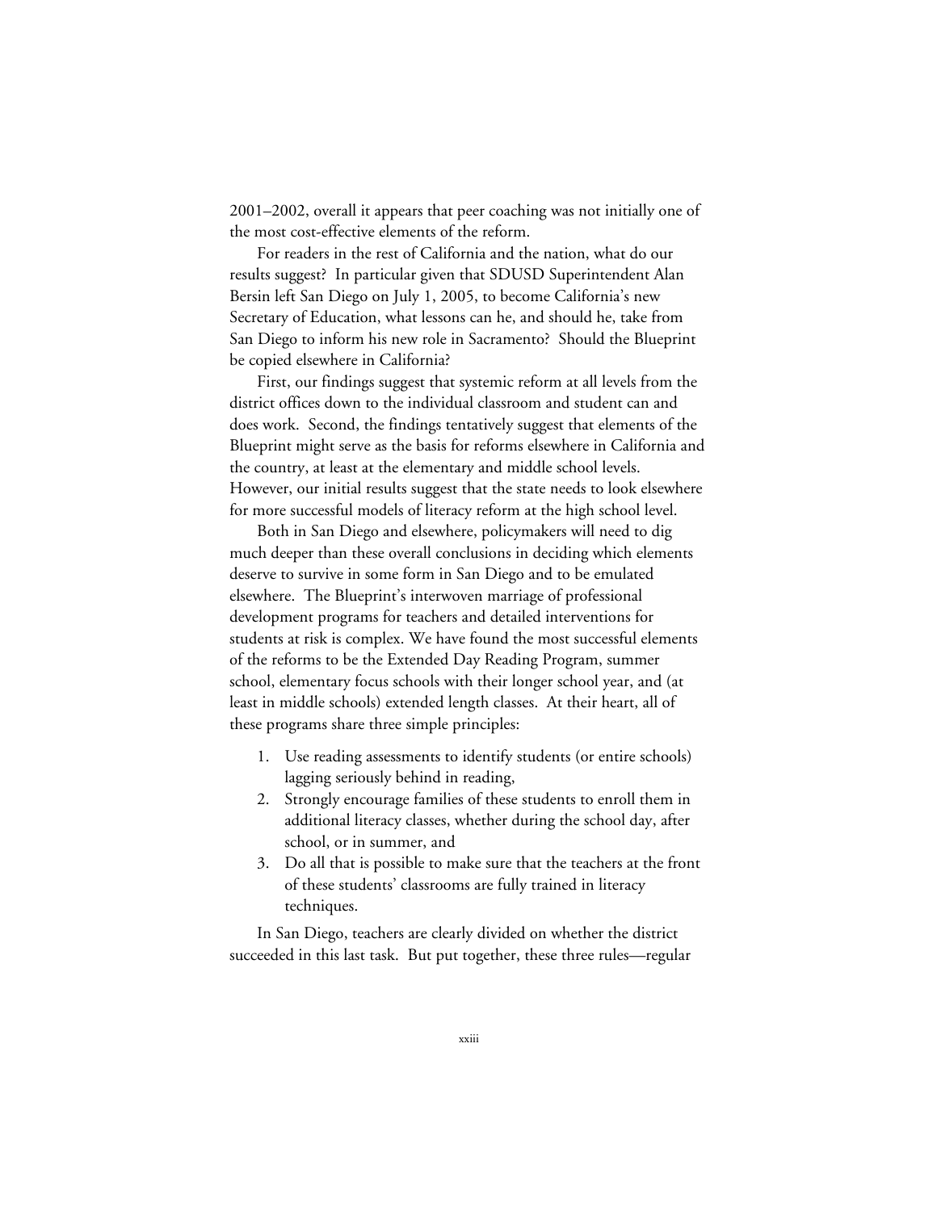2001–2002, overall it appears that peer coaching was not initially one of the most cost-effective elements of the reform.

For readers in the rest of California and the nation, what do our results suggest? In particular given that SDUSD Superintendent Alan Bersin left San Diego on July 1, 2005, to become California's new Secretary of Education, what lessons can he, and should he, take from San Diego to inform his new role in Sacramento? Should the Blueprint be copied elsewhere in California?

First, our findings suggest that systemic reform at all levels from the district offices down to the individual classroom and student can and does work. Second, the findings tentatively suggest that elements of the Blueprint might serve as the basis for reforms elsewhere in California and the country, at least at the elementary and middle school levels. However, our initial results suggest that the state needs to look elsewhere for more successful models of literacy reform at the high school level.

Both in San Diego and elsewhere, policymakers will need to dig much deeper than these overall conclusions in deciding which elements deserve to survive in some form in San Diego and to be emulated elsewhere. The Blueprint's interwoven marriage of professional development programs for teachers and detailed interventions for students at risk is complex. We have found the most successful elements of the reforms to be the Extended Day Reading Program, summer school, elementary focus schools with their longer school year, and (at least in middle schools) extended length classes. At their heart, all of these programs share three simple principles:

1. Use reading assessments to identify students (or entire schools) lagging seriously behind in reading,
2. Strongly encourage families of these students to enroll them in additional literacy classes, whether during the school day, after school, or in summer, and
3. Do all that is possible to make sure that the teachers at the front of these students' classrooms are fully trained in literacy techniques.

In San Diego, teachers are clearly divided on whether the district succeeded in this last task. But put together, these three rules—regular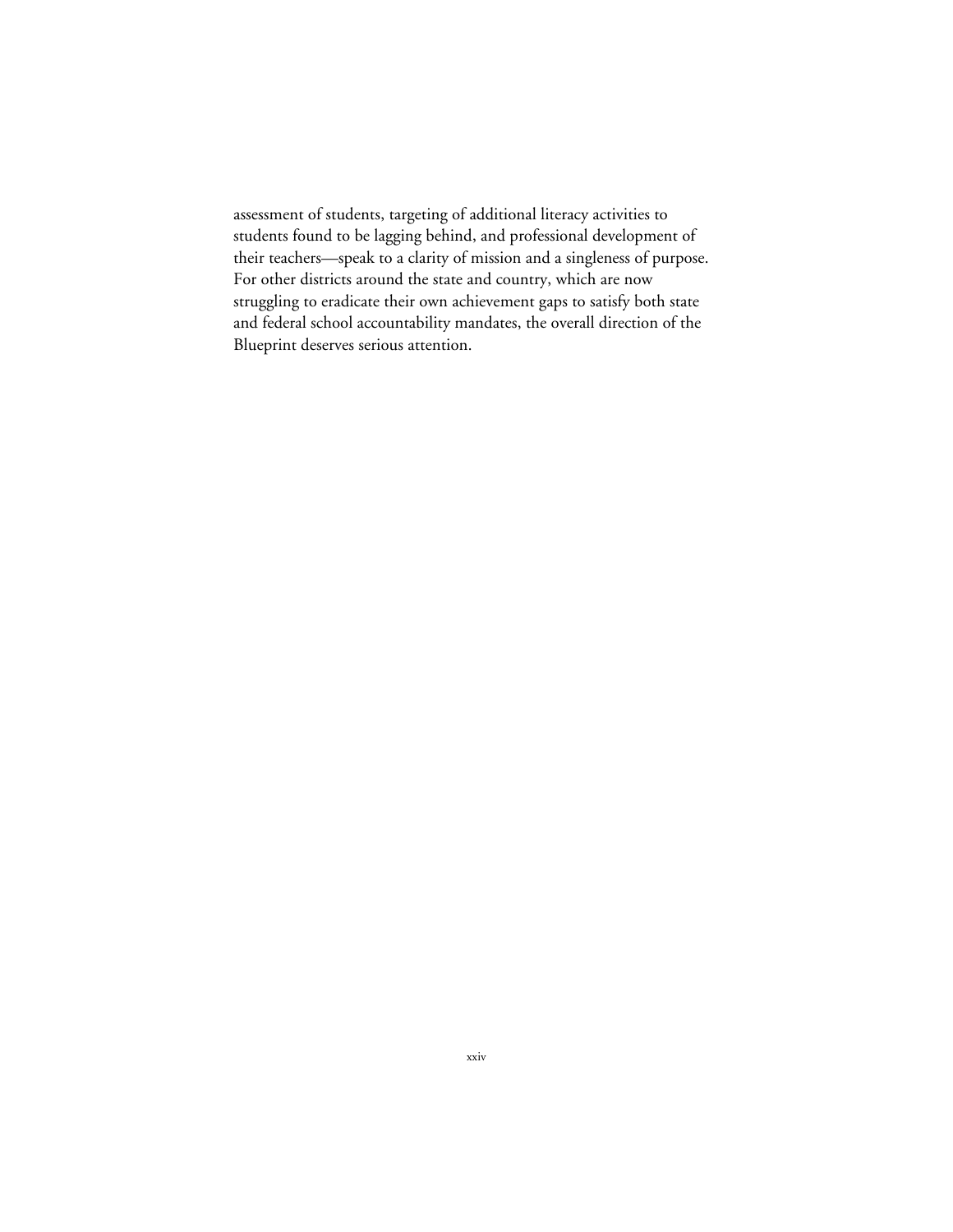assessment of students, targeting of additional literacy activities to students found to be lagging behind, and professional development of their teachers—speak to a clarity of mission and a singleness of purpose. For other districts around the state and country, which are now struggling to eradicate their own achievement gaps to satisfy both state and federal school accountability mandates, the overall direction of the Blueprint deserves serious attention.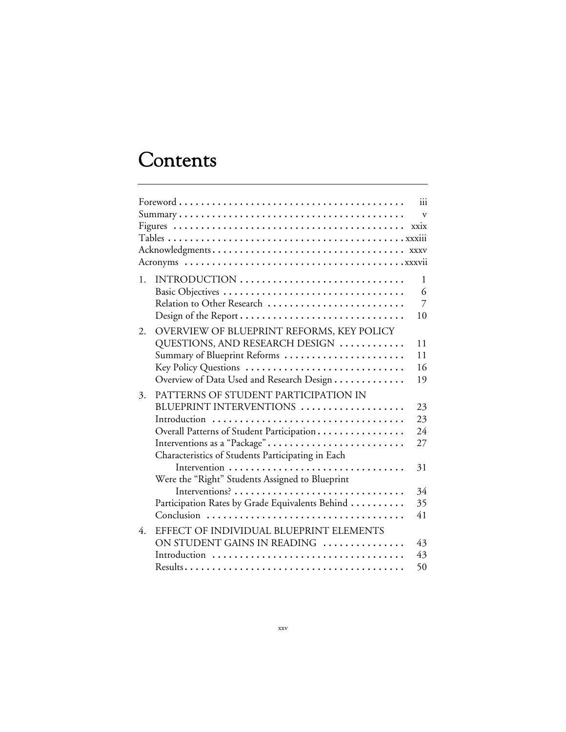# Contents

| | |
|---|---|
| Foreword | iii |
| Summary | v |
| Figures | xxix |
| Tables | xxxiii |
| Acknowledgments | xxxv |
| Acronyms | xxxvii |
| 1. INTRODUCTION | 1 |
| Basic Objectives | 6 |
| Relation to Other Research | 7 |
| Design of the Report | 10 |
| 2. OVERVIEW OF BLUEPRINT REFORMS, KEY POLICY QUESTIONS, AND RESEARCH DESIGN | 11 |
| Summary of Blueprint Reforms | 11 |
| Key Policy Questions | 16 |
| Overview of Data Used and Research Design | 19 |
| 3. PATTERNS OF STUDENT PARTICIPATION IN BLUEPRINT INTERVENTIONS | 23 |
| Introduction | 23 |
| Overall Patterns of Student Participation | 24 |
| Interventions as a "Package" | 27 |
| Characteristics of Students Participating in Each Intervention | 31 |
| Were the "Right" Students Assigned to Blueprint Interventions? | 34 |
| Participation Rates by Grade Equivalents Behind | 35 |
| Conclusion | 41 |
| 4. EFFECT OF INDIVIDUAL BLUEPRINT ELEMENTS ON STUDENT GAINS IN READING | 43 |
| Introduction | 43 |
| Results | 50 |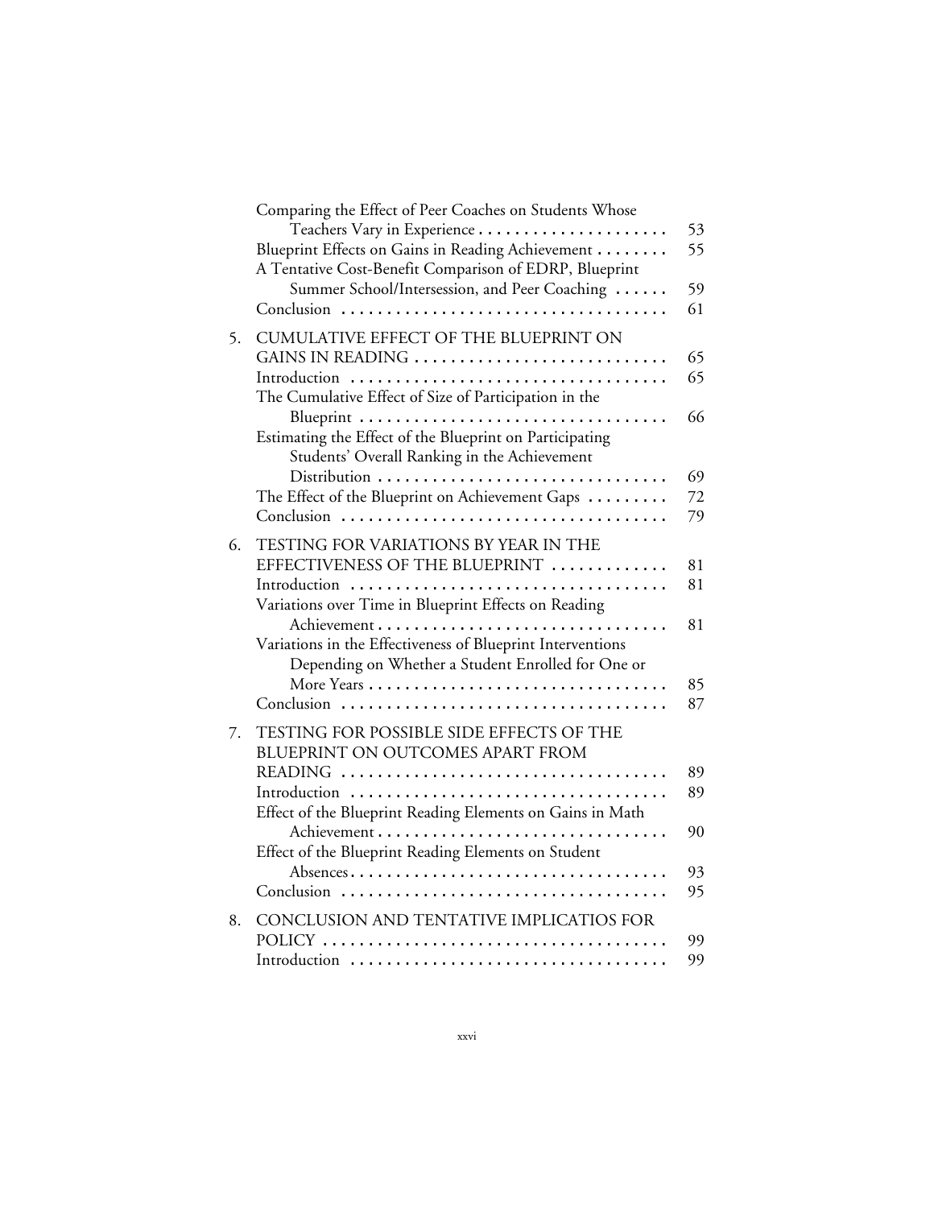Comparing the Effect of Peer Coaches on Students Whose Teachers Vary in Experience . . . . . . . . . . . . . . . . . . . . . 53
Blueprint Effects on Gains in Reading Achievement . . . . . . . . 55
A Tentative Cost-Benefit Comparison of EDRP, Blueprint Summer School/Intersession, and Peer Coaching . . . . . . 59
Conclusion . . . . . . . . . . . . . . . . . . . . . . . . . . . . . . . . . . . . 61

5. CUMULATIVE EFFECT OF THE BLUEPRINT ON GAINS IN READING . . . . . . . . . . . . . . . . . . . . . . . . . . . . 65
Introduction . . . . . . . . . . . . . . . . . . . . . . . . . . . . . . . . . . . 65
The Cumulative Effect of Size of Participation in the Blueprint . . . . . . . . . . . . . . . . . . . . . . . . . . . . . . . . . . 66
Estimating the Effect of the Blueprint on Participating Students' Overall Ranking in the Achievement Distribution . . . . . . . . . . . . . . . . . . . . . . . . . . . . . . . . 69
The Effect of the Blueprint on Achievement Gaps . . . . . . . . . 72
Conclusion . . . . . . . . . . . . . . . . . . . . . . . . . . . . . . . . . . . . 79

6. TESTING FOR VARIATIONS BY YEAR IN THE EFFECTIVENESS OF THE BLUEPRINT . . . . . . . . . . . . . 81
Introduction . . . . . . . . . . . . . . . . . . . . . . . . . . . . . . . . . . . 81
Variations over Time in Blueprint Effects on Reading Achievement . . . . . . . . . . . . . . . . . . . . . . . . . . . . . . . . 81
Variations in the Effectiveness of Blueprint Interventions Depending on Whether a Student Enrolled for One or More Years . . . . . . . . . . . . . . . . . . . . . . . . . . . . . . . . . 85
Conclusion . . . . . . . . . . . . . . . . . . . . . . . . . . . . . . . . . . . . 87

7. TESTING FOR POSSIBLE SIDE EFFECTS OF THE BLUEPRINT ON OUTCOMES APART FROM READING . . . . . . . . . . . . . . . . . . . . . . . . . . . . . . . . . . . 89
Introduction . . . . . . . . . . . . . . . . . . . . . . . . . . . . . . . . . . . 89
Effect of the Blueprint Reading Elements on Gains in Math Achievement . . . . . . . . . . . . . . . . . . . . . . . . . . . . . . . . 90
Effect of the Blueprint Reading Elements on Student Absences . . . . . . . . . . . . . . . . . . . . . . . . . . . . . . . . . . . . 93
Conclusion . . . . . . . . . . . . . . . . . . . . . . . . . . . . . . . . . . . . 95

8. CONCLUSION AND TENTATIVE IMPLICATIOS FOR POLICY . . . . . . . . . . . . . . . . . . . . . . . . . . . . . . . . . . . . . . 99
Introduction . . . . . . . . . . . . . . . . . . . . . . . . . . . . . . . . . . . 99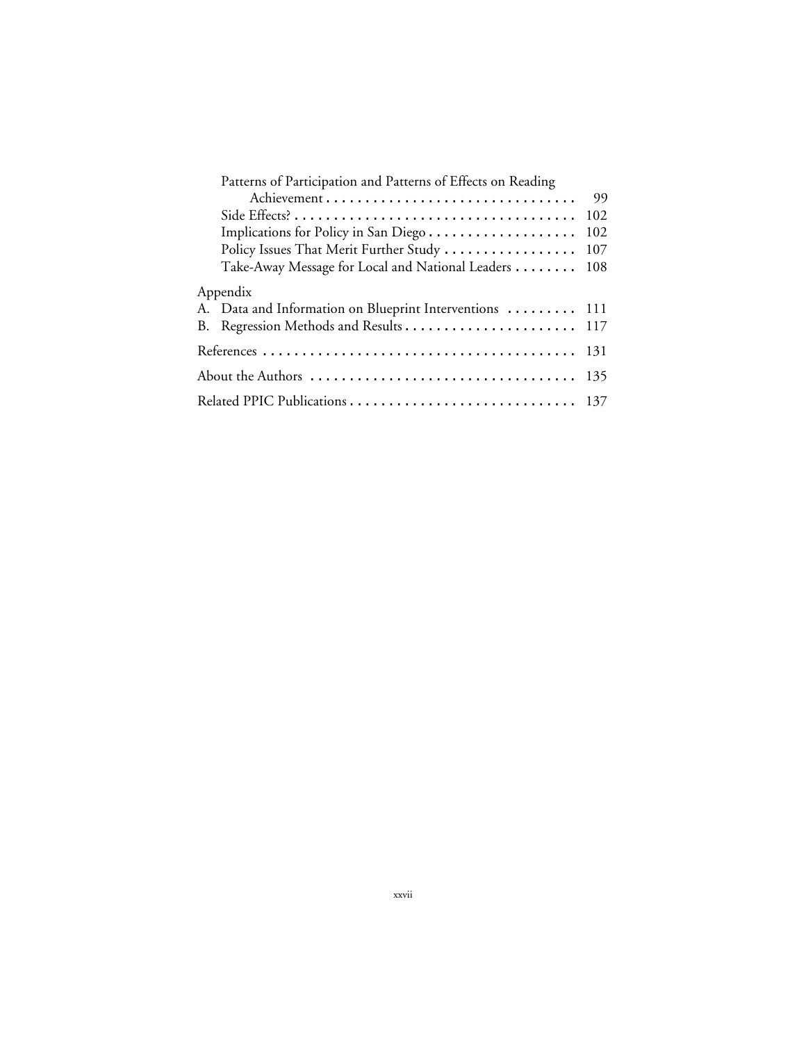Patterns of Participation and Patterns of Effects on Reading Achievement . . . . . . . . . . . . . . . . . . . . . . . . . . . . . . . . 99

Side Effects? . . . . . . . . . . . . . . . . . . . . . . . . . . . . . . . . . . . . 102

Implications for Policy in San Diego . . . . . . . . . . . . . . . . . . . 102

Policy Issues That Merit Further Study . . . . . . . . . . . . . . . . . 107

Take-Away Message for Local and National Leaders . . . . . . . . 108

Appendix

A. Data and Information on Blueprint Interventions . . . . . . . . . 111

B. Regression Methods and Results . . . . . . . . . . . . . . . . . . . . . . 117

References . . . . . . . . . . . . . . . . . . . . . . . . . . . . . . . . . . . . . . . . 131

About the Authors . . . . . . . . . . . . . . . . . . . . . . . . . . . . . . . . . . 135

Related PPIC Publications . . . . . . . . . . . . . . . . . . . . . . . . . . . . 137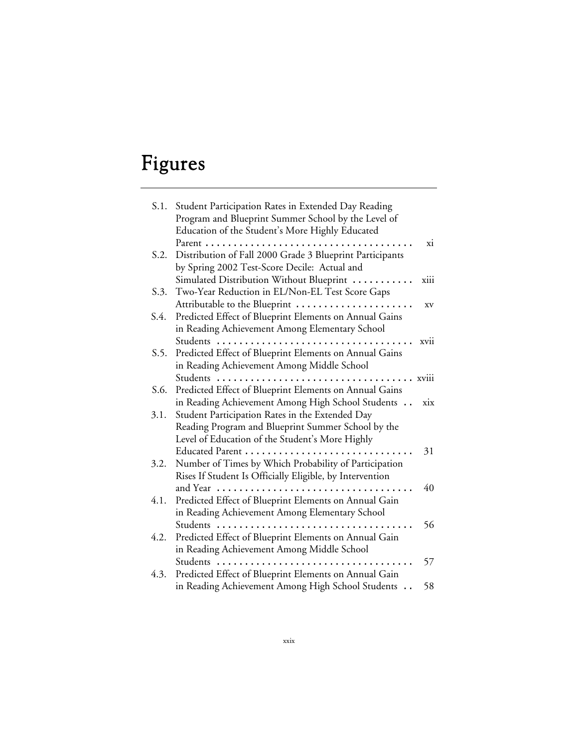# Figures

| | | |
|---|---|---|
| S.1. | Student Participation Rates in Extended Day Reading Program and Blueprint Summer School by the Level of Education of the Student's More Highly Educated Parent | xi |
| S.2. | Distribution of Fall 2000 Grade 3 Blueprint Participants by Spring 2002 Test-Score Decile: Actual and Simulated Distribution Without Blueprint | xiii |
| S.3. | Two-Year Reduction in EL/Non-EL Test Score Gaps Attributable to the Blueprint | xv |
| S.4. | Predicted Effect of Blueprint Elements on Annual Gains in Reading Achievement Among Elementary School Students | xvii |
| S.5. | Predicted Effect of Blueprint Elements on Annual Gains in Reading Achievement Among Middle School Students | xviii |
| S.6. | Predicted Effect of Blueprint Elements on Annual Gains in Reading Achievement Among High School Students | xix |
| 3.1. | Student Participation Rates in the Extended Day Reading Program and Blueprint Summer School by the Level of Education of the Student's More Highly Educated Parent | 31 |
| 3.2. | Number of Times by Which Probability of Participation Rises If Student Is Officially Eligible, by Intervention and Year | 40 |
| 4.1. | Predicted Effect of Blueprint Elements on Annual Gain in Reading Achievement Among Elementary School Students | 56 |
| 4.2. | Predicted Effect of Blueprint Elements on Annual Gain in Reading Achievement Among Middle School Students | 57 |
| 4.3. | Predicted Effect of Blueprint Elements on Annual Gain in Reading Achievement Among High School Students | 58 |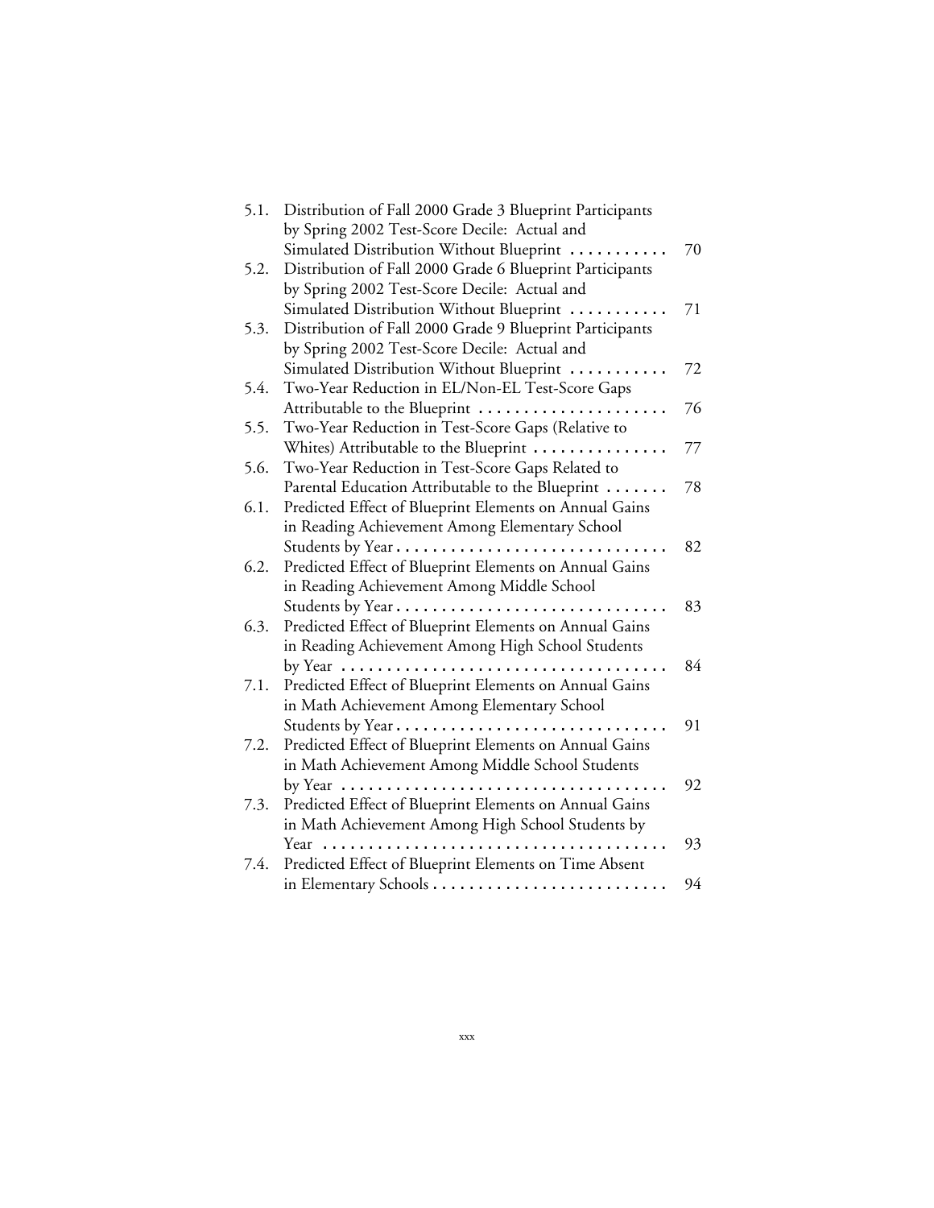| | | |
|---|---|---|
| 5.1. | Distribution of Fall 2000 Grade 3 Blueprint Participants by Spring 2002 Test-Score Decile: Actual and Simulated Distribution Without Blueprint | 70 |
| 5.2. | Distribution of Fall 2000 Grade 6 Blueprint Participants by Spring 2002 Test-Score Decile: Actual and Simulated Distribution Without Blueprint | 71 |
| 5.3. | Distribution of Fall 2000 Grade 9 Blueprint Participants by Spring 2002 Test-Score Decile: Actual and Simulated Distribution Without Blueprint | 72 |
| 5.4. | Two-Year Reduction in EL/Non-EL Test-Score Gaps Attributable to the Blueprint | 76 |
| 5.5. | Two-Year Reduction in Test-Score Gaps (Relative to Whites) Attributable to the Blueprint | 77 |
| 5.6. | Two-Year Reduction in Test-Score Gaps Related to Parental Education Attributable to the Blueprint | 78 |
| 6.1. | Predicted Effect of Blueprint Elements on Annual Gains in Reading Achievement Among Elementary School Students by Year | 82 |
| 6.2. | Predicted Effect of Blueprint Elements on Annual Gains in Reading Achievement Among Middle School Students by Year | 83 |
| 6.3. | Predicted Effect of Blueprint Elements on Annual Gains in Reading Achievement Among High School Students by Year | 84 |
| 7.1. | Predicted Effect of Blueprint Elements on Annual Gains in Math Achievement Among Elementary School Students by Year | 91 |
| 7.2. | Predicted Effect of Blueprint Elements on Annual Gains in Math Achievement Among Middle School Students by Year | 92 |
| 7.3. | Predicted Effect of Blueprint Elements on Annual Gains in Math Achievement Among High School Students by Year | 93 |
| 7.4. | Predicted Effect of Blueprint Elements on Time Absent in Elementary Schools | 94 |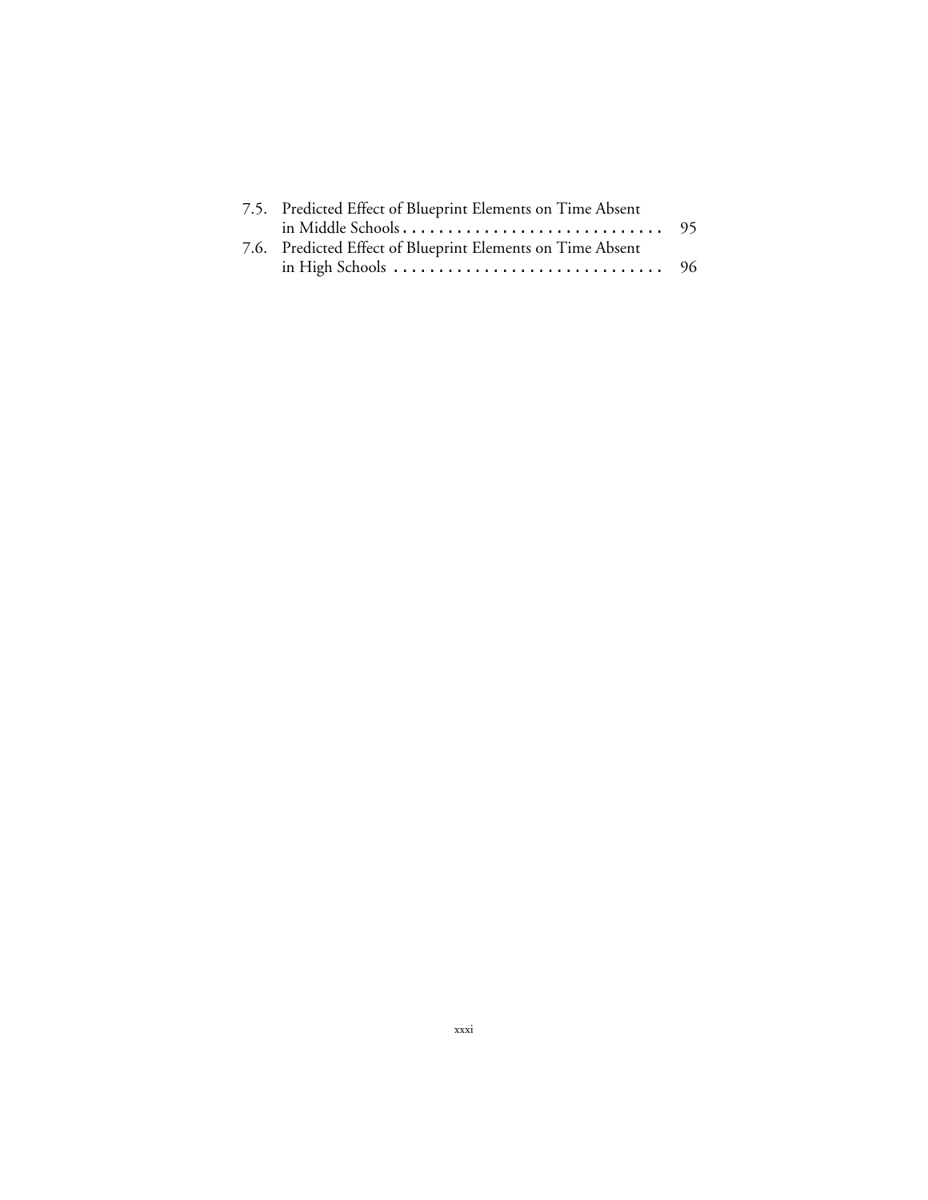7.5. Predicted Effect of Blueprint Elements on Time Absent in Middle Schools . . . . . . . . . . . . . . . . . . . . . . . . . . . . . 95
7.6. Predicted Effect of Blueprint Elements on Time Absent in High Schools . . . . . . . . . . . . . . . . . . . . . . . . . . . . . . 96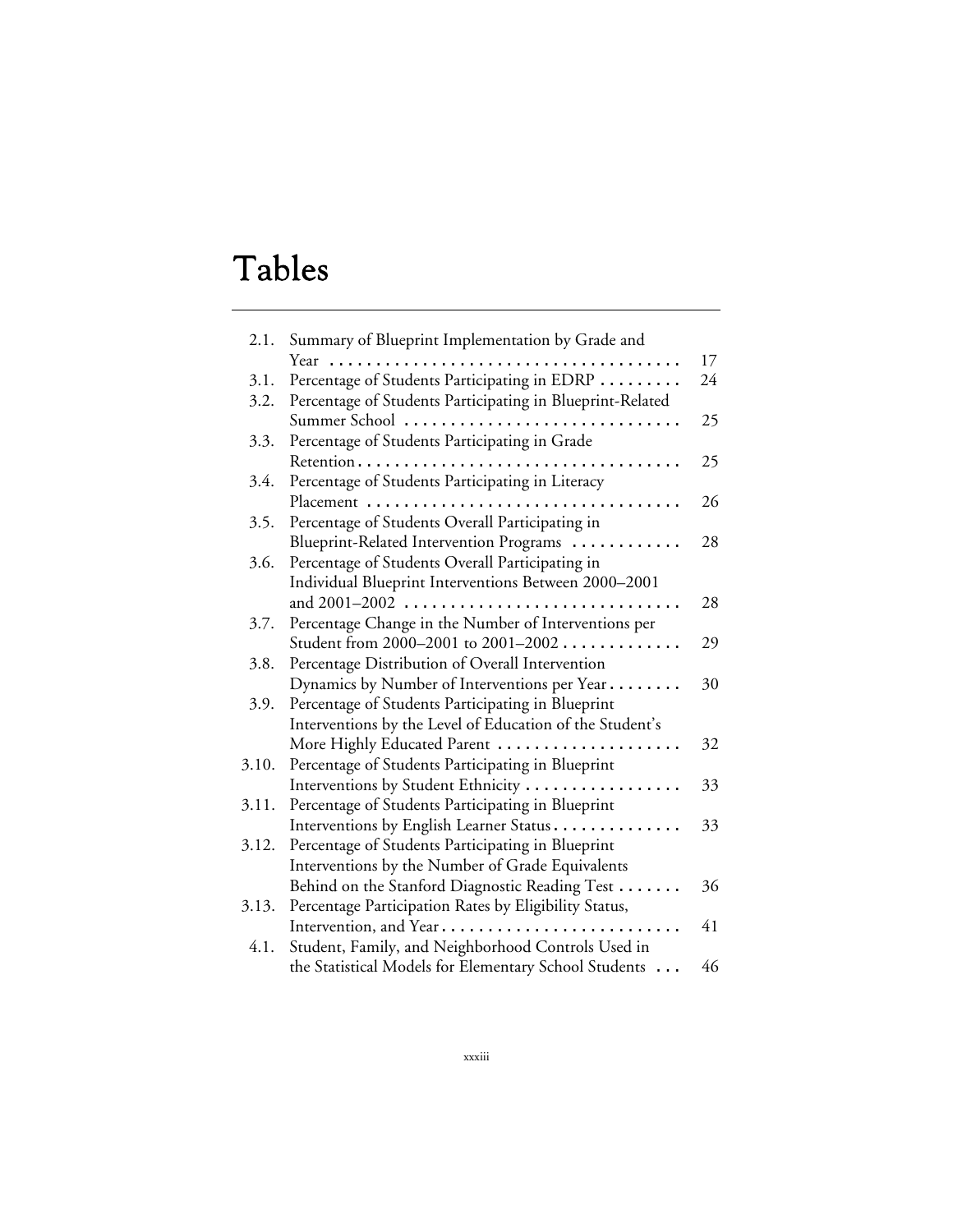# Tables

| | | |
|---|---|---|
| 2.1. | Summary of Blueprint Implementation by Grade and Year | 17 |
| 3.1. | Percentage of Students Participating in EDRP | 24 |
| 3.2. | Percentage of Students Participating in Blueprint-Related Summer School | 25 |
| 3.3. | Percentage of Students Participating in Grade Retention | 25 |
| 3.4. | Percentage of Students Participating in Literacy Placement | 26 |
| 3.5. | Percentage of Students Overall Participating in Blueprint-Related Intervention Programs | 28 |
| 3.6. | Percentage of Students Overall Participating in Individual Blueprint Interventions Between 2000–2001 and 2001–2002 | 28 |
| 3.7. | Percentage Change in the Number of Interventions per Student from 2000–2001 to 2001–2002 | 29 |
| 3.8. | Percentage Distribution of Overall Intervention Dynamics by Number of Interventions per Year | 30 |
| 3.9. | Percentage of Students Participating in Blueprint Interventions by the Level of Education of the Student's More Highly Educated Parent | 32 |
| 3.10. | Percentage of Students Participating in Blueprint Interventions by Student Ethnicity | 33 |
| 3.11. | Percentage of Students Participating in Blueprint Interventions by English Learner Status | 33 |
| 3.12. | Percentage of Students Participating in Blueprint Interventions by the Number of Grade Equivalents Behind on the Stanford Diagnostic Reading Test | 36 |
| 3.13. | Percentage Participation Rates by Eligibility Status, Intervention, and Year | 41 |
| 4.1. | Student, Family, and Neighborhood Controls Used in the Statistical Models for Elementary School Students | 46 |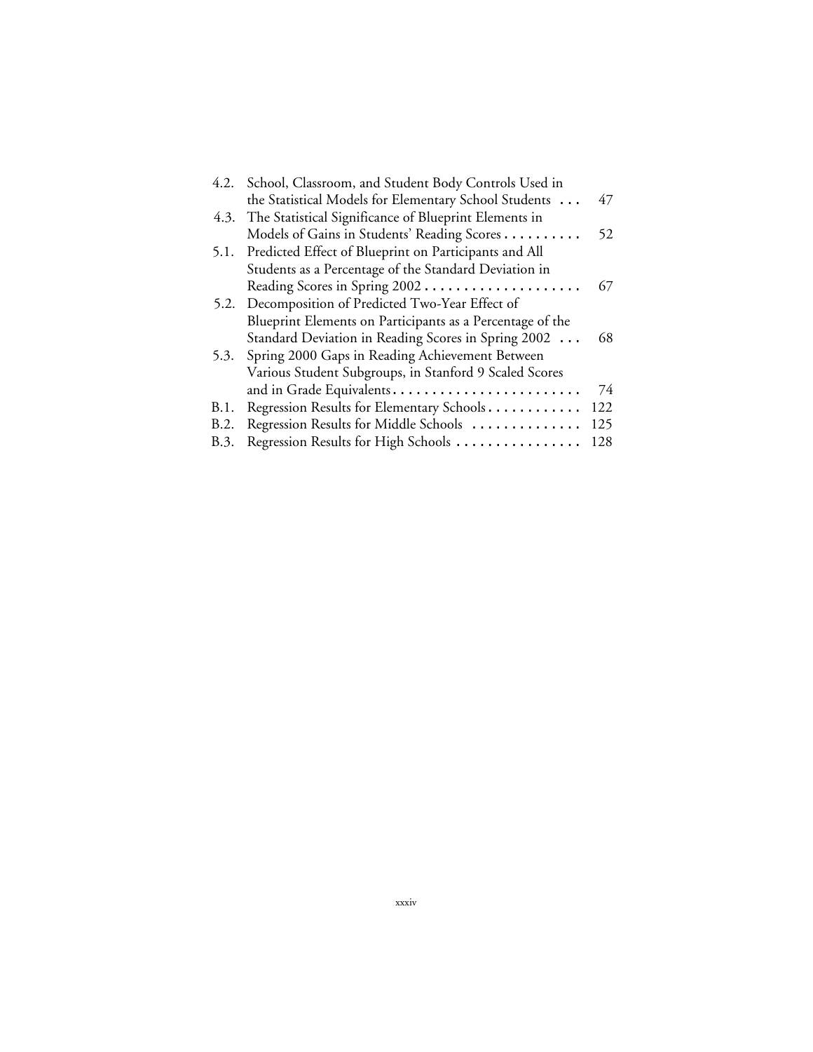| | | |
|---|---|---|
| 4.2. | School, Classroom, and Student Body Controls Used in the Statistical Models for Elementary School Students | 47 |
| 4.3. | The Statistical Significance of Blueprint Elements in Models of Gains in Students' Reading Scores | 52 |
| 5.1. | Predicted Effect of Blueprint on Participants and All Students as a Percentage of the Standard Deviation in Reading Scores in Spring 2002 | 67 |
| 5.2. | Decomposition of Predicted Two-Year Effect of Blueprint Elements on Participants as a Percentage of the Standard Deviation in Reading Scores in Spring 2002 | 68 |
| 5.3. | Spring 2000 Gaps in Reading Achievement Between Various Student Subgroups, in Stanford 9 Scaled Scores and in Grade Equivalents | 74 |
| B.1. | Regression Results for Elementary Schools | 122 |
| B.2. | Regression Results for Middle Schools | 125 |
| B.3. | Regression Results for High Schools | 128 |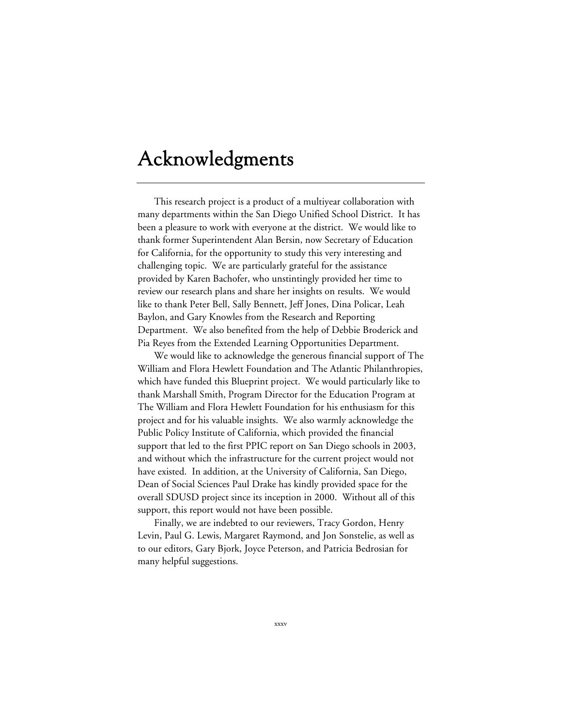# Acknowledgments

This research project is a product of a multiyear collaboration with many departments within the San Diego Unified School District. It has been a pleasure to work with everyone at the district. We would like to thank former Superintendent Alan Bersin, now Secretary of Education for California, for the opportunity to study this very interesting and challenging topic. We are particularly grateful for the assistance provided by Karen Bachofer, who unstintingly provided her time to review our research plans and share her insights on results. We would like to thank Peter Bell, Sally Bennett, Jeff Jones, Dina Policar, Leah Baylon, and Gary Knowles from the Research and Reporting Department. We also benefited from the help of Debbie Broderick and Pia Reyes from the Extended Learning Opportunities Department.

We would like to acknowledge the generous financial support of The William and Flora Hewlett Foundation and The Atlantic Philanthropies, which have funded this Blueprint project. We would particularly like to thank Marshall Smith, Program Director for the Education Program at The William and Flora Hewlett Foundation for his enthusiasm for this project and for his valuable insights. We also warmly acknowledge the Public Policy Institute of California, which provided the financial support that led to the first PPIC report on San Diego schools in 2003, and without which the infrastructure for the current project would not have existed. In addition, at the University of California, San Diego, Dean of Social Sciences Paul Drake has kindly provided space for the overall SDUSD project since its inception in 2000. Without all of this support, this report would not have been possible.

Finally, we are indebted to our reviewers, Tracy Gordon, Henry Levin, Paul G. Lewis, Margaret Raymond, and Jon Sonstelie, as well as to our editors, Gary Bjork, Joyce Peterson, and Patricia Bedrosian for many helpful suggestions.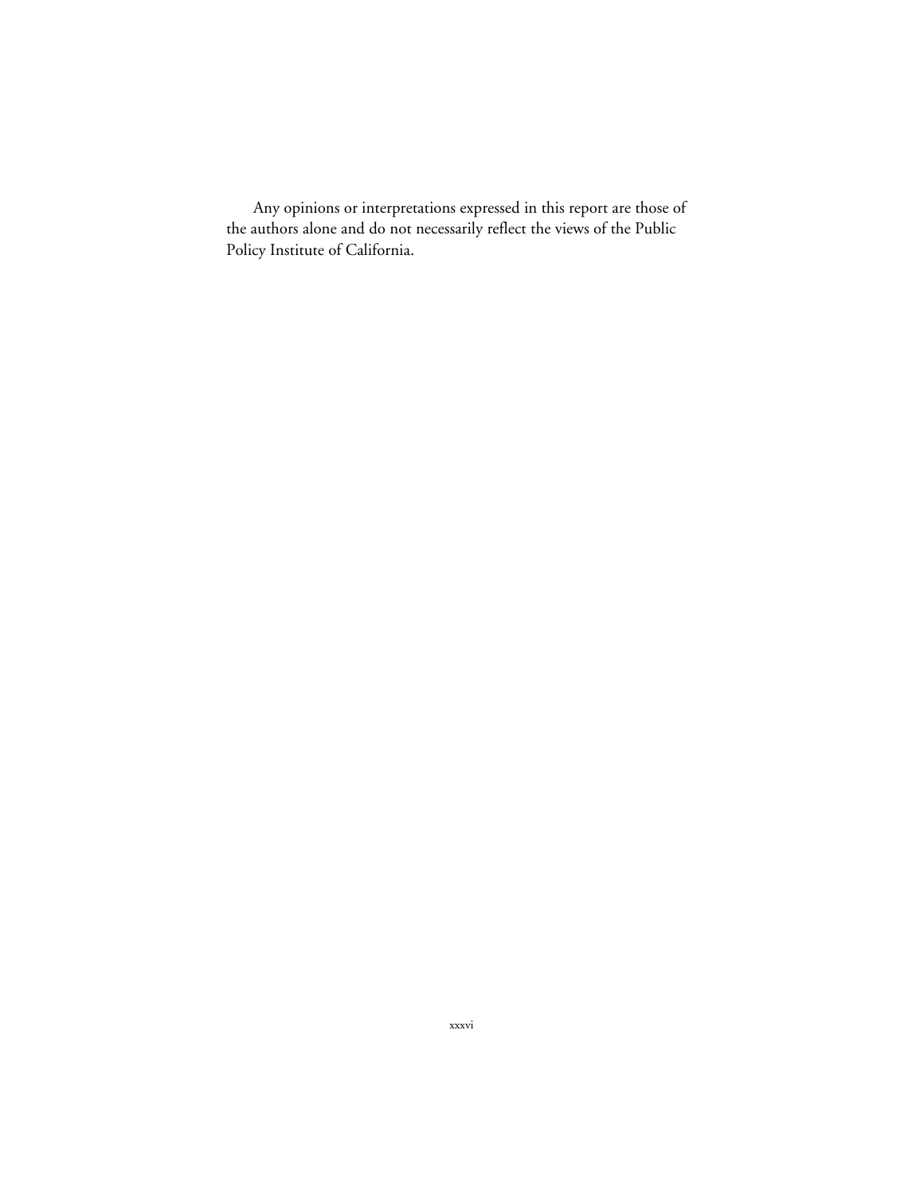Any opinions or interpretations expressed in this report are those of the authors alone and do not necessarily reflect the views of the Public Policy Institute of California.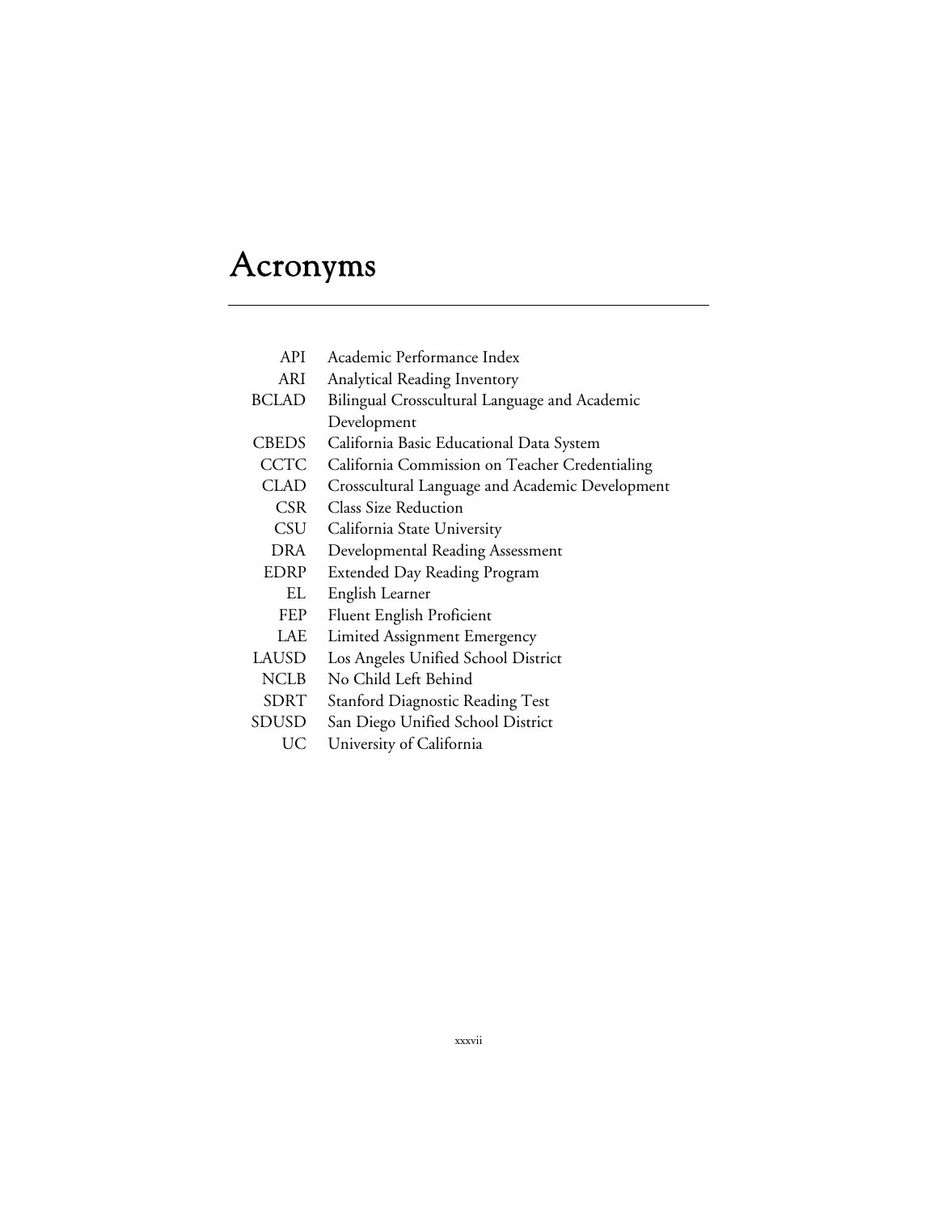# Acronyms

| | |
|---|---|
| API | Academic Performance Index |
| ARI | Analytical Reading Inventory |
| BCLAD | Bilingual Crosscultural Language and Academic Development |
| CBEDS | California Basic Educational Data System |
| CCTC | California Commission on Teacher Credentialing |
| CLAD | Crosscultural Language and Academic Development |
| CSR | Class Size Reduction |
| CSU | California State University |
| DRA | Developmental Reading Assessment |
| EDRP | Extended Day Reading Program |
| EL | English Learner |
| FEP | Fluent English Proficient |
| LAE | Limited Assignment Emergency |
| LAUSD | Los Angeles Unified School District |
| NCLB | No Child Left Behind |
| SDRT | Stanford Diagnostic Reading Test |
| SDUSD | San Diego Unified School District |
| UC | University of California |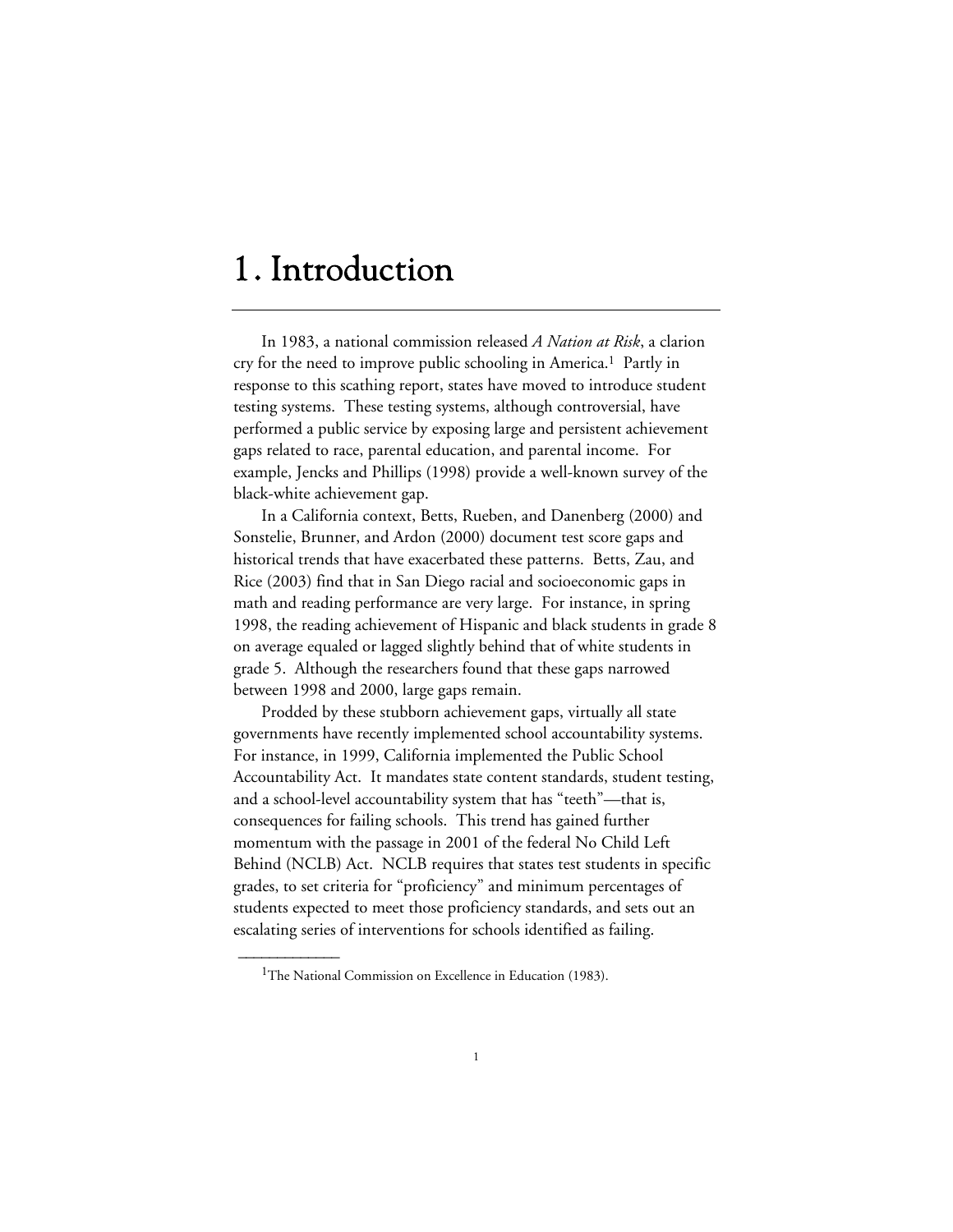# 1. Introduction

In 1983, a national commission released *A Nation at Risk*, a clarion cry for the need to improve public schooling in America.[1] Partly in response to this scathing report, states have moved to introduce student testing systems. These testing systems, although controversial, have performed a public service by exposing large and persistent achievement gaps related to race, parental education, and parental income. For example, Jencks and Phillips (1998) provide a well-known survey of the black-white achievement gap.

In a California context, Betts, Rueben, and Danenberg (2000) and Sonstelie, Brunner, and Ardon (2000) document test score gaps and historical trends that have exacerbated these patterns. Betts, Zau, and Rice (2003) find that in San Diego racial and socioeconomic gaps in math and reading performance are very large. For instance, in spring 1998, the reading achievement of Hispanic and black students in grade 8 on average equaled or lagged slightly behind that of white students in grade 5. Although the researchers found that these gaps narrowed between 1998 and 2000, large gaps remain.

Prodded by these stubborn achievement gaps, virtually all state governments have recently implemented school accountability systems. For instance, in 1999, California implemented the Public School Accountability Act. It mandates state content standards, student testing, and a school-level accountability system that has "teeth"—that is, consequences for failing schools. This trend has gained further momentum with the passage in 2001 of the federal No Child Left Behind (NCLB) Act. NCLB requires that states test students in specific grades, to set criteria for "proficiency" and minimum percentages of students expected to meet those proficiency standards, and sets out an escalating series of interventions for schools identified as failing.

---

[1] The National Commission on Excellence in Education (1983).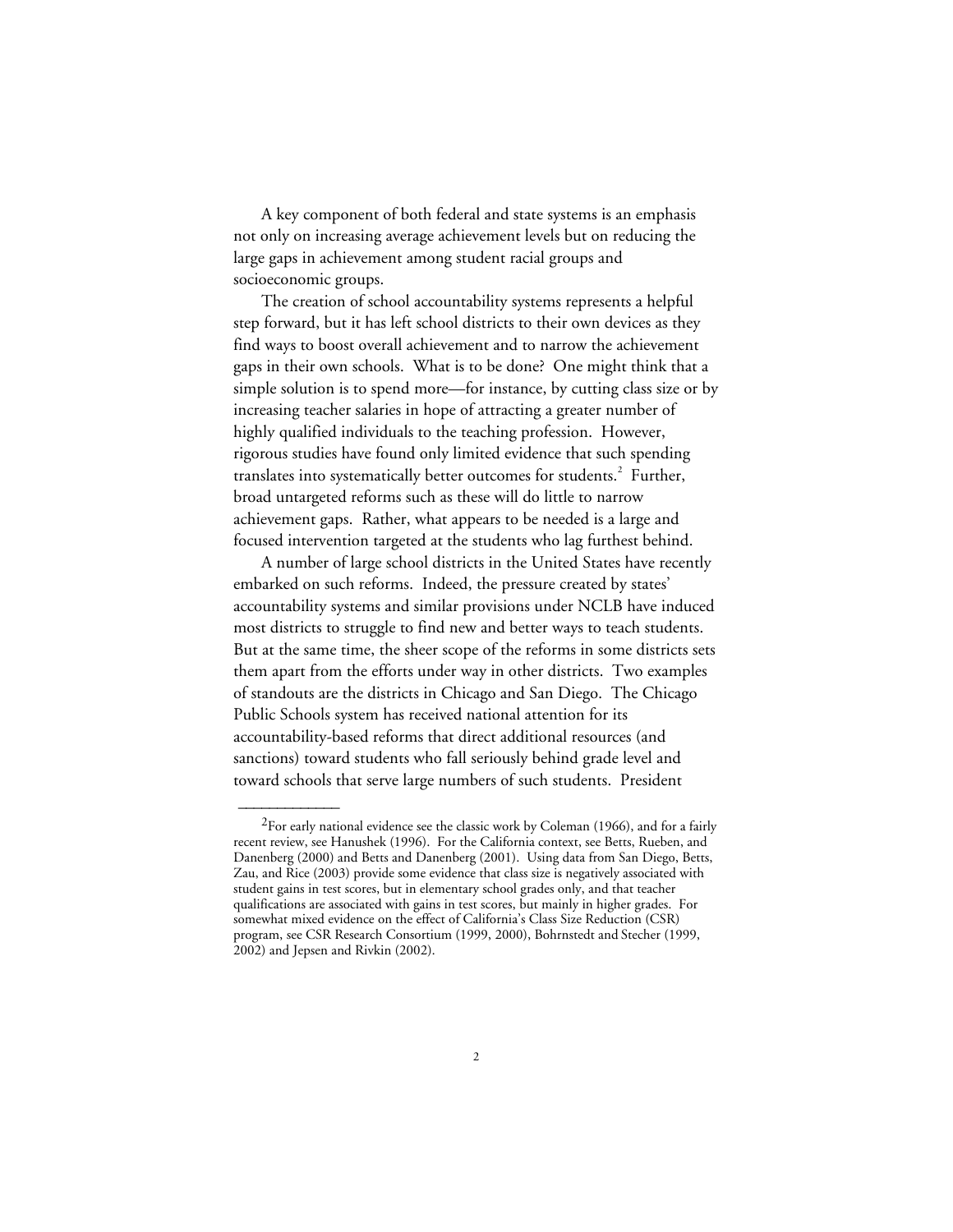A key component of both federal and state systems is an emphasis not only on increasing average achievement levels but on reducing the large gaps in achievement among student racial groups and socioeconomic groups.

The creation of school accountability systems represents a helpful step forward, but it has left school districts to their own devices as they find ways to boost overall achievement and to narrow the achievement gaps in their own schools. What is to be done? One might think that a simple solution is to spend more—for instance, by cutting class size or by increasing teacher salaries in hope of attracting a greater number of highly qualified individuals to the teaching profession. However, rigorous studies have found only limited evidence that such spending translates into systematically better outcomes for students.[2] Further, broad untargeted reforms such as these will do little to narrow achievement gaps. Rather, what appears to be needed is a large and focused intervention targeted at the students who lag furthest behind.

A number of large school districts in the United States have recently embarked on such reforms. Indeed, the pressure created by states' accountability systems and similar provisions under NCLB have induced most districts to struggle to find new and better ways to teach students. But at the same time, the sheer scope of the reforms in some districts sets them apart from the efforts under way in other districts. Two examples of standouts are the districts in Chicago and San Diego. The Chicago Public Schools system has received national attention for its accountability-based reforms that direct additional resources (and sanctions) toward students who fall seriously behind grade level and toward schools that serve large numbers of such students. President

---

[2]For early national evidence see the classic work by Coleman (1966), and for a fairly recent review, see Hanushek (1996). For the California context, see Betts, Rueben, and Danenberg (2000) and Betts and Danenberg (2001). Using data from San Diego, Betts, Zau, and Rice (2003) provide some evidence that class size is negatively associated with student gains in test scores, but in elementary school grades only, and that teacher qualifications are associated with gains in test scores, but mainly in higher grades. For somewhat mixed evidence on the effect of California's Class Size Reduction (CSR) program, see CSR Research Consortium (1999, 2000), Bohrnstedt and Stecher (1999, 2002) and Jepsen and Rivkin (2002).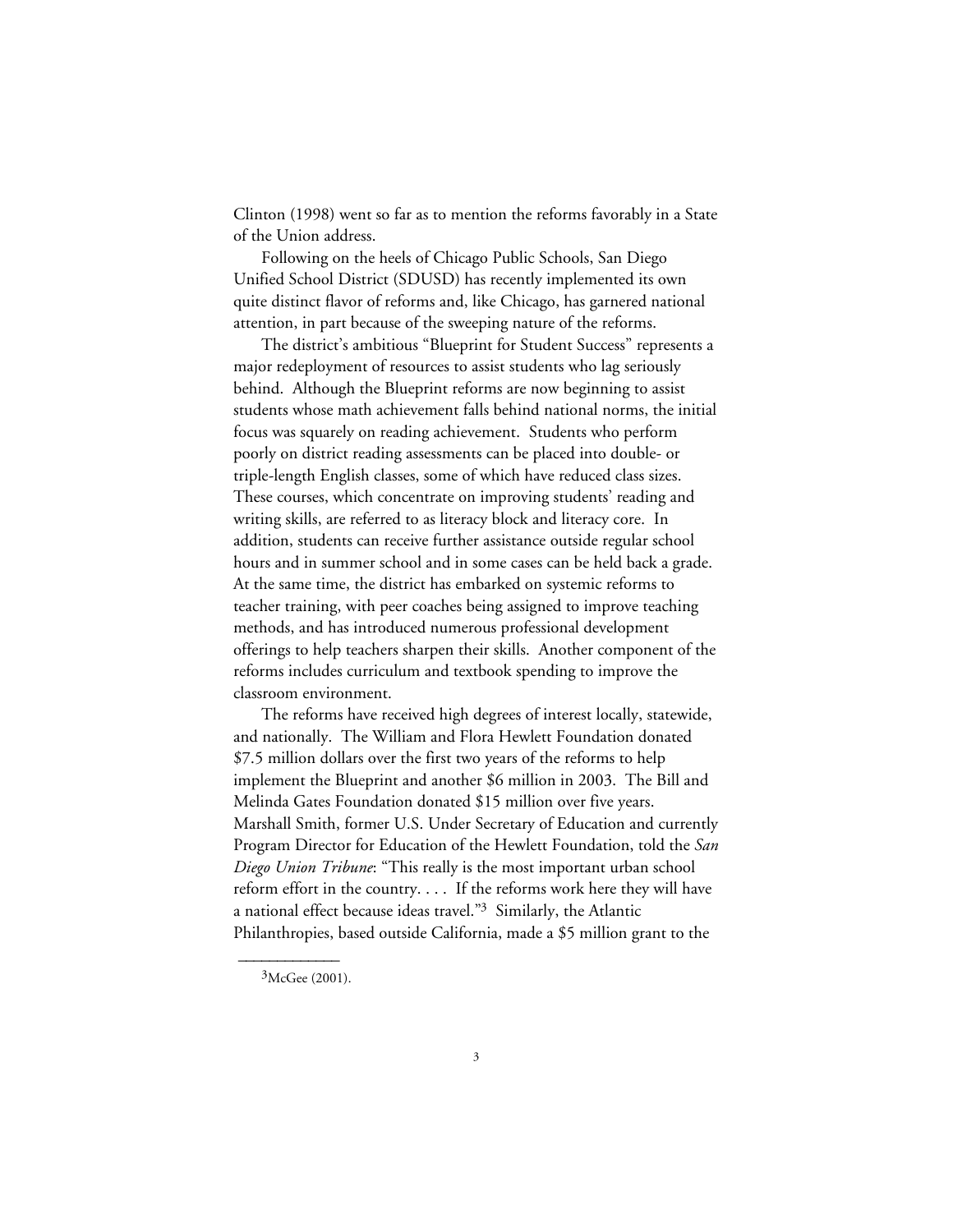Clinton (1998) went so far as to mention the reforms favorably in a State of the Union address.

Following on the heels of Chicago Public Schools, San Diego Unified School District (SDUSD) has recently implemented its own quite distinct flavor of reforms and, like Chicago, has garnered national attention, in part because of the sweeping nature of the reforms.

The district's ambitious "Blueprint for Student Success" represents a major redeployment of resources to assist students who lag seriously behind. Although the Blueprint reforms are now beginning to assist students whose math achievement falls behind national norms, the initial focus was squarely on reading achievement. Students who perform poorly on district reading assessments can be placed into double- or triple-length English classes, some of which have reduced class sizes. These courses, which concentrate on improving students' reading and writing skills, are referred to as literacy block and literacy core. In addition, students can receive further assistance outside regular school hours and in summer school and in some cases can be held back a grade. At the same time, the district has embarked on systemic reforms to teacher training, with peer coaches being assigned to improve teaching methods, and has introduced numerous professional development offerings to help teachers sharpen their skills. Another component of the reforms includes curriculum and textbook spending to improve the classroom environment.

The reforms have received high degrees of interest locally, statewide, and nationally. The William and Flora Hewlett Foundation donated \$7.5 million dollars over the first two years of the reforms to help implement the Blueprint and another \$6 million in 2003. The Bill and Melinda Gates Foundation donated \$15 million over five years. Marshall Smith, former U.S. Under Secretary of Education and currently Program Director for Education of the Hewlett Foundation, told the *San Diego Union Tribune*: "This really is the most important urban school reform effort in the country. . . . If the reforms work here they will have a national effect because ideas travel."[3] Similarly, the Atlantic Philanthropies, based outside California, made a \$5 million grant to the

---

[3]McGee (2001).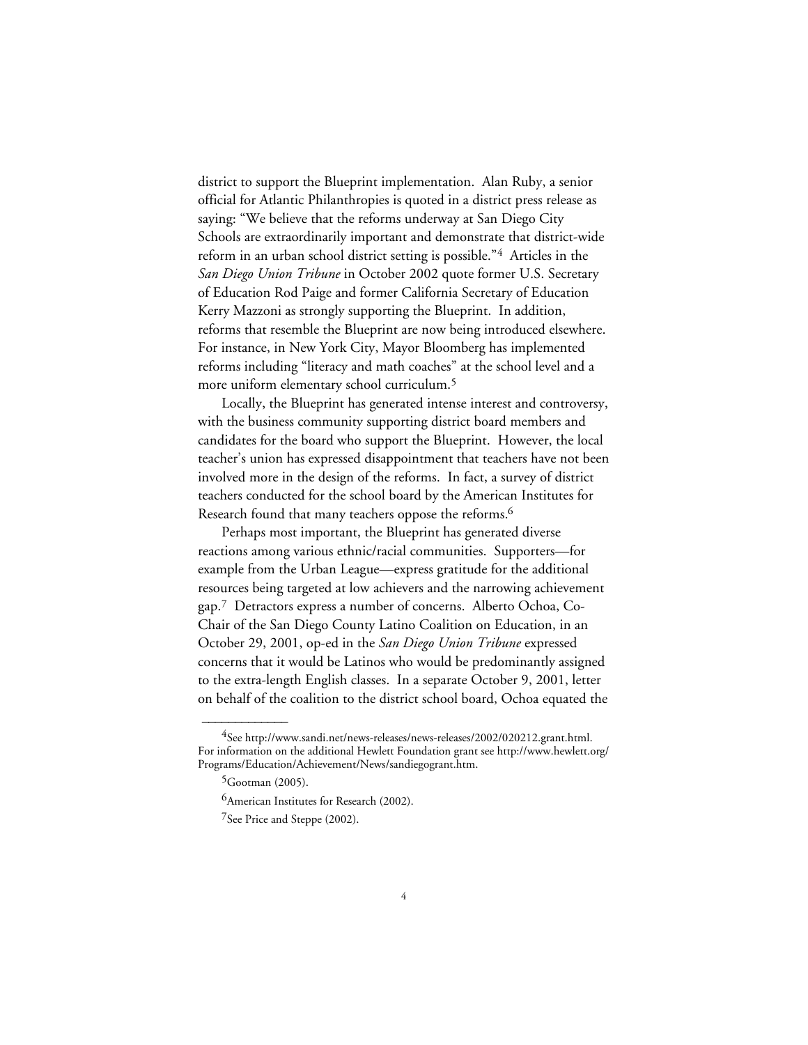district to support the Blueprint implementation. Alan Ruby, a senior official for Atlantic Philanthropies is quoted in a district press release as saying: "We believe that the reforms underway at San Diego City Schools are extraordinarily important and demonstrate that district-wide reform in an urban school district setting is possible."[4] Articles in the *San Diego Union Tribune* in October 2002 quote former U.S. Secretary of Education Rod Paige and former California Secretary of Education Kerry Mazzoni as strongly supporting the Blueprint. In addition, reforms that resemble the Blueprint are now being introduced elsewhere. For instance, in New York City, Mayor Bloomberg has implemented reforms including "literacy and math coaches" at the school level and a more uniform elementary school curriculum.[5]

Locally, the Blueprint has generated intense interest and controversy, with the business community supporting district board members and candidates for the board who support the Blueprint. However, the local teacher's union has expressed disappointment that teachers have not been involved more in the design of the reforms. In fact, a survey of district teachers conducted for the school board by the American Institutes for Research found that many teachers oppose the reforms.[6]

Perhaps most important, the Blueprint has generated diverse reactions among various ethnic/racial communities. Supporters—for example from the Urban League—express gratitude for the additional resources being targeted at low achievers and the narrowing achievement gap.[7] Detractors express a number of concerns. Alberto Ochoa, Co-Chair of the San Diego County Latino Coalition on Education, in an October 29, 2001, op-ed in the *San Diego Union Tribune* expressed concerns that it would be Latinos who would be predominantly assigned to the extra-length English classes. In a separate October 9, 2001, letter on behalf of the coalition to the district school board, Ochoa equated the

---

[4]See http://www.sandi.net/news-releases/news-releases/2002/020212.grant.html. For information on the additional Hewlett Foundation grant see http://www.hewlett.org/Programs/Education/Achievement/News/sandiegogrant.htm.

[5]Gootman (2005).

[6]American Institutes for Research (2002).

[7]See Price and Steppe (2002).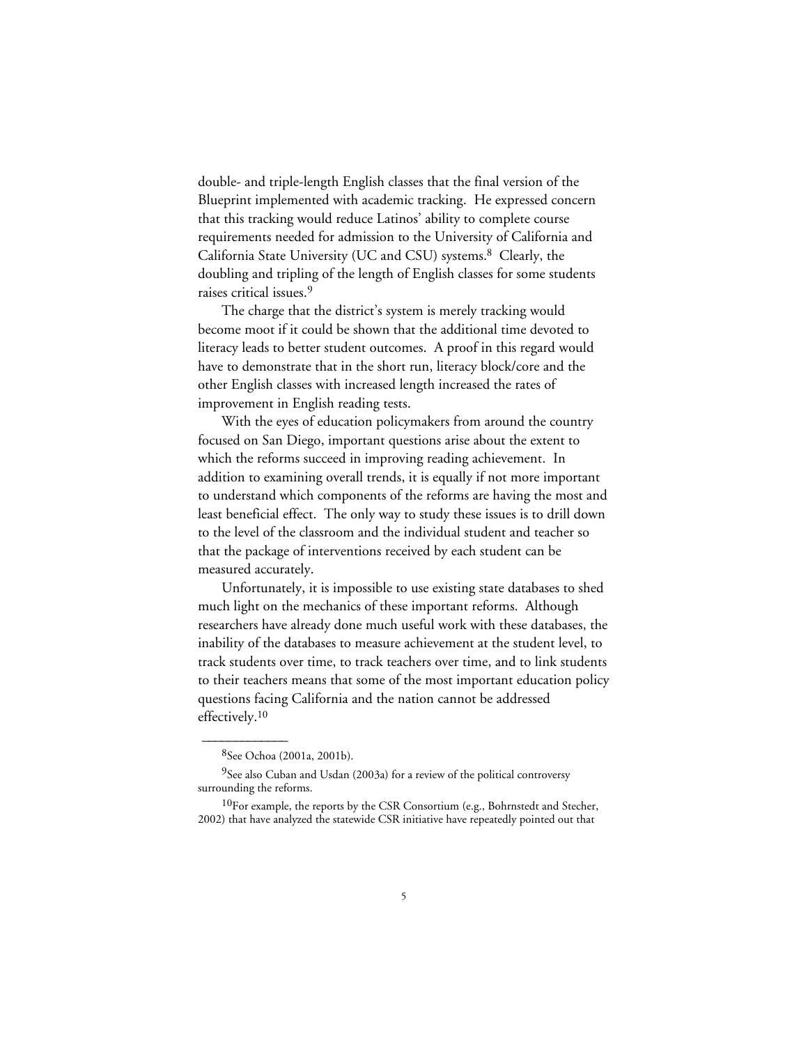double- and triple-length English classes that the final version of the Blueprint implemented with academic tracking. He expressed concern that this tracking would reduce Latinos' ability to complete course requirements needed for admission to the University of California and California State University (UC and CSU) systems.[8] Clearly, the doubling and tripling of the length of English classes for some students raises critical issues.[9]

The charge that the district's system is merely tracking would become moot if it could be shown that the additional time devoted to literacy leads to better student outcomes. A proof in this regard would have to demonstrate that in the short run, literacy block/core and the other English classes with increased length increased the rates of improvement in English reading tests.

With the eyes of education policymakers from around the country focused on San Diego, important questions arise about the extent to which the reforms succeed in improving reading achievement. In addition to examining overall trends, it is equally if not more important to understand which components of the reforms are having the most and least beneficial effect. The only way to study these issues is to drill down to the level of the classroom and the individual student and teacher so that the package of interventions received by each student can be measured accurately.

Unfortunately, it is impossible to use existing state databases to shed much light on the mechanics of these important reforms. Although researchers have already done much useful work with these databases, the inability of the databases to measure achievement at the student level, to track students over time, to track teachers over time, and to link students to their teachers means that some of the most important education policy questions facing California and the nation cannot be addressed effectively.[10]

---

[8]See Ochoa (2001a, 2001b).

[9]See also Cuban and Usdan (2003a) for a review of the political controversy surrounding the reforms.

[10]For example, the reports by the CSR Consortium (e.g., Bohrnstedt and Stecher, 2002) that have analyzed the statewide CSR initiative have repeatedly pointed out that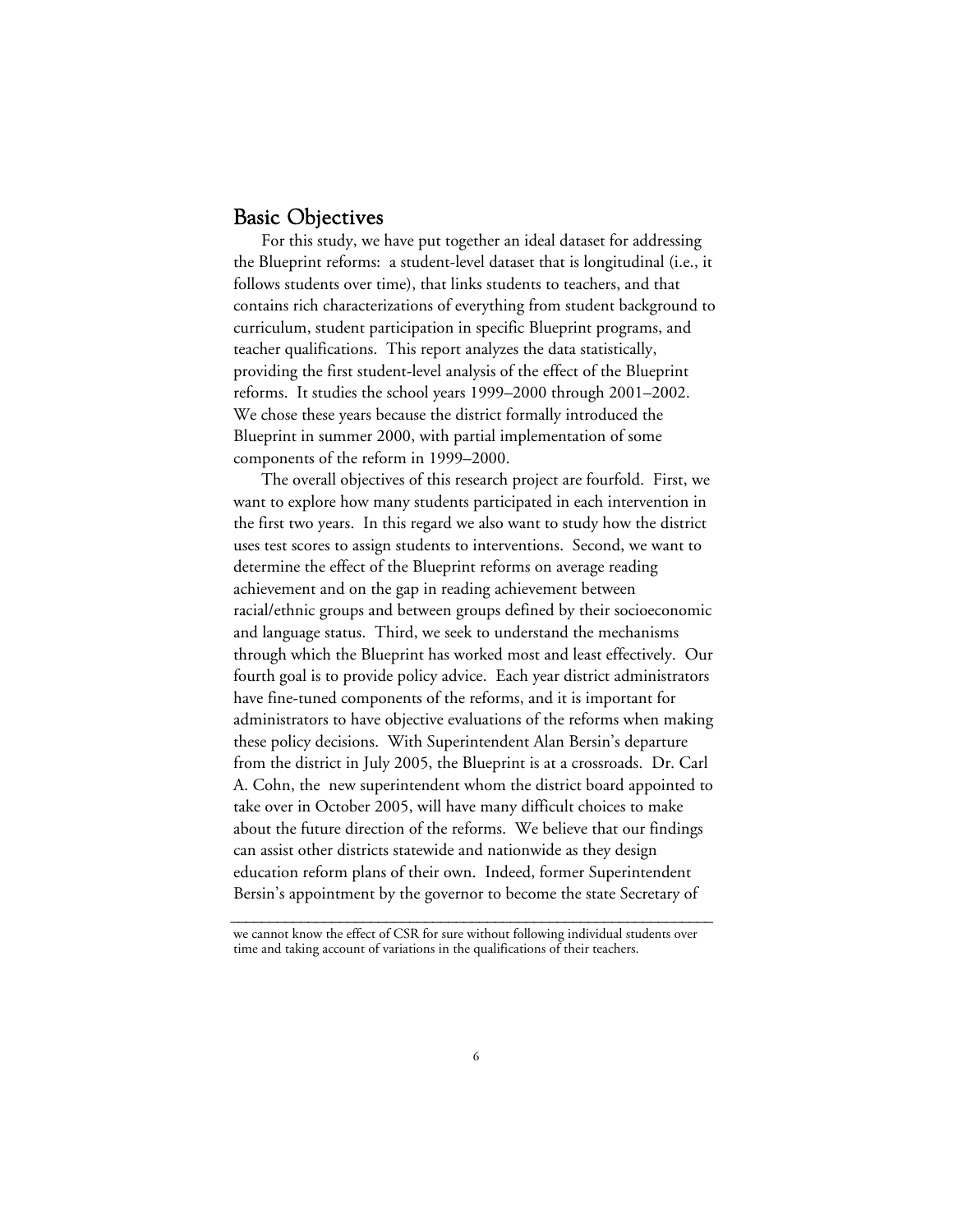## Basic Objectives

For this study, we have put together an ideal dataset for addressing the Blueprint reforms: a student-level dataset that is longitudinal (i.e., it follows students over time), that links students to teachers, and that contains rich characterizations of everything from student background to curriculum, student participation in specific Blueprint programs, and teacher qualifications. This report analyzes the data statistically, providing the first student-level analysis of the effect of the Blueprint reforms. It studies the school years 1999–2000 through 2001–2002. We chose these years because the district formally introduced the Blueprint in summer 2000, with partial implementation of some components of the reform in 1999–2000.

The overall objectives of this research project are fourfold. First, we want to explore how many students participated in each intervention in the first two years. In this regard we also want to study how the district uses test scores to assign students to interventions. Second, we want to determine the effect of the Blueprint reforms on average reading achievement and on the gap in reading achievement between racial/ethnic groups and between groups defined by their socioeconomic and language status. Third, we seek to understand the mechanisms through which the Blueprint has worked most and least effectively. Our fourth goal is to provide policy advice. Each year district administrators have fine-tuned components of the reforms, and it is important for administrators to have objective evaluations of the reforms when making these policy decisions. With Superintendent Alan Bersin's departure from the district in July 2005, the Blueprint is at a crossroads. Dr. Carl A. Cohn, the new superintendent whom the district board appointed to take over in October 2005, will have many difficult choices to make about the future direction of the reforms. We believe that our findings can assist other districts statewide and nationwide as they design education reform plans of their own. Indeed, former Superintendent Bersin's appointment by the governor to become the state Secretary of

---

we cannot know the effect of CSR for sure without following individual students over time and taking account of variations in the qualifications of their teachers.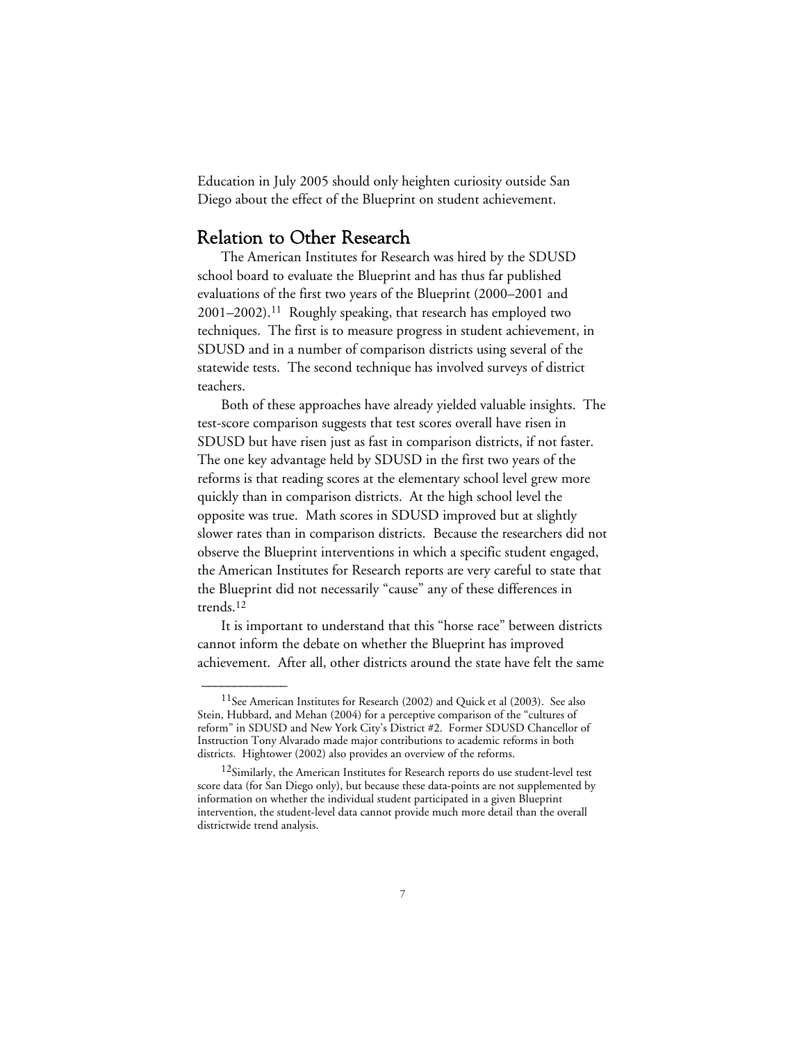Education in July 2005 should only heighten curiosity outside San Diego about the effect of the Blueprint on student achievement.

## Relation to Other Research

The American Institutes for Research was hired by the SDUSD school board to evaluate the Blueprint and has thus far published evaluations of the first two years of the Blueprint (2000–2001 and 2001–2002).[11] Roughly speaking, that research has employed two techniques. The first is to measure progress in student achievement, in SDUSD and in a number of comparison districts using several of the statewide tests. The second technique has involved surveys of district teachers.

Both of these approaches have already yielded valuable insights. The test-score comparison suggests that test scores overall have risen in SDUSD but have risen just as fast in comparison districts, if not faster. The one key advantage held by SDUSD in the first two years of the reforms is that reading scores at the elementary school level grew more quickly than in comparison districts. At the high school level the opposite was true. Math scores in SDUSD improved but at slightly slower rates than in comparison districts. Because the researchers did not observe the Blueprint interventions in which a specific student engaged, the American Institutes for Research reports are very careful to state that the Blueprint did not necessarily "cause" any of these differences in trends.[12]

It is important to understand that this "horse race" between districts cannot inform the debate on whether the Blueprint has improved achievement. After all, other districts around the state have felt the same

---

[11] See American Institutes for Research (2002) and Quick et al (2003). See also Stein, Hubbard, and Mehan (2004) for a perceptive comparison of the "cultures of reform" in SDUSD and New York City's District #2. Former SDUSD Chancellor of Instruction Tony Alvarado made major contributions to academic reforms in both districts. Hightower (2002) also provides an overview of the reforms.

[12] Similarly, the American Institutes for Research reports do use student-level test score data (for San Diego only), but because these data-points are not supplemented by information on whether the individual student participated in a given Blueprint intervention, the student-level data cannot provide much more detail than the overall districtwide trend analysis.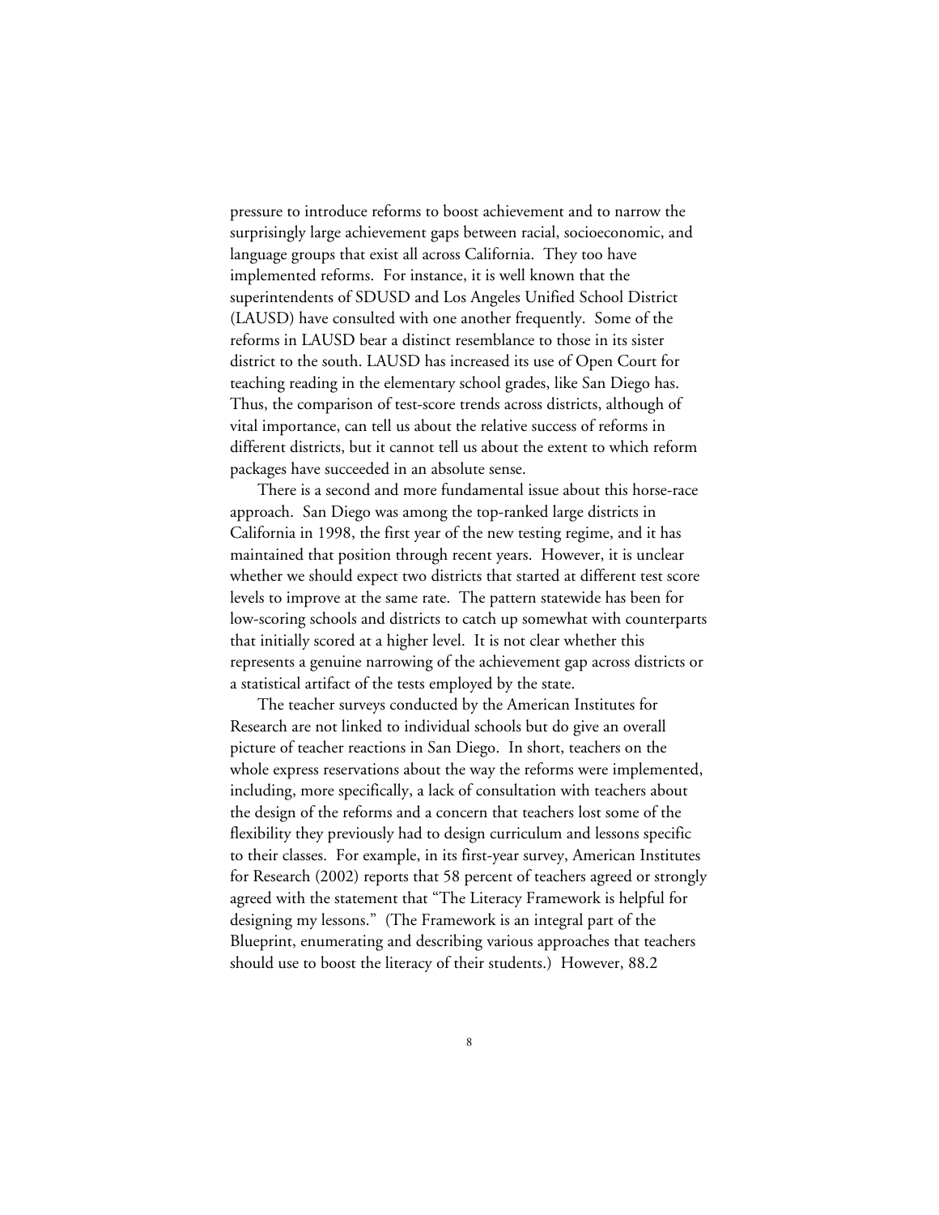pressure to introduce reforms to boost achievement and to narrow the surprisingly large achievement gaps between racial, socioeconomic, and language groups that exist all across California. They too have implemented reforms. For instance, it is well known that the superintendents of SDUSD and Los Angeles Unified School District (LAUSD) have consulted with one another frequently. Some of the reforms in LAUSD bear a distinct resemblance to those in its sister district to the south. LAUSD has increased its use of Open Court for teaching reading in the elementary school grades, like San Diego has. Thus, the comparison of test-score trends across districts, although of vital importance, can tell us about the relative success of reforms in different districts, but it cannot tell us about the extent to which reform packages have succeeded in an absolute sense.

There is a second and more fundamental issue about this horse-race approach. San Diego was among the top-ranked large districts in California in 1998, the first year of the new testing regime, and it has maintained that position through recent years. However, it is unclear whether we should expect two districts that started at different test score levels to improve at the same rate. The pattern statewide has been for low-scoring schools and districts to catch up somewhat with counterparts that initially scored at a higher level. It is not clear whether this represents a genuine narrowing of the achievement gap across districts or a statistical artifact of the tests employed by the state.

The teacher surveys conducted by the American Institutes for Research are not linked to individual schools but do give an overall picture of teacher reactions in San Diego. In short, teachers on the whole express reservations about the way the reforms were implemented, including, more specifically, a lack of consultation with teachers about the design of the reforms and a concern that teachers lost some of the flexibility they previously had to design curriculum and lessons specific to their classes. For example, in its first-year survey, American Institutes for Research (2002) reports that 58 percent of teachers agreed or strongly agreed with the statement that "The Literacy Framework is helpful for designing my lessons." (The Framework is an integral part of the Blueprint, enumerating and describing various approaches that teachers should use to boost the literacy of their students.) However, 88.2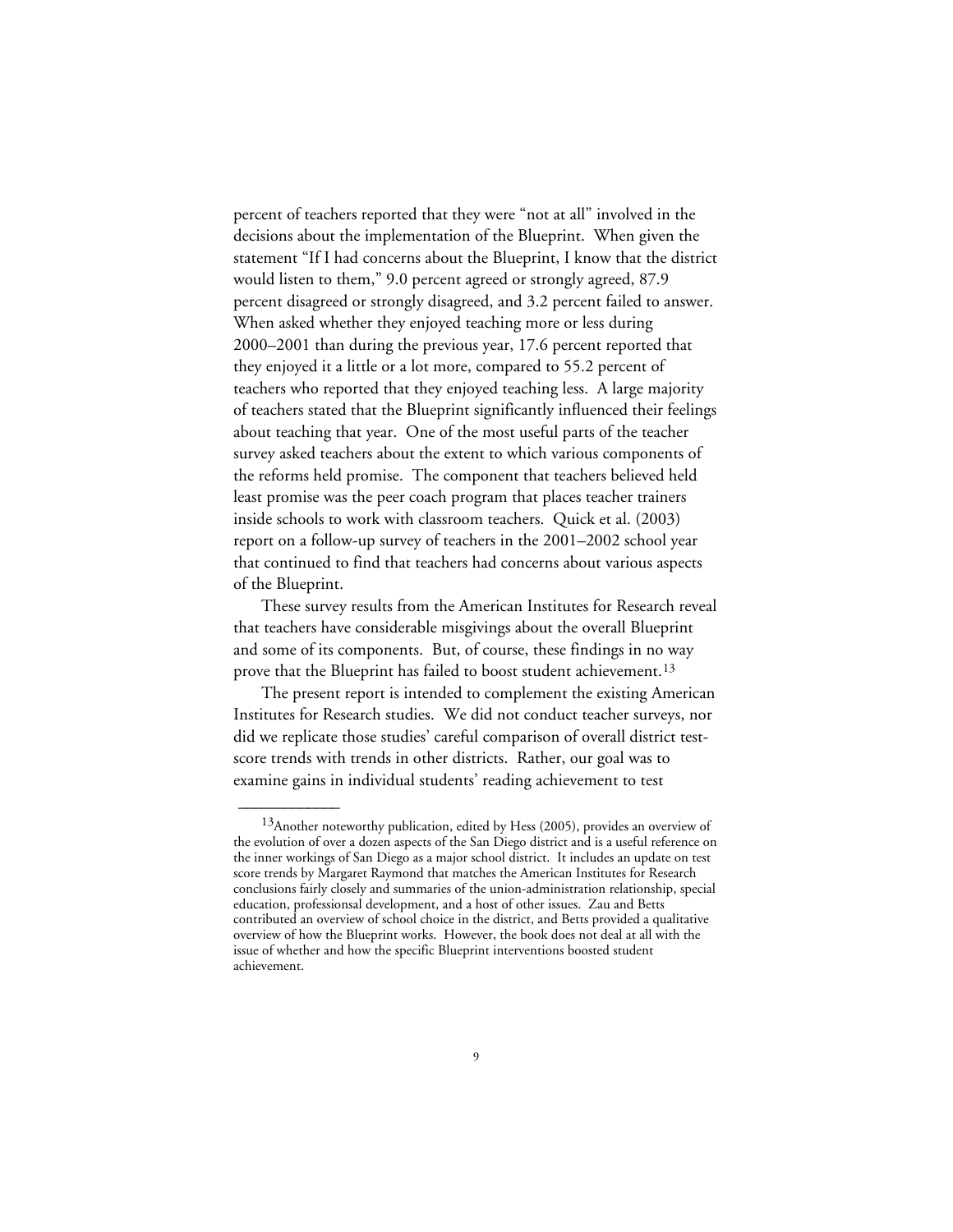percent of teachers reported that they were "not at all" involved in the decisions about the implementation of the Blueprint. When given the statement "If I had concerns about the Blueprint, I know that the district would listen to them," 9.0 percent agreed or strongly agreed, 87.9 percent disagreed or strongly disagreed, and 3.2 percent failed to answer. When asked whether they enjoyed teaching more or less during 2000–2001 than during the previous year, 17.6 percent reported that they enjoyed it a little or a lot more, compared to 55.2 percent of teachers who reported that they enjoyed teaching less. A large majority of teachers stated that the Blueprint significantly influenced their feelings about teaching that year. One of the most useful parts of the teacher survey asked teachers about the extent to which various components of the reforms held promise. The component that teachers believed held least promise was the peer coach program that places teacher trainers inside schools to work with classroom teachers. Quick et al. (2003) report on a follow-up survey of teachers in the 2001–2002 school year that continued to find that teachers had concerns about various aspects of the Blueprint.

These survey results from the American Institutes for Research reveal that teachers have considerable misgivings about the overall Blueprint and some of its components. But, of course, these findings in no way prove that the Blueprint has failed to boost student achievement.[13]

The present report is intended to complement the existing American Institutes for Research studies. We did not conduct teacher surveys, nor did we replicate those studies' careful comparison of overall district test-score trends with trends in other districts. Rather, our goal was to examine gains in individual students' reading achievement to test

---

[13]Another noteworthy publication, edited by Hess (2005), provides an overview of the evolution of over a dozen aspects of the San Diego district and is a useful reference on the inner workings of San Diego as a major school district. It includes an update on test score trends by Margaret Raymond that matches the American Institutes for Research conclusions fairly closely and summaries of the union-administration relationship, special education, professionsal development, and a host of other issues. Zau and Betts contributed an overview of school choice in the district, and Betts provided a qualitative overview of how the Blueprint works. However, the book does not deal at all with the issue of whether and how the specific Blueprint interventions boosted student achievement.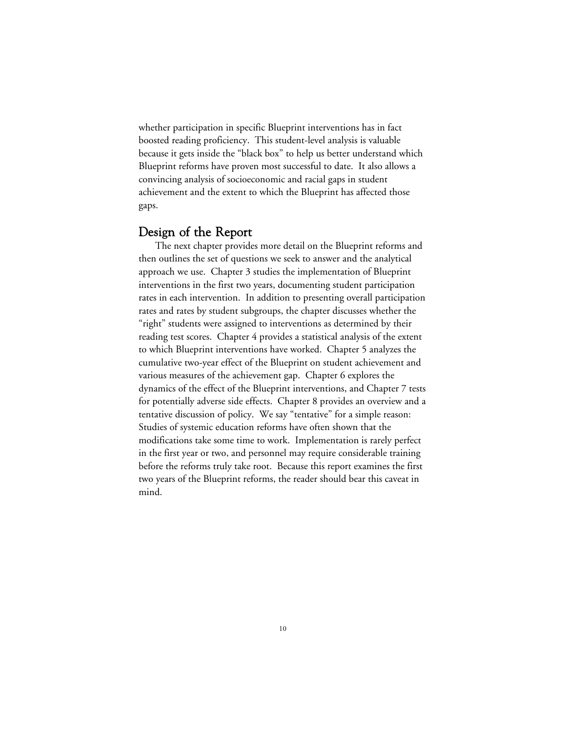whether participation in specific Blueprint interventions has in fact boosted reading proficiency. This student-level analysis is valuable because it gets inside the "black box" to help us better understand which Blueprint reforms have proven most successful to date. It also allows a convincing analysis of socioeconomic and racial gaps in student achievement and the extent to which the Blueprint has affected those gaps.

## Design of the Report

The next chapter provides more detail on the Blueprint reforms and then outlines the set of questions we seek to answer and the analytical approach we use. Chapter 3 studies the implementation of Blueprint interventions in the first two years, documenting student participation rates in each intervention. In addition to presenting overall participation rates and rates by student subgroups, the chapter discusses whether the "right" students were assigned to interventions as determined by their reading test scores. Chapter 4 provides a statistical analysis of the extent to which Blueprint interventions have worked. Chapter 5 analyzes the cumulative two-year effect of the Blueprint on student achievement and various measures of the achievement gap. Chapter 6 explores the dynamics of the effect of the Blueprint interventions, and Chapter 7 tests for potentially adverse side effects. Chapter 8 provides an overview and a tentative discussion of policy. We say "tentative" for a simple reason: Studies of systemic education reforms have often shown that the modifications take some time to work. Implementation is rarely perfect in the first year or two, and personnel may require considerable training before the reforms truly take root. Because this report examines the first two years of the Blueprint reforms, the reader should bear this caveat in mind.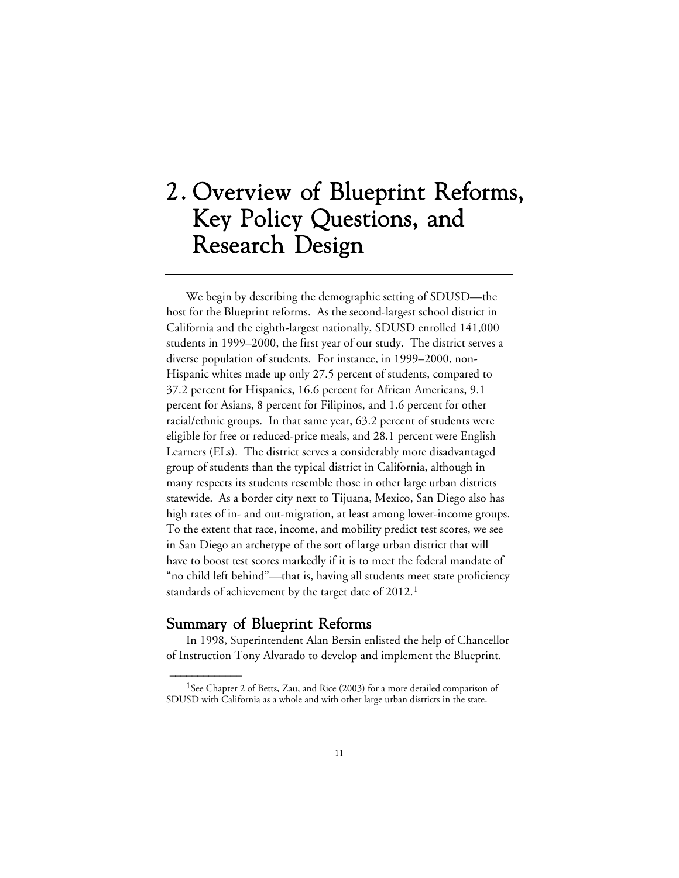# 2. Overview of Blueprint Reforms, Key Policy Questions, and Research Design

We begin by describing the demographic setting of SDUSD—the host for the Blueprint reforms. As the second-largest school district in California and the eighth-largest nationally, SDUSD enrolled 141,000 students in 1999–2000, the first year of our study. The district serves a diverse population of students. For instance, in 1999–2000, non-Hispanic whites made up only 27.5 percent of students, compared to 37.2 percent for Hispanics, 16.6 percent for African Americans, 9.1 percent for Asians, 8 percent for Filipinos, and 1.6 percent for other racial/ethnic groups. In that same year, 63.2 percent of students were eligible for free or reduced-price meals, and 28.1 percent were English Learners (ELs). The district serves a considerably more disadvantaged group of students than the typical district in California, although in many respects its students resemble those in other large urban districts statewide. As a border city next to Tijuana, Mexico, San Diego also has high rates of in- and out-migration, at least among lower-income groups. To the extent that race, income, and mobility predict test scores, we see in San Diego an archetype of the sort of large urban district that will have to boost test scores markedly if it is to meet the federal mandate of "no child left behind"—that is, having all students meet state proficiency standards of achievement by the target date of 2012.[1]

## Summary of Blueprint Reforms

In 1998, Superintendent Alan Bersin enlisted the help of Chancellor of Instruction Tony Alvarado to develop and implement the Blueprint.

---

[1] See Chapter 2 of Betts, Zau, and Rice (2003) for a more detailed comparison of SDUSD with California as a whole and with other large urban districts in the state.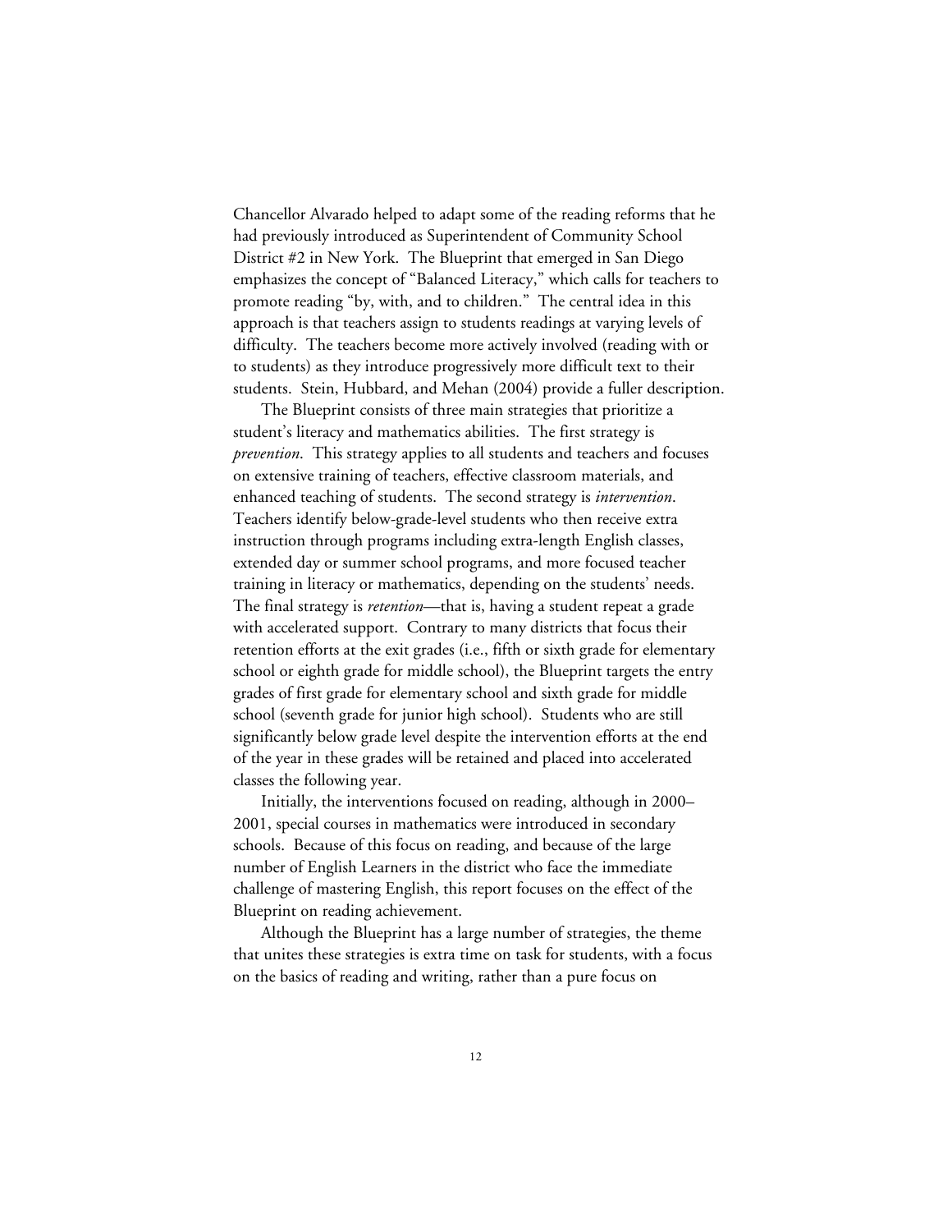Chancellor Alvarado helped to adapt some of the reading reforms that he had previously introduced as Superintendent of Community School District #2 in New York. The Blueprint that emerged in San Diego emphasizes the concept of "Balanced Literacy," which calls for teachers to promote reading "by, with, and to children." The central idea in this approach is that teachers assign to students readings at varying levels of difficulty. The teachers become more actively involved (reading with or to students) as they introduce progressively more difficult text to their students. Stein, Hubbard, and Mehan (2004) provide a fuller description.

The Blueprint consists of three main strategies that prioritize a student's literacy and mathematics abilities. The first strategy is *prevention*. This strategy applies to all students and teachers and focuses on extensive training of teachers, effective classroom materials, and enhanced teaching of students. The second strategy is *intervention*. Teachers identify below-grade-level students who then receive extra instruction through programs including extra-length English classes, extended day or summer school programs, and more focused teacher training in literacy or mathematics, depending on the students' needs. The final strategy is *retention*—that is, having a student repeat a grade with accelerated support. Contrary to many districts that focus their retention efforts at the exit grades (i.e., fifth or sixth grade for elementary school or eighth grade for middle school), the Blueprint targets the entry grades of first grade for elementary school and sixth grade for middle school (seventh grade for junior high school). Students who are still significantly below grade level despite the intervention efforts at the end of the year in these grades will be retained and placed into accelerated classes the following year.

Initially, the interventions focused on reading, although in 2000–2001, special courses in mathematics were introduced in secondary schools. Because of this focus on reading, and because of the large number of English Learners in the district who face the immediate challenge of mastering English, this report focuses on the effect of the Blueprint on reading achievement.

Although the Blueprint has a large number of strategies, the theme that unites these strategies is extra time on task for students, with a focus on the basics of reading and writing, rather than a pure focus on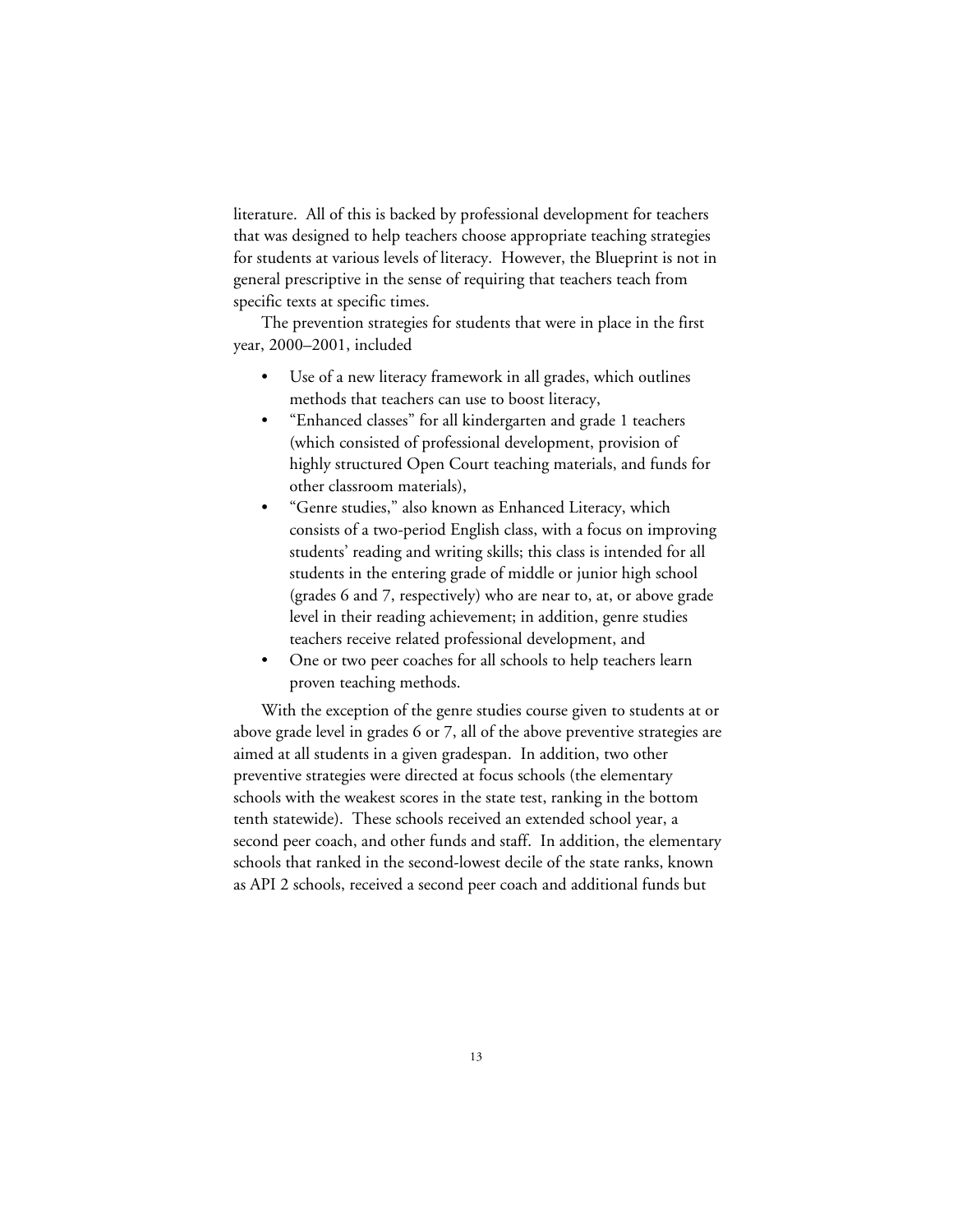literature. All of this is backed by professional development for teachers that was designed to help teachers choose appropriate teaching strategies for students at various levels of literacy. However, the Blueprint is not in general prescriptive in the sense of requiring that teachers teach from specific texts at specific times.

The prevention strategies for students that were in place in the first year, 2000–2001, included

- Use of a new literacy framework in all grades, which outlines methods that teachers can use to boost literacy,
- "Enhanced classes" for all kindergarten and grade 1 teachers (which consisted of professional development, provision of highly structured Open Court teaching materials, and funds for other classroom materials),
- "Genre studies," also known as Enhanced Literacy, which consists of a two-period English class, with a focus on improving students' reading and writing skills; this class is intended for all students in the entering grade of middle or junior high school (grades 6 and 7, respectively) who are near to, at, or above grade level in their reading achievement; in addition, genre studies teachers receive related professional development, and
- One or two peer coaches for all schools to help teachers learn proven teaching methods.

With the exception of the genre studies course given to students at or above grade level in grades 6 or 7, all of the above preventive strategies are aimed at all students in a given gradespan. In addition, two other preventive strategies were directed at focus schools (the elementary schools with the weakest scores in the state test, ranking in the bottom tenth statewide). These schools received an extended school year, a second peer coach, and other funds and staff. In addition, the elementary schools that ranked in the second-lowest decile of the state ranks, known as API 2 schools, received a second peer coach and additional funds but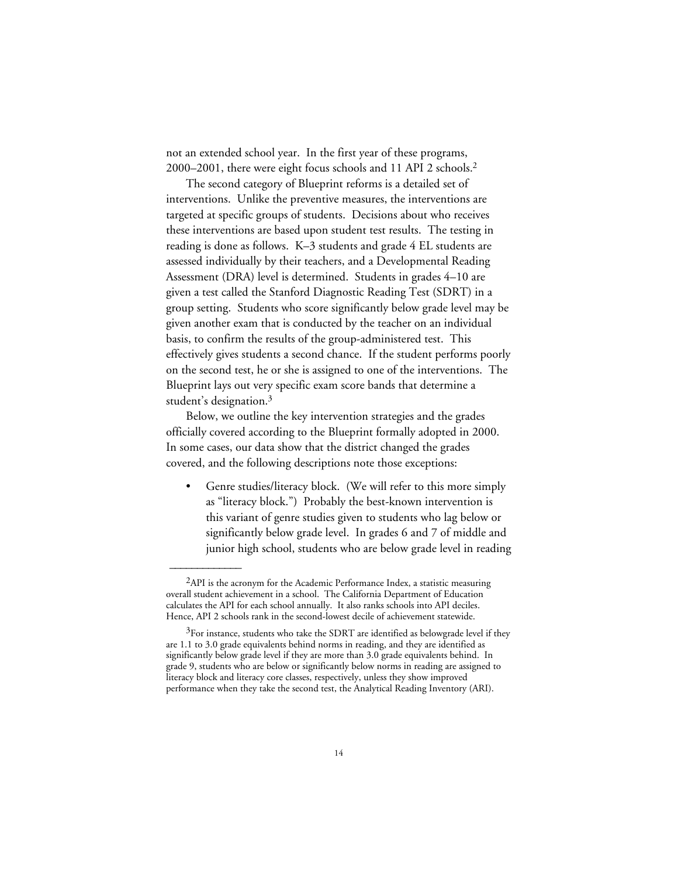not an extended school year. In the first year of these programs, 2000–2001, there were eight focus schools and 11 API 2 schools.[2]

The second category of Blueprint reforms is a detailed set of interventions. Unlike the preventive measures, the interventions are targeted at specific groups of students. Decisions about who receives these interventions are based upon student test results. The testing in reading is done as follows. K–3 students and grade 4 EL students are assessed individually by their teachers, and a Developmental Reading Assessment (DRA) level is determined. Students in grades 4–10 are given a test called the Stanford Diagnostic Reading Test (SDRT) in a group setting. Students who score significantly below grade level may be given another exam that is conducted by the teacher on an individual basis, to confirm the results of the group-administered test. This effectively gives students a second chance. If the student performs poorly on the second test, he or she is assigned to one of the interventions. The Blueprint lays out very specific exam score bands that determine a student's designation.[3]

Below, we outline the key intervention strategies and the grades officially covered according to the Blueprint formally adopted in 2000. In some cases, our data show that the district changed the grades covered, and the following descriptions note those exceptions:

- Genre studies/literacy block. (We will refer to this more simply as "literacy block.") Probably the best-known intervention is this variant of genre studies given to students who lag below or significantly below grade level. In grades 6 and 7 of middle and junior high school, students who are below grade level in reading

---

[2]API is the acronym for the Academic Performance Index, a statistic measuring overall student achievement in a school. The California Department of Education calculates the API for each school annually. It also ranks schools into API deciles. Hence, API 2 schools rank in the second-lowest decile of achievement statewide.

[3]For instance, students who take the SDRT are identified as belowgrade level if they are 1.1 to 3.0 grade equivalents behind norms in reading, and they are identified as significantly below grade level if they are more than 3.0 grade equivalents behind. In grade 9, students who are below or significantly below norms in reading are assigned to literacy block and literacy core classes, respectively, unless they show improved performance when they take the second test, the Analytical Reading Inventory (ARI).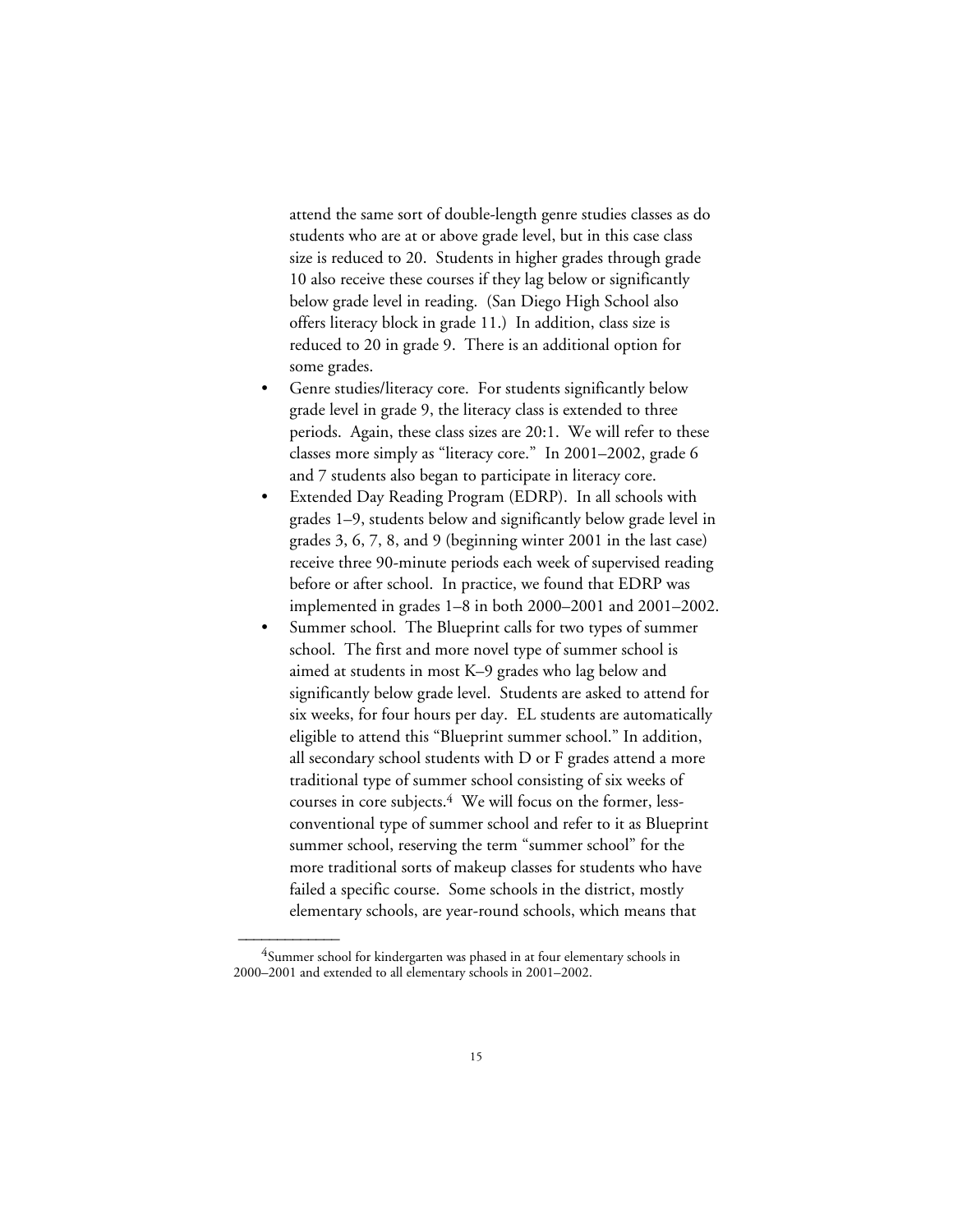attend the same sort of double-length genre studies classes as do students who are at or above grade level, but in this case class size is reduced to 20. Students in higher grades through grade 10 also receive these courses if they lag below or significantly below grade level in reading. (San Diego High School also offers literacy block in grade 11.) In addition, class size is reduced to 20 in grade 9. There is an additional option for some grades.

- Genre studies/literacy core. For students significantly below grade level in grade 9, the literacy class is extended to three periods. Again, these class sizes are 20:1. We will refer to these classes more simply as "literacy core." In 2001–2002, grade 6 and 7 students also began to participate in literacy core.
- Extended Day Reading Program (EDRP). In all schools with grades 1–9, students below and significantly below grade level in grades 3, 6, 7, 8, and 9 (beginning winter 2001 in the last case) receive three 90-minute periods each week of supervised reading before or after school. In practice, we found that EDRP was implemented in grades 1–8 in both 2000–2001 and 2001–2002.
- Summer school. The Blueprint calls for two types of summer school. The first and more novel type of summer school is aimed at students in most K–9 grades who lag below and significantly below grade level. Students are asked to attend for six weeks, for four hours per day. EL students are automatically eligible to attend this "Blueprint summer school." In addition, all secondary school students with D or F grades attend a more traditional type of summer school consisting of six weeks of courses in core subjects.[4] We will focus on the former, less-conventional type of summer school and refer to it as Blueprint summer school, reserving the term "summer school" for the more traditional sorts of makeup classes for students who have failed a specific course. Some schools in the district, mostly elementary schools, are year-round schools, which means that

---

[4]Summer school for kindergarten was phased in at four elementary schools in 2000–2001 and extended to all elementary schools in 2001–2002.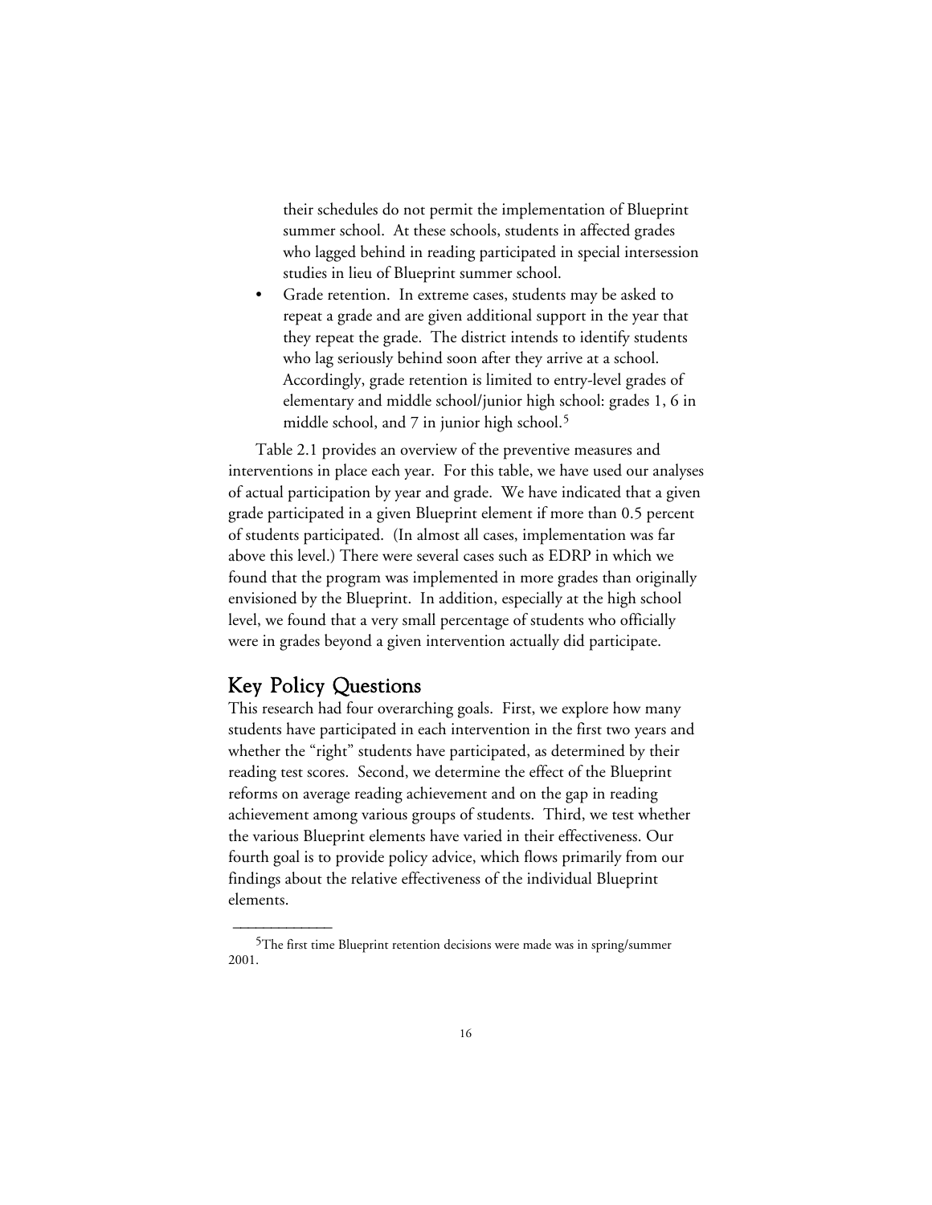their schedules do not permit the implementation of Blueprint summer school. At these schools, students in affected grades who lagged behind in reading participated in special intersession studies in lieu of Blueprint summer school.

- Grade retention. In extreme cases, students may be asked to repeat a grade and are given additional support in the year that they repeat the grade. The district intends to identify students who lag seriously behind soon after they arrive at a school. Accordingly, grade retention is limited to entry-level grades of elementary and middle school/junior high school: grades 1, 6 in middle school, and 7 in junior high school.[5]

Table 2.1 provides an overview of the preventive measures and interventions in place each year. For this table, we have used our analyses of actual participation by year and grade. We have indicated that a given grade participated in a given Blueprint element if more than 0.5 percent of students participated. (In almost all cases, implementation was far above this level.) There were several cases such as EDRP in which we found that the program was implemented in more grades than originally envisioned by the Blueprint. In addition, especially at the high school level, we found that a very small percentage of students who officially were in grades beyond a given intervention actually did participate.

## Key Policy Questions

This research had four overarching goals. First, we explore how many students have participated in each intervention in the first two years and whether the "right" students have participated, as determined by their reading test scores. Second, we determine the effect of the Blueprint reforms on average reading achievement and on the gap in reading achievement among various groups of students. Third, we test whether the various Blueprint elements have varied in their effectiveness. Our fourth goal is to provide policy advice, which flows primarily from our findings about the relative effectiveness of the individual Blueprint elements.

---

[5]The first time Blueprint retention decisions were made was in spring/summer 2001.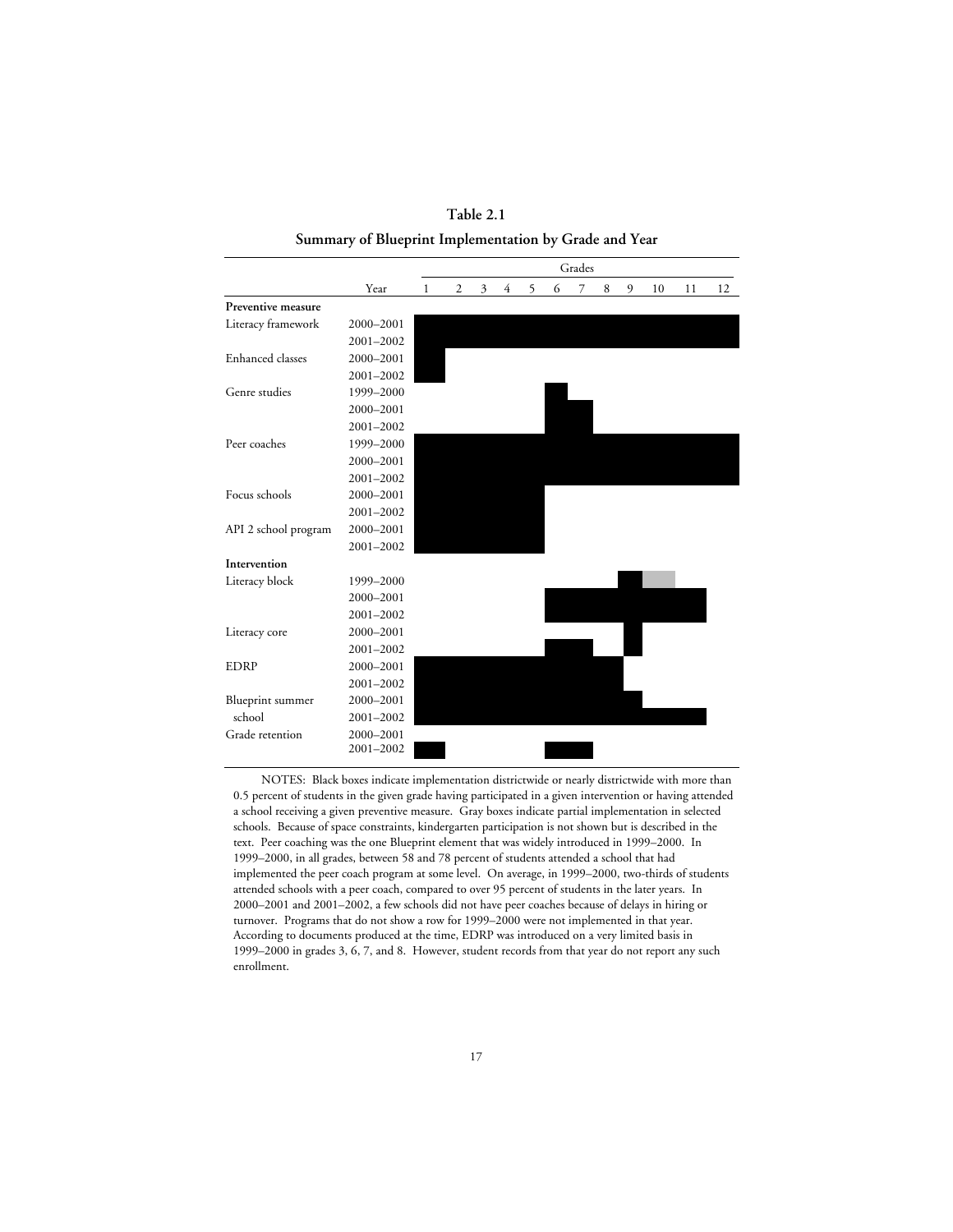**Table 2.1**

**Summary of Blueprint Implementation by Grade and Year**

| | Year | Grades 1 | 2 | 3 | 4 | 5 | 6 | 7 | 8 | 9 | 10 | 11 | 12 |
|---|---|---|---|---|---|---|---|---|---|---|---|---|---|
| **Preventive measure** | | | | | | | | | | | | | |
| Literacy framework | 2000–2001 | ■ | ■ | ■ | ■ | ■ | ■ | ■ | ■ | ■ | ■ | ■ | ■ |
| | 2001–2002 | ■ | ■ | ■ | ■ | ■ | ■ | ■ | ■ | ■ | ■ | ■ | ■ |
| Enhanced classes | 2000–2001 | ■ | | | | | | | | | | | |
| | 2001–2002 | ■ | | | | | | | | | | | |
| Genre studies | 1999–2000 | | | | | | ■ | | | | | | |
| | 2000–2001 | | | | | | ■ | ■ | | | | | |
| | 2001–2002 | | | | | | ■ | ■ | | | | | |
| Peer coaches | 1999–2000 | ■ | ■ | ■ | ■ | ■ | ■ | ■ | ■ | ■ | ■ | ■ | ■ |
| | 2000–2001 | ■ | ■ | ■ | ■ | ■ | ■ | ■ | ■ | ■ | ■ | ■ | ■ |
| | 2001–2002 | ■ | ■ | ■ | ■ | ■ | ■ | ■ | ■ | ■ | ■ | ■ | ■ |
| Focus schools | 2000–2001 | ■ | ■ | ■ | ■ | ■ | | | | | | | |
| | 2001–2002 | ■ | ■ | ■ | ■ | ■ | | | | | | | |
| API 2 school program | 2000–2001 | ■ | ■ | ■ | ■ | ■ | | | | | | | |
| | 2001–2002 | ■ | ■ | ■ | ■ | ■ | | | | | | | |
| **Intervention** | | | | | | | | | | | | | |
| Literacy block | 1999–2000 | | | | | | | | | ■ | ▒ | | |
| | 2000–2001 | | | | | | ■ | ■ | ■ | ■ | ■ | ■ | |
| | 2001–2002 | | | | | | ■ | ■ | ■ | ■ | ■ | ■ | |
| Literacy core | 2000–2001 | | | | | | | | | ■ | | | |
| | 2001–2002 | | | | | | ■ | ■ | | ■ | | | |
| EDRP | 2000–2001 | ■ | ■ | ■ | ■ | ■ | ■ | ■ | ■ | | | | |
| | 2001–2002 | ■ | ■ | ■ | ■ | ■ | ■ | ■ | ■ | | | | |
| Blueprint summer school | 2000–2001 | ■ | ■ | ■ | ■ | ■ | ■ | ■ | ■ | ■ | | | |
| | 2001–2002 | ■ | ■ | ■ | ■ | ■ | ■ | ■ | ■ | ■ | ■ | ■ | |
| Grade retention | 2000–2001 | | | | | | | | | | | | |
| | 2001–2002 | ■ | | | | | ■ | ■ | | | | | |

NOTES: Black boxes indicate implementation districtwide or nearly districtwide with more than 0.5 percent of students in the given grade having participated in a given intervention or having attended a school receiving a given preventive measure. Gray boxes indicate partial implementation in selected schools. Because of space constraints, kindergarten participation is not shown but is described in the text. Peer coaching was the one Blueprint element that was widely introduced in 1999–2000. In 1999–2000, in all grades, between 58 and 78 percent of students attended a school that had implemented the peer coach program at some level. On average, in 1999–2000, two-thirds of students attended schools with a peer coach, compared to over 95 percent of students in the later years. In 2000–2001 and 2001–2002, a few schools did not have peer coaches because of delays in hiring or turnover. Programs that do not show a row for 1999–2000 were not implemented in that year. According to documents produced at the time, EDRP was introduced on a very limited basis in 1999–2000 in grades 3, 6, 7, and 8. However, student records from that year do not report any such enrollment.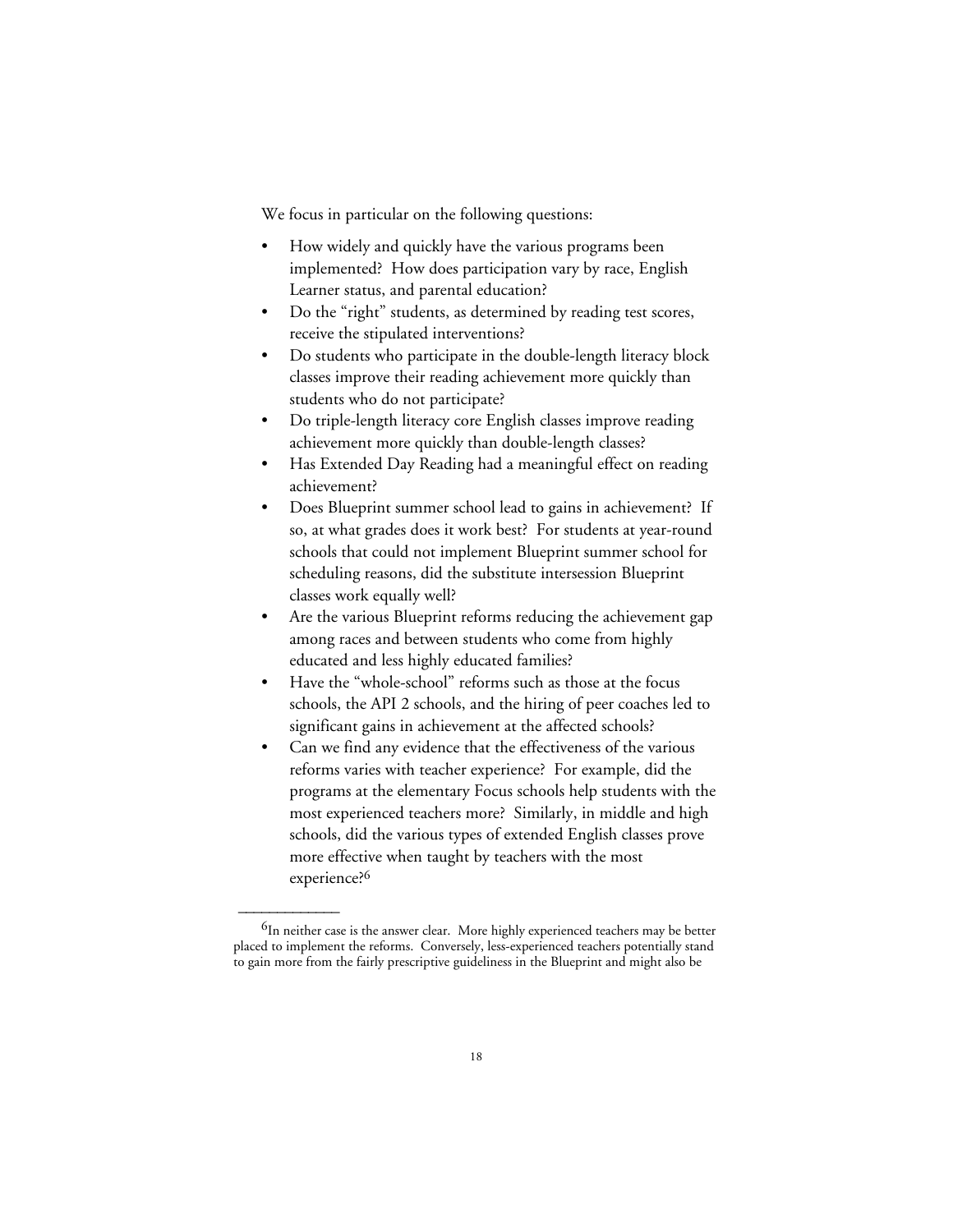We focus in particular on the following questions:

- How widely and quickly have the various programs been implemented? How does participation vary by race, English Learner status, and parental education?
- Do the "right" students, as determined by reading test scores, receive the stipulated interventions?
- Do students who participate in the double-length literacy block classes improve their reading achievement more quickly than students who do not participate?
- Do triple-length literacy core English classes improve reading achievement more quickly than double-length classes?
- Has Extended Day Reading had a meaningful effect on reading achievement?
- Does Blueprint summer school lead to gains in achievement? If so, at what grades does it work best? For students at year-round schools that could not implement Blueprint summer school for scheduling reasons, did the substitute intersession Blueprint classes work equally well?
- Are the various Blueprint reforms reducing the achievement gap among races and between students who come from highly educated and less highly educated families?
- Have the "whole-school" reforms such as those at the focus schools, the API 2 schools, and the hiring of peer coaches led to significant gains in achievement at the affected schools?
- Can we find any evidence that the effectiveness of the various reforms varies with teacher experience? For example, did the programs at the elementary Focus schools help students with the most experienced teachers more? Similarly, in middle and high schools, did the various types of extended English classes prove more effective when taught by teachers with the most experience?[6]

---

[6]In neither case is the answer clear. More highly experienced teachers may be better placed to implement the reforms. Conversely, less-experienced teachers potentially stand to gain more from the fairly prescriptive guideliness in the Blueprint and might also be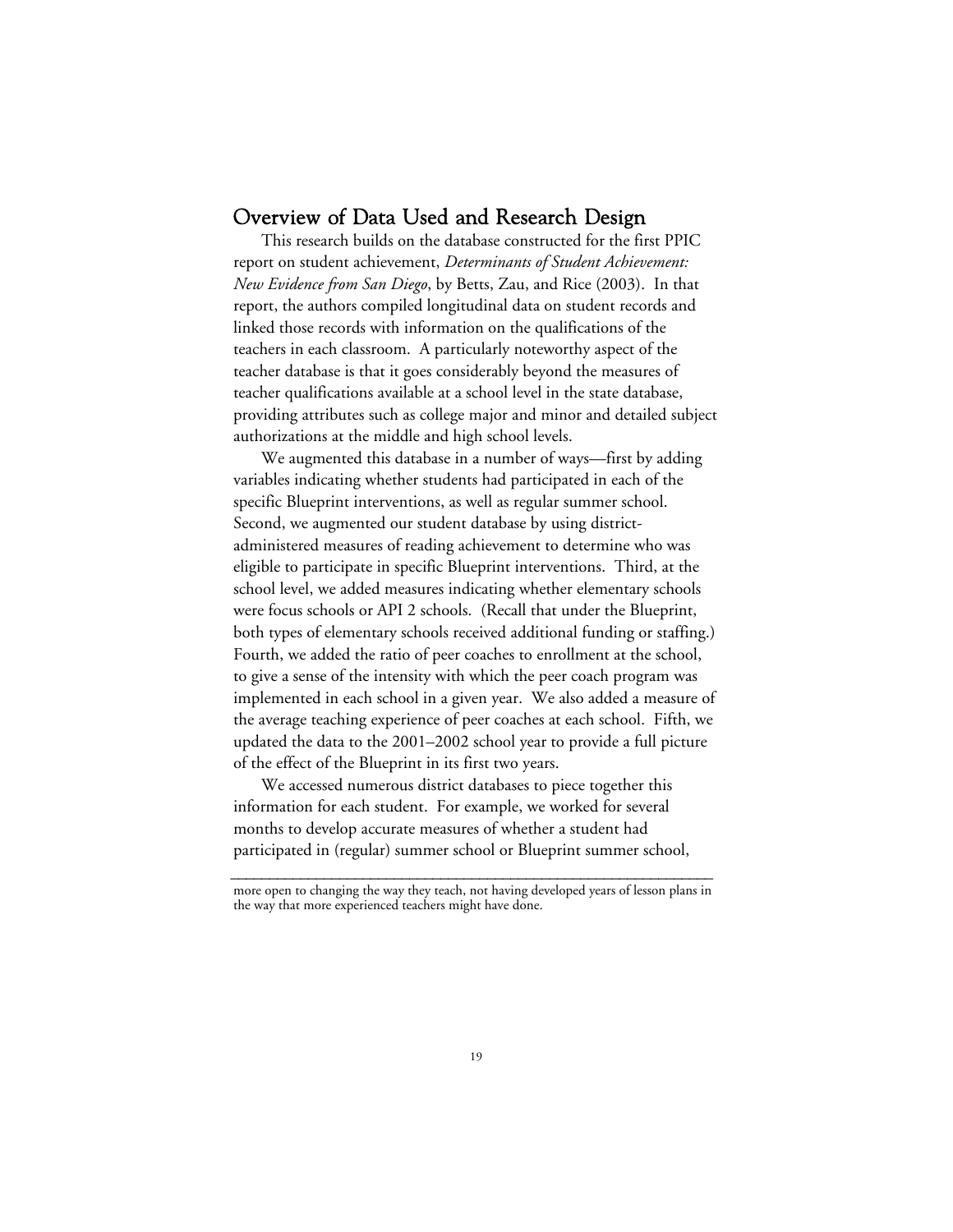## Overview of Data Used and Research Design

This research builds on the database constructed for the first PPIC report on student achievement, *Determinants of Student Achievement: New Evidence from San Diego*, by Betts, Zau, and Rice (2003). In that report, the authors compiled longitudinal data on student records and linked those records with information on the qualifications of the teachers in each classroom. A particularly noteworthy aspect of the teacher database is that it goes considerably beyond the measures of teacher qualifications available at a school level in the state database, providing attributes such as college major and minor and detailed subject authorizations at the middle and high school levels.

We augmented this database in a number of ways—first by adding variables indicating whether students had participated in each of the specific Blueprint interventions, as well as regular summer school. Second, we augmented our student database by using district-administered measures of reading achievement to determine who was eligible to participate in specific Blueprint interventions. Third, at the school level, we added measures indicating whether elementary schools were focus schools or API 2 schools. (Recall that under the Blueprint, both types of elementary schools received additional funding or staffing.) Fourth, we added the ratio of peer coaches to enrollment at the school, to give a sense of the intensity with which the peer coach program was implemented in each school in a given year. We also added a measure of the average teaching experience of peer coaches at each school. Fifth, we updated the data to the 2001–2002 school year to provide a full picture of the effect of the Blueprint in its first two years.

We accessed numerous district databases to piece together this information for each student. For example, we worked for several months to develop accurate measures of whether a student had participated in (regular) summer school or Blueprint summer school,

---

more open to changing the way they teach, not having developed years of lesson plans in the way that more experienced teachers might have done.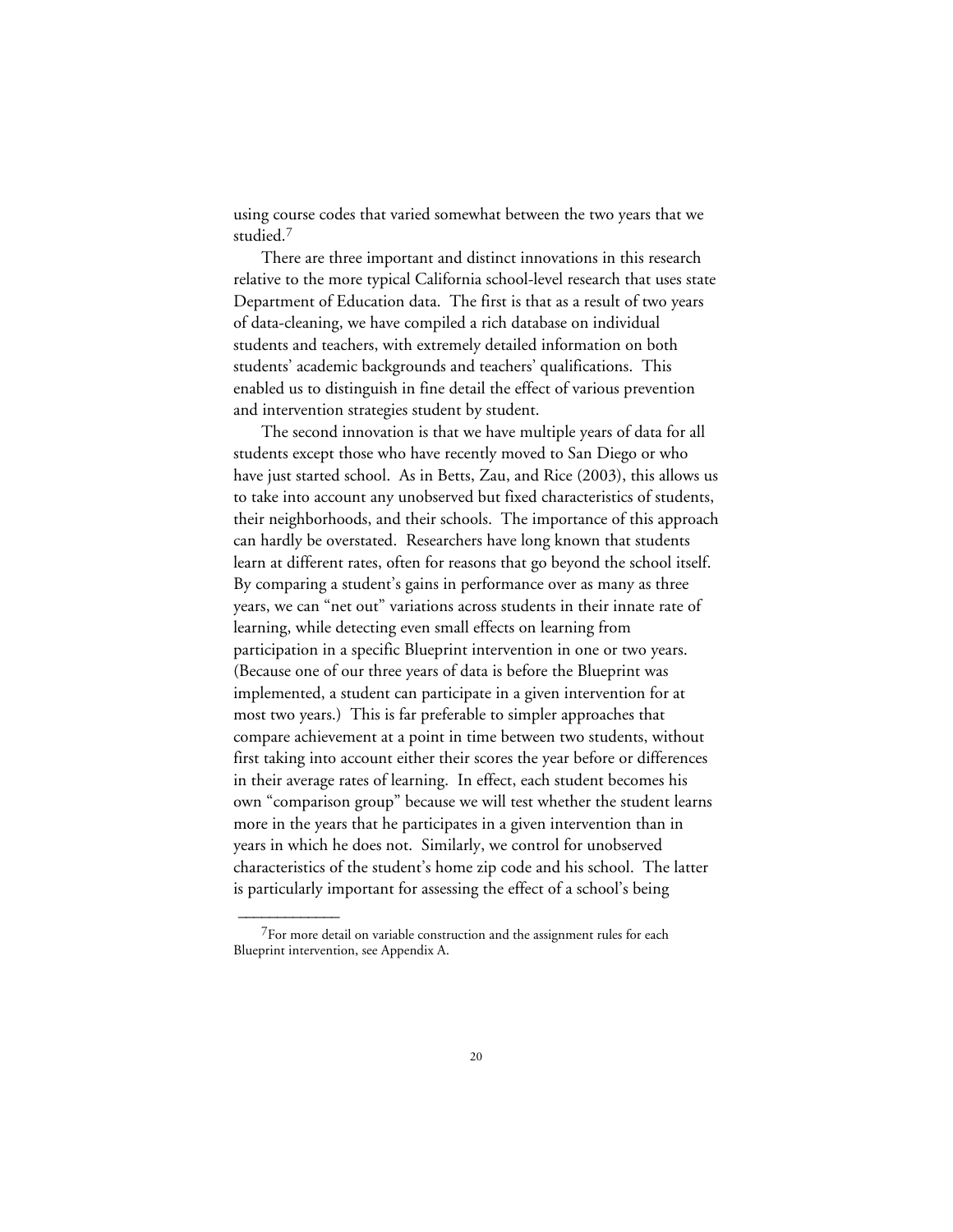using course codes that varied somewhat between the two years that we studied.[7]

There are three important and distinct innovations in this research relative to the more typical California school-level research that uses state Department of Education data. The first is that as a result of two years of data-cleaning, we have compiled a rich database on individual students and teachers, with extremely detailed information on both students' academic backgrounds and teachers' qualifications. This enabled us to distinguish in fine detail the effect of various prevention and intervention strategies student by student.

The second innovation is that we have multiple years of data for all students except those who have recently moved to San Diego or who have just started school. As in Betts, Zau, and Rice (2003), this allows us to take into account any unobserved but fixed characteristics of students, their neighborhoods, and their schools. The importance of this approach can hardly be overstated. Researchers have long known that students learn at different rates, often for reasons that go beyond the school itself. By comparing a student's gains in performance over as many as three years, we can "net out" variations across students in their innate rate of learning, while detecting even small effects on learning from participation in a specific Blueprint intervention in one or two years. (Because one of our three years of data is before the Blueprint was implemented, a student can participate in a given intervention for at most two years.) This is far preferable to simpler approaches that compare achievement at a point in time between two students, without first taking into account either their scores the year before or differences in their average rates of learning. In effect, each student becomes his own "comparison group" because we will test whether the student learns more in the years that he participates in a given intervention than in years in which he does not. Similarly, we control for unobserved characteristics of the student's home zip code and his school. The latter is particularly important for assessing the effect of a school's being

---

[7]For more detail on variable construction and the assignment rules for each Blueprint intervention, see Appendix A.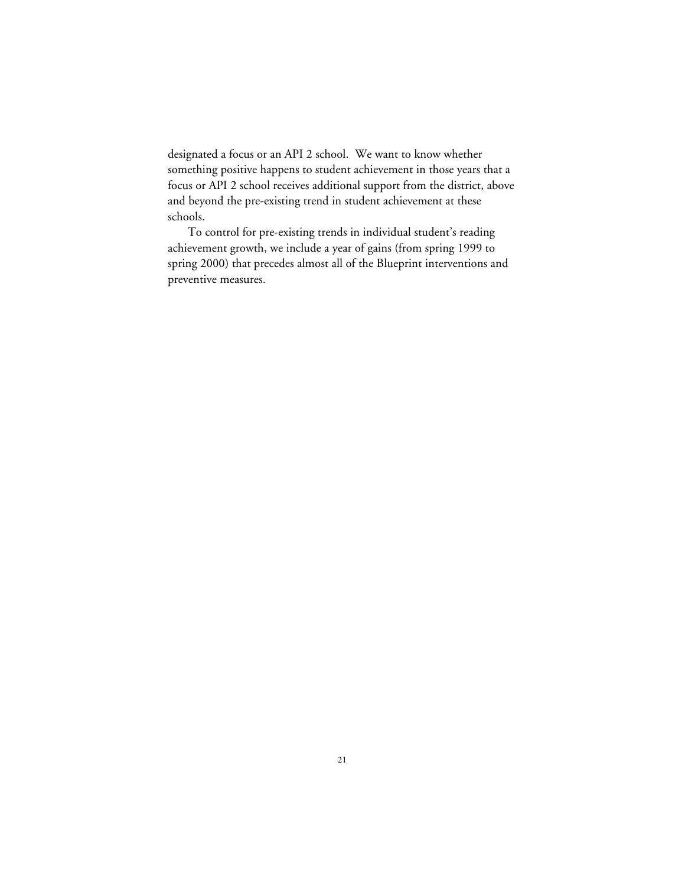designated a focus or an API 2 school. We want to know whether something positive happens to student achievement in those years that a focus or API 2 school receives additional support from the district, above and beyond the pre-existing trend in student achievement at these schools.

To control for pre-existing trends in individual student's reading achievement growth, we include a year of gains (from spring 1999 to spring 2000) that precedes almost all of the Blueprint interventions and preventive measures.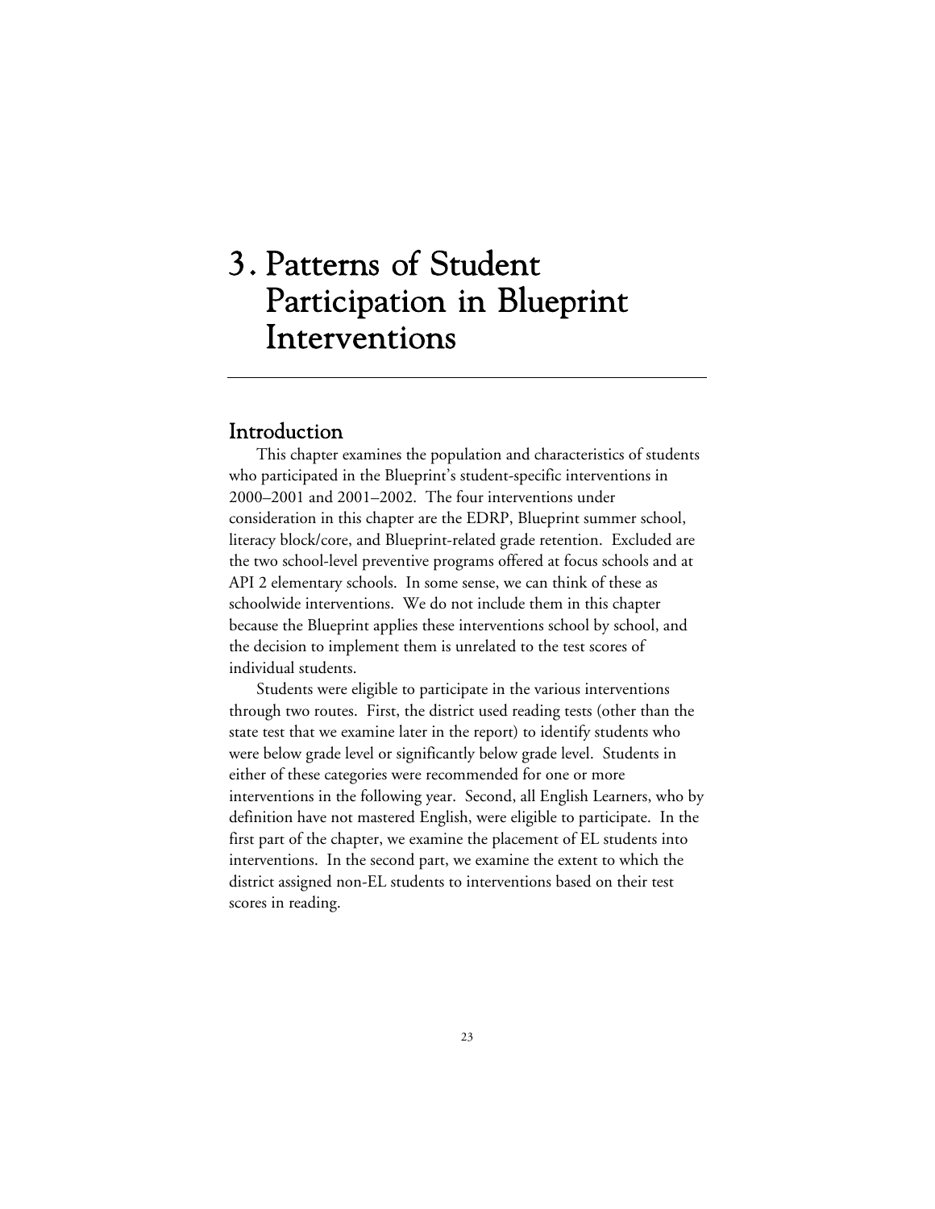# 3. Patterns of Student Participation in Blueprint Interventions

## Introduction

This chapter examines the population and characteristics of students who participated in the Blueprint's student-specific interventions in 2000–2001 and 2001–2002. The four interventions under consideration in this chapter are the EDRP, Blueprint summer school, literacy block/core, and Blueprint-related grade retention. Excluded are the two school-level preventive programs offered at focus schools and at API 2 elementary schools. In some sense, we can think of these as schoolwide interventions. We do not include them in this chapter because the Blueprint applies these interventions school by school, and the decision to implement them is unrelated to the test scores of individual students.

Students were eligible to participate in the various interventions through two routes. First, the district used reading tests (other than the state test that we examine later in the report) to identify students who were below grade level or significantly below grade level. Students in either of these categories were recommended for one or more interventions in the following year. Second, all English Learners, who by definition have not mastered English, were eligible to participate. In the first part of the chapter, we examine the placement of EL students into interventions. In the second part, we examine the extent to which the district assigned non-EL students to interventions based on their test scores in reading.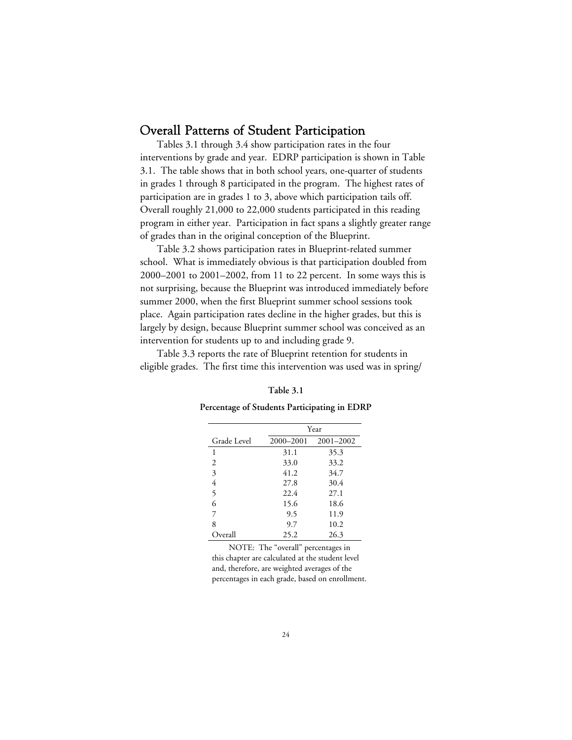## Overall Patterns of Student Participation

Tables 3.1 through 3.4 show participation rates in the four interventions by grade and year. EDRP participation is shown in Table 3.1. The table shows that in both school years, one-quarter of students in grades 1 through 8 participated in the program. The highest rates of participation are in grades 1 to 3, above which participation tails off. Overall roughly 21,000 to 22,000 students participated in this reading program in either year. Participation in fact spans a slightly greater range of grades than in the original conception of the Blueprint.

Table 3.2 shows participation rates in Blueprint-related summer school. What is immediately obvious is that participation doubled from 2000–2001 to 2001–2002, from 11 to 22 percent. In some ways this is not surprising, because the Blueprint was introduced immediately before summer 2000, when the first Blueprint summer school sessions took place. Again participation rates decline in the higher grades, but this is largely by design, because Blueprint summer school was conceived as an intervention for students up to and including grade 9.

Table 3.3 reports the rate of Blueprint retention for students in eligible grades. The first time this intervention was used was in spring/

**Table 3.1**

**Percentage of Students Participating in EDRP**

| | Year | |
|---|---|---|
| Grade Level | 2000–2001 | 2001–2002 |
| 1 | 31.1 | 35.3 |
| 2 | 33.0 | 33.2 |
| 3 | 41.2 | 34.7 |
| 4 | 27.8 | 30.4 |
| 5 | 22.4 | 27.1 |
| 6 | 15.6 | 18.6 |
| 7 | 9.5 | 11.9 |
| 8 | 9.7 | 10.2 |
| Overall | 25.2 | 26.3 |

NOTE: The "overall" percentages in this chapter are calculated at the student level and, therefore, are weighted averages of the percentages in each grade, based on enrollment.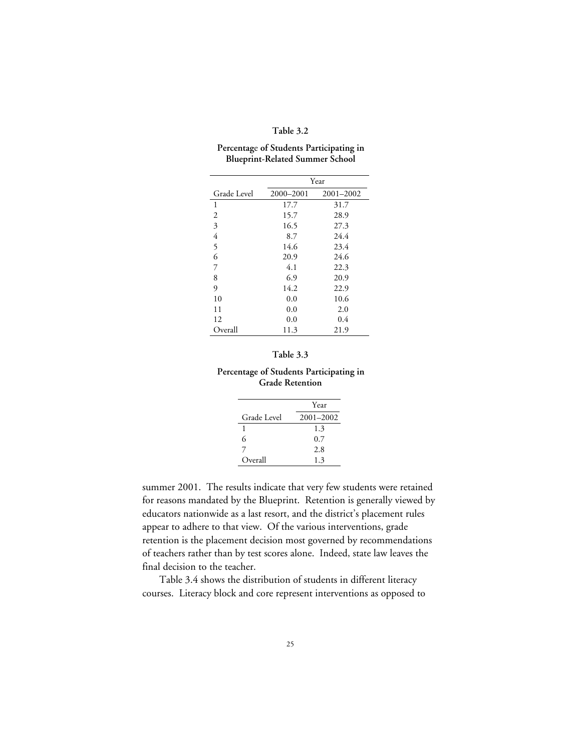**Table 3.2**

**Percentage of Students Participating in Blueprint-Related Summer School**

| | Year | |
|---|---|---|
| Grade Level | 2000–2001 | 2001–2002 |
| 1 | 17.7 | 31.7 |
| 2 | 15.7 | 28.9 |
| 3 | 16.5 | 27.3 |
| 4 | 8.7 | 24.4 |
| 5 | 14.6 | 23.4 |
| 6 | 20.9 | 24.6 |
| 7 | 4.1 | 22.3 |
| 8 | 6.9 | 20.9 |
| 9 | 14.2 | 22.9 |
| 10 | 0.0 | 10.6 |
| 11 | 0.0 | 2.0 |
| 12 | 0.0 | 0.4 |
| Overall | 11.3 | 21.9 |

**Table 3.3**

**Percentage of Students Participating in Grade Retention**

| | Year |
|---|---|
| Grade Level | 2001–2002 |
| 1 | 1.3 |
| 6 | 0.7 |
| 7 | 2.8 |
| Overall | 1.3 |

summer 2001. The results indicate that very few students were retained for reasons mandated by the Blueprint. Retention is generally viewed by educators nationwide as a last resort, and the district's placement rules appear to adhere to that view. Of the various interventions, grade retention is the placement decision most governed by recommendations of teachers rather than by test scores alone. Indeed, state law leaves the final decision to the teacher.

Table 3.4 shows the distribution of students in different literacy courses. Literacy block and core represent interventions as opposed to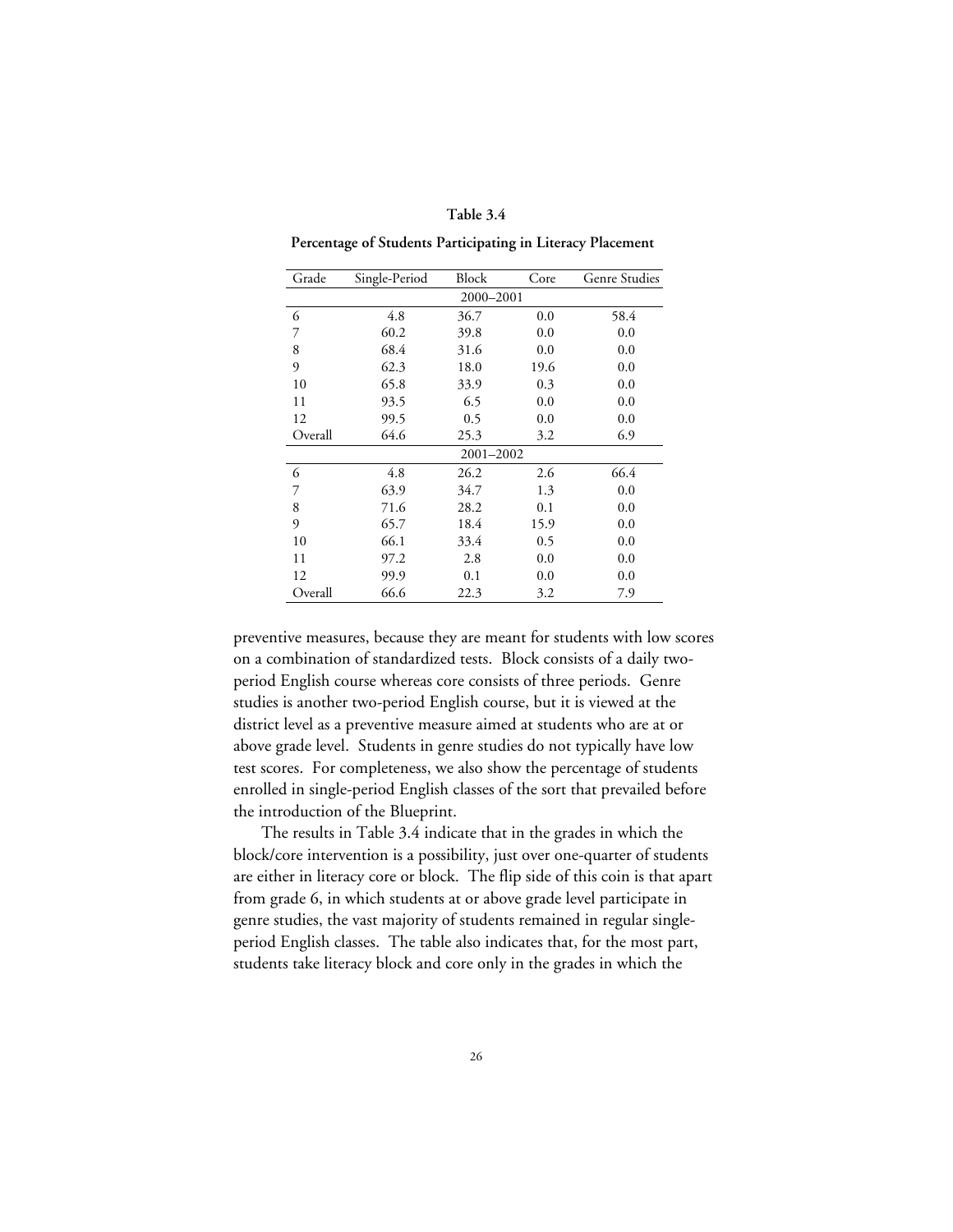**Table 3.4**

**Percentage of Students Participating in Literacy Placement**

| Grade | Single-Period | Block | Core | Genre Studies |
|---|---|---|---|---|
| | | 2000–2001 | | |
| 6 | 4.8 | 36.7 | 0.0 | 58.4 |
| 7 | 60.2 | 39.8 | 0.0 | 0.0 |
| 8 | 68.4 | 31.6 | 0.0 | 0.0 |
| 9 | 62.3 | 18.0 | 19.6 | 0.0 |
| 10 | 65.8 | 33.9 | 0.3 | 0.0 |
| 11 | 93.5 | 6.5 | 0.0 | 0.0 |
| 12 | 99.5 | 0.5 | 0.0 | 0.0 |
| Overall | 64.6 | 25.3 | 3.2 | 6.9 |
| | | 2001–2002 | | |
| 6 | 4.8 | 26.2 | 2.6 | 66.4 |
| 7 | 63.9 | 34.7 | 1.3 | 0.0 |
| 8 | 71.6 | 28.2 | 0.1 | 0.0 |
| 9 | 65.7 | 18.4 | 15.9 | 0.0 |
| 10 | 66.1 | 33.4 | 0.5 | 0.0 |
| 11 | 97.2 | 2.8 | 0.0 | 0.0 |
| 12 | 99.9 | 0.1 | 0.0 | 0.0 |
| Overall | 66.6 | 22.3 | 3.2 | 7.9 |

preventive measures, because they are meant for students with low scores on a combination of standardized tests. Block consists of a daily two-period English course whereas core consists of three periods. Genre studies is another two-period English course, but it is viewed at the district level as a preventive measure aimed at students who are at or above grade level. Students in genre studies do not typically have low test scores. For completeness, we also show the percentage of students enrolled in single-period English classes of the sort that prevailed before the introduction of the Blueprint.

The results in Table 3.4 indicate that in the grades in which the block/core intervention is a possibility, just over one-quarter of students are either in literacy core or block. The flip side of this coin is that apart from grade 6, in which students at or above grade level participate in genre studies, the vast majority of students remained in regular single-period English classes. The table also indicates that, for the most part, students take literacy block and core only in the grades in which the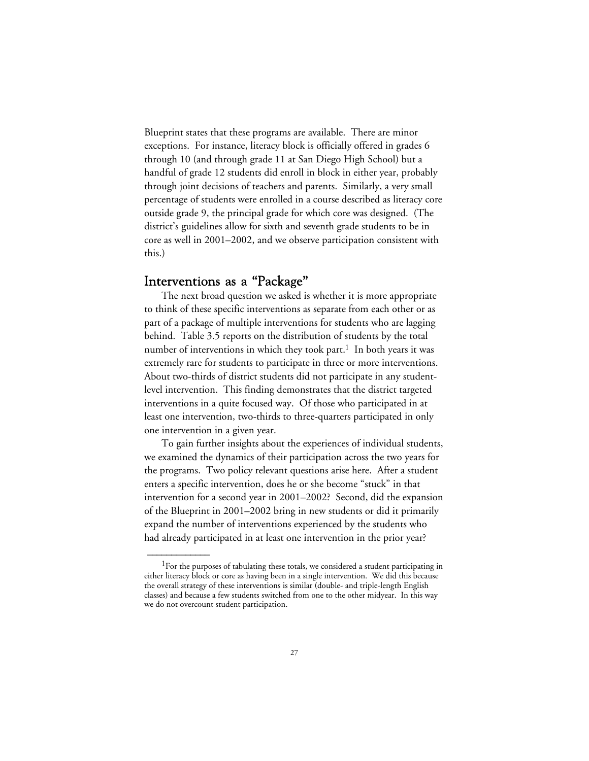Blueprint states that these programs are available. There are minor exceptions. For instance, literacy block is officially offered in grades 6 through 10 (and through grade 11 at San Diego High School) but a handful of grade 12 students did enroll in block in either year, probably through joint decisions of teachers and parents. Similarly, a very small percentage of students were enrolled in a course described as literacy core outside grade 9, the principal grade for which core was designed. (The district's guidelines allow for sixth and seventh grade students to be in core as well in 2001–2002, and we observe participation consistent with this.)

## Interventions as a "Package"

The next broad question we asked is whether it is more appropriate to think of these specific interventions as separate from each other or as part of a package of multiple interventions for students who are lagging behind. Table 3.5 reports on the distribution of students by the total number of interventions in which they took part.[1] In both years it was extremely rare for students to participate in three or more interventions. About two-thirds of district students did not participate in any student-level intervention. This finding demonstrates that the district targeted interventions in a quite focused way. Of those who participated in at least one intervention, two-thirds to three-quarters participated in only one intervention in a given year.

To gain further insights about the experiences of individual students, we examined the dynamics of their participation across the two years for the programs. Two policy relevant questions arise here. After a student enters a specific intervention, does he or she become "stuck" in that intervention for a second year in 2001–2002? Second, did the expansion of the Blueprint in 2001–2002 bring in new students or did it primarily expand the number of interventions experienced by the students who had already participated in at least one intervention in the prior year?

---

[1]For the purposes of tabulating these totals, we considered a student participating in either literacy block or core as having been in a single intervention. We did this because the overall strategy of these interventions is similar (double- and triple-length English classes) and because a few students switched from one to the other midyear. In this way we do not overcount student participation.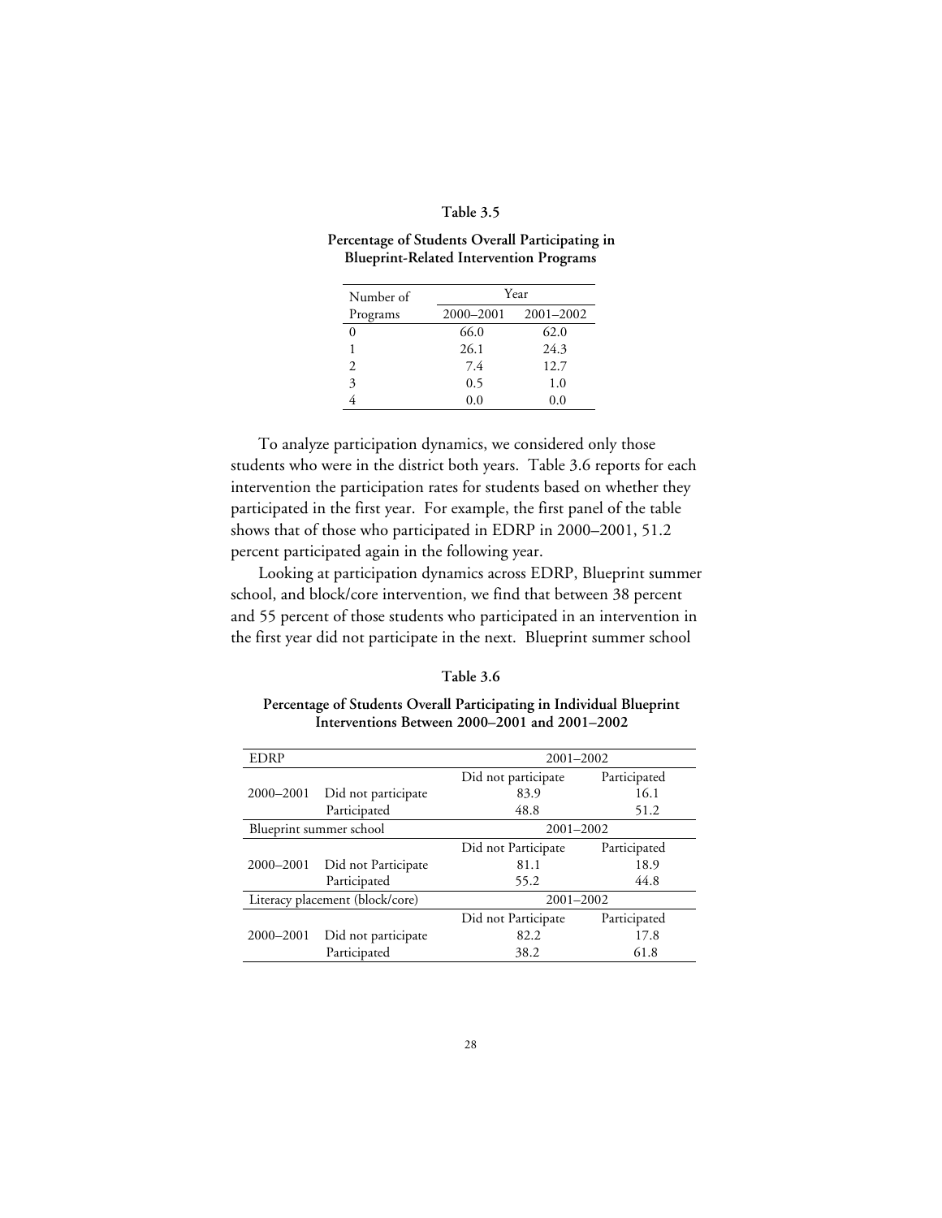**Table 3.5**

**Percentage of Students Overall Participating in Blueprint-Related Intervention Programs**

| Number of Programs | Year 2000–2001 | Year 2001–2002 |
|---|---|---|
| 0 | 66.0 | 62.0 |
| 1 | 26.1 | 24.3 |
| 2 | 7.4 | 12.7 |
| 3 | 0.5 | 1.0 |
| 4 | 0.0 | 0.0 |

To analyze participation dynamics, we considered only those students who were in the district both years. Table 3.6 reports for each intervention the participation rates for students based on whether they participated in the first year. For example, the first panel of the table shows that of those who participated in EDRP in 2000–2001, 51.2 percent participated again in the following year.

Looking at participation dynamics across EDRP, Blueprint summer school, and block/core intervention, we find that between 38 percent and 55 percent of those students who participated in an intervention in the first year did not participate in the next. Blueprint summer school

**Table 3.6**

**Percentage of Students Overall Participating in Individual Blueprint Interventions Between 2000–2001 and 2001–2002**

| EDRP | | 2001–2002 | |
|---|---|---|---|
| | | Did not participate | Participated |
| 2000–2001 | Did not participate | 83.9 | 16.1 |
| | Participated | 48.8 | 51.2 |
| **Blueprint summer school** | | **2001–2002** | |
| | | Did not Participate | Participated |
| 2000–2001 | Did not Participate | 81.1 | 18.9 |
| | Participated | 55.2 | 44.8 |
| **Literacy placement (block/core)** | | **2001–2002** | |
| | | Did not Participate | Participated |
| 2000–2001 | Did not participate | 82.2 | 17.8 |
| | Participated | 38.2 | 61.8 |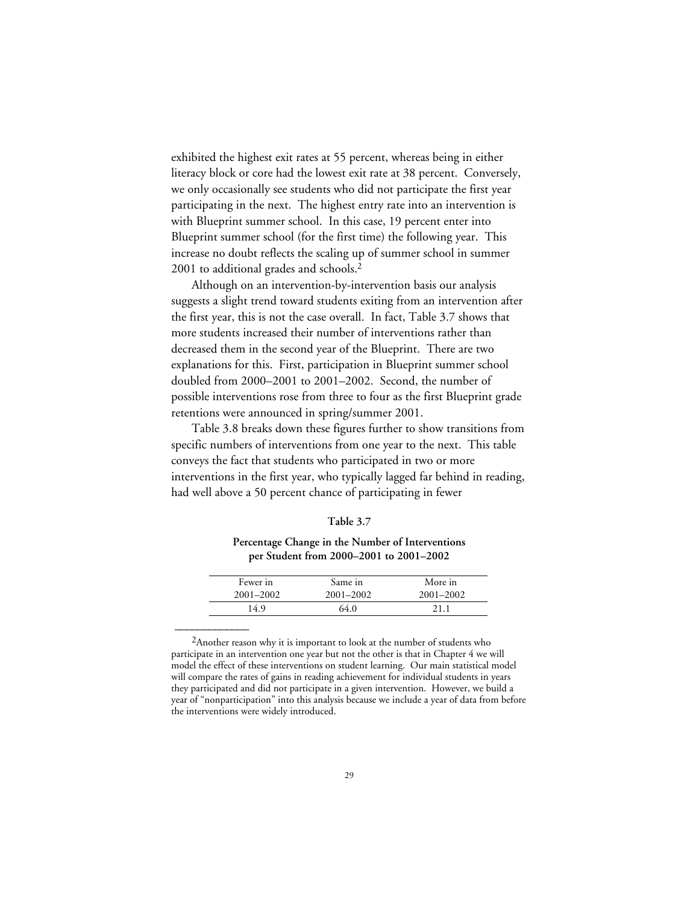exhibited the highest exit rates at 55 percent, whereas being in either literacy block or core had the lowest exit rate at 38 percent. Conversely, we only occasionally see students who did not participate the first year participating in the next. The highest entry rate into an intervention is with Blueprint summer school. In this case, 19 percent enter into Blueprint summer school (for the first time) the following year. This increase no doubt reflects the scaling up of summer school in summer 2001 to additional grades and schools.[2]

Although on an intervention-by-intervention basis our analysis suggests a slight trend toward students exiting from an intervention after the first year, this is not the case overall. In fact, Table 3.7 shows that more students increased their number of interventions rather than decreased them in the second year of the Blueprint. There are two explanations for this. First, participation in Blueprint summer school doubled from 2000–2001 to 2001–2002. Second, the number of possible interventions rose from three to four as the first Blueprint grade retentions were announced in spring/summer 2001.

Table 3.8 breaks down these figures further to show transitions from specific numbers of interventions from one year to the next. This table conveys the fact that students who participated in two or more interventions in the first year, who typically lagged far behind in reading, had well above a 50 percent chance of participating in fewer

**Table 3.7**

**Percentage Change in the Number of Interventions per Student from 2000–2001 to 2001–2002**

| Fewer in 2001–2002 | Same in 2001–2002 | More in 2001–2002 |
|---|---|---|
| 14.9 | 64.0 | 21.1 |

---

[2]Another reason why it is important to look at the number of students who participate in an intervention one year but not the other is that in Chapter 4 we will model the effect of these interventions on student learning. Our main statistical model will compare the rates of gains in reading achievement for individual students in years they participated and did not participate in a given intervention. However, we build a year of "nonparticipation" into this analysis because we include a year of data from before the interventions were widely introduced.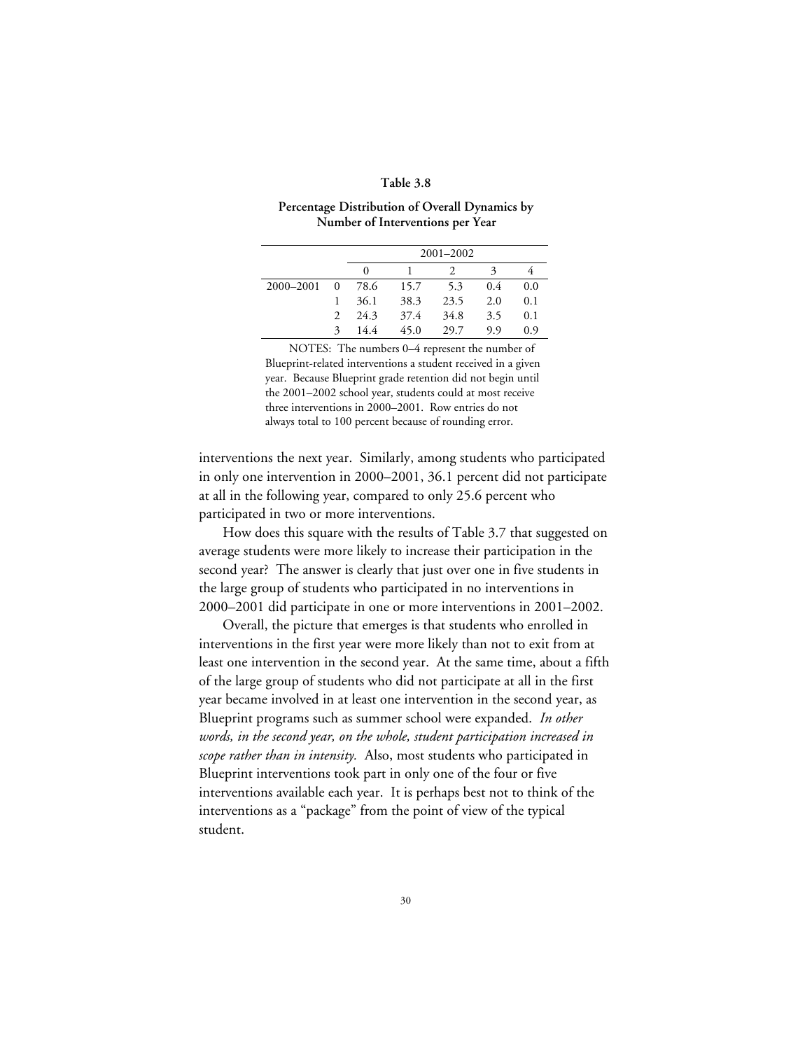**Table 3.8**

**Percentage Distribution of Overall Dynamics by Number of Interventions per Year**

| | | 2001–2002 | | | | |
|---|---|---|---|---|---|---|
| | | 0 | 1 | 2 | 3 | 4 |
| 2000–2001 | 0 | 78.6 | 15.7 | 5.3 | 0.4 | 0.0 |
| | 1 | 36.1 | 38.3 | 23.5 | 2.0 | 0.1 |
| | 2 | 24.3 | 37.4 | 34.8 | 3.5 | 0.1 |
| | 3 | 14.4 | 45.0 | 29.7 | 9.9 | 0.9 |

NOTES: The numbers 0–4 represent the number of Blueprint-related interventions a student received in a given year. Because Blueprint grade retention did not begin until the 2001–2002 school year, students could at most receive three interventions in 2000–2001. Row entries do not always total to 100 percent because of rounding error.

interventions the next year. Similarly, among students who participated in only one intervention in 2000–2001, 36.1 percent did not participate at all in the following year, compared to only 25.6 percent who participated in two or more interventions.

How does this square with the results of Table 3.7 that suggested on average students were more likely to increase their participation in the second year? The answer is clearly that just over one in five students in the large group of students who participated in no interventions in 2000–2001 did participate in one or more interventions in 2001–2002.

Overall, the picture that emerges is that students who enrolled in interventions in the first year were more likely than not to exit from at least one intervention in the second year. At the same time, about a fifth of the large group of students who did not participate at all in the first year became involved in at least one intervention in the second year, as Blueprint programs such as summer school were expanded. *In other words, in the second year, on the whole, student participation increased in scope rather than in intensity.* Also, most students who participated in Blueprint interventions took part in only one of the four or five interventions available each year. It is perhaps best not to think of the interventions as a "package" from the point of view of the typical student.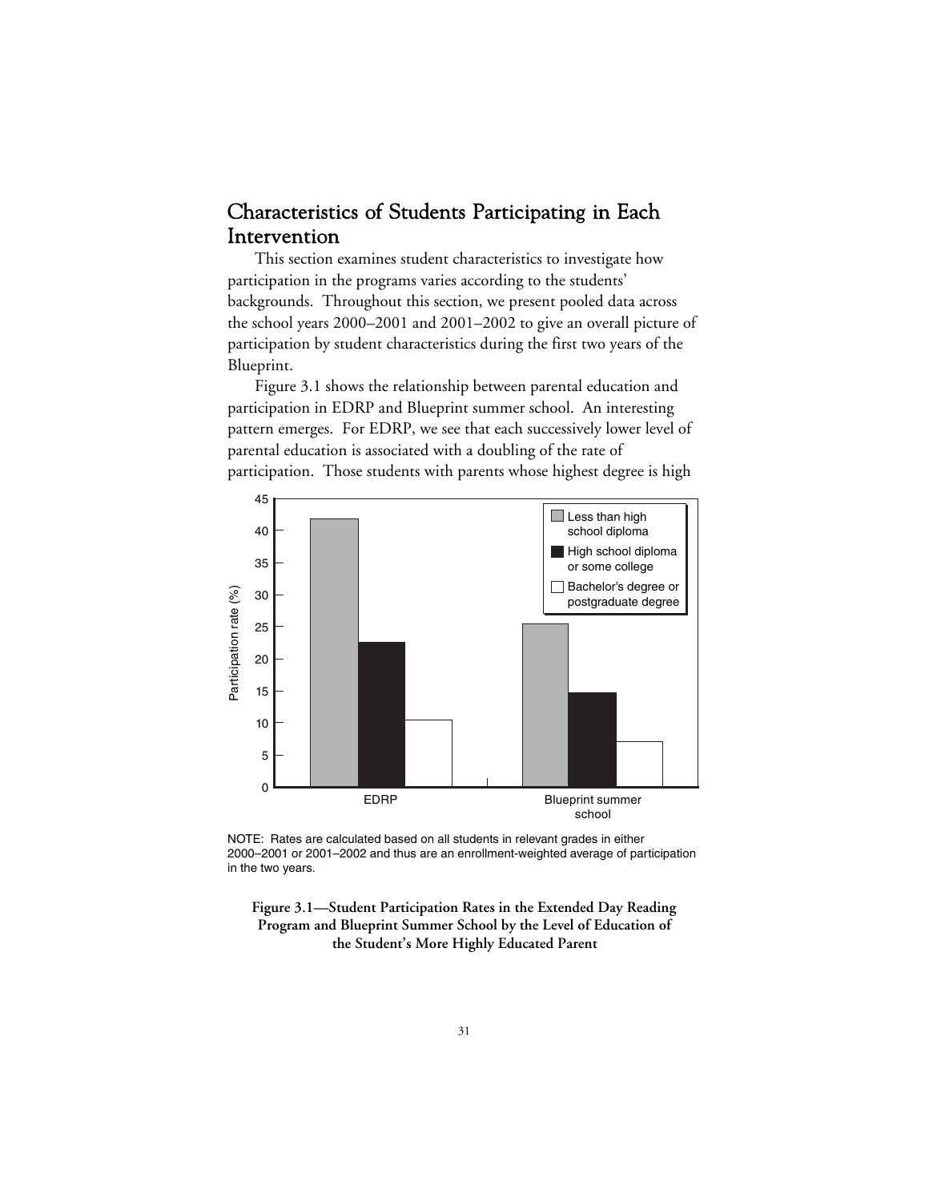## Characteristics of Students Participating in Each Intervention

This section examines student characteristics to investigate how participation in the programs varies according to the students' backgrounds. Throughout this section, we present pooled data across the school years 2000–2001 and 2001–2002 to give an overall picture of participation by student characteristics during the first two years of the Blueprint.

Figure 3.1 shows the relationship between parental education and participation in EDRP and Blueprint summer school. An interesting pattern emerges. For EDRP, we see that each successively lower level of parental education is associated with a doubling of the rate of participation. Those students with parents whose highest degree is high

NOTE: Rates are calculated based on all students in relevant grades in either 2000–2001 or 2001–2002 and thus are an enrollment-weighted average of participation in the two years.

**Figure 3.1—Student Participation Rates in the Extended Day Reading Program and Blueprint Summer School by the Level of Education of the Student's More Highly Educated Parent**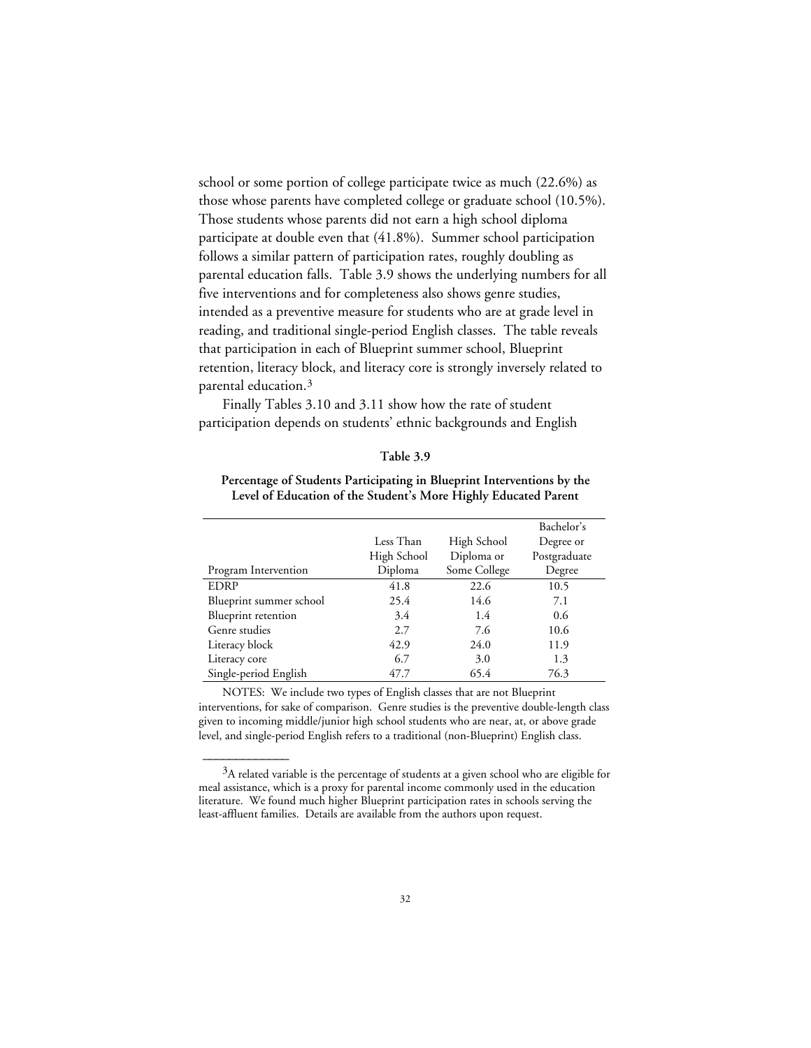school or some portion of college participate twice as much (22.6%) as those whose parents have completed college or graduate school (10.5%). Those students whose parents did not earn a high school diploma participate at double even that (41.8%). Summer school participation follows a similar pattern of participation rates, roughly doubling as parental education falls. Table 3.9 shows the underlying numbers for all five interventions and for completeness also shows genre studies, intended as a preventive measure for students who are at grade level in reading, and traditional single-period English classes. The table reveals that participation in each of Blueprint summer school, Blueprint retention, literacy block, and literacy core is strongly inversely related to parental education.[3]

Finally Tables 3.10 and 3.11 show how the rate of student participation depends on students' ethnic backgrounds and English

**Table 3.9**

**Percentage of Students Participating in Blueprint Interventions by the Level of Education of the Student's More Highly Educated Parent**

| Program Intervention | Less Than High School Diploma | High School Diploma or Some College | Bachelor's Degree or Postgraduate Degree |
|---|---|---|---|
| EDRP | 41.8 | 22.6 | 10.5 |
| Blueprint summer school | 25.4 | 14.6 | 7.1 |
| Blueprint retention | 3.4 | 1.4 | 0.6 |
| Genre studies | 2.7 | 7.6 | 10.6 |
| Literacy block | 42.9 | 24.0 | 11.9 |
| Literacy core | 6.7 | 3.0 | 1.3 |
| Single-period English | 47.7 | 65.4 | 76.3 |

NOTES: We include two types of English classes that are not Blueprint interventions, for sake of comparison. Genre studies is the preventive double-length class given to incoming middle/junior high school students who are near, at, or above grade level, and single-period English refers to a traditional (non-Blueprint) English class.

---

[3]A related variable is the percentage of students at a given school who are eligible for meal assistance, which is a proxy for parental income commonly used in the education literature. We found much higher Blueprint participation rates in schools serving the least-affluent families. Details are available from the authors upon request.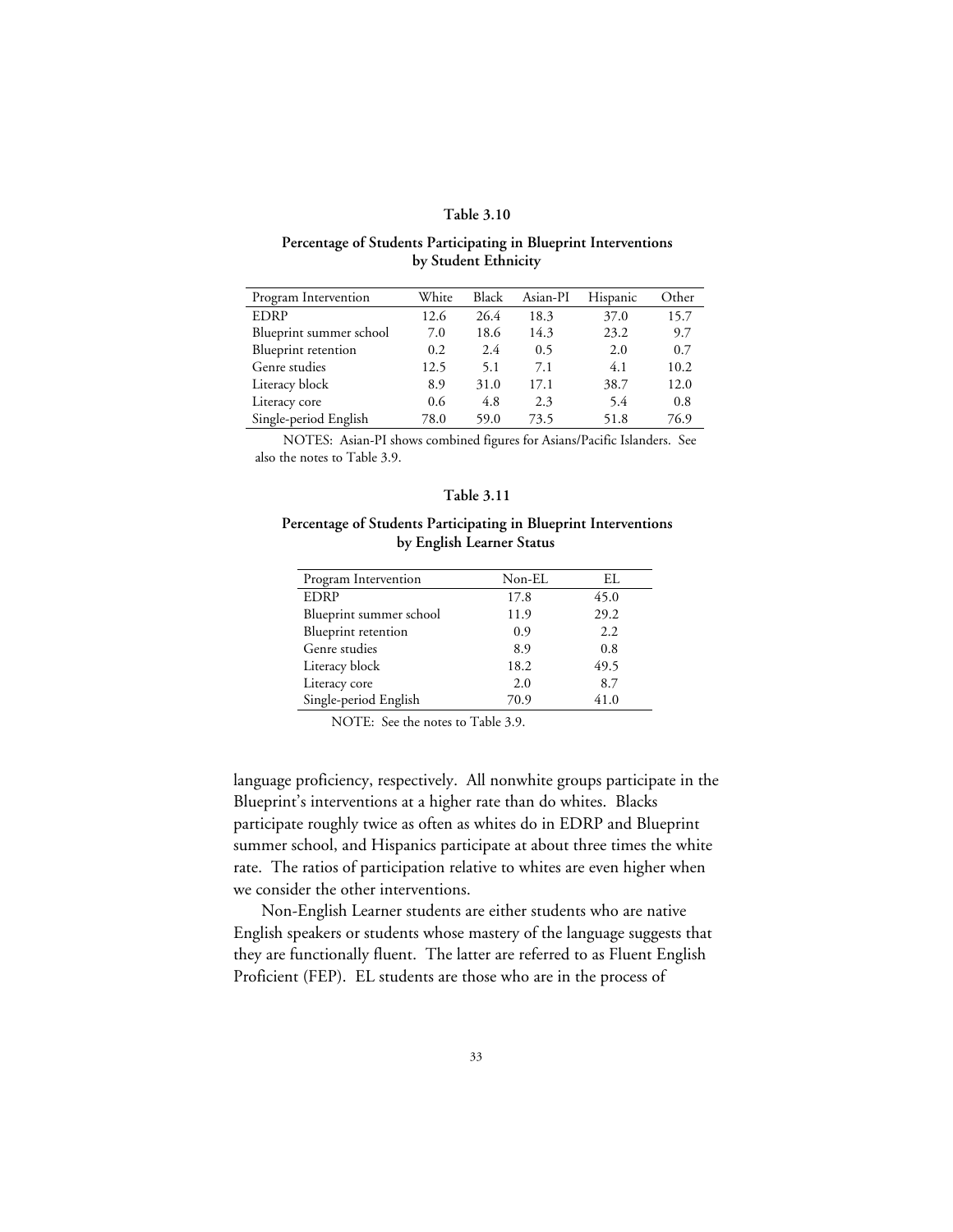**Table 3.10**

**Percentage of Students Participating in Blueprint Interventions by Student Ethnicity**

| Program Intervention | White | Black | Asian-PI | Hispanic | Other |
|---|---|---|---|---|---|
| EDRP | 12.6 | 26.4 | 18.3 | 37.0 | 15.7 |
| Blueprint summer school | 7.0 | 18.6 | 14.3 | 23.2 | 9.7 |
| Blueprint retention | 0.2 | 2.4 | 0.5 | 2.0 | 0.7 |
| Genre studies | 12.5 | 5.1 | 7.1 | 4.1 | 10.2 |
| Literacy block | 8.9 | 31.0 | 17.1 | 38.7 | 12.0 |
| Literacy core | 0.6 | 4.8 | 2.3 | 5.4 | 0.8 |
| Single-period English | 78.0 | 59.0 | 73.5 | 51.8 | 76.9 |

NOTES: Asian-PI shows combined figures for Asians/Pacific Islanders. See also the notes to Table 3.9.

**Table 3.11**

**Percentage of Students Participating in Blueprint Interventions by English Learner Status**

| Program Intervention | Non-EL | EL |
|---|---|---|
| EDRP | 17.8 | 45.0 |
| Blueprint summer school | 11.9 | 29.2 |
| Blueprint retention | 0.9 | 2.2 |
| Genre studies | 8.9 | 0.8 |
| Literacy block | 18.2 | 49.5 |
| Literacy core | 2.0 | 8.7 |
| Single-period English | 70.9 | 41.0 |

NOTE: See the notes to Table 3.9.

language proficiency, respectively. All nonwhite groups participate in the Blueprint's interventions at a higher rate than do whites. Blacks participate roughly twice as often as whites do in EDRP and Blueprint summer school, and Hispanics participate at about three times the white rate. The ratios of participation relative to whites are even higher when we consider the other interventions.

Non-English Learner students are either students who are native English speakers or students whose mastery of the language suggests that they are functionally fluent. The latter are referred to as Fluent English Proficient (FEP). EL students are those who are in the process of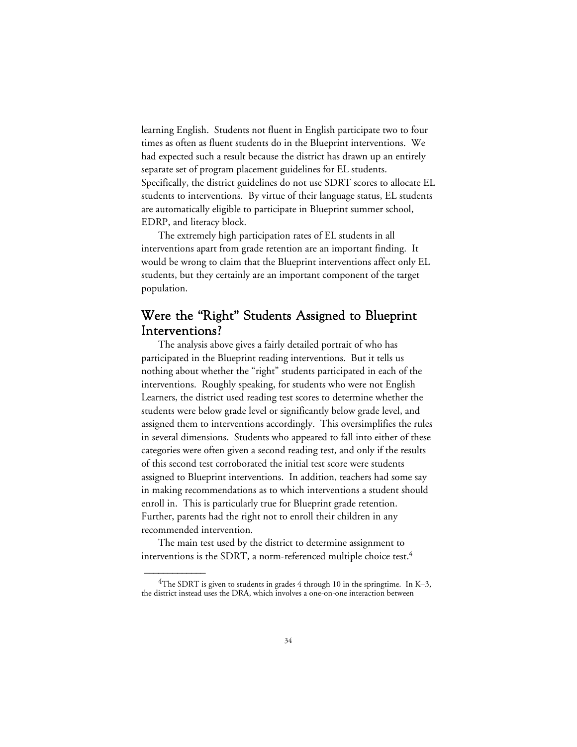learning English. Students not fluent in English participate two to four times as often as fluent students do in the Blueprint interventions. We had expected such a result because the district has drawn up an entirely separate set of program placement guidelines for EL students. Specifically, the district guidelines do not use SDRT scores to allocate EL students to interventions. By virtue of their language status, EL students are automatically eligible to participate in Blueprint summer school, EDRP, and literacy block.

The extremely high participation rates of EL students in all interventions apart from grade retention are an important finding. It would be wrong to claim that the Blueprint interventions affect only EL students, but they certainly are an important component of the target population.

## Were the "Right" Students Assigned to Blueprint Interventions?

The analysis above gives a fairly detailed portrait of who has participated in the Blueprint reading interventions. But it tells us nothing about whether the "right" students participated in each of the interventions. Roughly speaking, for students who were not English Learners, the district used reading test scores to determine whether the students were below grade level or significantly below grade level, and assigned them to interventions accordingly. This oversimplifies the rules in several dimensions. Students who appeared to fall into either of these categories were often given a second reading test, and only if the results of this second test corroborated the initial test score were students assigned to Blueprint interventions. In addition, teachers had some say in making recommendations as to which interventions a student should enroll in. This is particularly true for Blueprint grade retention. Further, parents had the right not to enroll their children in any recommended intervention.

The main test used by the district to determine assignment to interventions is the SDRT, a norm-referenced multiple choice test.[4]

---

[4]The SDRT is given to students in grades 4 through 10 in the springtime. In K–3, the district instead uses the DRA, which involves a one-on-one interaction between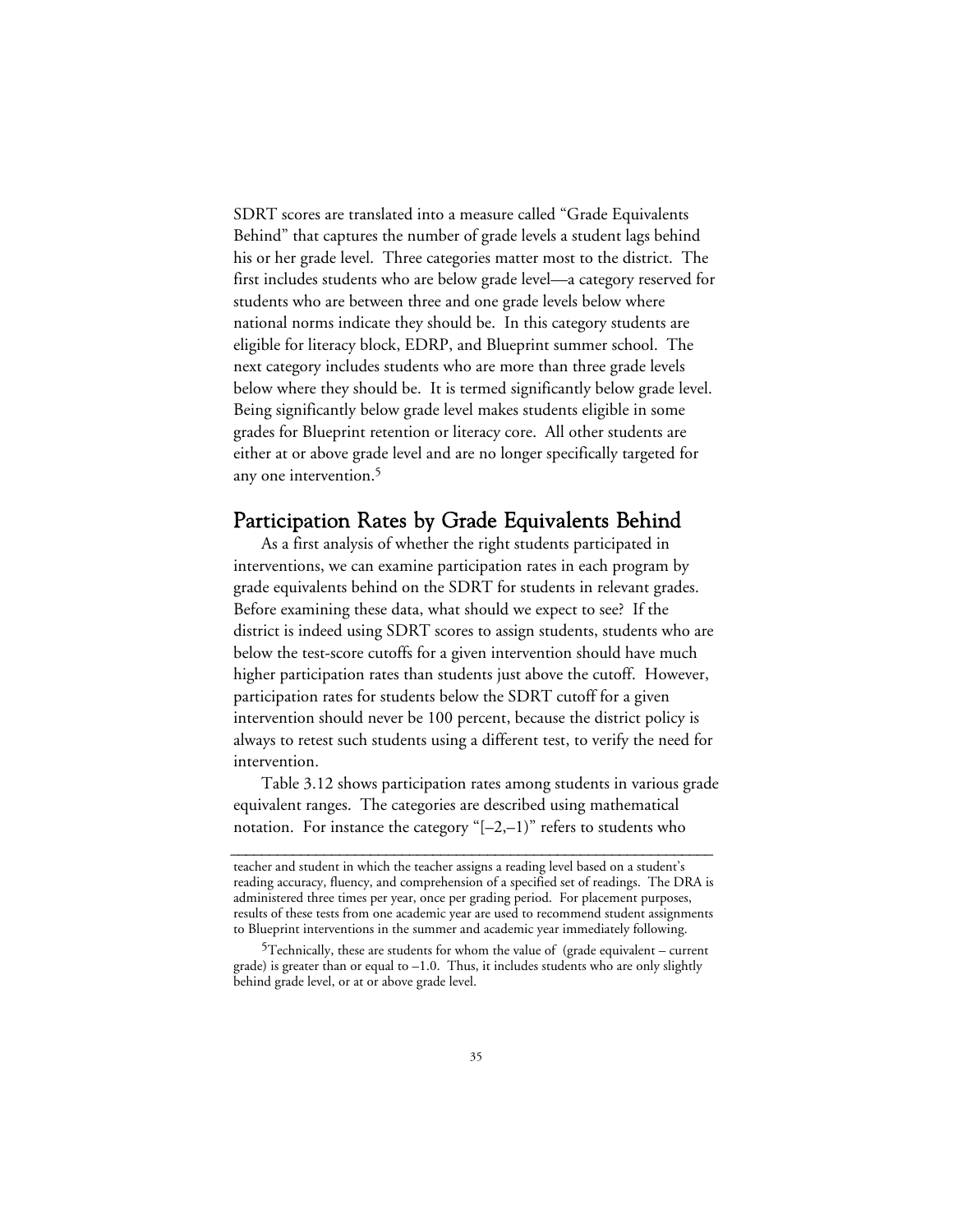SDRT scores are translated into a measure called "Grade Equivalents Behind" that captures the number of grade levels a student lags behind his or her grade level. Three categories matter most to the district. The first includes students who are below grade level—a category reserved for students who are between three and one grade levels below where national norms indicate they should be. In this category students are eligible for literacy block, EDRP, and Blueprint summer school. The next category includes students who are more than three grade levels below where they should be. It is termed significantly below grade level. Being significantly below grade level makes students eligible in some grades for Blueprint retention or literacy core. All other students are either at or above grade level and are no longer specifically targeted for any one intervention.[5]

## Participation Rates by Grade Equivalents Behind

As a first analysis of whether the right students participated in interventions, we can examine participation rates in each program by grade equivalents behind on the SDRT for students in relevant grades. Before examining these data, what should we expect to see? If the district is indeed using SDRT scores to assign students, students who are below the test-score cutoffs for a given intervention should have much higher participation rates than students just above the cutoff. However, participation rates for students below the SDRT cutoff for a given intervention should never be 100 percent, because the district policy is always to retest such students using a different test, to verify the need for intervention.

Table 3.12 shows participation rates among students in various grade equivalent ranges. The categories are described using mathematical notation. For instance the category "[–2,–1)" refers to students who

---

teacher and student in which the teacher assigns a reading level based on a student's reading accuracy, fluency, and comprehension of a specified set of readings. The DRA is administered three times per year, once per grading period. For placement purposes, results of these tests from one academic year are used to recommend student assignments to Blueprint interventions in the summer and academic year immediately following.

[5]Technically, these are students for whom the value of (grade equivalent – current grade) is greater than or equal to –1.0. Thus, it includes students who are only slightly behind grade level, or at or above grade level.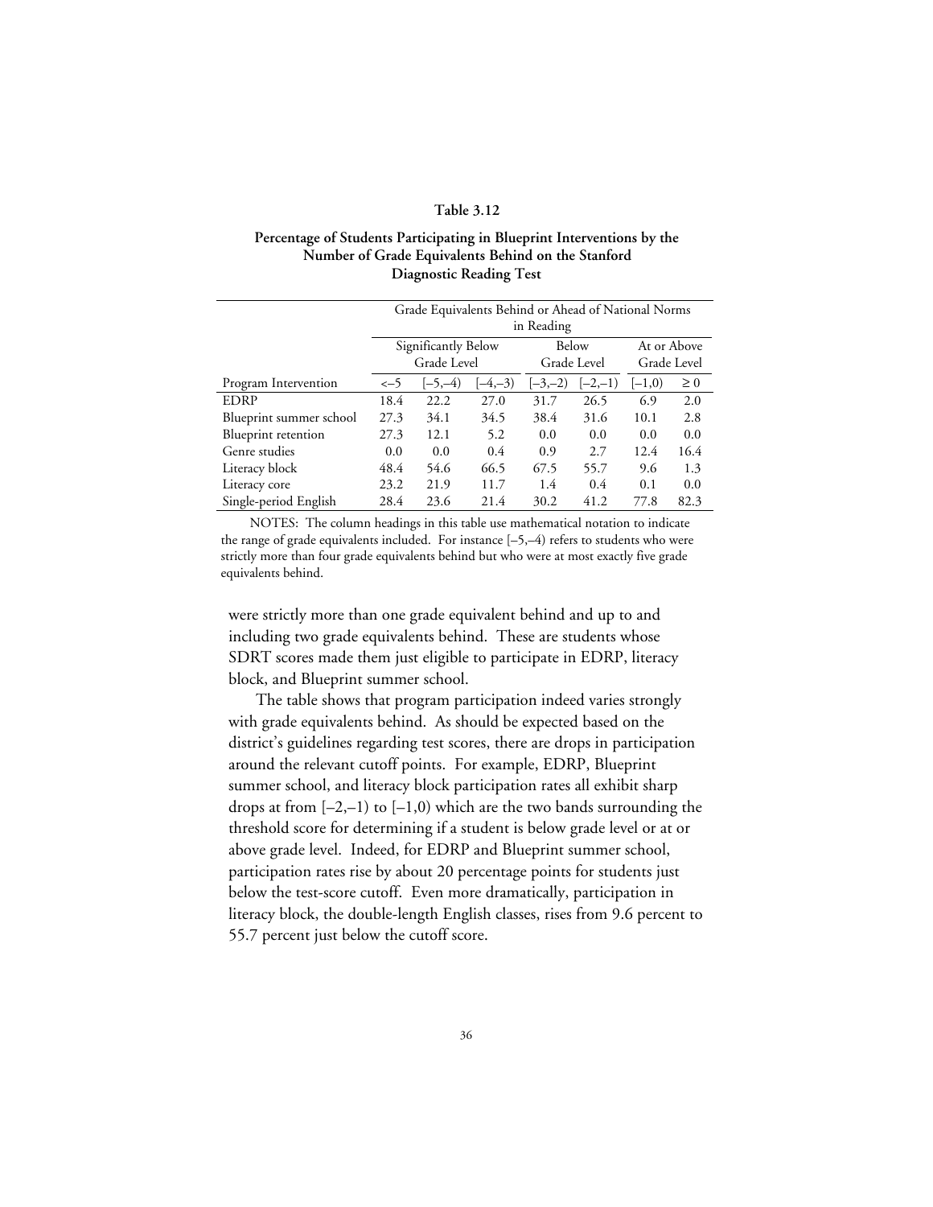**Table 3.12**

**Percentage of Students Participating in Blueprint Interventions by the Number of Grade Equivalents Behind on the Stanford Diagnostic Reading Test**

| | Grade Equivalents Behind or Ahead of National Norms in Reading | | | | | | |
|---|---|---|---|---|---|---|---|
| | Significantly Below Grade Level | | | Below Grade Level | | At or Above Grade Level | |
| Program Intervention | <–5 | [–5,–4) | [–4,–3) | [–3,–2) | [–2,–1) | [–1,0) | ≥ 0 |
| EDRP | 18.4 | 22.2 | 27.0 | 31.7 | 26.5 | 6.9 | 2.0 |
| Blueprint summer school | 27.3 | 34.1 | 34.5 | 38.4 | 31.6 | 10.1 | 2.8 |
| Blueprint retention | 27.3 | 12.1 | 5.2 | 0.0 | 0.0 | 0.0 | 0.0 |
| Genre studies | 0.0 | 0.0 | 0.4 | 0.9 | 2.7 | 12.4 | 16.4 |
| Literacy block | 48.4 | 54.6 | 66.5 | 67.5 | 55.7 | 9.6 | 1.3 |
| Literacy core | 23.2 | 21.9 | 11.7 | 1.4 | 0.4 | 0.1 | 0.0 |
| Single-period English | 28.4 | 23.6 | 21.4 | 30.2 | 41.2 | 77.8 | 82.3 |

NOTES: The column headings in this table use mathematical notation to indicate the range of grade equivalents included. For instance [–5,–4) refers to students who were strictly more than four grade equivalents behind but who were at most exactly five grade equivalents behind.

were strictly more than one grade equivalent behind and up to and including two grade equivalents behind. These are students whose SDRT scores made them just eligible to participate in EDRP, literacy block, and Blueprint summer school.

The table shows that program participation indeed varies strongly with grade equivalents behind. As should be expected based on the district's guidelines regarding test scores, there are drops in participation around the relevant cutoff points. For example, EDRP, Blueprint summer school, and literacy block participation rates all exhibit sharp drops at from [–2,–1) to [–1,0) which are the two bands surrounding the threshold score for determining if a student is below grade level or at or above grade level. Indeed, for EDRP and Blueprint summer school, participation rates rise by about 20 percentage points for students just below the test-score cutoff. Even more dramatically, participation in literacy block, the double-length English classes, rises from 9.6 percent to 55.7 percent just below the cutoff score.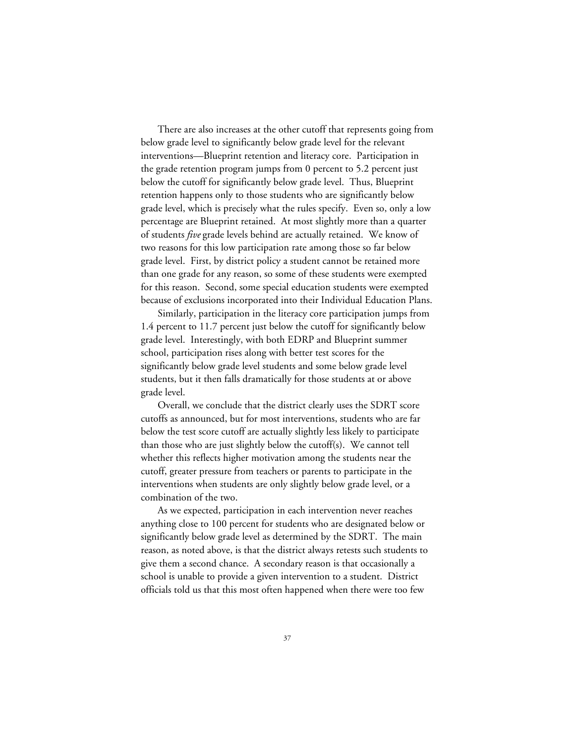There are also increases at the other cutoff that represents going from below grade level to significantly below grade level for the relevant interventions—Blueprint retention and literacy core. Participation in the grade retention program jumps from 0 percent to 5.2 percent just below the cutoff for significantly below grade level. Thus, Blueprint retention happens only to those students who are significantly below grade level, which is precisely what the rules specify. Even so, only a low percentage are Blueprint retained. At most slightly more than a quarter of students *five* grade levels behind are actually retained. We know of two reasons for this low participation rate among those so far below grade level. First, by district policy a student cannot be retained more than one grade for any reason, so some of these students were exempted for this reason. Second, some special education students were exempted because of exclusions incorporated into their Individual Education Plans.

Similarly, participation in the literacy core participation jumps from 1.4 percent to 11.7 percent just below the cutoff for significantly below grade level. Interestingly, with both EDRP and Blueprint summer school, participation rises along with better test scores for the significantly below grade level students and some below grade level students, but it then falls dramatically for those students at or above grade level.

Overall, we conclude that the district clearly uses the SDRT score cutoffs as announced, but for most interventions, students who are far below the test score cutoff are actually slightly less likely to participate than those who are just slightly below the cutoff(s). We cannot tell whether this reflects higher motivation among the students near the cutoff, greater pressure from teachers or parents to participate in the interventions when students are only slightly below grade level, or a combination of the two.

As we expected, participation in each intervention never reaches anything close to 100 percent for students who are designated below or significantly below grade level as determined by the SDRT. The main reason, as noted above, is that the district always retests such students to give them a second chance. A secondary reason is that occasionally a school is unable to provide a given intervention to a student. District officials told us that this most often happened when there were too few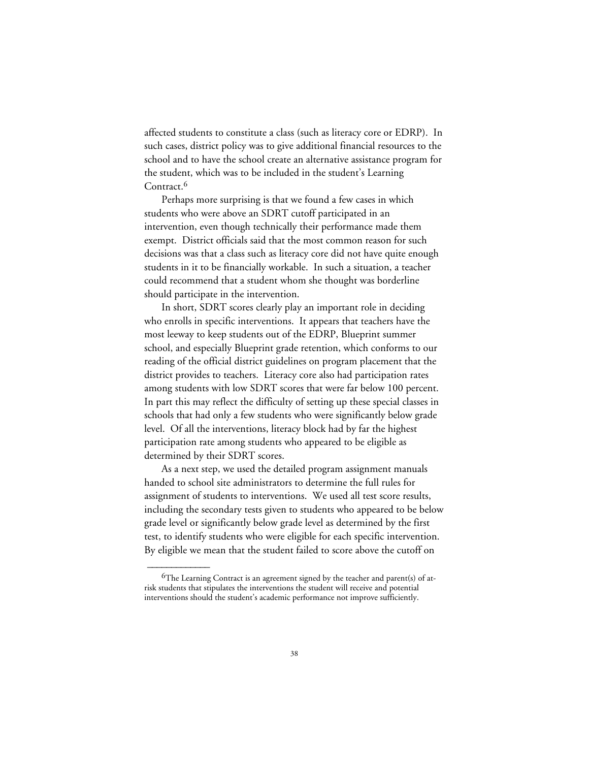affected students to constitute a class (such as literacy core or EDRP). In such cases, district policy was to give additional financial resources to the school and to have the school create an alternative assistance program for the student, which was to be included in the student's Learning Contract.[6]

Perhaps more surprising is that we found a few cases in which students who were above an SDRT cutoff participated in an intervention, even though technically their performance made them exempt. District officials said that the most common reason for such decisions was that a class such as literacy core did not have quite enough students in it to be financially workable. In such a situation, a teacher could recommend that a student whom she thought was borderline should participate in the intervention.

In short, SDRT scores clearly play an important role in deciding who enrolls in specific interventions. It appears that teachers have the most leeway to keep students out of the EDRP, Blueprint summer school, and especially Blueprint grade retention, which conforms to our reading of the official district guidelines on program placement that the district provides to teachers. Literacy core also had participation rates among students with low SDRT scores that were far below 100 percent. In part this may reflect the difficulty of setting up these special classes in schools that had only a few students who were significantly below grade level. Of all the interventions, literacy block had by far the highest participation rate among students who appeared to be eligible as determined by their SDRT scores.

As a next step, we used the detailed program assignment manuals handed to school site administrators to determine the full rules for assignment of students to interventions. We used all test score results, including the secondary tests given to students who appeared to be below grade level or significantly below grade level as determined by the first test, to identify students who were eligible for each specific intervention. By eligible we mean that the student failed to score above the cutoff on

---

[6]The Learning Contract is an agreement signed by the teacher and parent(s) of at-risk students that stipulates the interventions the student will receive and potential interventions should the student's academic performance not improve sufficiently.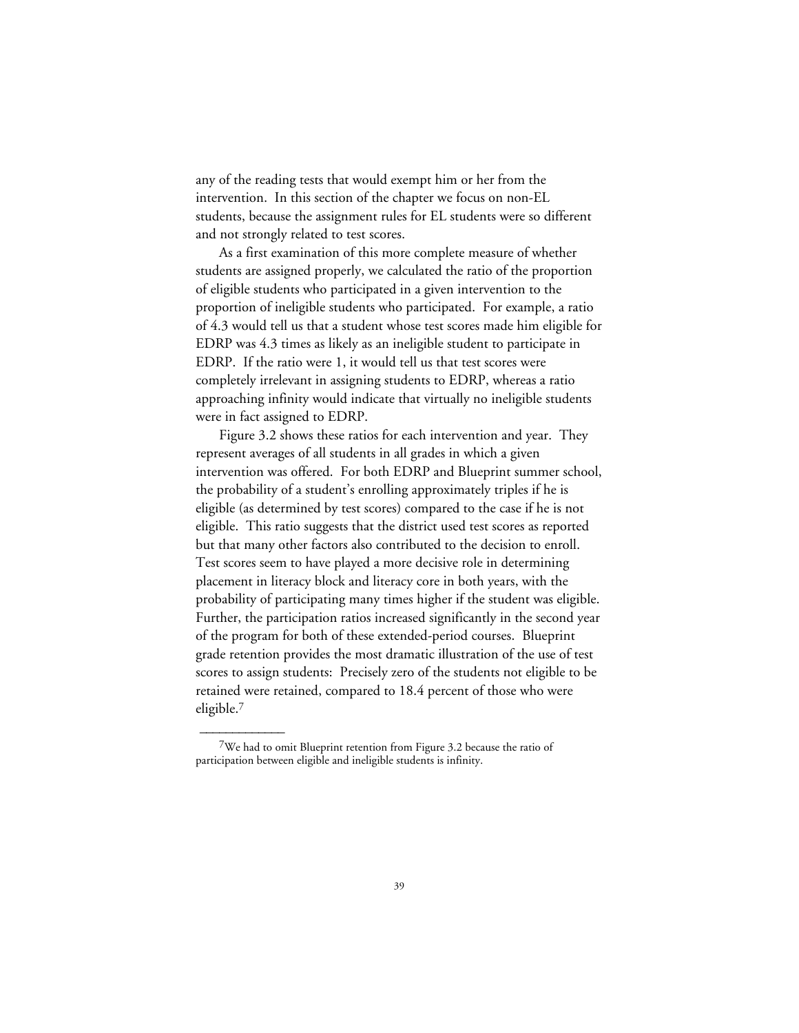any of the reading tests that would exempt him or her from the intervention. In this section of the chapter we focus on non-EL students, because the assignment rules for EL students were so different and not strongly related to test scores.

As a first examination of this more complete measure of whether students are assigned properly, we calculated the ratio of the proportion of eligible students who participated in a given intervention to the proportion of ineligible students who participated. For example, a ratio of 4.3 would tell us that a student whose test scores made him eligible for EDRP was 4.3 times as likely as an ineligible student to participate in EDRP. If the ratio were 1, it would tell us that test scores were completely irrelevant in assigning students to EDRP, whereas a ratio approaching infinity would indicate that virtually no ineligible students were in fact assigned to EDRP.

Figure 3.2 shows these ratios for each intervention and year. They represent averages of all students in all grades in which a given intervention was offered. For both EDRP and Blueprint summer school, the probability of a student's enrolling approximately triples if he is eligible (as determined by test scores) compared to the case if he is not eligible. This ratio suggests that the district used test scores as reported but that many other factors also contributed to the decision to enroll. Test scores seem to have played a more decisive role in determining placement in literacy block and literacy core in both years, with the probability of participating many times higher if the student was eligible. Further, the participation ratios increased significantly in the second year of the program for both of these extended-period courses. Blueprint grade retention provides the most dramatic illustration of the use of test scores to assign students: Precisely zero of the students not eligible to be retained were retained, compared to 18.4 percent of those who were eligible.[7]

---

[7]We had to omit Blueprint retention from Figure 3.2 because the ratio of participation between eligible and ineligible students is infinity.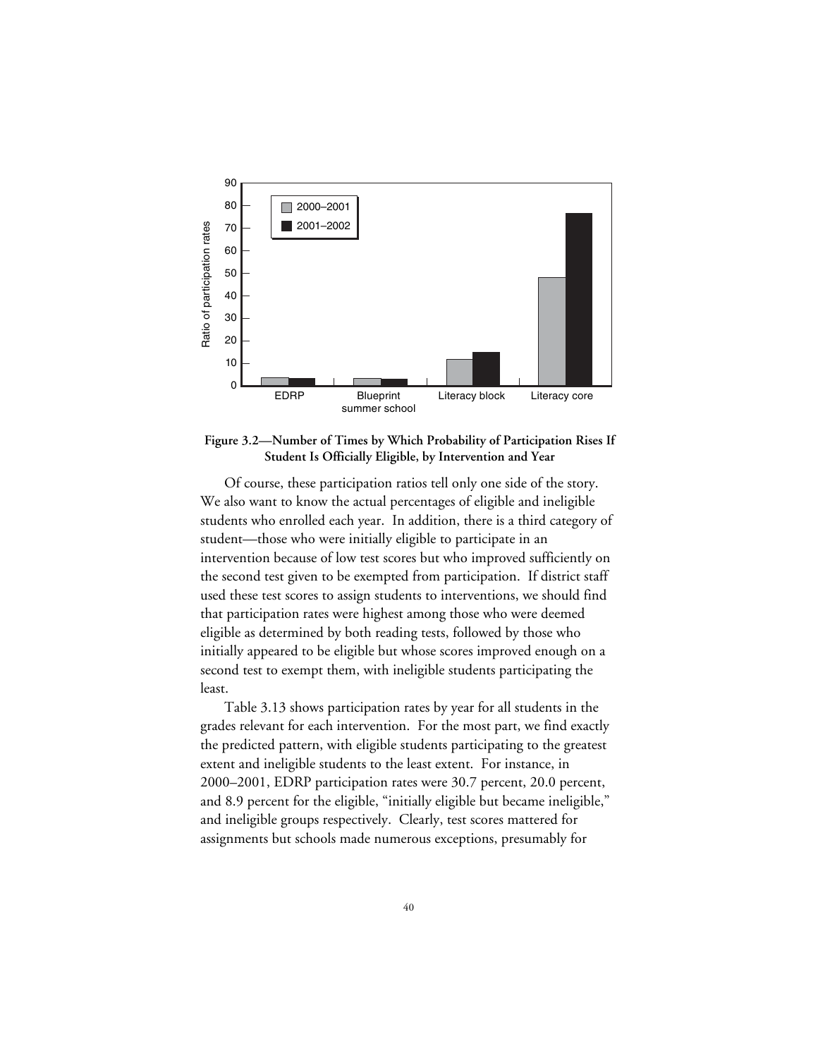**Figure 3.2—Number of Times by Which Probability of Participation Rises If Student Is Officially Eligible, by Intervention and Year**

Of course, these participation ratios tell only one side of the story. We also want to know the actual percentages of eligible and ineligible students who enrolled each year. In addition, there is a third category of student—those who were initially eligible to participate in an intervention because of low test scores but who improved sufficiently on the second test given to be exempted from participation. If district staff used these test scores to assign students to interventions, we should find that participation rates were highest among those who were deemed eligible as determined by both reading tests, followed by those who initially appeared to be eligible but whose scores improved enough on a second test to exempt them, with ineligible students participating the least.

Table 3.13 shows participation rates by year for all students in the grades relevant for each intervention. For the most part, we find exactly the predicted pattern, with eligible students participating to the greatest extent and ineligible students to the least extent. For instance, in 2000–2001, EDRP participation rates were 30.7 percent, 20.0 percent, and 8.9 percent for the eligible, "initially eligible but became ineligible," and ineligible groups respectively. Clearly, test scores mattered for assignments but schools made numerous exceptions, presumably for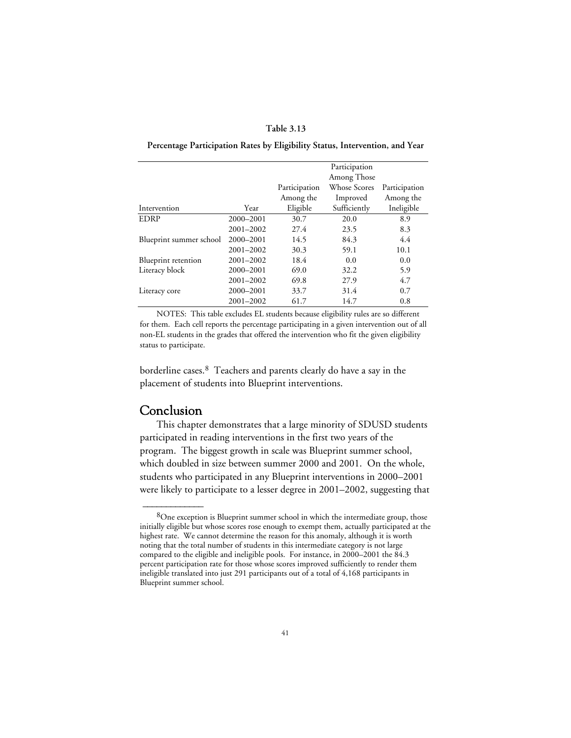**Table 3.13**

**Percentage Participation Rates by Eligibility Status, Intervention, and Year**

| Intervention | Year | Participation Among the Eligible | Participation Among Those Whose Scores Improved Sufficiently | Participation Among the Ineligible |
|---|---|---|---|---|
| EDRP | 2000–2001 | 30.7 | 20.0 | 8.9 |
| | 2001–2002 | 27.4 | 23.5 | 8.3 |
| Blueprint summer school | 2000–2001 | 14.5 | 84.3 | 4.4 |
| | 2001–2002 | 30.3 | 59.1 | 10.1 |
| Blueprint retention | 2001–2002 | 18.4 | 0.0 | 0.0 |
| Literacy block | 2000–2001 | 69.0 | 32.2 | 5.9 |
| | 2001–2002 | 69.8 | 27.9 | 4.7 |
| Literacy core | 2000–2001 | 33.7 | 31.4 | 0.7 |
| | 2001–2002 | 61.7 | 14.7 | 0.8 |

NOTES: This table excludes EL students because eligibility rules are so different for them. Each cell reports the percentage participating in a given intervention out of all non-EL students in the grades that offered the intervention who fit the given eligibility status to participate.

borderline cases.[8] Teachers and parents clearly do have a say in the placement of students into Blueprint interventions.

## Conclusion

This chapter demonstrates that a large minority of SDUSD students participated in reading interventions in the first two years of the program. The biggest growth in scale was Blueprint summer school, which doubled in size between summer 2000 and 2001. On the whole, students who participated in any Blueprint interventions in 2000–2001 were likely to participate to a lesser degree in 2001–2002, suggesting that

---

[8]One exception is Blueprint summer school in which the intermediate group, those initially eligible but whose scores rose enough to exempt them, actually participated at the highest rate. We cannot determine the reason for this anomaly, although it is worth noting that the total number of students in this intermediate category is not large compared to the eligible and ineligible pools. For instance, in 2000–2001 the 84.3 percent participation rate for those whose scores improved sufficiently to render them ineligible translated into just 291 participants out of a total of 4,168 participants in Blueprint summer school.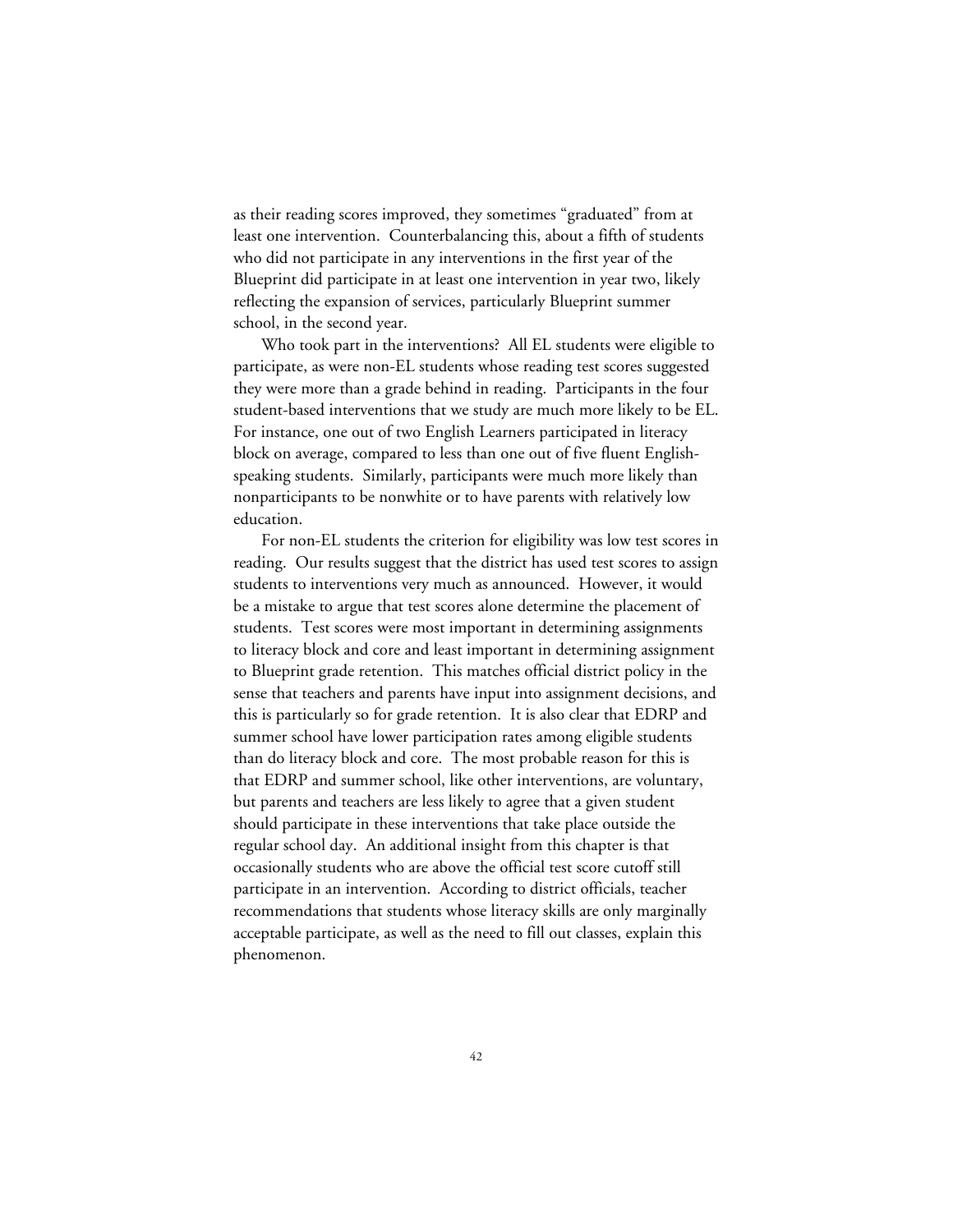as their reading scores improved, they sometimes "graduated" from at least one intervention. Counterbalancing this, about a fifth of students who did not participate in any interventions in the first year of the Blueprint did participate in at least one intervention in year two, likely reflecting the expansion of services, particularly Blueprint summer school, in the second year.

Who took part in the interventions? All EL students were eligible to participate, as were non-EL students whose reading test scores suggested they were more than a grade behind in reading. Participants in the four student-based interventions that we study are much more likely to be EL. For instance, one out of two English Learners participated in literacy block on average, compared to less than one out of five fluent English-speaking students. Similarly, participants were much more likely than nonparticipants to be nonwhite or to have parents with relatively low education.

For non-EL students the criterion for eligibility was low test scores in reading. Our results suggest that the district has used test scores to assign students to interventions very much as announced. However, it would be a mistake to argue that test scores alone determine the placement of students. Test scores were most important in determining assignments to literacy block and core and least important in determining assignment to Blueprint grade retention. This matches official district policy in the sense that teachers and parents have input into assignment decisions, and this is particularly so for grade retention. It is also clear that EDRP and summer school have lower participation rates among eligible students than do literacy block and core. The most probable reason for this is that EDRP and summer school, like other interventions, are voluntary, but parents and teachers are less likely to agree that a given student should participate in these interventions that take place outside the regular school day. An additional insight from this chapter is that occasionally students who are above the official test score cutoff still participate in an intervention. According to district officials, teacher recommendations that students whose literacy skills are only marginally acceptable participate, as well as the need to fill out classes, explain this phenomenon.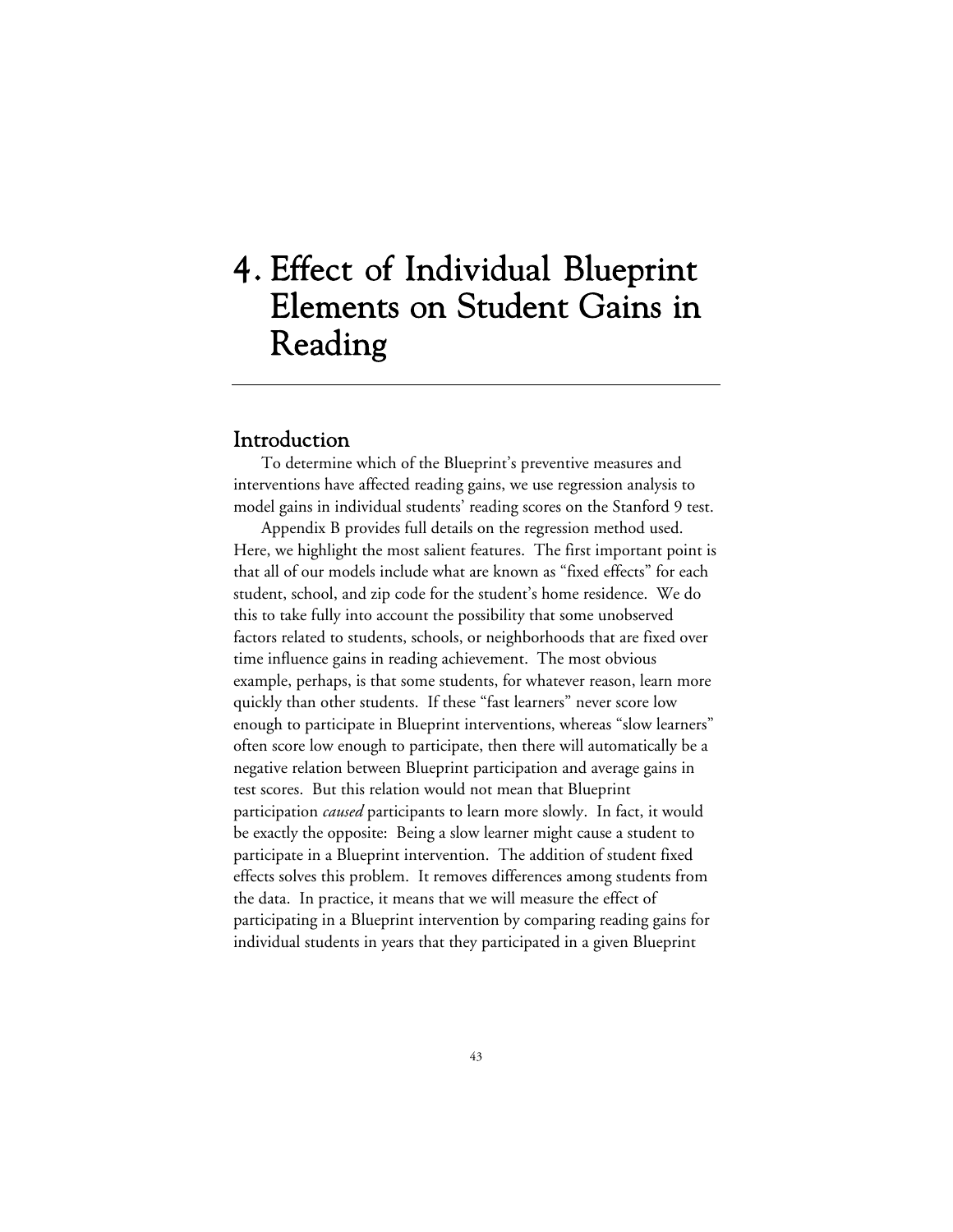# 4. Effect of Individual Blueprint Elements on Student Gains in Reading

## Introduction

To determine which of the Blueprint's preventive measures and interventions have affected reading gains, we use regression analysis to model gains in individual students' reading scores on the Stanford 9 test.

Appendix B provides full details on the regression method used. Here, we highlight the most salient features. The first important point is that all of our models include what are known as "fixed effects" for each student, school, and zip code for the student's home residence. We do this to take fully into account the possibility that some unobserved factors related to students, schools, or neighborhoods that are fixed over time influence gains in reading achievement. The most obvious example, perhaps, is that some students, for whatever reason, learn more quickly than other students. If these "fast learners" never score low enough to participate in Blueprint interventions, whereas "slow learners" often score low enough to participate, then there will automatically be a negative relation between Blueprint participation and average gains in test scores. But this relation would not mean that Blueprint participation *caused* participants to learn more slowly. In fact, it would be exactly the opposite: Being a slow learner might cause a student to participate in a Blueprint intervention. The addition of student fixed effects solves this problem. It removes differences among students from the data. In practice, it means that we will measure the effect of participating in a Blueprint intervention by comparing reading gains for individual students in years that they participated in a given Blueprint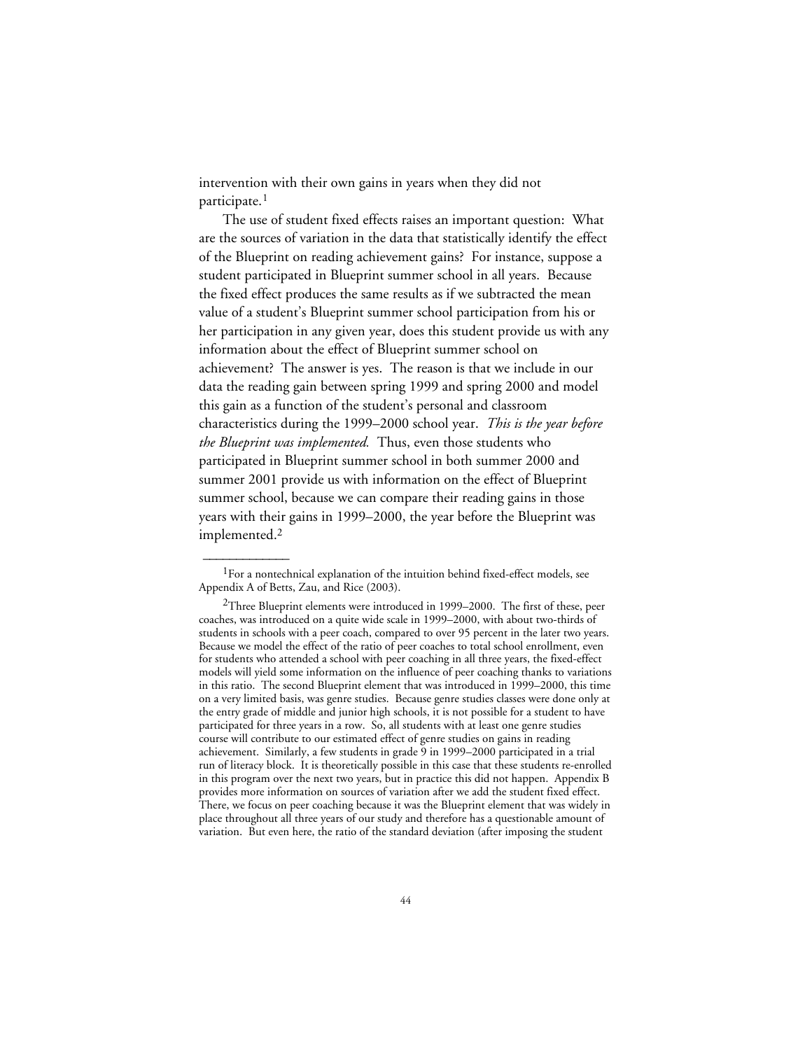intervention with their own gains in years when they did not participate.[1]

The use of student fixed effects raises an important question: What are the sources of variation in the data that statistically identify the effect of the Blueprint on reading achievement gains? For instance, suppose a student participated in Blueprint summer school in all years. Because the fixed effect produces the same results as if we subtracted the mean value of a student's Blueprint summer school participation from his or her participation in any given year, does this student provide us with any information about the effect of Blueprint summer school on achievement? The answer is yes. The reason is that we include in our data the reading gain between spring 1999 and spring 2000 and model this gain as a function of the student's personal and classroom characteristics during the 1999–2000 school year. *This is the year before the Blueprint was implemented.* Thus, even those students who participated in Blueprint summer school in both summer 2000 and summer 2001 provide us with information on the effect of Blueprint summer school, because we can compare their reading gains in those years with their gains in 1999–2000, the year before the Blueprint was implemented.[2]

---

[1]For a nontechnical explanation of the intuition behind fixed-effect models, see Appendix A of Betts, Zau, and Rice (2003).

[2]Three Blueprint elements were introduced in 1999–2000. The first of these, peer coaches, was introduced on a quite wide scale in 1999–2000, with about two-thirds of students in schools with a peer coach, compared to over 95 percent in the later two years. Because we model the effect of the ratio of peer coaches to total school enrollment, even for students who attended a school with peer coaching in all three years, the fixed-effect models will yield some information on the influence of peer coaching thanks to variations in this ratio. The second Blueprint element that was introduced in 1999–2000, this time on a very limited basis, was genre studies. Because genre studies classes were done only at the entry grade of middle and junior high schools, it is not possible for a student to have participated for three years in a row. So, all students with at least one genre studies course will contribute to our estimated effect of genre studies on gains in reading achievement. Similarly, a few students in grade 9 in 1999–2000 participated in a trial run of literacy block. It is theoretically possible in this case that these students re-enrolled in this program over the next two years, but in practice this did not happen. Appendix B provides more information on sources of variation after we add the student fixed effect. There, we focus on peer coaching because it was the Blueprint element that was widely in place throughout all three years of our study and therefore has a questionable amount of variation. But even here, the ratio of the standard deviation (after imposing the student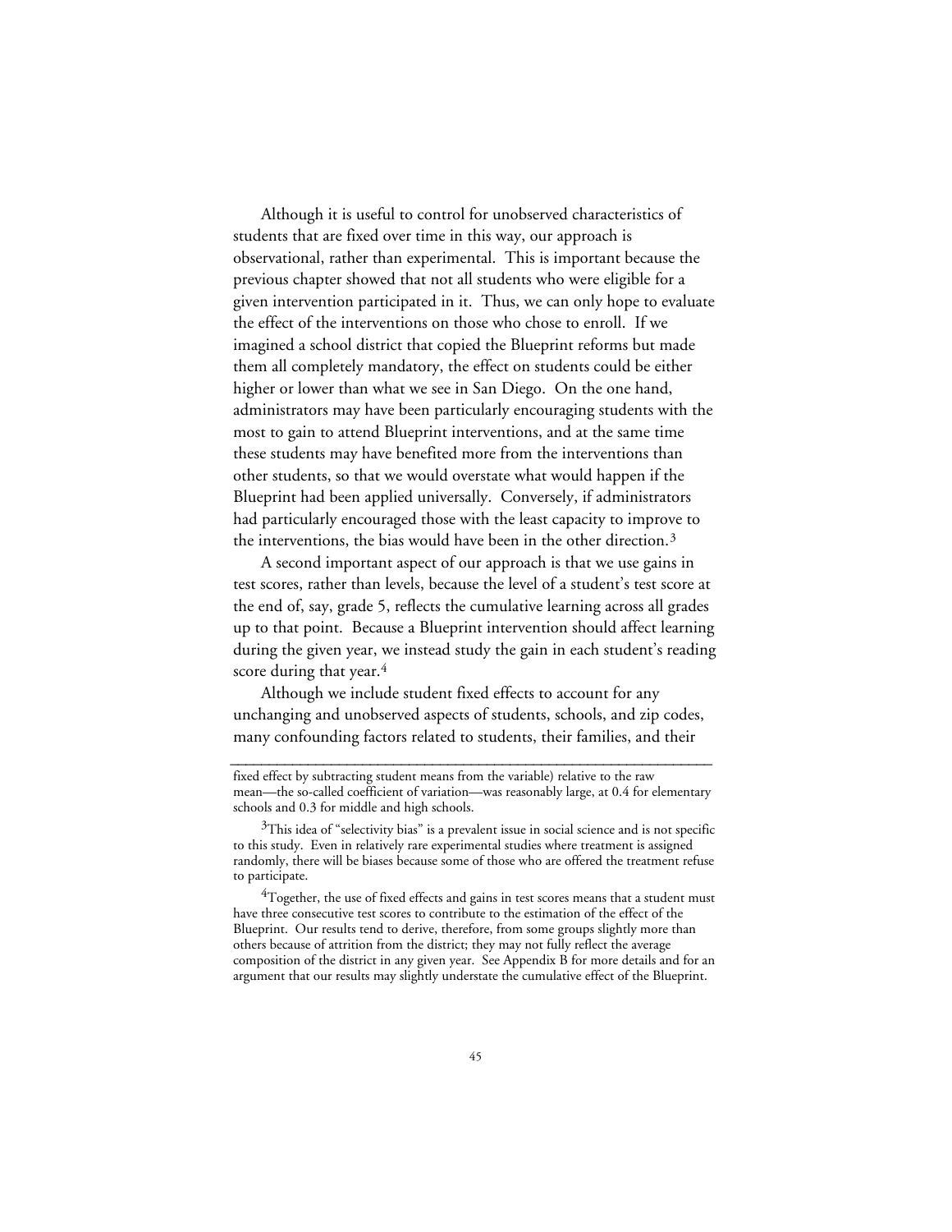Although it is useful to control for unobserved characteristics of students that are fixed over time in this way, our approach is observational, rather than experimental. This is important because the previous chapter showed that not all students who were eligible for a given intervention participated in it. Thus, we can only hope to evaluate the effect of the interventions on those who chose to enroll. If we imagined a school district that copied the Blueprint reforms but made them all completely mandatory, the effect on students could be either higher or lower than what we see in San Diego. On the one hand, administrators may have been particularly encouraging students with the most to gain to attend Blueprint interventions, and at the same time these students may have benefited more from the interventions than other students, so that we would overstate what would happen if the Blueprint had been applied universally. Conversely, if administrators had particularly encouraged those with the least capacity to improve to the interventions, the bias would have been in the other direction.[3]

A second important aspect of our approach is that we use gains in test scores, rather than levels, because the level of a student's test score at the end of, say, grade 5, reflects the cumulative learning across all grades up to that point. Because a Blueprint intervention should affect learning during the given year, we instead study the gain in each student's reading score during that year.[4]

Although we include student fixed effects to account for any unchanging and unobserved aspects of students, schools, and zip codes, many confounding factors related to students, their families, and their

---

fixed effect by subtracting student means from the variable) relative to the raw mean—the so-called coefficient of variation—was reasonably large, at 0.4 for elementary schools and 0.3 for middle and high schools.

[3]This idea of "selectivity bias" is a prevalent issue in social science and is not specific to this study. Even in relatively rare experimental studies where treatment is assigned randomly, there will be biases because some of those who are offered the treatment refuse to participate.

[4]Together, the use of fixed effects and gains in test scores means that a student must have three consecutive test scores to contribute to the estimation of the effect of the Blueprint. Our results tend to derive, therefore, from some groups slightly more than others because of attrition from the district; they may not fully reflect the average composition of the district in any given year. See Appendix B for more details and for an argument that our results may slightly understate the cumulative effect of the Blueprint.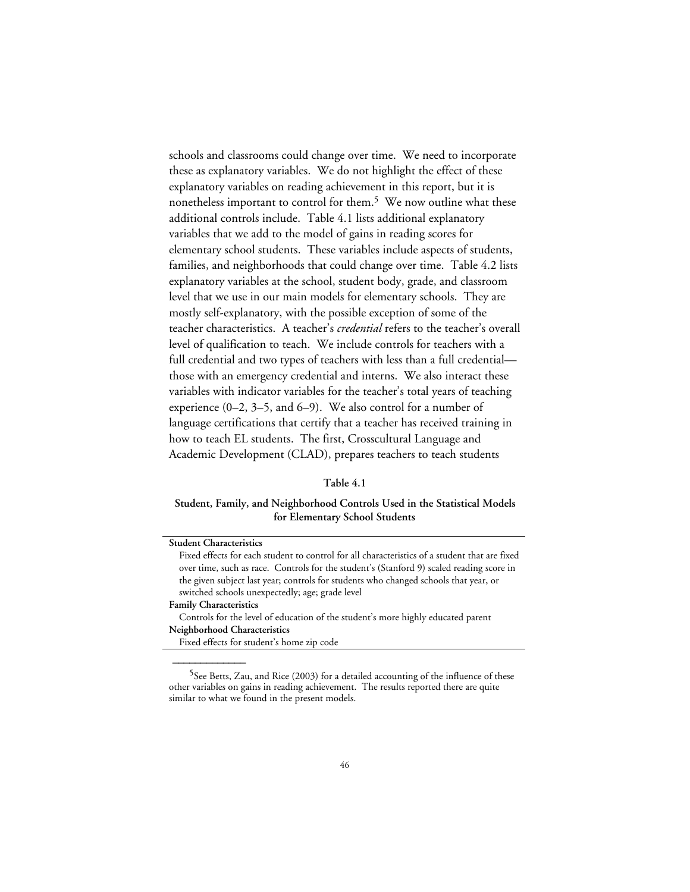schools and classrooms could change over time. We need to incorporate these as explanatory variables. We do not highlight the effect of these explanatory variables on reading achievement in this report, but it is nonetheless important to control for them.[5] We now outline what these additional controls include. Table 4.1 lists additional explanatory variables that we add to the model of gains in reading scores for elementary school students. These variables include aspects of students, families, and neighborhoods that could change over time. Table 4.2 lists explanatory variables at the school, student body, grade, and classroom level that we use in our main models for elementary schools. They are mostly self-explanatory, with the possible exception of some of the teacher characteristics. A teacher's *credential* refers to the teacher's overall level of qualification to teach. We include controls for teachers with a full credential and two types of teachers with less than a full credential—those with an emergency credential and interns. We also interact these variables with indicator variables for the teacher's total years of teaching experience (0–2, 3–5, and 6–9). We also control for a number of language certifications that certify that a teacher has received training in how to teach EL students. The first, Crosscultural Language and Academic Development (CLAD), prepares teachers to teach students

**Table 4.1**

**Student, Family, and Neighborhood Controls Used in the Statistical Models for Elementary School Students**

| |
|---|
| **Student Characteristics** |
| Fixed effects for each student to control for all characteristics of a student that are fixed over time, such as race. Controls for the student's (Stanford 9) scaled reading score in the given subject last year; controls for students who changed schools that year, or switched schools unexpectedly; age; grade level |
| **Family Characteristics** |
| Controls for the level of education of the student's more highly educated parent |
| **Neighborhood Characteristics** |
| Fixed effects for student's home zip code |

[5] See Betts, Zau, and Rice (2003) for a detailed accounting of the influence of these other variables on gains in reading achievement. The results reported there are quite similar to what we found in the present models.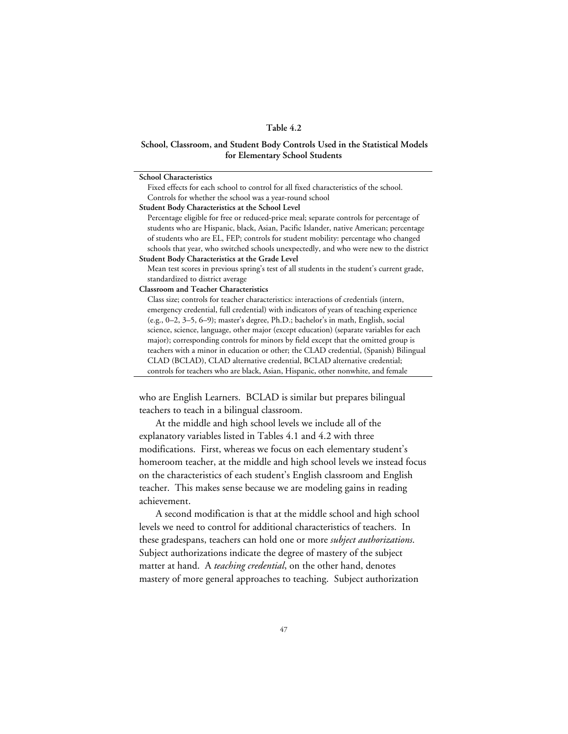**Table 4.2**

**School, Classroom, and Student Body Controls Used in the Statistical Models for Elementary School Students**

| |
|---|
| **School Characteristics** |
| Fixed effects for each school to control for all fixed characteristics of the school. Controls for whether the school was a year-round school |
| **Student Body Characteristics at the School Level** |
| Percentage eligible for free or reduced-price meal; separate controls for percentage of students who are Hispanic, black, Asian, Pacific Islander, native American; percentage of students who are EL, FEP; controls for student mobility: percentage who changed schools that year, who switched schools unexpectedly, and who were new to the district |
| **Student Body Characteristics at the Grade Level** |
| Mean test scores in previous spring's test of all students in the student's current grade, standardized to district average |
| **Classroom and Teacher Characteristics** |
| Class size; controls for teacher characteristics: interactions of credentials (intern, emergency credential, full credential) with indicators of years of teaching experience (e.g., 0–2, 3–5, 6–9); master's degree, Ph.D.; bachelor's in math, English, social science, science, language, other major (except education) (separate variables for each major); corresponding controls for minors by field except that the omitted group is teachers with a minor in education or other; the CLAD credential, (Spanish) Bilingual CLAD (BCLAD), CLAD alternative credential, BCLAD alternative credential; controls for teachers who are black, Asian, Hispanic, other nonwhite, and female |

who are English Learners. BCLAD is similar but prepares bilingual teachers to teach in a bilingual classroom.

At the middle and high school levels we include all of the explanatory variables listed in Tables 4.1 and 4.2 with three modifications. First, whereas we focus on each elementary student's homeroom teacher, at the middle and high school levels we instead focus on the characteristics of each student's English classroom and English teacher. This makes sense because we are modeling gains in reading achievement.

A second modification is that at the middle school and high school levels we need to control for additional characteristics of teachers. In these gradespans, teachers can hold one or more *subject authorizations*. Subject authorizations indicate the degree of mastery of the subject matter at hand. A *teaching credential*, on the other hand, denotes mastery of more general approaches to teaching. Subject authorization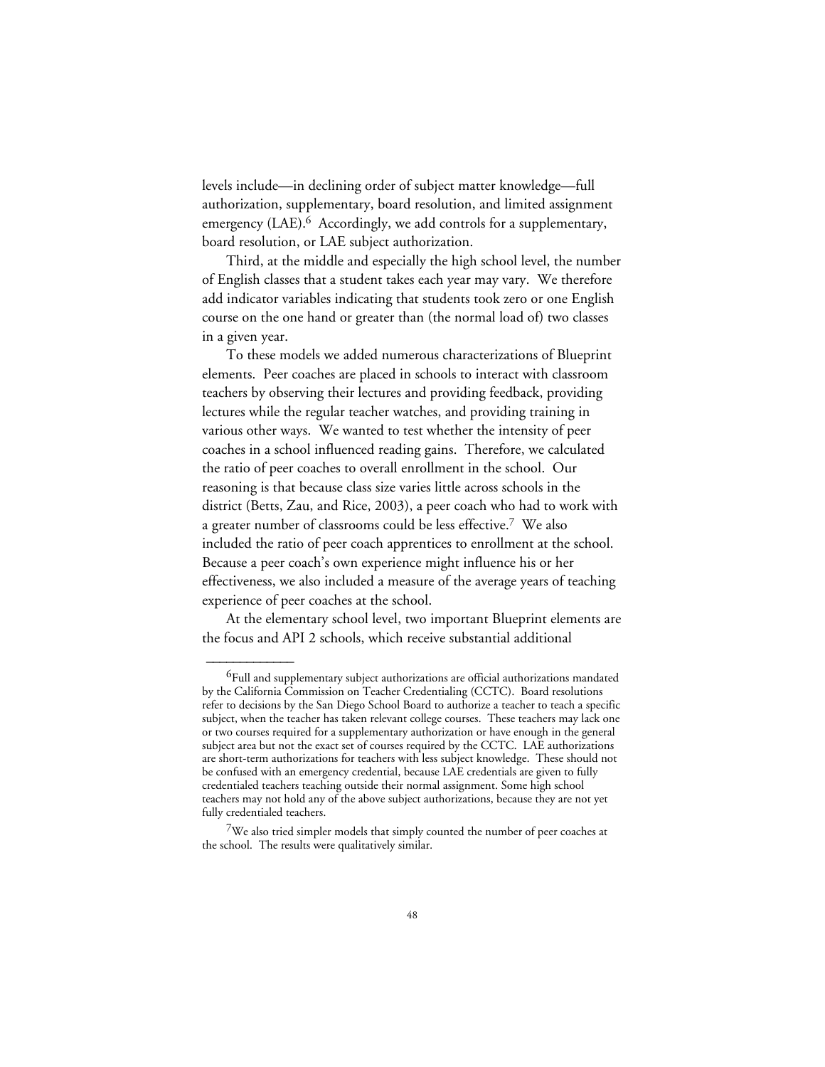levels include—in declining order of subject matter knowledge—full authorization, supplementary, board resolution, and limited assignment emergency (LAE).[6] Accordingly, we add controls for a supplementary, board resolution, or LAE subject authorization.

Third, at the middle and especially the high school level, the number of English classes that a student takes each year may vary. We therefore add indicator variables indicating that students took zero or one English course on the one hand or greater than (the normal load of) two classes in a given year.

To these models we added numerous characterizations of Blueprint elements. Peer coaches are placed in schools to interact with classroom teachers by observing their lectures and providing feedback, providing lectures while the regular teacher watches, and providing training in various other ways. We wanted to test whether the intensity of peer coaches in a school influenced reading gains. Therefore, we calculated the ratio of peer coaches to overall enrollment in the school. Our reasoning is that because class size varies little across schools in the district (Betts, Zau, and Rice, 2003), a peer coach who had to work with a greater number of classrooms could be less effective.[7] We also included the ratio of peer coach apprentices to enrollment at the school. Because a peer coach's own experience might influence his or her effectiveness, we also included a measure of the average years of teaching experience of peer coaches at the school.

At the elementary school level, two important Blueprint elements are the focus and API 2 schools, which receive substantial additional

---

[6] Full and supplementary subject authorizations are official authorizations mandated by the California Commission on Teacher Credentialing (CCTC). Board resolutions refer to decisions by the San Diego School Board to authorize a teacher to teach a specific subject, when the teacher has taken relevant college courses. These teachers may lack one or two courses required for a supplementary authorization or have enough in the general subject area but not the exact set of courses required by the CCTC. LAE authorizations are short-term authorizations for teachers with less subject knowledge. These should not be confused with an emergency credential, because LAE credentials are given to fully credentialed teachers teaching outside their normal assignment. Some high school teachers may not hold any of the above subject authorizations, because they are not yet fully credentialed teachers.

[7] We also tried simpler models that simply counted the number of peer coaches at the school. The results were qualitatively similar.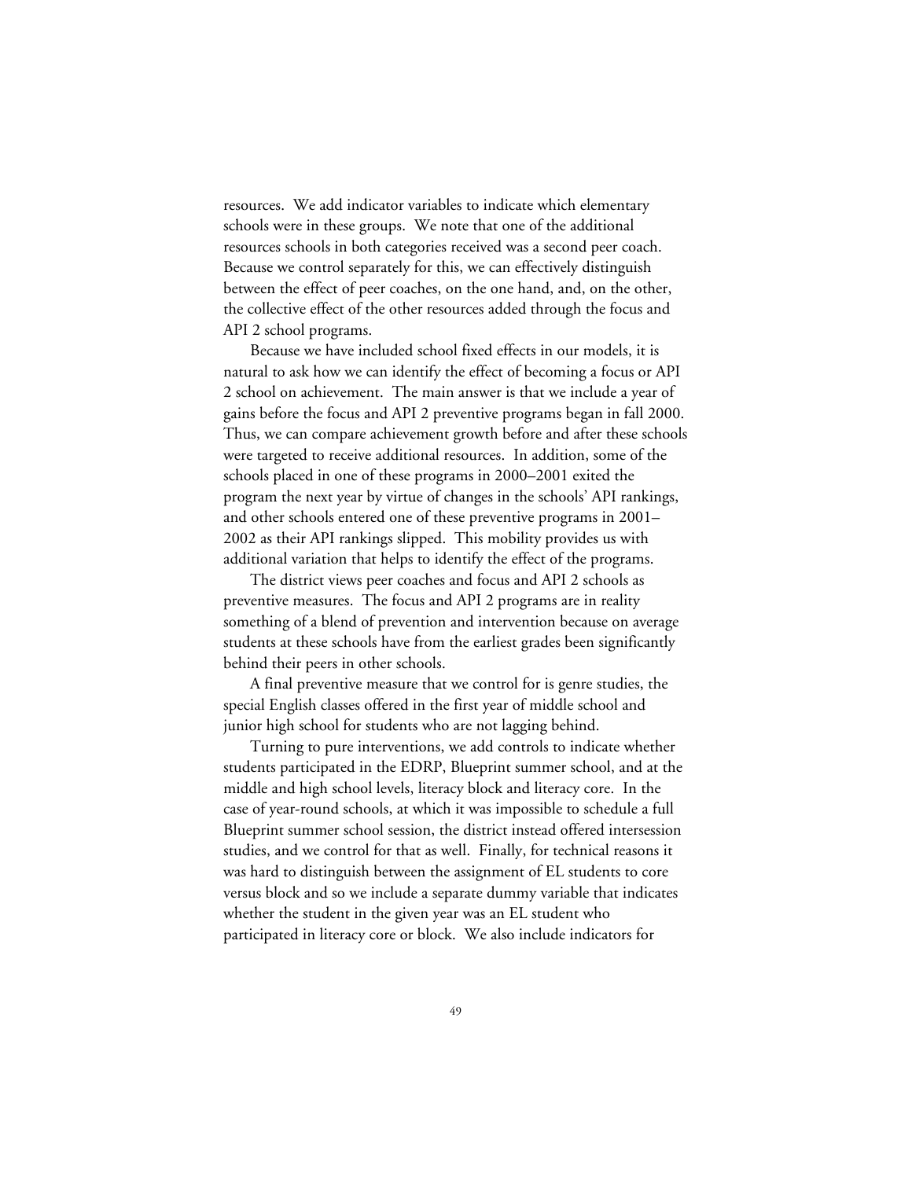resources. We add indicator variables to indicate which elementary schools were in these groups. We note that one of the additional resources schools in both categories received was a second peer coach. Because we control separately for this, we can effectively distinguish between the effect of peer coaches, on the one hand, and, on the other, the collective effect of the other resources added through the focus and API 2 school programs.

Because we have included school fixed effects in our models, it is natural to ask how we can identify the effect of becoming a focus or API 2 school on achievement. The main answer is that we include a year of gains before the focus and API 2 preventive programs began in fall 2000. Thus, we can compare achievement growth before and after these schools were targeted to receive additional resources. In addition, some of the schools placed in one of these programs in 2000–2001 exited the program the next year by virtue of changes in the schools' API rankings, and other schools entered one of these preventive programs in 2001–2002 as their API rankings slipped. This mobility provides us with additional variation that helps to identify the effect of the programs.

The district views peer coaches and focus and API 2 schools as preventive measures. The focus and API 2 programs are in reality something of a blend of prevention and intervention because on average students at these schools have from the earliest grades been significantly behind their peers in other schools.

A final preventive measure that we control for is genre studies, the special English classes offered in the first year of middle school and junior high school for students who are not lagging behind.

Turning to pure interventions, we add controls to indicate whether students participated in the EDRP, Blueprint summer school, and at the middle and high school levels, literacy block and literacy core. In the case of year-round schools, at which it was impossible to schedule a full Blueprint summer school session, the district instead offered intersession studies, and we control for that as well. Finally, for technical reasons it was hard to distinguish between the assignment of EL students to core versus block and so we include a separate dummy variable that indicates whether the student in the given year was an EL student who participated in literacy core or block. We also include indicators for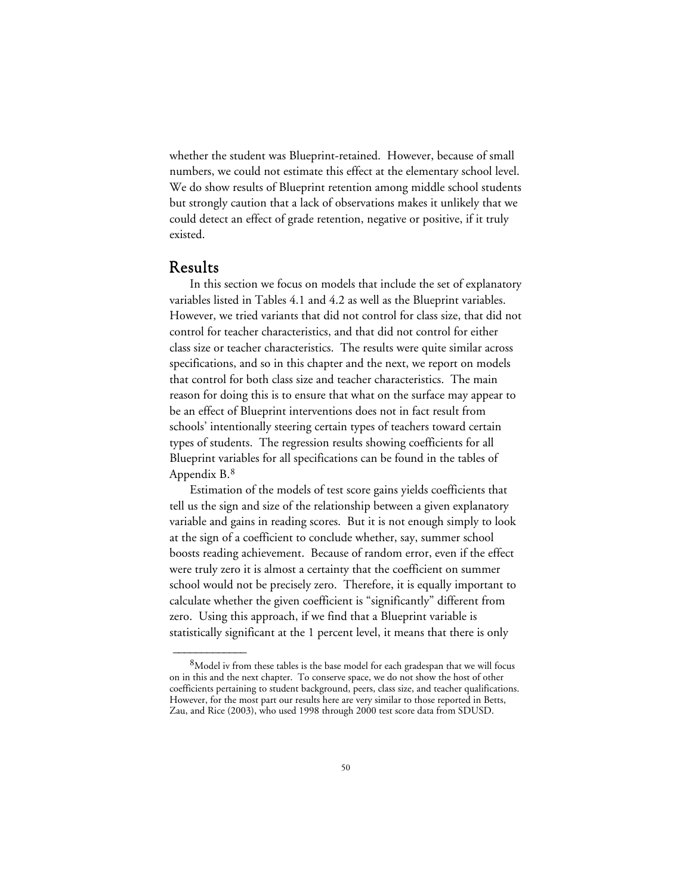whether the student was Blueprint-retained. However, because of small numbers, we could not estimate this effect at the elementary school level. We do show results of Blueprint retention among middle school students but strongly caution that a lack of observations makes it unlikely that we could detect an effect of grade retention, negative or positive, if it truly existed.

## Results

In this section we focus on models that include the set of explanatory variables listed in Tables 4.1 and 4.2 as well as the Blueprint variables. However, we tried variants that did not control for class size, that did not control for teacher characteristics, and that did not control for either class size or teacher characteristics. The results were quite similar across specifications, and so in this chapter and the next, we report on models that control for both class size and teacher characteristics. The main reason for doing this is to ensure that what on the surface may appear to be an effect of Blueprint interventions does not in fact result from schools' intentionally steering certain types of teachers toward certain types of students. The regression results showing coefficients for all Blueprint variables for all specifications can be found in the tables of Appendix B.[8]

Estimation of the models of test score gains yields coefficients that tell us the sign and size of the relationship between a given explanatory variable and gains in reading scores. But it is not enough simply to look at the sign of a coefficient to conclude whether, say, summer school boosts reading achievement. Because of random error, even if the effect were truly zero it is almost a certainty that the coefficient on summer school would not be precisely zero. Therefore, it is equally important to calculate whether the given coefficient is "significantly" different from zero. Using this approach, if we find that a Blueprint variable is statistically significant at the 1 percent level, it means that there is only

---

[8]Model iv from these tables is the base model for each gradespan that we will focus on in this and the next chapter. To conserve space, we do not show the host of other coefficients pertaining to student background, peers, class size, and teacher qualifications. However, for the most part our results here are very similar to those reported in Betts, Zau, and Rice (2003), who used 1998 through 2000 test score data from SDUSD.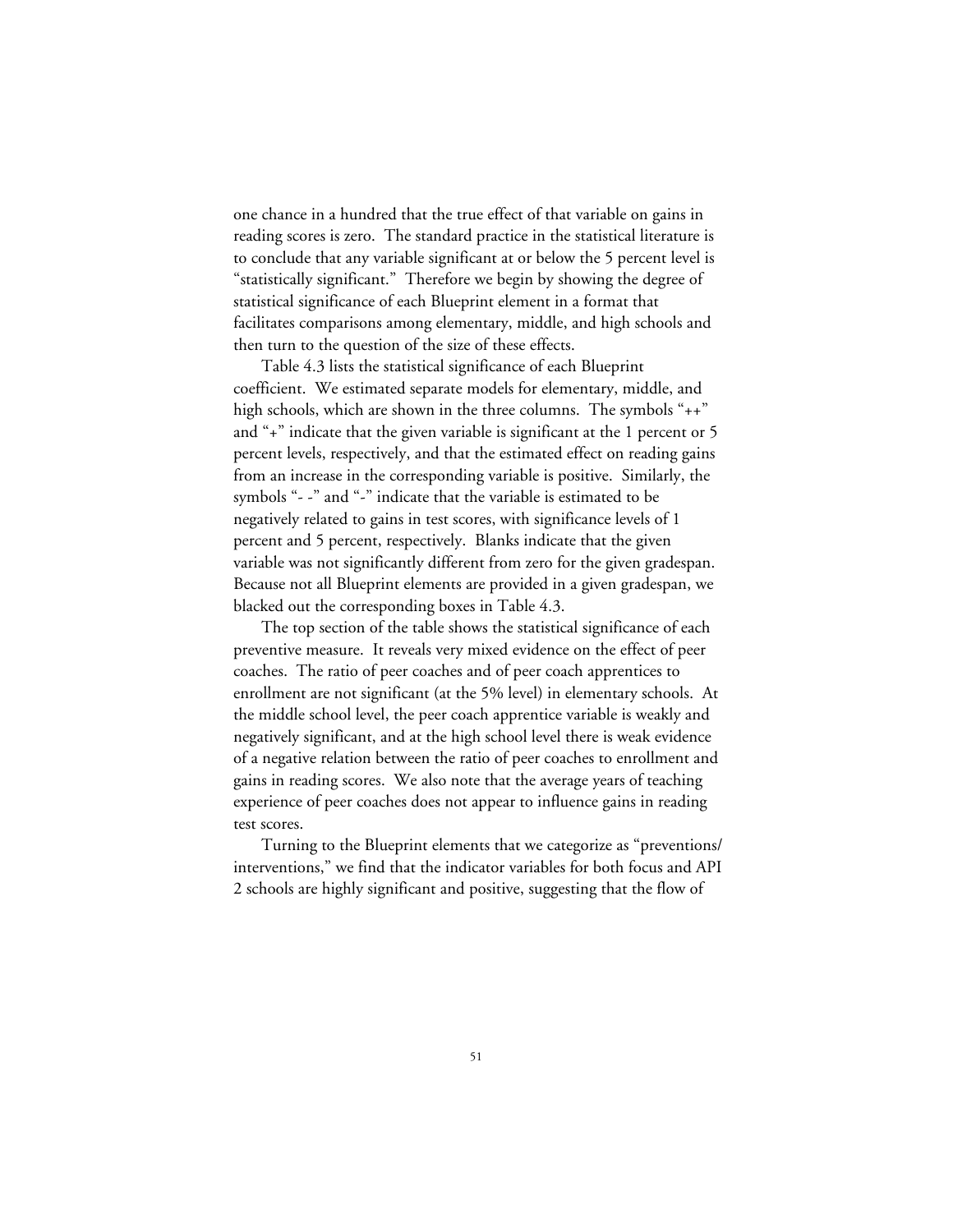one chance in a hundred that the true effect of that variable on gains in reading scores is zero. The standard practice in the statistical literature is to conclude that any variable significant at or below the 5 percent level is "statistically significant." Therefore we begin by showing the degree of statistical significance of each Blueprint element in a format that facilitates comparisons among elementary, middle, and high schools and then turn to the question of the size of these effects.

Table 4.3 lists the statistical significance of each Blueprint coefficient. We estimated separate models for elementary, middle, and high schools, which are shown in the three columns. The symbols "++" and "+" indicate that the given variable is significant at the 1 percent or 5 percent levels, respectively, and that the estimated effect on reading gains from an increase in the corresponding variable is positive. Similarly, the symbols "- -" and "-" indicate that the variable is estimated to be negatively related to gains in test scores, with significance levels of 1 percent and 5 percent, respectively. Blanks indicate that the given variable was not significantly different from zero for the given gradespan. Because not all Blueprint elements are provided in a given gradespan, we blacked out the corresponding boxes in Table 4.3.

The top section of the table shows the statistical significance of each preventive measure. It reveals very mixed evidence on the effect of peer coaches. The ratio of peer coaches and of peer coach apprentices to enrollment are not significant (at the 5% level) in elementary schools. At the middle school level, the peer coach apprentice variable is weakly and negatively significant, and at the high school level there is weak evidence of a negative relation between the ratio of peer coaches to enrollment and gains in reading scores. We also note that the average years of teaching experience of peer coaches does not appear to influence gains in reading test scores.

Turning to the Blueprint elements that we categorize as "preventions/ interventions," we find that the indicator variables for both focus and API 2 schools are highly significant and positive, suggesting that the flow of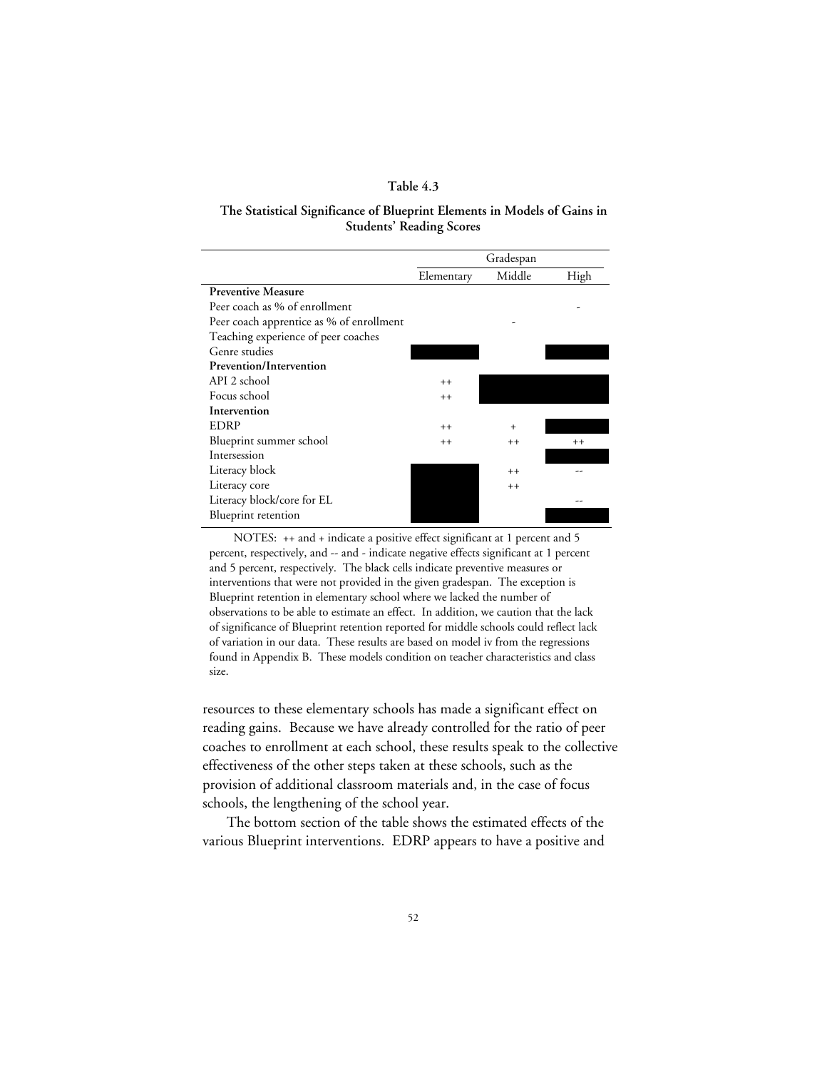**Table 4.3**

**The Statistical Significance of Blueprint Elements in Models of Gains in Students' Reading Scores**

| | Gradespan | | |
|---|---|---|---|
| | Elementary | Middle | High |
| **Preventive Measure** | | | |
| Peer coach as % of enrollment | | | - |
| Peer coach apprentice as % of enrollment | | - | |
| Teaching experience of peer coaches | | | |
| Genre studies | ■ | | ■ |
| **Prevention/Intervention** | | | |
| API 2 school | ++ | ■ | ■ |
| Focus school | ++ | ■ | ■ |
| **Intervention** | | | |
| EDRP | ++ | + | ■ |
| Blueprint summer school | ++ | ++ | ++ |
| Intersession | | | ■ |
| Literacy block | ■ | ++ | -- |
| Literacy core | ■ | ++ | |
| Literacy block/core for EL | ■ | | -- |
| Blueprint retention | ■ | | ■ |

NOTES: ++ and + indicate a positive effect significant at 1 percent and 5 percent, respectively, and -- and - indicate negative effects significant at 1 percent and 5 percent, respectively. The black cells indicate preventive measures or interventions that were not provided in the given gradespan. The exception is Blueprint retention in elementary school where we lacked the number of observations to be able to estimate an effect. In addition, we caution that the lack of significance of Blueprint retention reported for middle schools could reflect lack of variation in our data. These results are based on model iv from the regressions found in Appendix B. These models condition on teacher characteristics and class size.

resources to these elementary schools has made a significant effect on reading gains. Because we have already controlled for the ratio of peer coaches to enrollment at each school, these results speak to the collective effectiveness of the other steps taken at these schools, such as the provision of additional classroom materials and, in the case of focus schools, the lengthening of the school year.

The bottom section of the table shows the estimated effects of the various Blueprint interventions. EDRP appears to have a positive and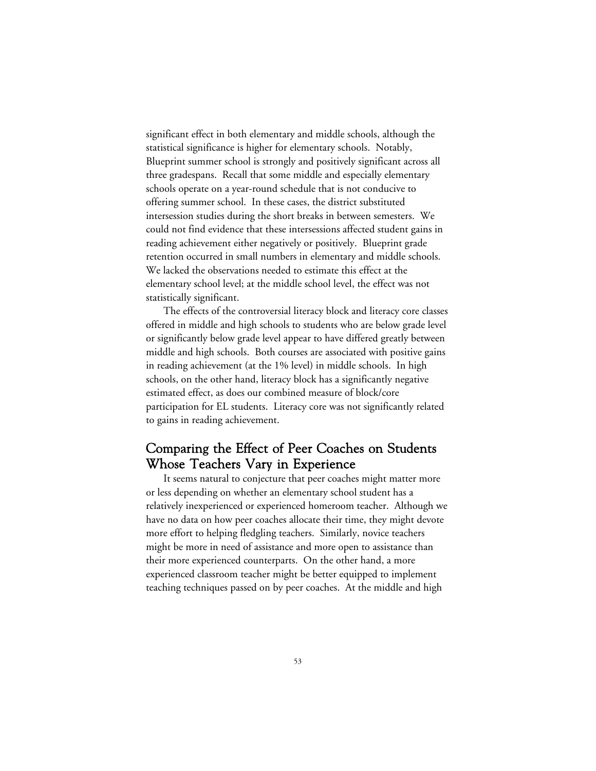significant effect in both elementary and middle schools, although the statistical significance is higher for elementary schools. Notably, Blueprint summer school is strongly and positively significant across all three gradespans. Recall that some middle and especially elementary schools operate on a year-round schedule that is not conducive to offering summer school. In these cases, the district substituted intersession studies during the short breaks in between semesters. We could not find evidence that these intersessions affected student gains in reading achievement either negatively or positively. Blueprint grade retention occurred in small numbers in elementary and middle schools. We lacked the observations needed to estimate this effect at the elementary school level; at the middle school level, the effect was not statistically significant.

The effects of the controversial literacy block and literacy core classes offered in middle and high schools to students who are below grade level or significantly below grade level appear to have differed greatly between middle and high schools. Both courses are associated with positive gains in reading achievement (at the 1% level) in middle schools. In high schools, on the other hand, literacy block has a significantly negative estimated effect, as does our combined measure of block/core participation for EL students. Literacy core was not significantly related to gains in reading achievement.

## Comparing the Effect of Peer Coaches on Students Whose Teachers Vary in Experience

It seems natural to conjecture that peer coaches might matter more or less depending on whether an elementary school student has a relatively inexperienced or experienced homeroom teacher. Although we have no data on how peer coaches allocate their time, they might devote more effort to helping fledgling teachers. Similarly, novice teachers might be more in need of assistance and more open to assistance than their more experienced counterparts. On the other hand, a more experienced classroom teacher might be better equipped to implement teaching techniques passed on by peer coaches. At the middle and high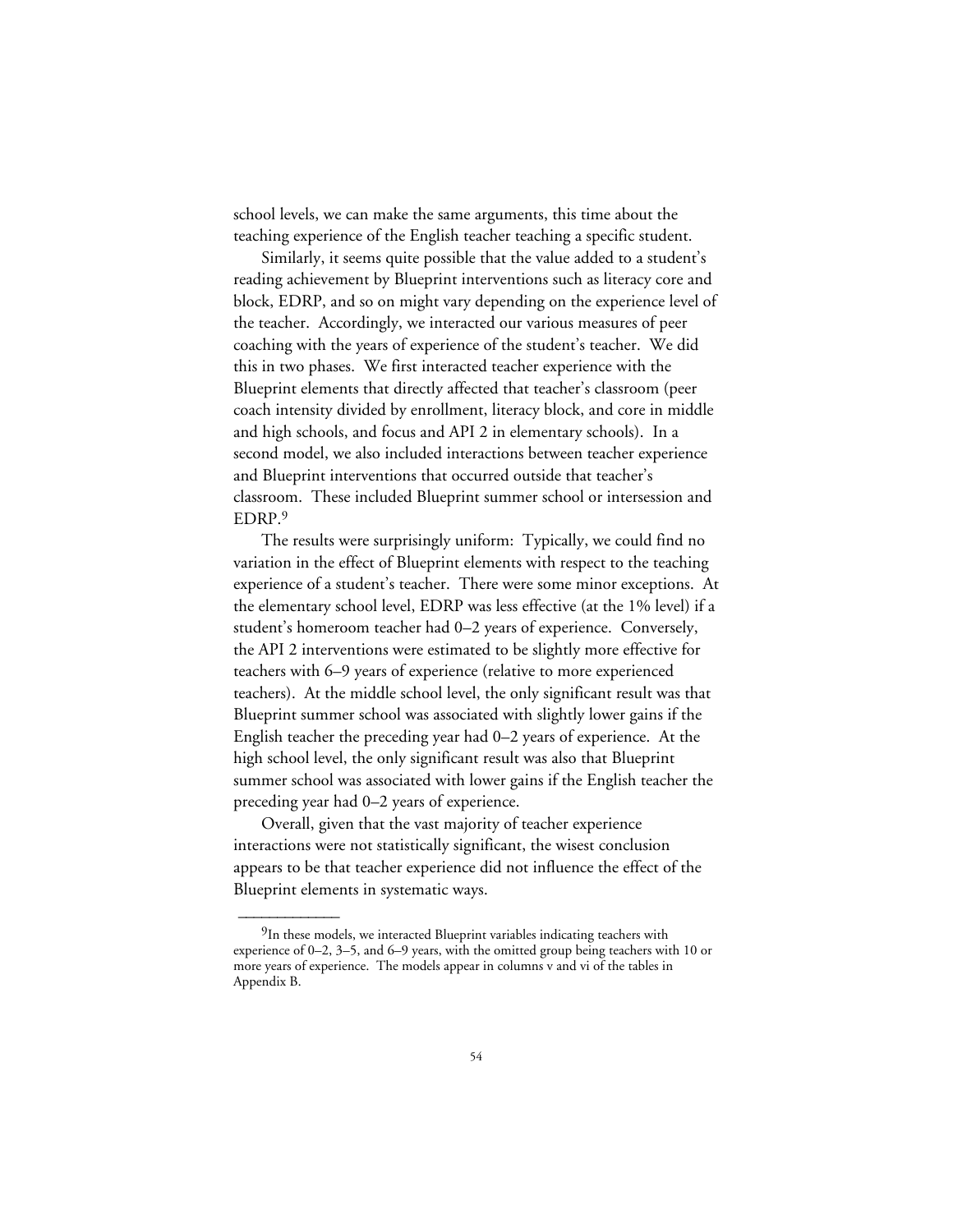school levels, we can make the same arguments, this time about the teaching experience of the English teacher teaching a specific student.

Similarly, it seems quite possible that the value added to a student's reading achievement by Blueprint interventions such as literacy core and block, EDRP, and so on might vary depending on the experience level of the teacher. Accordingly, we interacted our various measures of peer coaching with the years of experience of the student's teacher. We did this in two phases. We first interacted teacher experience with the Blueprint elements that directly affected that teacher's classroom (peer coach intensity divided by enrollment, literacy block, and core in middle and high schools, and focus and API 2 in elementary schools). In a second model, we also included interactions between teacher experience and Blueprint interventions that occurred outside that teacher's classroom. These included Blueprint summer school or intersession and EDRP.[9]

The results were surprisingly uniform: Typically, we could find no variation in the effect of Blueprint elements with respect to the teaching experience of a student's teacher. There were some minor exceptions. At the elementary school level, EDRP was less effective (at the 1% level) if a student's homeroom teacher had 0–2 years of experience. Conversely, the API 2 interventions were estimated to be slightly more effective for teachers with 6–9 years of experience (relative to more experienced teachers). At the middle school level, the only significant result was that Blueprint summer school was associated with slightly lower gains if the English teacher the preceding year had 0–2 years of experience. At the high school level, the only significant result was also that Blueprint summer school was associated with lower gains if the English teacher the preceding year had 0–2 years of experience.

Overall, given that the vast majority of teacher experience interactions were not statistically significant, the wisest conclusion appears to be that teacher experience did not influence the effect of the Blueprint elements in systematic ways.

---

[9]In these models, we interacted Blueprint variables indicating teachers with experience of 0–2, 3–5, and 6–9 years, with the omitted group being teachers with 10 or more years of experience. The models appear in columns v and vi of the tables in Appendix B.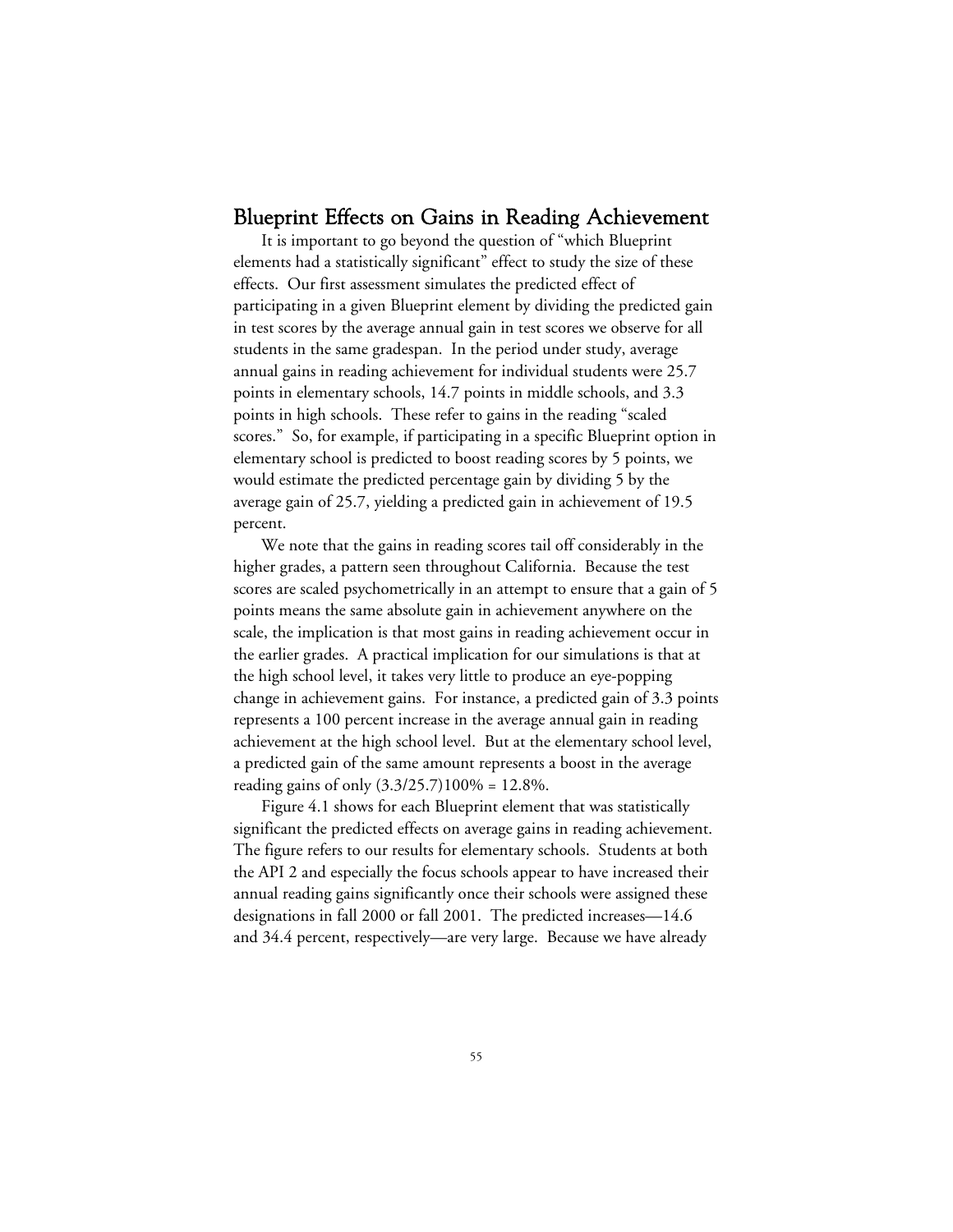## Blueprint Effects on Gains in Reading Achievement

It is important to go beyond the question of "which Blueprint elements had a statistically significant" effect to study the size of these effects. Our first assessment simulates the predicted effect of participating in a given Blueprint element by dividing the predicted gain in test scores by the average annual gain in test scores we observe for all students in the same gradespan. In the period under study, average annual gains in reading achievement for individual students were 25.7 points in elementary schools, 14.7 points in middle schools, and 3.3 points in high schools. These refer to gains in the reading "scaled scores." So, for example, if participating in a specific Blueprint option in elementary school is predicted to boost reading scores by 5 points, we would estimate the predicted percentage gain by dividing 5 by the average gain of 25.7, yielding a predicted gain in achievement of 19.5 percent.

We note that the gains in reading scores tail off considerably in the higher grades, a pattern seen throughout California. Because the test scores are scaled psychometrically in an attempt to ensure that a gain of 5 points means the same absolute gain in achievement anywhere on the scale, the implication is that most gains in reading achievement occur in the earlier grades. A practical implication for our simulations is that at the high school level, it takes very little to produce an eye-popping change in achievement gains. For instance, a predicted gain of 3.3 points represents a 100 percent increase in the average annual gain in reading achievement at the high school level. But at the elementary school level, a predicted gain of the same amount represents a boost in the average reading gains of only $(3.3/25.7)100\% = 12.8\%$.

Figure 4.1 shows for each Blueprint element that was statistically significant the predicted effects on average gains in reading achievement. The figure refers to our results for elementary schools. Students at both the API 2 and especially the focus schools appear to have increased their annual reading gains significantly once their schools were assigned these designations in fall 2000 or fall 2001. The predicted increases—14.6 and 34.4 percent, respectively—are very large. Because we have already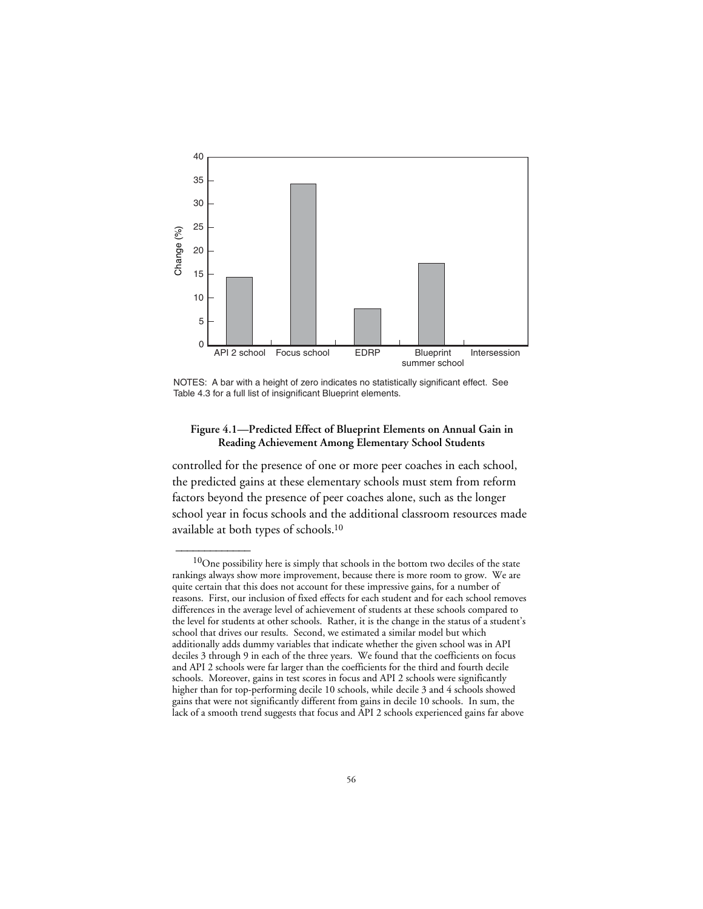NOTES: A bar with a height of zero indicates no statistically significant effect. See Table 4.3 for a full list of insignificant Blueprint elements.

**Figure 4.1—Predicted Effect of Blueprint Elements on Annual Gain in Reading Achievement Among Elementary School Students**

controlled for the presence of one or more peer coaches in each school, the predicted gains at these elementary schools must stem from reform factors beyond the presence of peer coaches alone, such as the longer school year in focus schools and the additional classroom resources made available at both types of schools.[10]

---

[10]One possibility here is simply that schools in the bottom two deciles of the state rankings always show more improvement, because there is more room to grow. We are quite certain that this does not account for these impressive gains, for a number of reasons. First, our inclusion of fixed effects for each student and for each school removes differences in the average level of achievement of students at these schools compared to the level for students at other schools. Rather, it is the change in the status of a student's school that drives our results. Second, we estimated a similar model but which additionally adds dummy variables that indicate whether the given school was in API deciles 3 through 9 in each of the three years. We found that the coefficients on focus and API 2 schools were far larger than the coefficients for the third and fourth decile schools. Moreover, gains in test scores in focus and API 2 schools were significantly higher than for top-performing decile 10 schools, while decile 3 and 4 schools showed gains that were not significantly different from gains in decile 10 schools. In sum, the lack of a smooth trend suggests that focus and API 2 schools experienced gains far above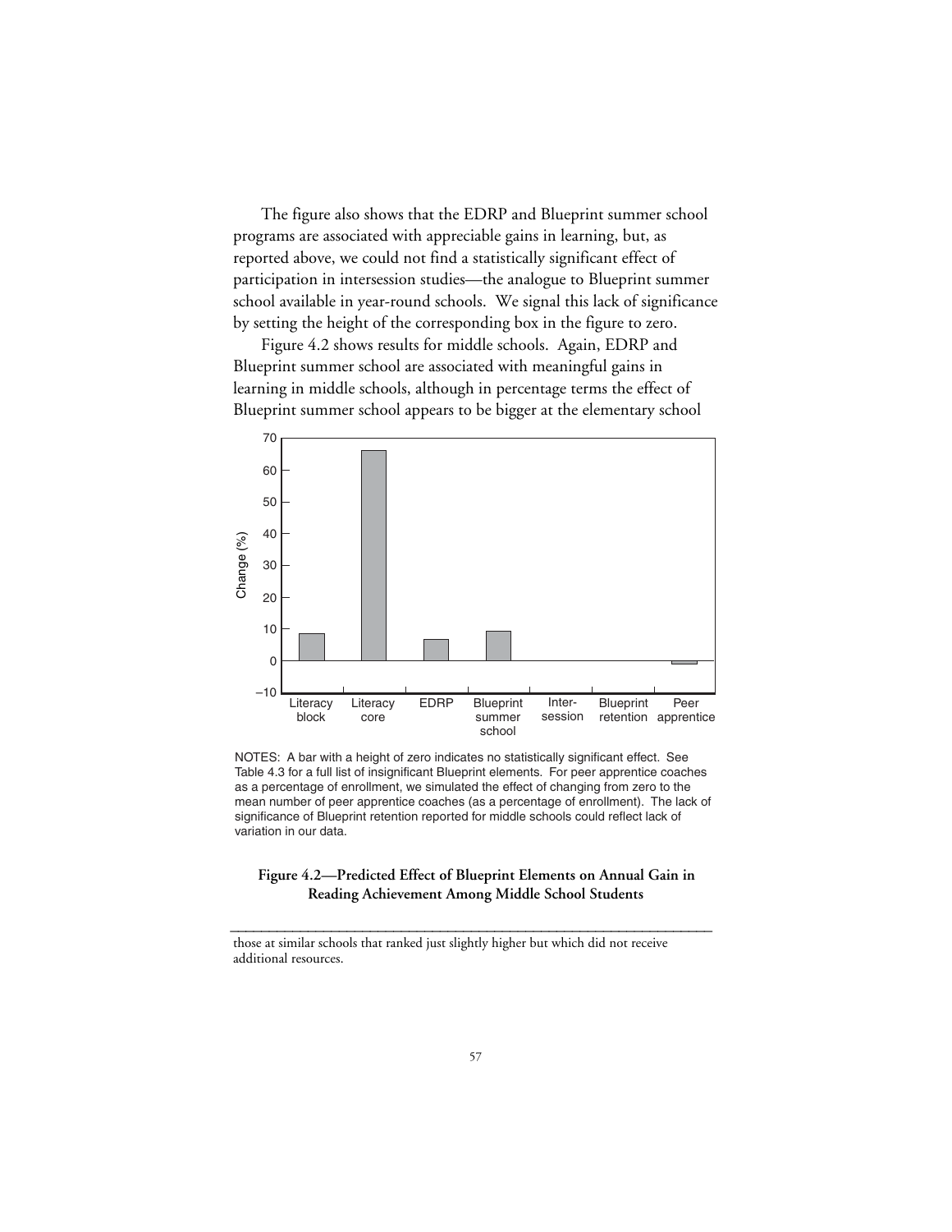The figure also shows that the EDRP and Blueprint summer school programs are associated with appreciable gains in learning, but, as reported above, we could not find a statistically significant effect of participation in intersession studies—the analogue to Blueprint summer school available in year-round schools. We signal this lack of significance by setting the height of the corresponding box in the figure to zero.

Figure 4.2 shows results for middle schools. Again, EDRP and Blueprint summer school are associated with meaningful gains in learning in middle schools, although in percentage terms the effect of Blueprint summer school appears to be bigger at the elementary school

NOTES: A bar with a height of zero indicates no statistically significant effect. See Table 4.3 for a full list of insignificant Blueprint elements. For peer apprentice coaches as a percentage of enrollment, we simulated the effect of changing from zero to the mean number of peer apprentice coaches (as a percentage of enrollment). The lack of significance of Blueprint retention reported for middle schools could reflect lack of variation in our data.

**Figure 4.2—Predicted Effect of Blueprint Elements on Annual Gain in Reading Achievement Among Middle School Students**

---

those at similar schools that ranked just slightly higher but which did not receive additional resources.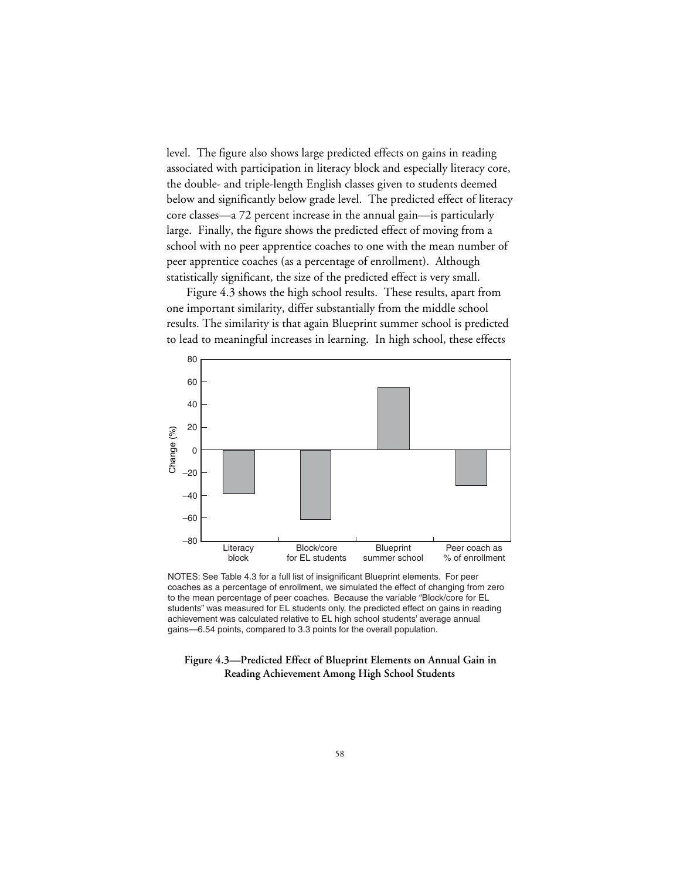level. The figure also shows large predicted effects on gains in reading associated with participation in literacy block and especially literacy core, the double- and triple-length English classes given to students deemed below and significantly below grade level. The predicted effect of literacy core classes—a 72 percent increase in the annual gain—is particularly large. Finally, the figure shows the predicted effect of moving from a school with no peer apprentice coaches to one with the mean number of peer apprentice coaches (as a percentage of enrollment). Although statistically significant, the size of the predicted effect is very small.

Figure 4.3 shows the high school results. These results, apart from one important similarity, differ substantially from the middle school results. The similarity is that again Blueprint summer school is predicted to lead to meaningful increases in learning. In high school, these effects

NOTES: See Table 4.3 for a full list of insignificant Blueprint elements. For peer coaches as a percentage of enrollment, we simulated the effect of changing from zero to the mean percentage of peer coaches. Because the variable "Block/core for EL students" was measured for EL students only, the predicted effect on gains in reading achievement was calculated relative to EL high school students' average annual gains—6.54 points, compared to 3.3 points for the overall population.

**Figure 4.3—Predicted Effect of Blueprint Elements on Annual Gain in Reading Achievement Among High School Students**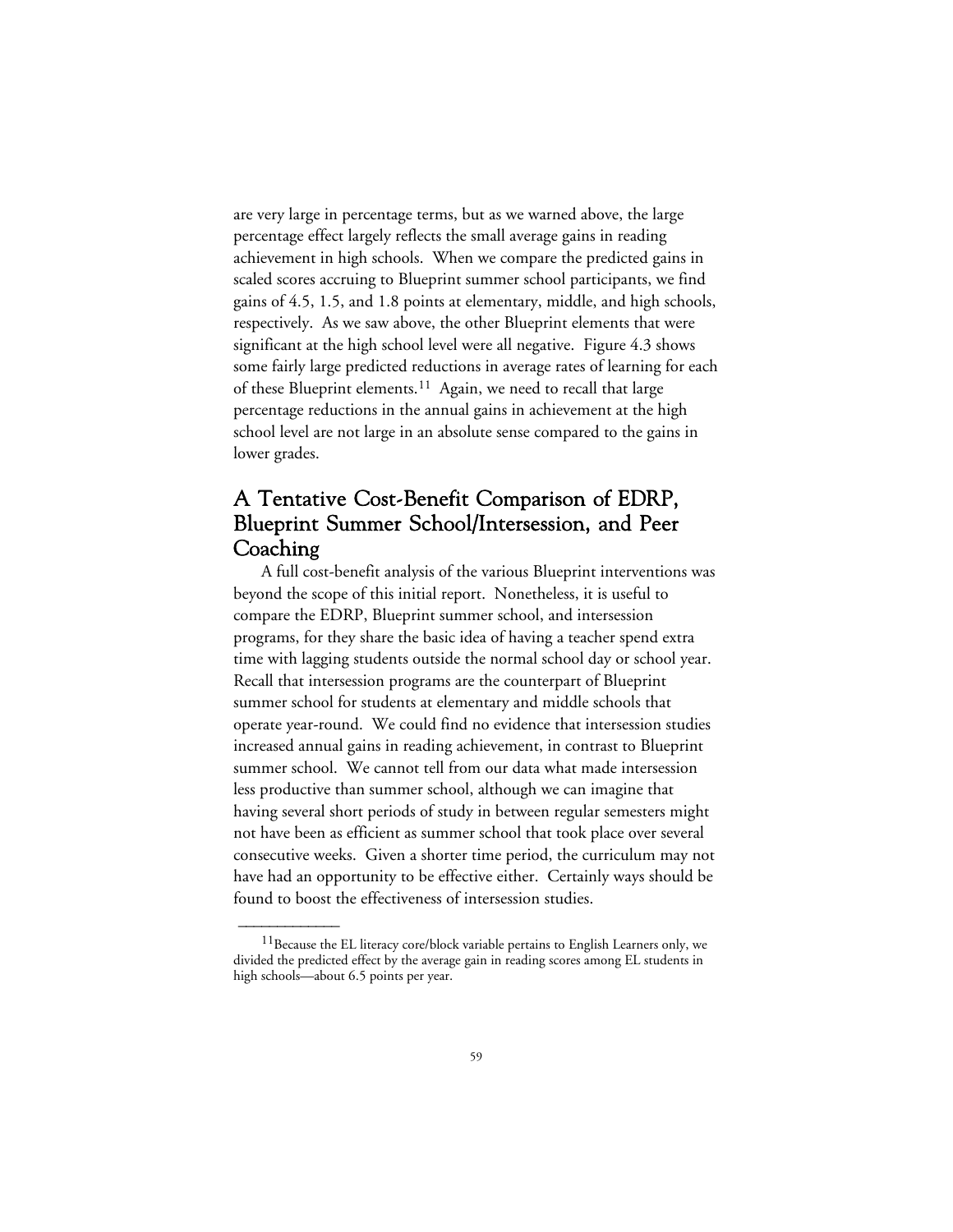are very large in percentage terms, but as we warned above, the large percentage effect largely reflects the small average gains in reading achievement in high schools. When we compare the predicted gains in scaled scores accruing to Blueprint summer school participants, we find gains of 4.5, 1.5, and 1.8 points at elementary, middle, and high schools, respectively. As we saw above, the other Blueprint elements that were significant at the high school level were all negative. Figure 4.3 shows some fairly large predicted reductions in average rates of learning for each of these Blueprint elements.[11] Again, we need to recall that large percentage reductions in the annual gains in achievement at the high school level are not large in an absolute sense compared to the gains in lower grades.

## A Tentative Cost-Benefit Comparison of EDRP, Blueprint Summer School/Intersession, and Peer Coaching

A full cost-benefit analysis of the various Blueprint interventions was beyond the scope of this initial report. Nonetheless, it is useful to compare the EDRP, Blueprint summer school, and intersession programs, for they share the basic idea of having a teacher spend extra time with lagging students outside the normal school day or school year. Recall that intersession programs are the counterpart of Blueprint summer school for students at elementary and middle schools that operate year-round. We could find no evidence that intersession studies increased annual gains in reading achievement, in contrast to Blueprint summer school. We cannot tell from our data what made intersession less productive than summer school, although we can imagine that having several short periods of study in between regular semesters might not have been as efficient as summer school that took place over several consecutive weeks. Given a shorter time period, the curriculum may not have had an opportunity to be effective either. Certainly ways should be found to boost the effectiveness of intersession studies.

---

[11]Because the EL literacy core/block variable pertains to English Learners only, we divided the predicted effect by the average gain in reading scores among EL students in high schools—about 6.5 points per year.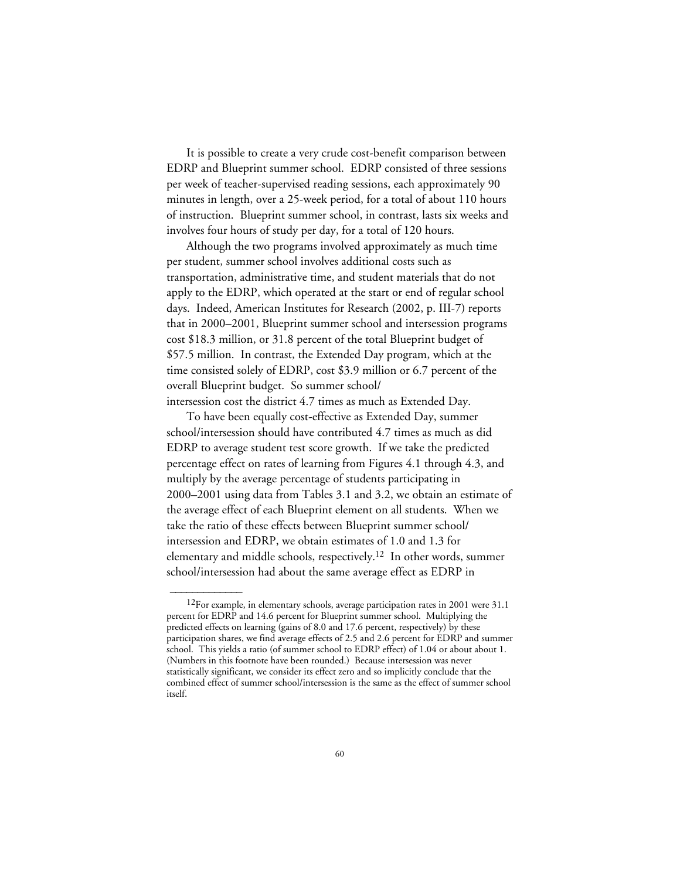It is possible to create a very crude cost-benefit comparison between EDRP and Blueprint summer school. EDRP consisted of three sessions per week of teacher-supervised reading sessions, each approximately 90 minutes in length, over a 25-week period, for a total of about 110 hours of instruction. Blueprint summer school, in contrast, lasts six weeks and involves four hours of study per day, for a total of 120 hours.

Although the two programs involved approximately as much time per student, summer school involves additional costs such as transportation, administrative time, and student materials that do not apply to the EDRP, which operated at the start or end of regular school days. Indeed, American Institutes for Research (2002, p. III-7) reports that in 2000–2001, Blueprint summer school and intersession programs cost $18.3 million, or 31.8 percent of the total Blueprint budget of $57.5 million. In contrast, the Extended Day program, which at the time consisted solely of EDRP, cost $3.9 million or 6.7 percent of the overall Blueprint budget. So summer school/ intersession cost the district 4.7 times as much as Extended Day.

To have been equally cost-effective as Extended Day, summer school/intersession should have contributed 4.7 times as much as did EDRP to average student test score growth. If we take the predicted percentage effect on rates of learning from Figures 4.1 through 4.3, and multiply by the average percentage of students participating in 2000–2001 using data from Tables 3.1 and 3.2, we obtain an estimate of the average effect of each Blueprint element on all students. When we take the ratio of these effects between Blueprint summer school/ intersession and EDRP, we obtain estimates of 1.0 and 1.3 for elementary and middle schools, respectively.[12] In other words, summer school/intersession had about the same average effect as EDRP in

---

[12]For example, in elementary schools, average participation rates in 2001 were 31.1 percent for EDRP and 14.6 percent for Blueprint summer school. Multiplying the predicted effects on learning (gains of 8.0 and 17.6 percent, respectively) by these participation shares, we find average effects of 2.5 and 2.6 percent for EDRP and summer school. This yields a ratio (of summer school to EDRP effect) of 1.04 or about about 1. (Numbers in this footnote have been rounded.) Because intersession was never statistically significant, we consider its effect zero and so implicitly conclude that the combined effect of summer school/intersession is the same as the effect of summer school itself.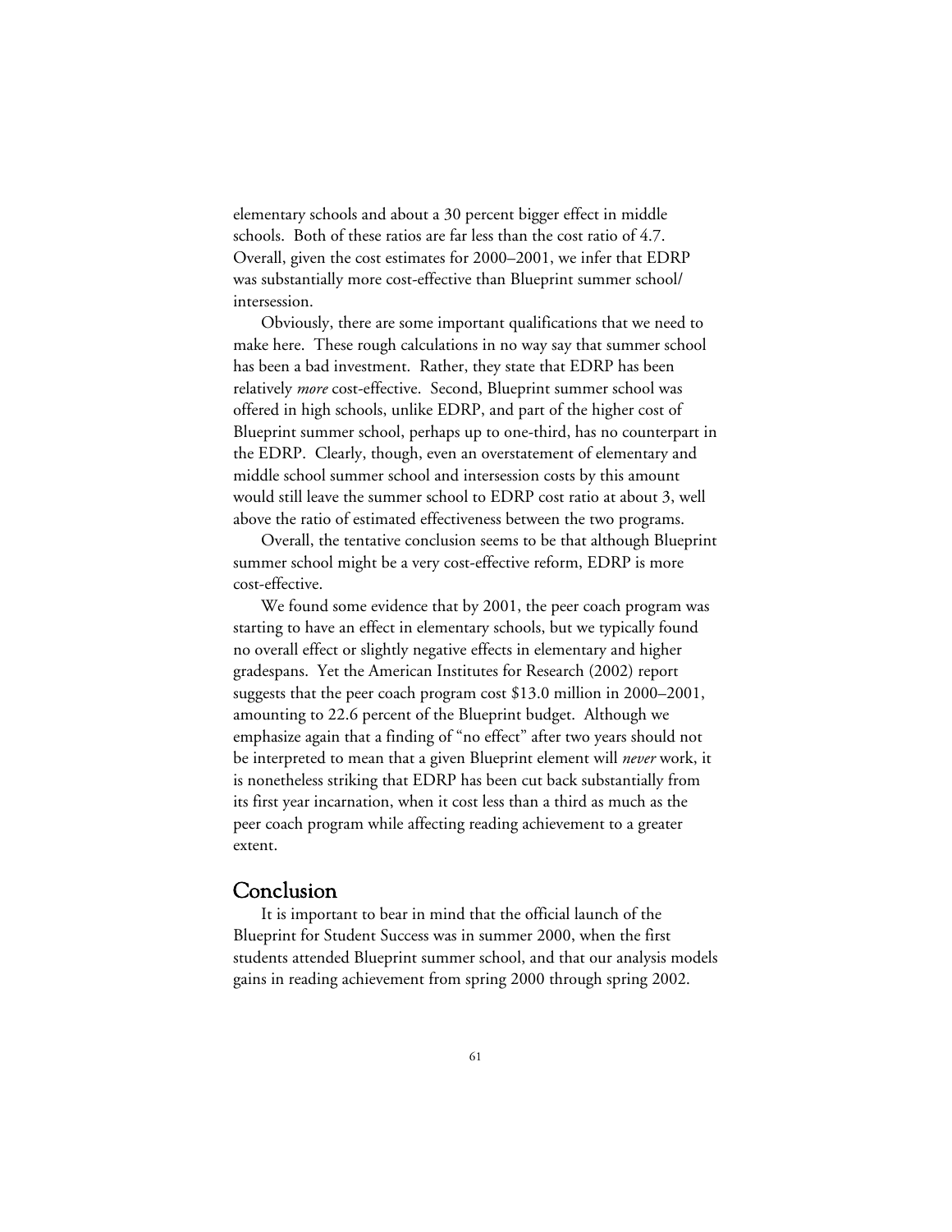elementary schools and about a 30 percent bigger effect in middle schools. Both of these ratios are far less than the cost ratio of 4.7. Overall, given the cost estimates for 2000–2001, we infer that EDRP was substantially more cost-effective than Blueprint summer school/intersession.

Obviously, there are some important qualifications that we need to make here. These rough calculations in no way say that summer school has been a bad investment. Rather, they state that EDRP has been relatively *more* cost-effective. Second, Blueprint summer school was offered in high schools, unlike EDRP, and part of the higher cost of Blueprint summer school, perhaps up to one-third, has no counterpart in the EDRP. Clearly, though, even an overstatement of elementary and middle school summer school and intersession costs by this amount would still leave the summer school to EDRP cost ratio at about 3, well above the ratio of estimated effectiveness between the two programs.

Overall, the tentative conclusion seems to be that although Blueprint summer school might be a very cost-effective reform, EDRP is more cost-effective.

We found some evidence that by 2001, the peer coach program was starting to have an effect in elementary schools, but we typically found no overall effect or slightly negative effects in elementary and higher gradespans. Yet the American Institutes for Research (2002) report suggests that the peer coach program cost $13.0 million in 2000–2001, amounting to 22.6 percent of the Blueprint budget. Although we emphasize again that a finding of "no effect" after two years should not be interpreted to mean that a given Blueprint element will *never* work, it is nonetheless striking that EDRP has been cut back substantially from its first year incarnation, when it cost less than a third as much as the peer coach program while affecting reading achievement to a greater extent.

## Conclusion

It is important to bear in mind that the official launch of the Blueprint for Student Success was in summer 2000, when the first students attended Blueprint summer school, and that our analysis models gains in reading achievement from spring 2000 through spring 2002.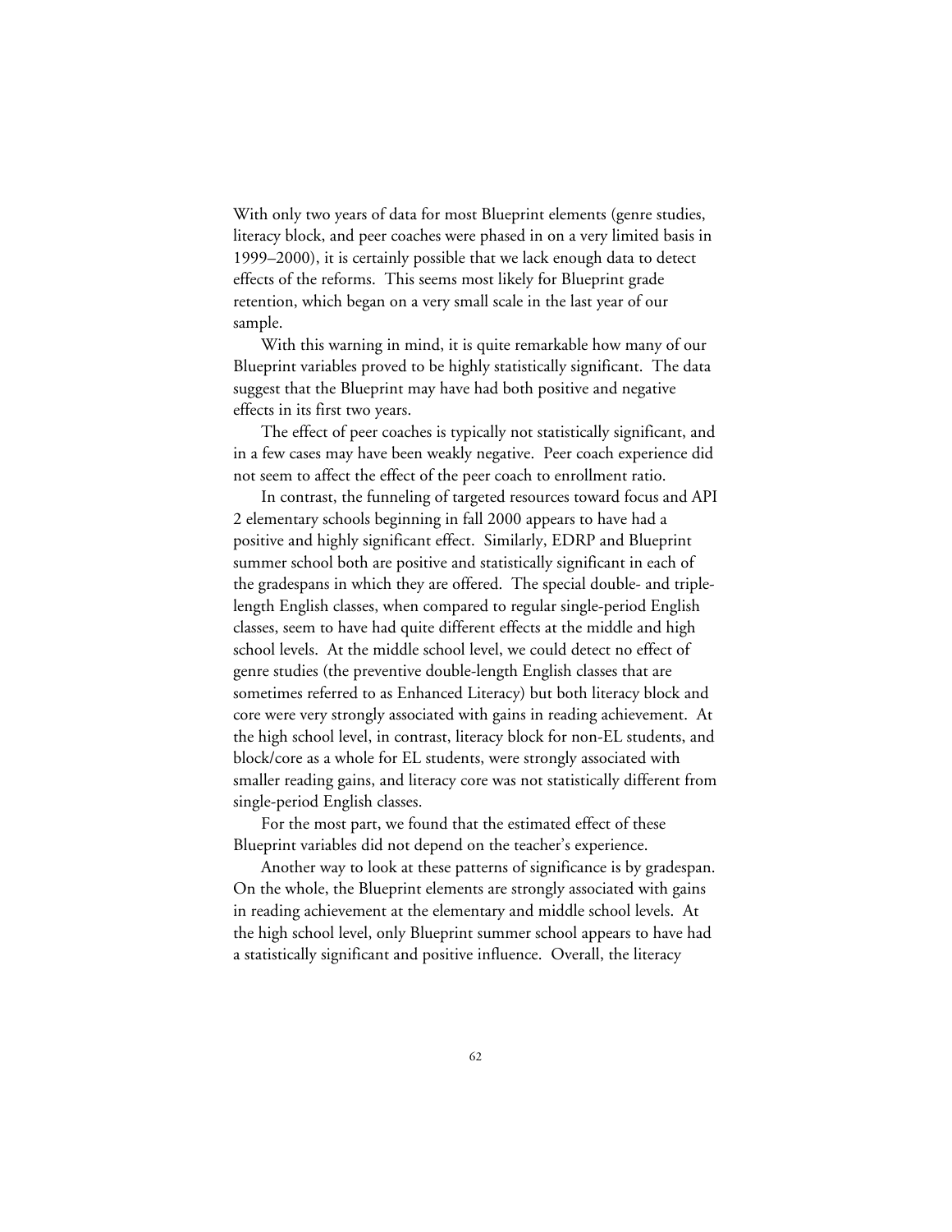With only two years of data for most Blueprint elements (genre studies, literacy block, and peer coaches were phased in on a very limited basis in 1999–2000), it is certainly possible that we lack enough data to detect effects of the reforms. This seems most likely for Blueprint grade retention, which began on a very small scale in the last year of our sample.

With this warning in mind, it is quite remarkable how many of our Blueprint variables proved to be highly statistically significant. The data suggest that the Blueprint may have had both positive and negative effects in its first two years.

The effect of peer coaches is typically not statistically significant, and in a few cases may have been weakly negative. Peer coach experience did not seem to affect the effect of the peer coach to enrollment ratio.

In contrast, the funneling of targeted resources toward focus and API 2 elementary schools beginning in fall 2000 appears to have had a positive and highly significant effect. Similarly, EDRP and Blueprint summer school both are positive and statistically significant in each of the gradespans in which they are offered. The special double- and triple-length English classes, when compared to regular single-period English classes, seem to have had quite different effects at the middle and high school levels. At the middle school level, we could detect no effect of genre studies (the preventive double-length English classes that are sometimes referred to as Enhanced Literacy) but both literacy block and core were very strongly associated with gains in reading achievement. At the high school level, in contrast, literacy block for non-EL students, and block/core as a whole for EL students, were strongly associated with smaller reading gains, and literacy core was not statistically different from single-period English classes.

For the most part, we found that the estimated effect of these Blueprint variables did not depend on the teacher's experience.

Another way to look at these patterns of significance is by gradespan. On the whole, the Blueprint elements are strongly associated with gains in reading achievement at the elementary and middle school levels. At the high school level, only Blueprint summer school appears to have had a statistically significant and positive influence. Overall, the literacy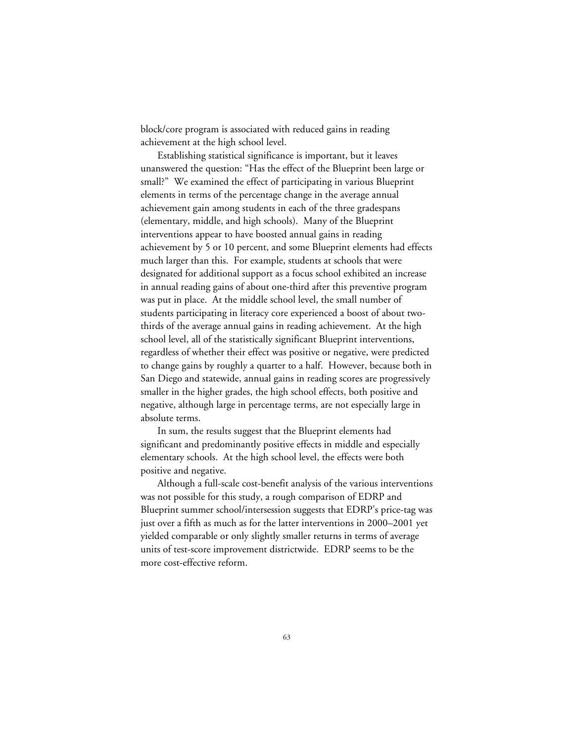block/core program is associated with reduced gains in reading achievement at the high school level.

Establishing statistical significance is important, but it leaves unanswered the question: "Has the effect of the Blueprint been large or small?" We examined the effect of participating in various Blueprint elements in terms of the percentage change in the average annual achievement gain among students in each of the three gradespans (elementary, middle, and high schools). Many of the Blueprint interventions appear to have boosted annual gains in reading achievement by 5 or 10 percent, and some Blueprint elements had effects much larger than this. For example, students at schools that were designated for additional support as a focus school exhibited an increase in annual reading gains of about one-third after this preventive program was put in place. At the middle school level, the small number of students participating in literacy core experienced a boost of about two-thirds of the average annual gains in reading achievement. At the high school level, all of the statistically significant Blueprint interventions, regardless of whether their effect was positive or negative, were predicted to change gains by roughly a quarter to a half. However, because both in San Diego and statewide, annual gains in reading scores are progressively smaller in the higher grades, the high school effects, both positive and negative, although large in percentage terms, are not especially large in absolute terms.

In sum, the results suggest that the Blueprint elements had significant and predominantly positive effects in middle and especially elementary schools. At the high school level, the effects were both positive and negative.

Although a full-scale cost-benefit analysis of the various interventions was not possible for this study, a rough comparison of EDRP and Blueprint summer school/intersession suggests that EDRP's price-tag was just over a fifth as much as for the latter interventions in 2000–2001 yet yielded comparable or only slightly smaller returns in terms of average units of test-score improvement districtwide. EDRP seems to be the more cost-effective reform.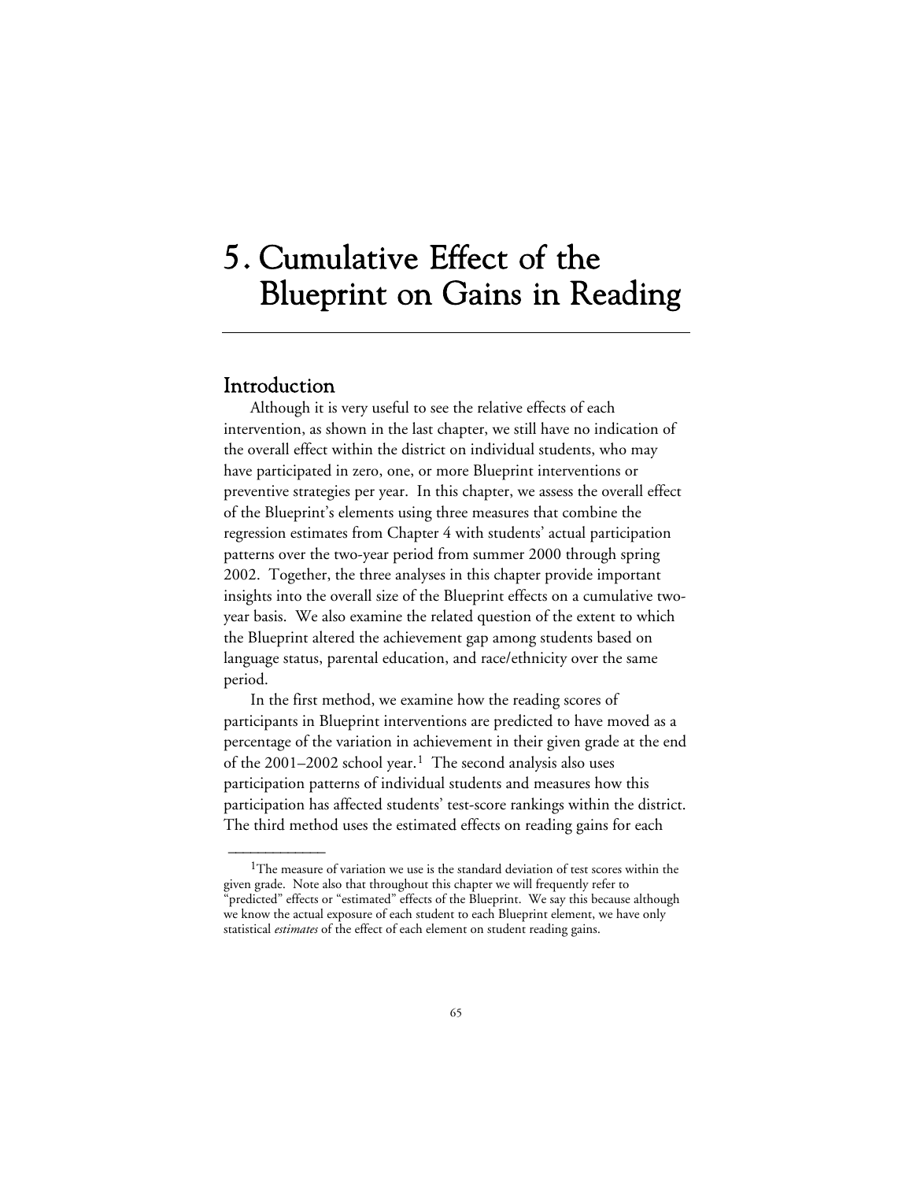# 5. Cumulative Effect of the Blueprint on Gains in Reading

## Introduction

Although it is very useful to see the relative effects of each intervention, as shown in the last chapter, we still have no indication of the overall effect within the district on individual students, who may have participated in zero, one, or more Blueprint interventions or preventive strategies per year. In this chapter, we assess the overall effect of the Blueprint's elements using three measures that combine the regression estimates from Chapter 4 with students' actual participation patterns over the two-year period from summer 2000 through spring 2002. Together, the three analyses in this chapter provide important insights into the overall size of the Blueprint effects on a cumulative two-year basis. We also examine the related question of the extent to which the Blueprint altered the achievement gap among students based on language status, parental education, and race/ethnicity over the same period.

In the first method, we examine how the reading scores of participants in Blueprint interventions are predicted to have moved as a percentage of the variation in achievement in their given grade at the end of the 2001–2002 school year.[1] The second analysis also uses participation patterns of individual students and measures how this participation has affected students' test-score rankings within the district. The third method uses the estimated effects on reading gains for each

---

[1] The measure of variation we use is the standard deviation of test scores within the given grade. Note also that throughout this chapter we will frequently refer to "predicted" effects or "estimated" effects of the Blueprint. We say this because although we know the actual exposure of each student to each Blueprint element, we have only statistical *estimates* of the effect of each element on student reading gains.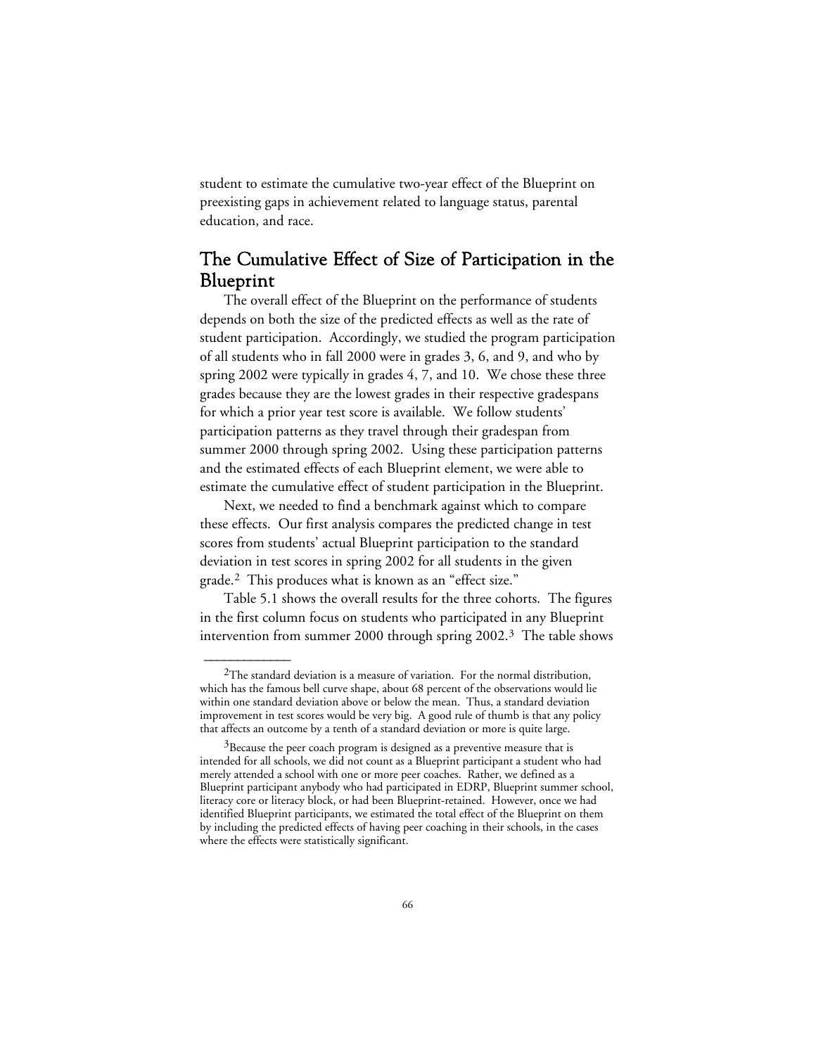student to estimate the cumulative two-year effect of the Blueprint on preexisting gaps in achievement related to language status, parental education, and race.

## The Cumulative Effect of Size of Participation in the Blueprint

The overall effect of the Blueprint on the performance of students depends on both the size of the predicted effects as well as the rate of student participation. Accordingly, we studied the program participation of all students who in fall 2000 were in grades 3, 6, and 9, and who by spring 2002 were typically in grades 4, 7, and 10. We chose these three grades because they are the lowest grades in their respective gradespans for which a prior year test score is available. We follow students' participation patterns as they travel through their gradespan from summer 2000 through spring 2002. Using these participation patterns and the estimated effects of each Blueprint element, we were able to estimate the cumulative effect of student participation in the Blueprint.

Next, we needed to find a benchmark against which to compare these effects. Our first analysis compares the predicted change in test scores from students' actual Blueprint participation to the standard deviation in test scores in spring 2002 for all students in the given grade.[2] This produces what is known as an "effect size."

Table 5.1 shows the overall results for the three cohorts. The figures in the first column focus on students who participated in any Blueprint intervention from summer 2000 through spring 2002.[3] The table shows

---

[2]The standard deviation is a measure of variation. For the normal distribution, which has the famous bell curve shape, about 68 percent of the observations would lie within one standard deviation above or below the mean. Thus, a standard deviation improvement in test scores would be very big. A good rule of thumb is that any policy that affects an outcome by a tenth of a standard deviation or more is quite large.

[3]Because the peer coach program is designed as a preventive measure that is intended for all schools, we did not count as a Blueprint participant a student who had merely attended a school with one or more peer coaches. Rather, we defined as a Blueprint participant anybody who had participated in EDRP, Blueprint summer school, literacy core or literacy block, or had been Blueprint-retained. However, once we had identified Blueprint participants, we estimated the total effect of the Blueprint on them by including the predicted effects of having peer coaching in their schools, in the cases where the effects were statistically significant.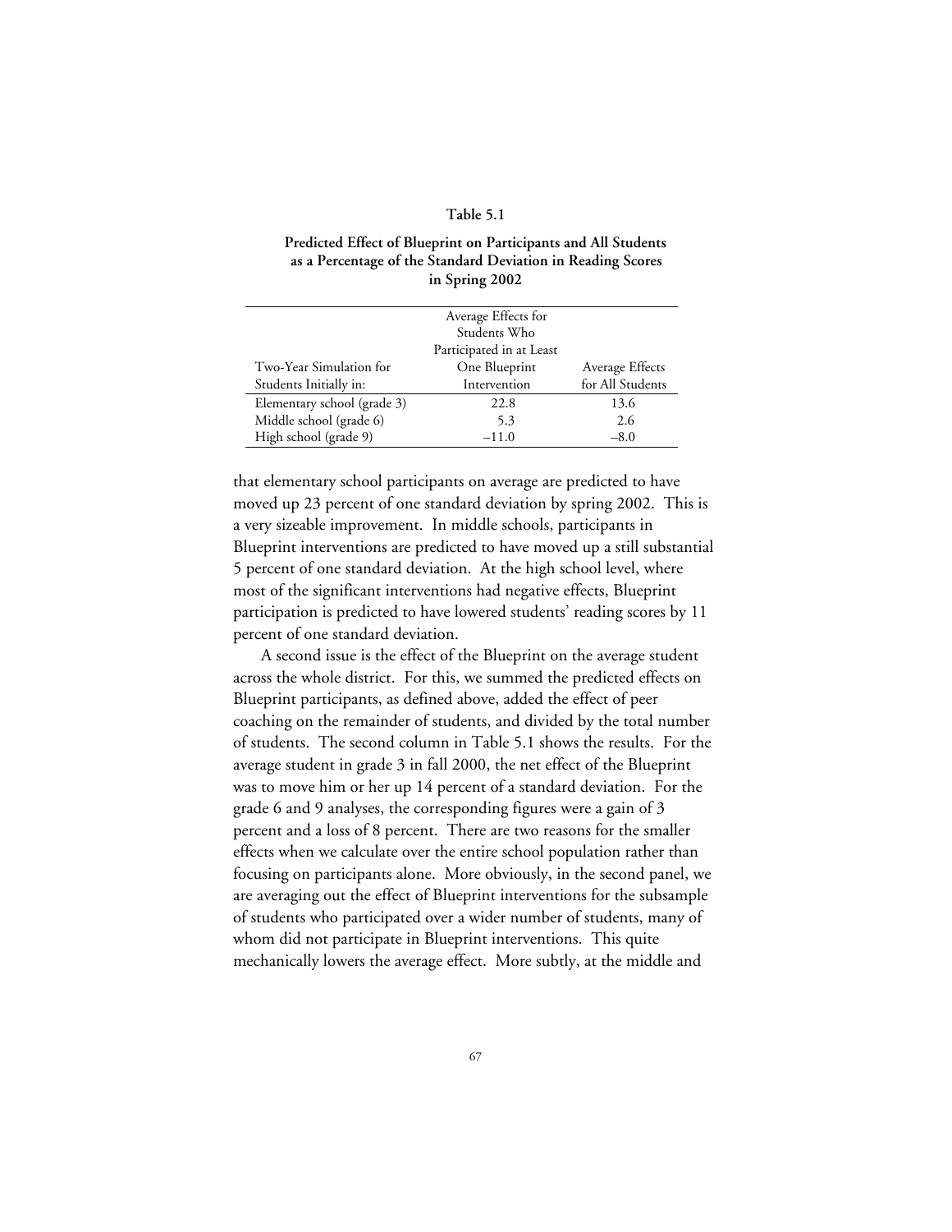**Table 5.1**

**Predicted Effect of Blueprint on Participants and All Students as a Percentage of the Standard Deviation in Reading Scores in Spring 2002**

| Two-Year Simulation for Students Initially in: | Average Effects for Students Who Participated in at Least One Blueprint Intervention | Average Effects for All Students |
|---|---|---|
| Elementary school (grade 3) | 22.8 | 13.6 |
| Middle school (grade 6) | 5.3 | 2.6 |
| High school (grade 9) | –11.0 | –8.0 |

that elementary school participants on average are predicted to have moved up 23 percent of one standard deviation by spring 2002. This is a very sizeable improvement. In middle schools, participants in Blueprint interventions are predicted to have moved up a still substantial 5 percent of one standard deviation. At the high school level, where most of the significant interventions had negative effects, Blueprint participation is predicted to have lowered students' reading scores by 11 percent of one standard deviation.

A second issue is the effect of the Blueprint on the average student across the whole district. For this, we summed the predicted effects on Blueprint participants, as defined above, added the effect of peer coaching on the remainder of students, and divided by the total number of students. The second column in Table 5.1 shows the results. For the average student in grade 3 in fall 2000, the net effect of the Blueprint was to move him or her up 14 percent of a standard deviation. For the grade 6 and 9 analyses, the corresponding figures were a gain of 3 percent and a loss of 8 percent. There are two reasons for the smaller effects when we calculate over the entire school population rather than focusing on participants alone. More obviously, in the second panel, we are averaging out the effect of Blueprint interventions for the subsample of students who participated over a wider number of students, many of whom did not participate in Blueprint interventions. This quite mechanically lowers the average effect. More subtly, at the middle and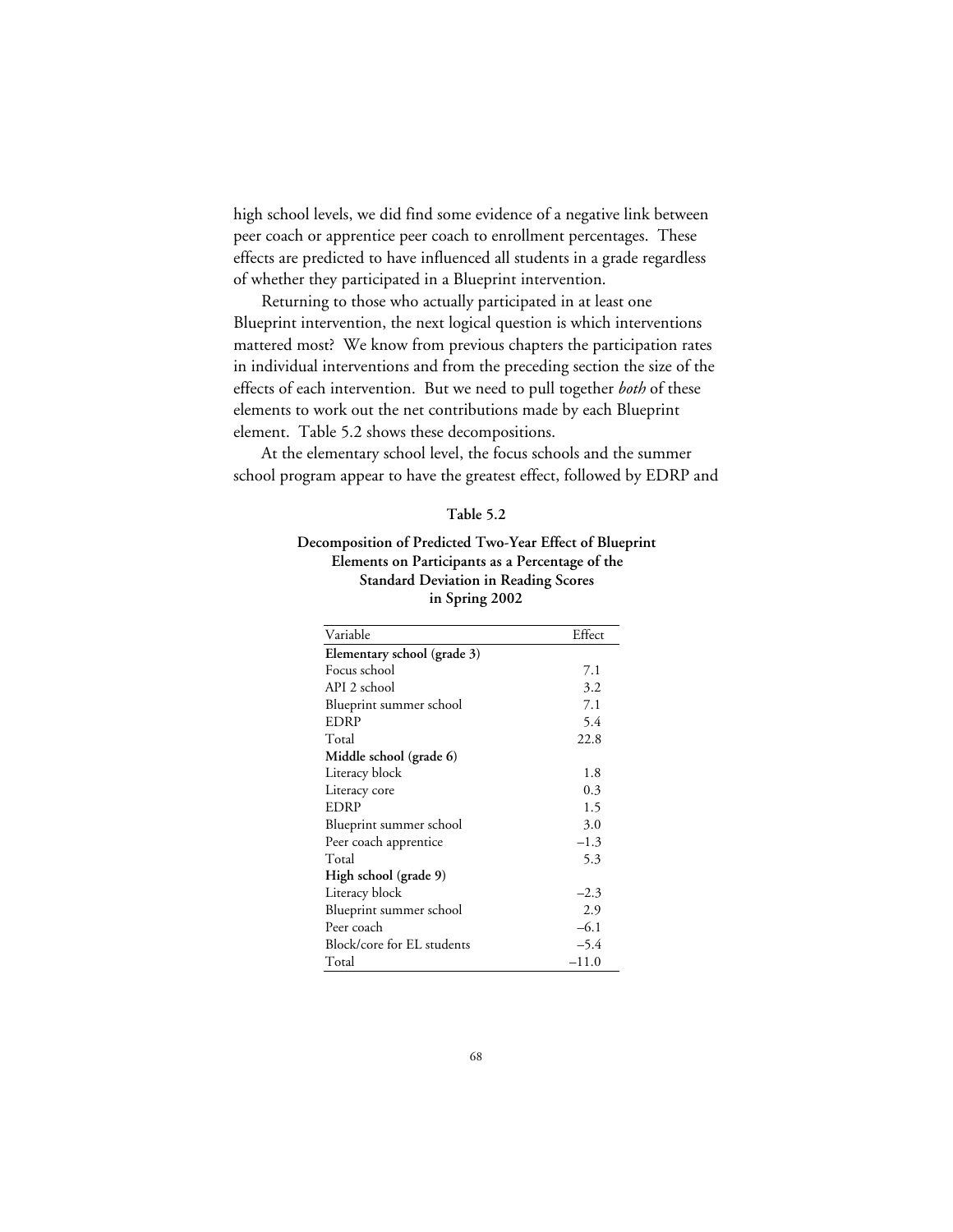high school levels, we did find some evidence of a negative link between peer coach or apprentice peer coach to enrollment percentages. These effects are predicted to have influenced all students in a grade regardless of whether they participated in a Blueprint intervention.

Returning to those who actually participated in at least one Blueprint intervention, the next logical question is which interventions mattered most? We know from previous chapters the participation rates in individual interventions and from the preceding section the size of the effects of each intervention. But we need to pull together *both* of these elements to work out the net contributions made by each Blueprint element. Table 5.2 shows these decompositions.

At the elementary school level, the focus schools and the summer school program appear to have the greatest effect, followed by EDRP and

**Table 5.2**

**Decomposition of Predicted Two-Year Effect of Blueprint Elements on Participants as a Percentage of the Standard Deviation in Reading Scores in Spring 2002**

| Variable | Effect |
|---|---|
| **Elementary school (grade 3)** | |
| Focus school | 7.1 |
| API 2 school | 3.2 |
| Blueprint summer school | 7.1 |
| EDRP | 5.4 |
| Total | 22.8 |
| **Middle school (grade 6)** | |
| Literacy block | 1.8 |
| Literacy core | 0.3 |
| EDRP | 1.5 |
| Blueprint summer school | 3.0 |
| Peer coach apprentice | –1.3 |
| Total | 5.3 |
| **High school (grade 9)** | |
| Literacy block | –2.3 |
| Blueprint summer school | 2.9 |
| Peer coach | –6.1 |
| Block/core for EL students | –5.4 |
| Total | –11.0 |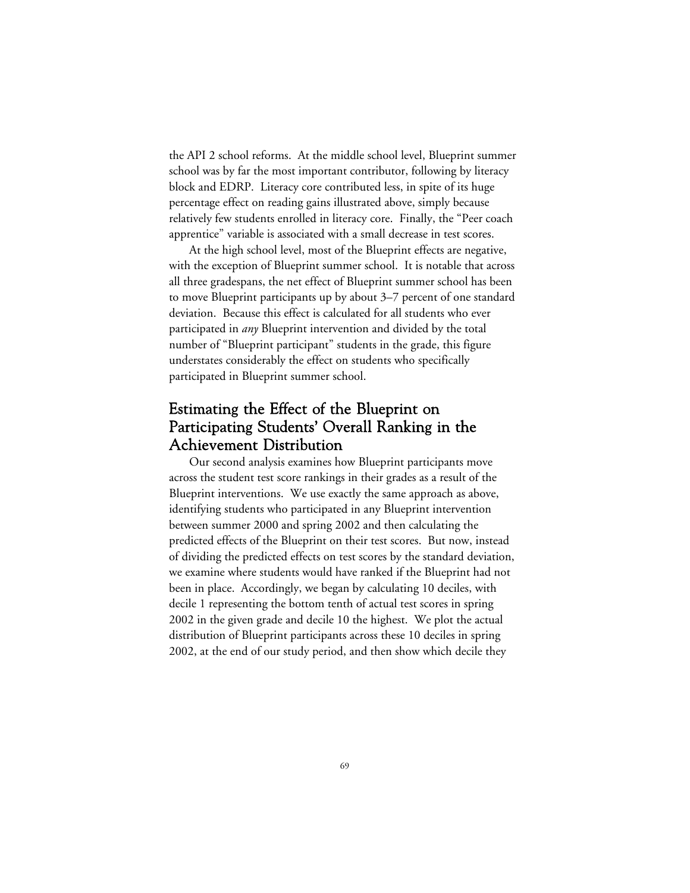the API 2 school reforms. At the middle school level, Blueprint summer school was by far the most important contributor, following by literacy block and EDRP. Literacy core contributed less, in spite of its huge percentage effect on reading gains illustrated above, simply because relatively few students enrolled in literacy core. Finally, the "Peer coach apprentice" variable is associated with a small decrease in test scores.

At the high school level, most of the Blueprint effects are negative, with the exception of Blueprint summer school. It is notable that across all three gradespans, the net effect of Blueprint summer school has been to move Blueprint participants up by about 3–7 percent of one standard deviation. Because this effect is calculated for all students who ever participated in *any* Blueprint intervention and divided by the total number of "Blueprint participant" students in the grade, this figure understates considerably the effect on students who specifically participated in Blueprint summer school.

## Estimating the Effect of the Blueprint on Participating Students' Overall Ranking in the Achievement Distribution

Our second analysis examines how Blueprint participants move across the student test score rankings in their grades as a result of the Blueprint interventions. We use exactly the same approach as above, identifying students who participated in any Blueprint intervention between summer 2000 and spring 2002 and then calculating the predicted effects of the Blueprint on their test scores. But now, instead of dividing the predicted effects on test scores by the standard deviation, we examine where students would have ranked if the Blueprint had not been in place. Accordingly, we began by calculating 10 deciles, with decile 1 representing the bottom tenth of actual test scores in spring 2002 in the given grade and decile 10 the highest. We plot the actual distribution of Blueprint participants across these 10 deciles in spring 2002, at the end of our study period, and then show which decile they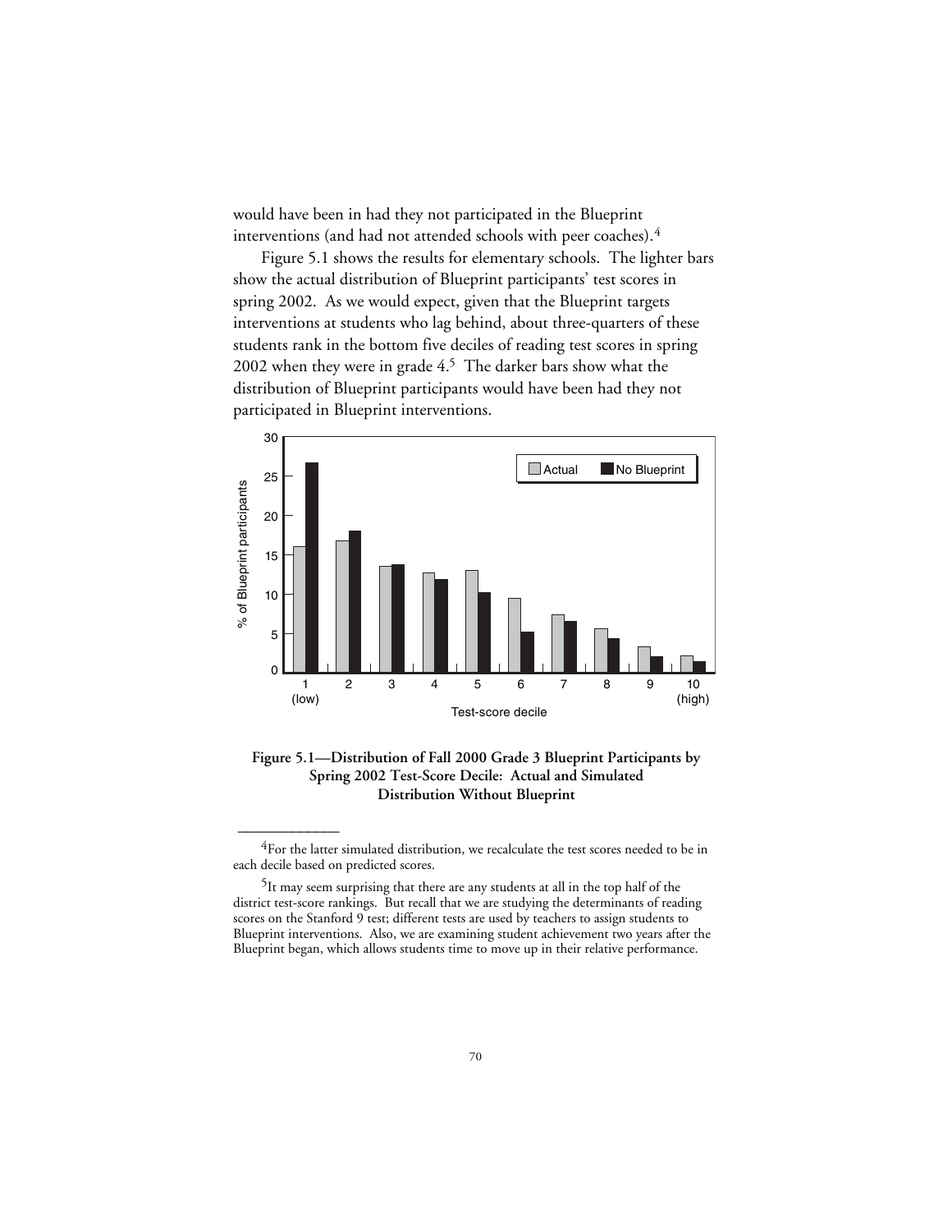would have been in had they not participated in the Blueprint interventions (and had not attended schools with peer coaches).[4]

Figure 5.1 shows the results for elementary schools. The lighter bars show the actual distribution of Blueprint participants' test scores in spring 2002. As we would expect, given that the Blueprint targets interventions at students who lag behind, about three-quarters of these students rank in the bottom five deciles of reading test scores in spring 2002 when they were in grade 4.[5] The darker bars show what the distribution of Blueprint participants would have been had they not participated in Blueprint interventions.

**Figure 5.1—Distribution of Fall 2000 Grade 3 Blueprint Participants by Spring 2002 Test-Score Decile: Actual and Simulated Distribution Without Blueprint**

---

[4]For the latter simulated distribution, we recalculate the test scores needed to be in each decile based on predicted scores.

[5]It may seem surprising that there are any students at all in the top half of the district test-score rankings. But recall that we are studying the determinants of reading scores on the Stanford 9 test; different tests are used by teachers to assign students to Blueprint interventions. Also, we are examining student achievement two years after the Blueprint began, which allows students time to move up in their relative performance.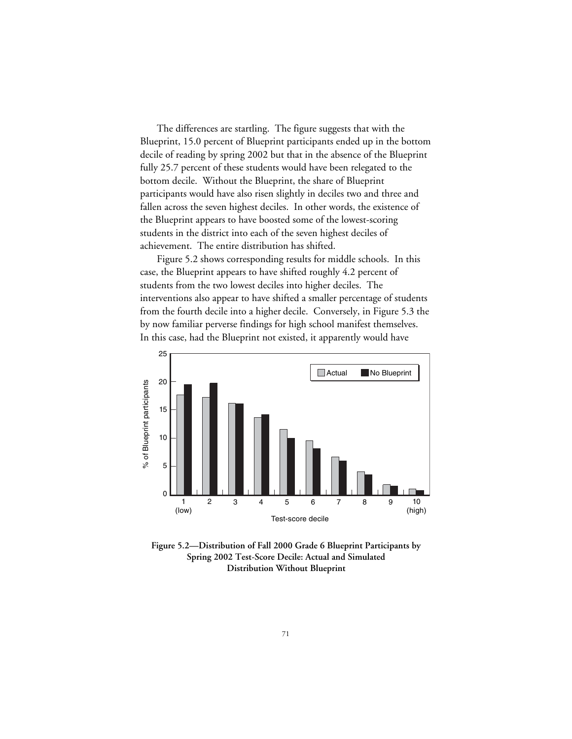The differences are startling. The figure suggests that with the Blueprint, 15.0 percent of Blueprint participants ended up in the bottom decile of reading by spring 2002 but that in the absence of the Blueprint fully 25.7 percent of these students would have been relegated to the bottom decile. Without the Blueprint, the share of Blueprint participants would have also risen slightly in deciles two and three and fallen across the seven highest deciles. In other words, the existence of the Blueprint appears to have boosted some of the lowest-scoring students in the district into each of the seven highest deciles of achievement. The entire distribution has shifted.

Figure 5.2 shows corresponding results for middle schools. In this case, the Blueprint appears to have shifted roughly 4.2 percent of students from the two lowest deciles into higher deciles. The interventions also appear to have shifted a smaller percentage of students from the fourth decile into a higher decile. Conversely, in Figure 5.3 the by now familiar perverse findings for high school manifest themselves. In this case, had the Blueprint not existed, it apparently would have

**Figure 5.2—Distribution of Fall 2000 Grade 6 Blueprint Participants by Spring 2002 Test-Score Decile: Actual and Simulated Distribution Without Blueprint**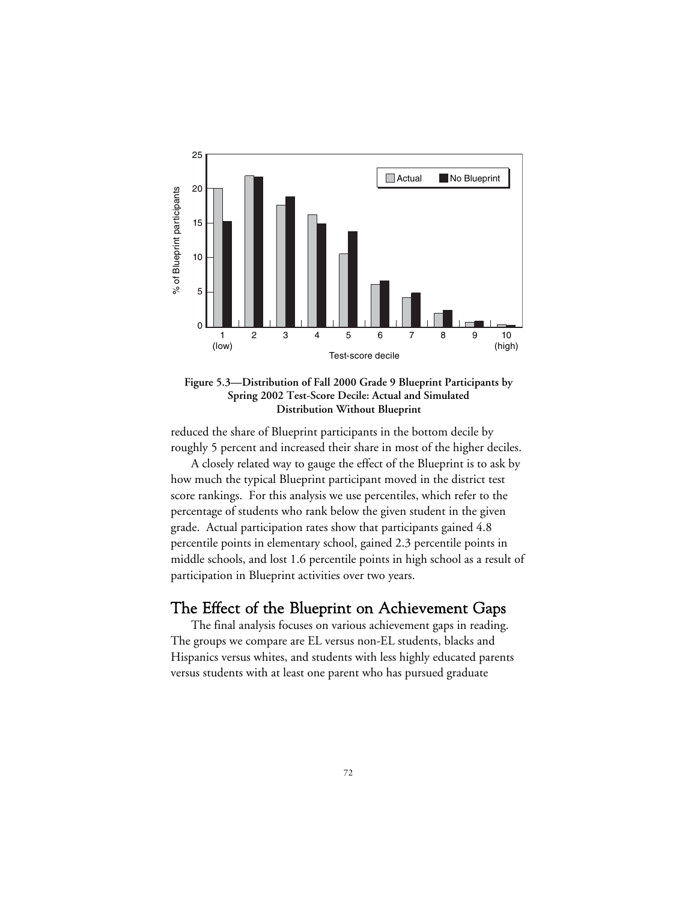**Figure 5.3—Distribution of Fall 2000 Grade 9 Blueprint Participants by Spring 2002 Test-Score Decile: Actual and Simulated Distribution Without Blueprint**

reduced the share of Blueprint participants in the bottom decile by roughly 5 percent and increased their share in most of the higher deciles.

A closely related way to gauge the effect of the Blueprint is to ask by how much the typical Blueprint participant moved in the district test score rankings. For this analysis we use percentiles, which refer to the percentage of students who rank below the given student in the given grade. Actual participation rates show that participants gained 4.8 percentile points in elementary school, gained 2.3 percentile points in middle schools, and lost 1.6 percentile points in high school as a result of participation in Blueprint activities over two years.

## The Effect of the Blueprint on Achievement Gaps

The final analysis focuses on various achievement gaps in reading. The groups we compare are EL versus non-EL students, blacks and Hispanics versus whites, and students with less highly educated parents versus students with at least one parent who has pursued graduate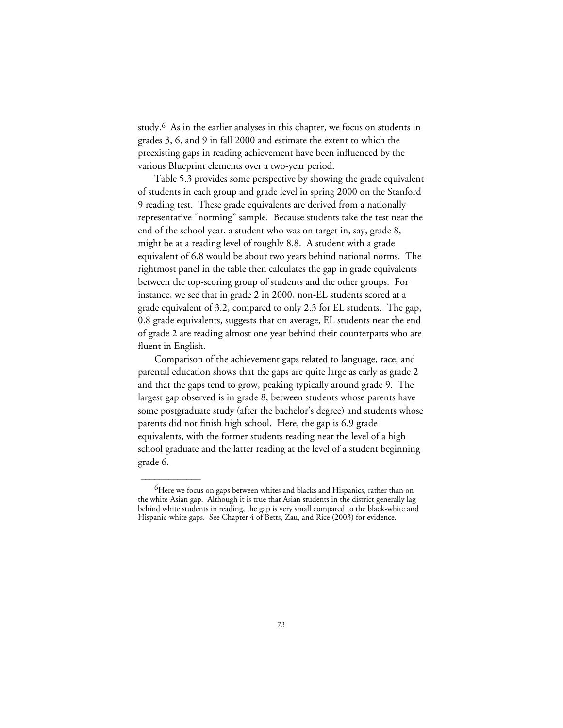study.[6] As in the earlier analyses in this chapter, we focus on students in grades 3, 6, and 9 in fall 2000 and estimate the extent to which the preexisting gaps in reading achievement have been influenced by the various Blueprint elements over a two-year period.

Table 5.3 provides some perspective by showing the grade equivalent of students in each group and grade level in spring 2000 on the Stanford 9 reading test. These grade equivalents are derived from a nationally representative "norming" sample. Because students take the test near the end of the school year, a student who was on target in, say, grade 8, might be at a reading level of roughly 8.8. A student with a grade equivalent of 6.8 would be about two years behind national norms. The rightmost panel in the table then calculates the gap in grade equivalents between the top-scoring group of students and the other groups. For instance, we see that in grade 2 in 2000, non-EL students scored at a grade equivalent of 3.2, compared to only 2.3 for EL students. The gap, 0.8 grade equivalents, suggests that on average, EL students near the end of grade 2 are reading almost one year behind their counterparts who are fluent in English.

Comparison of the achievement gaps related to language, race, and parental education shows that the gaps are quite large as early as grade 2 and that the gaps tend to grow, peaking typically around grade 9. The largest gap observed is in grade 8, between students whose parents have some postgraduate study (after the bachelor's degree) and students whose parents did not finish high school. Here, the gap is 6.9 grade equivalents, with the former students reading near the level of a high school graduate and the latter reading at the level of a student beginning grade 6.

---

[6]Here we focus on gaps between whites and blacks and Hispanics, rather than on the white-Asian gap. Although it is true that Asian students in the district generally lag behind white students in reading, the gap is very small compared to the black-white and Hispanic-white gaps. See Chapter 4 of Betts, Zau, and Rice (2003) for evidence.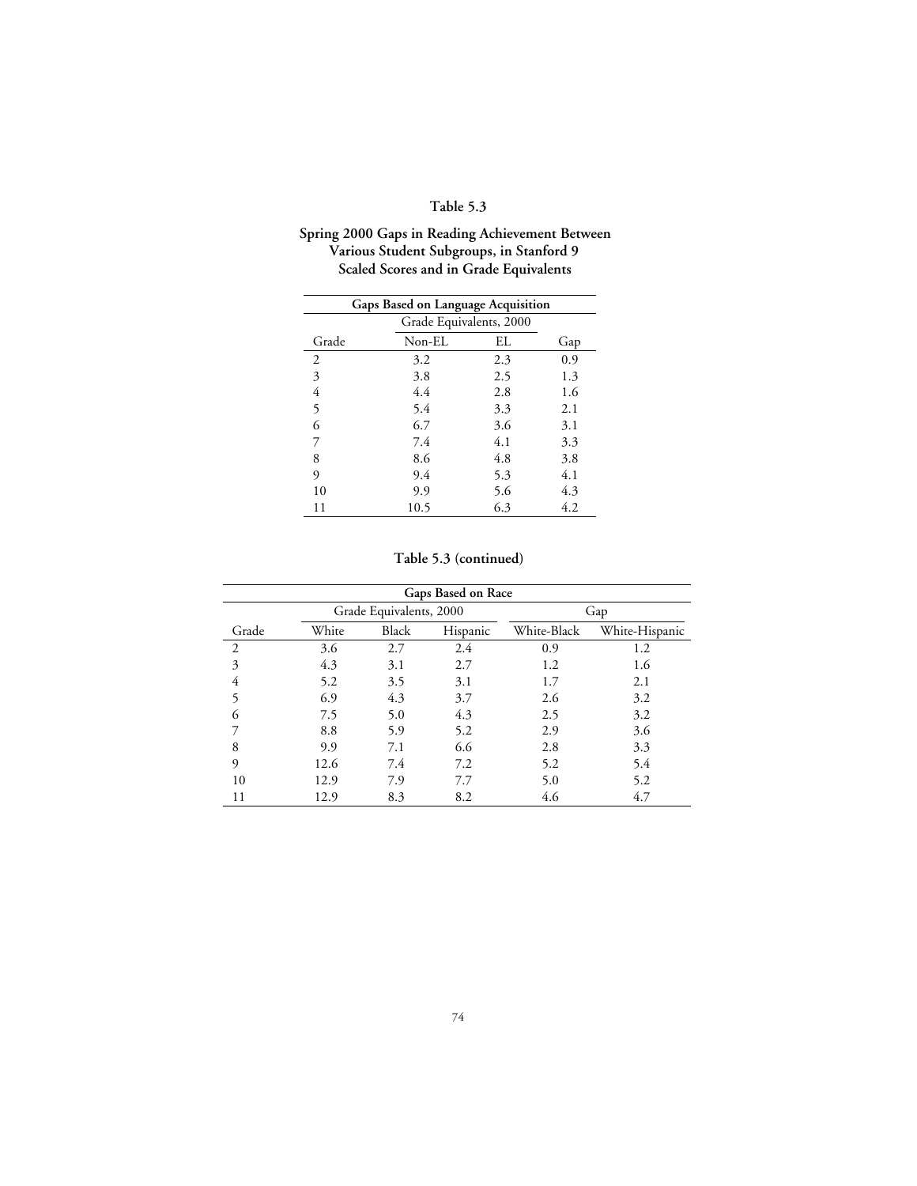**Table 5.3**

**Spring 2000 Gaps in Reading Achievement Between Various Student Subgroups, in Stanford 9 Scaled Scores and in Grade Equivalents**

| **Gaps Based on Language Acquisition** | | | |
|---|---|---|---|
| | Grade Equivalents, 2000 | | |
| Grade | Non-EL | EL | Gap |
| 2 | 3.2 | 2.3 | 0.9 |
| 3 | 3.8 | 2.5 | 1.3 |
| 4 | 4.4 | 2.8 | 1.6 |
| 5 | 5.4 | 3.3 | 2.1 |
| 6 | 6.7 | 3.6 | 3.1 |
| 7 | 7.4 | 4.1 | 3.3 |
| 8 | 8.6 | 4.8 | 3.8 |
| 9 | 9.4 | 5.3 | 4.1 |
| 10 | 9.9 | 5.6 | 4.3 |
| 11 | 10.5 | 6.3 | 4.2 |

**Table 5.3 (continued)**

| **Gaps Based on Race** | | | | | |
|---|---|---|---|---|---|
| | Grade Equivalents, 2000 | | | Gap | |
| Grade | White | Black | Hispanic | White-Black | White-Hispanic |
| 2 | 3.6 | 2.7 | 2.4 | 0.9 | 1.2 |
| 3 | 4.3 | 3.1 | 2.7 | 1.2 | 1.6 |
| 4 | 5.2 | 3.5 | 3.1 | 1.7 | 2.1 |
| 5 | 6.9 | 4.3 | 3.7 | 2.6 | 3.2 |
| 6 | 7.5 | 5.0 | 4.3 | 2.5 | 3.2 |
| 7 | 8.8 | 5.9 | 5.2 | 2.9 | 3.6 |
| 8 | 9.9 | 7.1 | 6.6 | 2.8 | 3.3 |
| 9 | 12.6 | 7.4 | 7.2 | 5.2 | 5.4 |
| 10 | 12.9 | 7.9 | 7.7 | 5.0 | 5.2 |
| 11 | 12.9 | 8.3 | 8.2 | 4.6 | 4.7 |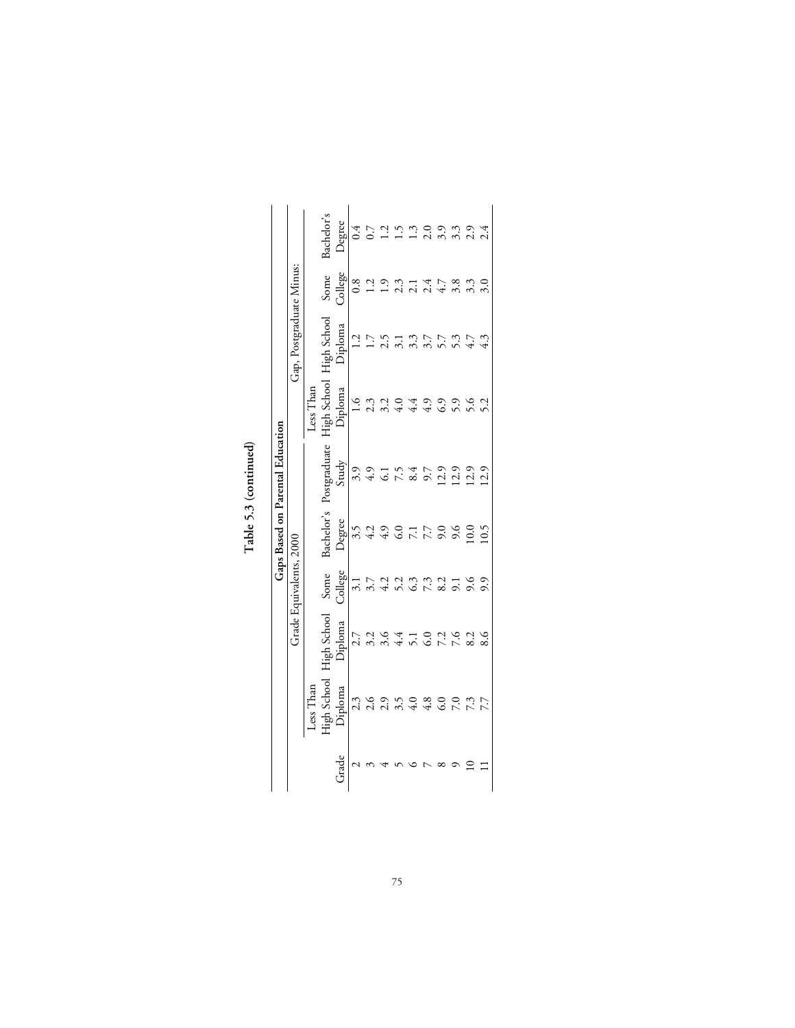**Table 5.3 (continued)**

| | Gaps Based on Parental Education | | | | | | | | |
|---|---|---|---|---|---|---|---|---|---|
| | Grade Equivalents, 2000 | | | | | Gap, Postgraduate Minus: | | | |
| Grade | Less Than High School Diploma | High School Diploma | Some College | Bachelor's Degree | Postgraduate Study | Less Than High School Diploma | High School Diploma | Some College | Bachelor's Degree |
| 2 | 2.3 | 2.7 | 3.1 | 3.5 | 3.9 | 1.6 | 1.2 | 0.8 | 0.4 |
| 3 | 2.6 | 3.2 | 3.7 | 4.2 | 4.9 | 2.3 | 1.7 | 1.2 | 0.7 |
| 4 | 2.9 | 3.6 | 4.2 | 4.9 | 6.1 | 3.2 | 2.5 | 1.9 | 1.2 |
| 5 | 3.5 | 4.4 | 5.2 | 6.0 | 7.5 | 4.0 | 3.1 | 2.3 | 1.5 |
| 6 | 4.0 | 5.1 | 6.3 | 7.1 | 8.4 | 4.4 | 3.3 | 2.1 | 1.3 |
| 7 | 4.8 | 6.0 | 7.3 | 7.7 | 9.7 | 4.9 | 3.7 | 2.4 | 2.0 |
| 8 | 6.0 | 7.2 | 8.2 | 9.0 | 12.9 | 6.9 | 5.7 | 4.7 | 3.9 |
| 9 | 7.0 | 7.6 | 9.1 | 9.6 | 12.9 | 5.9 | 5.3 | 3.8 | 3.3 |
| 10 | 7.3 | 8.2 | 9.6 | 10.0 | 12.9 | 5.6 | 4.7 | 3.3 | 2.9 |
| 11 | 7.7 | 8.6 | 9.9 | 10.5 | 12.9 | 5.2 | 4.3 | 3.0 | 2.4 |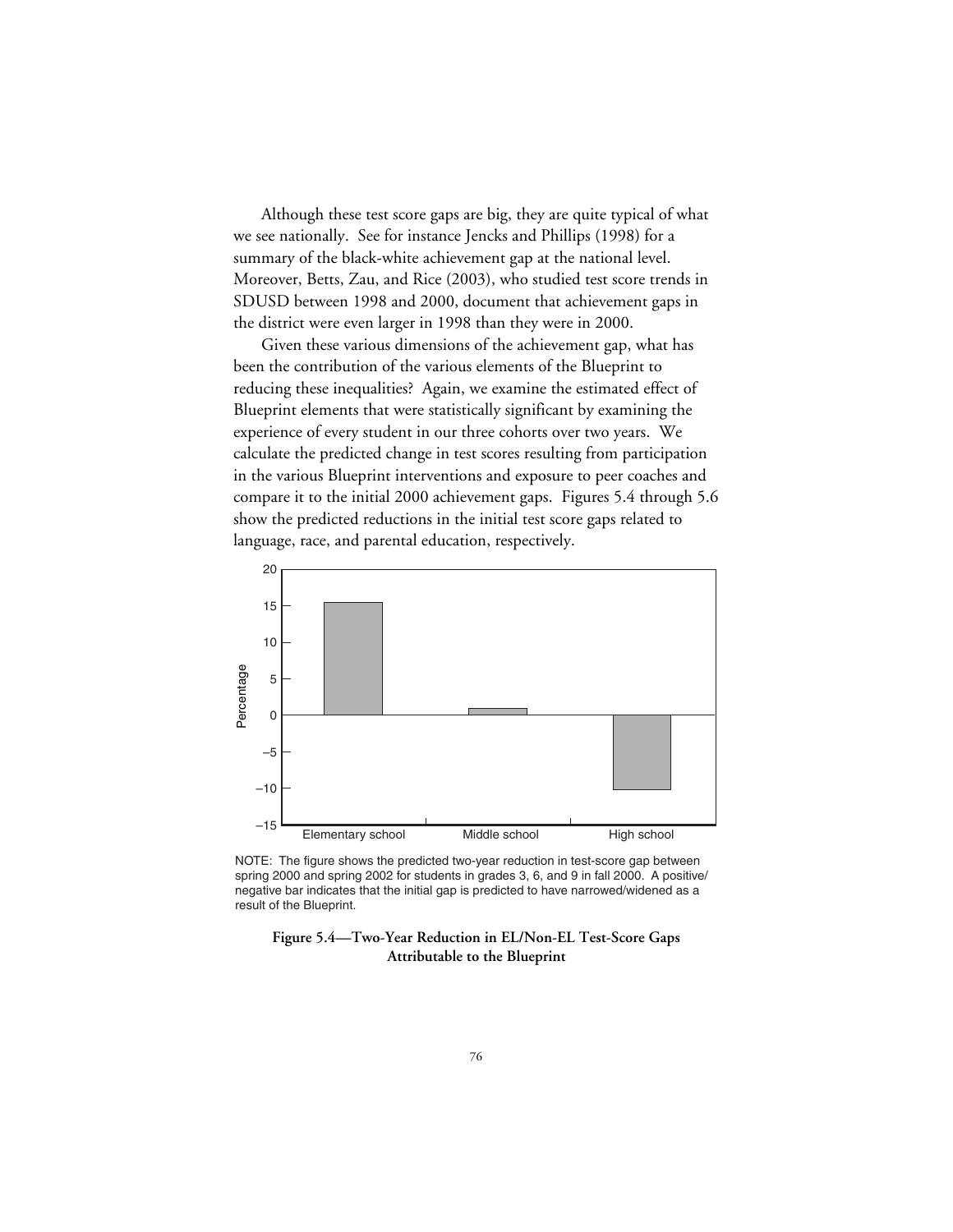Although these test score gaps are big, they are quite typical of what we see nationally. See for instance Jencks and Phillips (1998) for a summary of the black-white achievement gap at the national level. Moreover, Betts, Zau, and Rice (2003), who studied test score trends in SDUSD between 1998 and 2000, document that achievement gaps in the district were even larger in 1998 than they were in 2000.

Given these various dimensions of the achievement gap, what has been the contribution of the various elements of the Blueprint to reducing these inequalities? Again, we examine the estimated effect of Blueprint elements that were statistically significant by examining the experience of every student in our three cohorts over two years. We calculate the predicted change in test scores resulting from participation in the various Blueprint interventions and exposure to peer coaches and compare it to the initial 2000 achievement gaps. Figures 5.4 through 5.6 show the predicted reductions in the initial test score gaps related to language, race, and parental education, respectively.

NOTE: The figure shows the predicted two-year reduction in test-score gap between spring 2000 and spring 2002 for students in grades 3, 6, and 9 in fall 2000. A positive/negative bar indicates that the initial gap is predicted to have narrowed/widened as a result of the Blueprint.

**Figure 5.4—Two-Year Reduction in EL/Non-EL Test-Score Gaps Attributable to the Blueprint**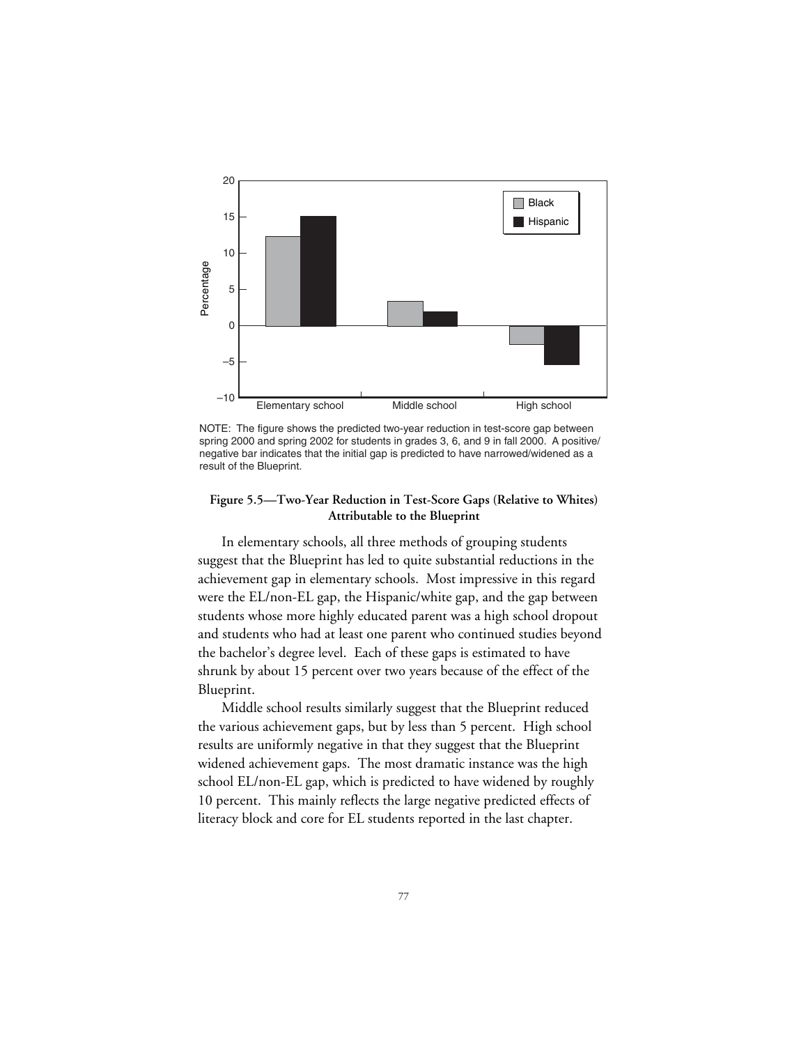NOTE: The figure shows the predicted two-year reduction in test-score gap between spring 2000 and spring 2002 for students in grades 3, 6, and 9 in fall 2000. A positive/negative bar indicates that the initial gap is predicted to have narrowed/widened as a result of the Blueprint.

**Figure 5.5—Two-Year Reduction in Test-Score Gaps (Relative to Whites) Attributable to the Blueprint**

In elementary schools, all three methods of grouping students suggest that the Blueprint has led to quite substantial reductions in the achievement gap in elementary schools. Most impressive in this regard were the EL/non-EL gap, the Hispanic/white gap, and the gap between students whose more highly educated parent was a high school dropout and students who had at least one parent who continued studies beyond the bachelor's degree level. Each of these gaps is estimated to have shrunk by about 15 percent over two years because of the effect of the Blueprint.

Middle school results similarly suggest that the Blueprint reduced the various achievement gaps, but by less than 5 percent. High school results are uniformly negative in that they suggest that the Blueprint widened achievement gaps. The most dramatic instance was the high school EL/non-EL gap, which is predicted to have widened by roughly 10 percent. This mainly reflects the large negative predicted effects of literacy block and core for EL students reported in the last chapter.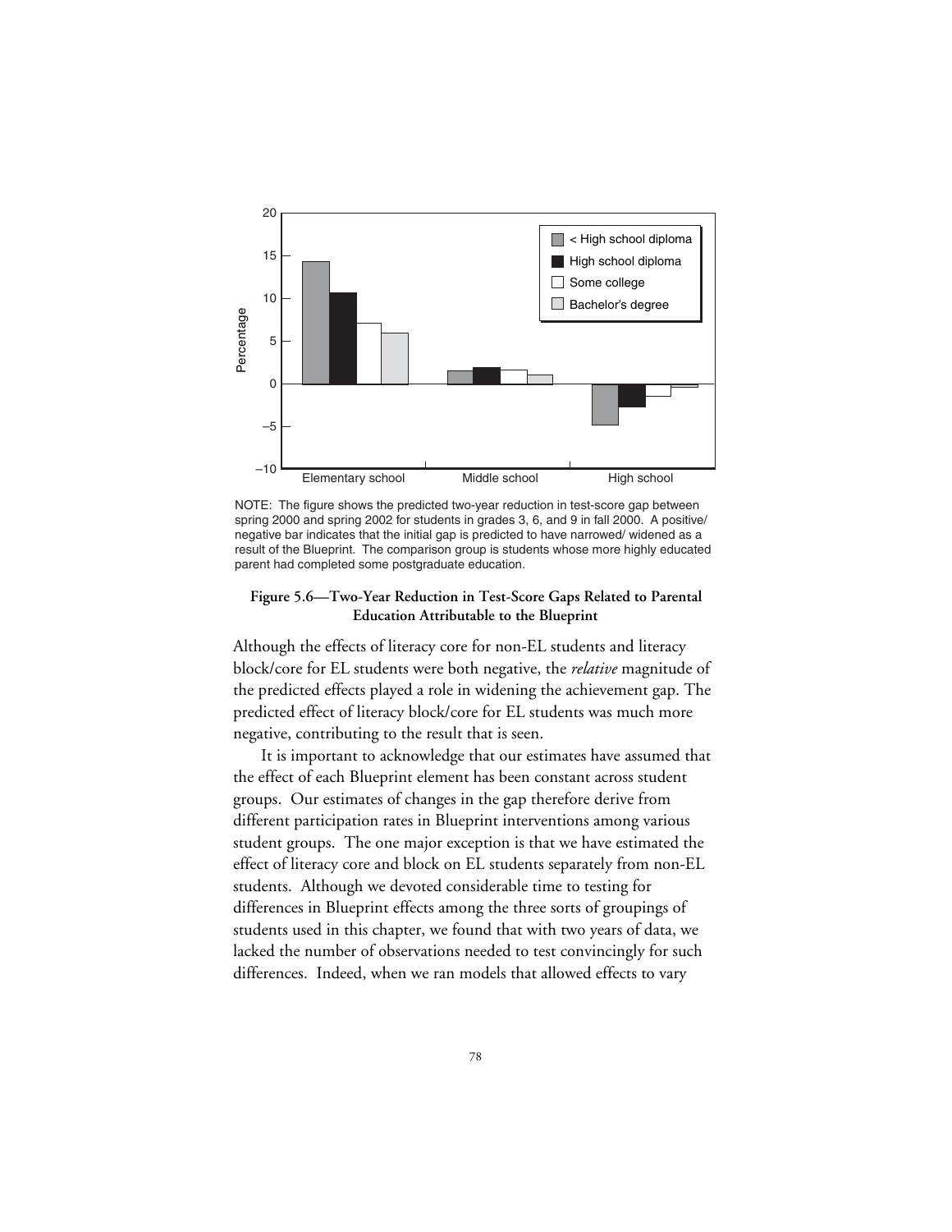NOTE: The figure shows the predicted two-year reduction in test-score gap between spring 2000 and spring 2002 for students in grades 3, 6, and 9 in fall 2000. A positive/negative bar indicates that the initial gap is predicted to have narrowed/widened as a result of the Blueprint. The comparison group is students whose more highly educated parent had completed some postgraduate education.

**Figure 5.6—Two-Year Reduction in Test-Score Gaps Related to Parental Education Attributable to the Blueprint**

Although the effects of literacy core for non-EL students and literacy block/core for EL students were both negative, the *relative* magnitude of the predicted effects played a role in widening the achievement gap. The predicted effect of literacy block/core for EL students was much more negative, contributing to the result that is seen.

It is important to acknowledge that our estimates have assumed that the effect of each Blueprint element has been constant across student groups. Our estimates of changes in the gap therefore derive from different participation rates in Blueprint interventions among various student groups. The one major exception is that we have estimated the effect of literacy core and block on EL students separately from non-EL students. Although we devoted considerable time to testing for differences in Blueprint effects among the three sorts of groupings of students used in this chapter, we found that with two years of data, we lacked the number of observations needed to test convincingly for such differences. Indeed, when we ran models that allowed effects to vary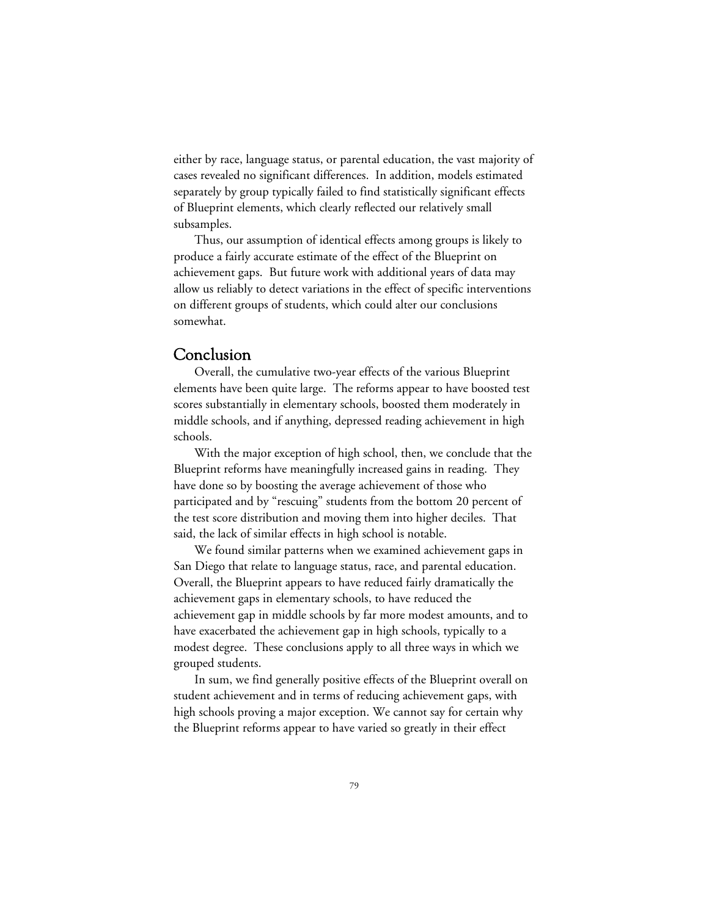either by race, language status, or parental education, the vast majority of cases revealed no significant differences. In addition, models estimated separately by group typically failed to find statistically significant effects of Blueprint elements, which clearly reflected our relatively small subsamples.

Thus, our assumption of identical effects among groups is likely to produce a fairly accurate estimate of the effect of the Blueprint on achievement gaps. But future work with additional years of data may allow us reliably to detect variations in the effect of specific interventions on different groups of students, which could alter our conclusions somewhat.

## Conclusion

Overall, the cumulative two-year effects of the various Blueprint elements have been quite large. The reforms appear to have boosted test scores substantially in elementary schools, boosted them moderately in middle schools, and if anything, depressed reading achievement in high schools.

With the major exception of high school, then, we conclude that the Blueprint reforms have meaningfully increased gains in reading. They have done so by boosting the average achievement of those who participated and by "rescuing" students from the bottom 20 percent of the test score distribution and moving them into higher deciles. That said, the lack of similar effects in high school is notable.

We found similar patterns when we examined achievement gaps in San Diego that relate to language status, race, and parental education. Overall, the Blueprint appears to have reduced fairly dramatically the achievement gaps in elementary schools, to have reduced the achievement gap in middle schools by far more modest amounts, and to have exacerbated the achievement gap in high schools, typically to a modest degree. These conclusions apply to all three ways in which we grouped students.

In sum, we find generally positive effects of the Blueprint overall on student achievement and in terms of reducing achievement gaps, with high schools proving a major exception. We cannot say for certain why the Blueprint reforms appear to have varied so greatly in their effect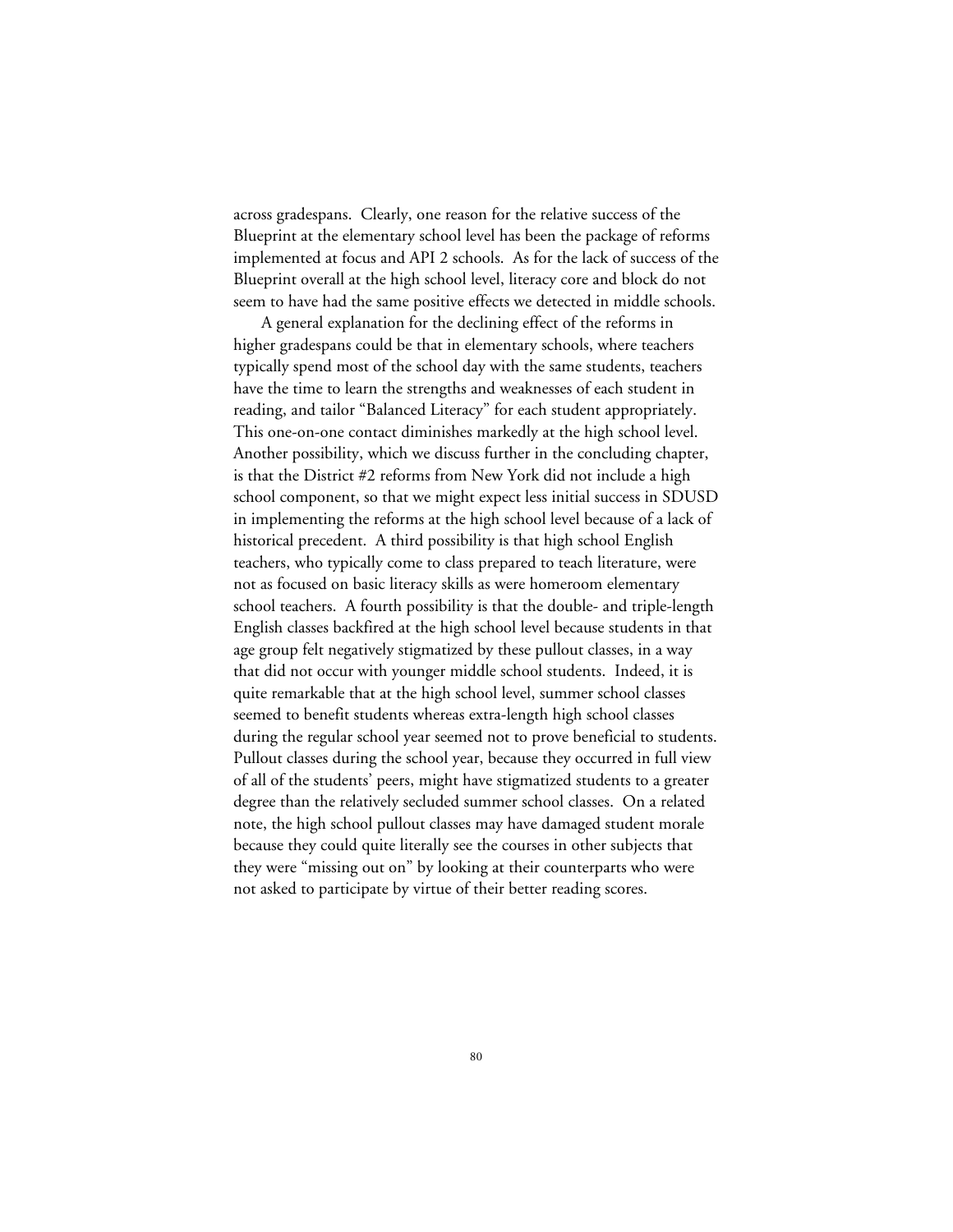across gradespans. Clearly, one reason for the relative success of the Blueprint at the elementary school level has been the package of reforms implemented at focus and API 2 schools. As for the lack of success of the Blueprint overall at the high school level, literacy core and block do not seem to have had the same positive effects we detected in middle schools.

A general explanation for the declining effect of the reforms in higher gradespans could be that in elementary schools, where teachers typically spend most of the school day with the same students, teachers have the time to learn the strengths and weaknesses of each student in reading, and tailor "Balanced Literacy" for each student appropriately. This one-on-one contact diminishes markedly at the high school level. Another possibility, which we discuss further in the concluding chapter, is that the District #2 reforms from New York did not include a high school component, so that we might expect less initial success in SDUSD in implementing the reforms at the high school level because of a lack of historical precedent. A third possibility is that high school English teachers, who typically come to class prepared to teach literature, were not as focused on basic literacy skills as were homeroom elementary school teachers. A fourth possibility is that the double- and triple-length English classes backfired at the high school level because students in that age group felt negatively stigmatized by these pullout classes, in a way that did not occur with younger middle school students. Indeed, it is quite remarkable that at the high school level, summer school classes seemed to benefit students whereas extra-length high school classes during the regular school year seemed not to prove beneficial to students. Pullout classes during the school year, because they occurred in full view of all of the students' peers, might have stigmatized students to a greater degree than the relatively secluded summer school classes. On a related note, the high school pullout classes may have damaged student morale because they could quite literally see the courses in other subjects that they were "missing out on" by looking at their counterparts who were not asked to participate by virtue of their better reading scores.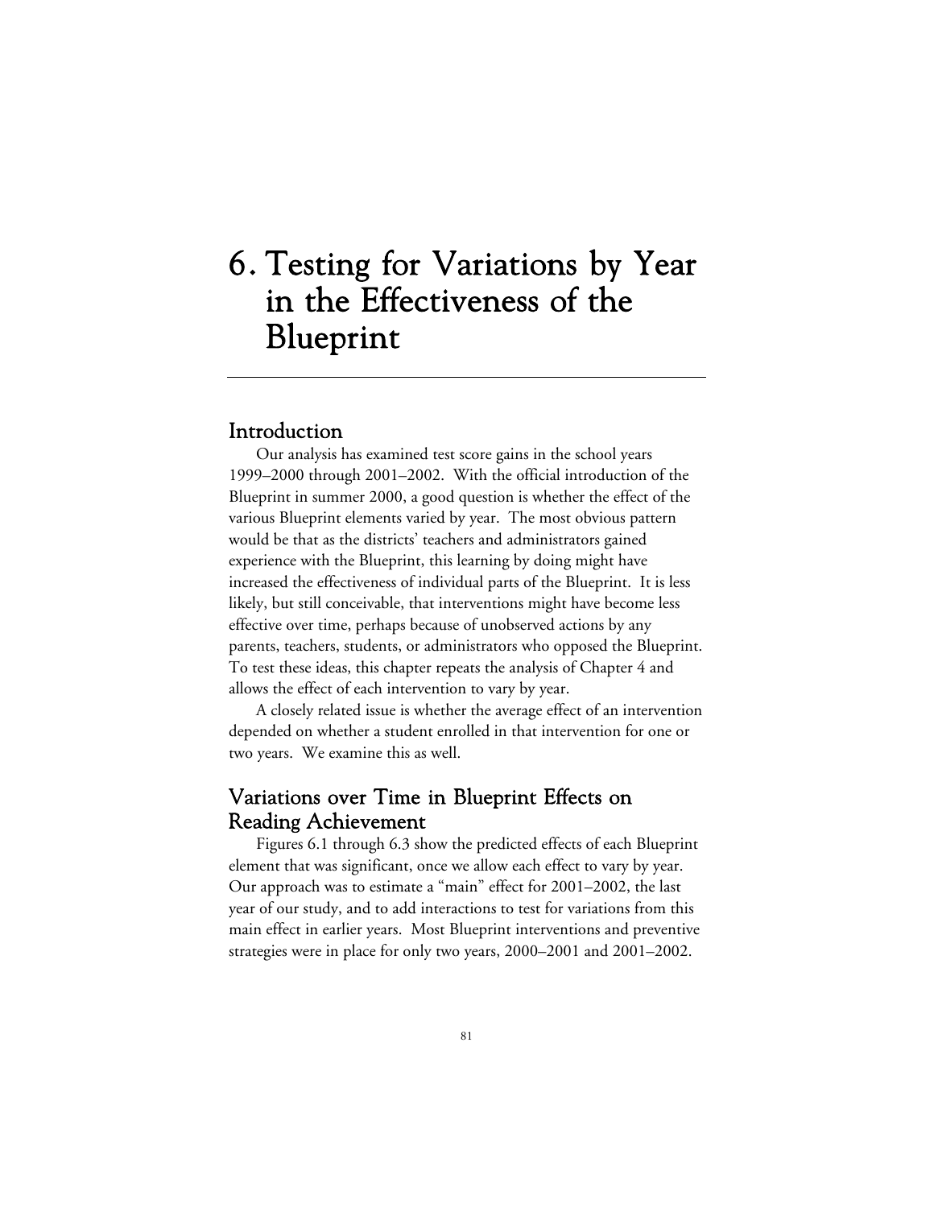# 6. Testing for Variations by Year in the Effectiveness of the Blueprint

## Introduction

Our analysis has examined test score gains in the school years 1999–2000 through 2001–2002. With the official introduction of the Blueprint in summer 2000, a good question is whether the effect of the various Blueprint elements varied by year. The most obvious pattern would be that as the districts' teachers and administrators gained experience with the Blueprint, this learning by doing might have increased the effectiveness of individual parts of the Blueprint. It is less likely, but still conceivable, that interventions might have become less effective over time, perhaps because of unobserved actions by any parents, teachers, students, or administrators who opposed the Blueprint. To test these ideas, this chapter repeats the analysis of Chapter 4 and allows the effect of each intervention to vary by year.

A closely related issue is whether the average effect of an intervention depended on whether a student enrolled in that intervention for one or two years. We examine this as well.

## Variations over Time in Blueprint Effects on Reading Achievement

Figures 6.1 through 6.3 show the predicted effects of each Blueprint element that was significant, once we allow each effect to vary by year. Our approach was to estimate a "main" effect for 2001–2002, the last year of our study, and to add interactions to test for variations from this main effect in earlier years. Most Blueprint interventions and preventive strategies were in place for only two years, 2000–2001 and 2001–2002.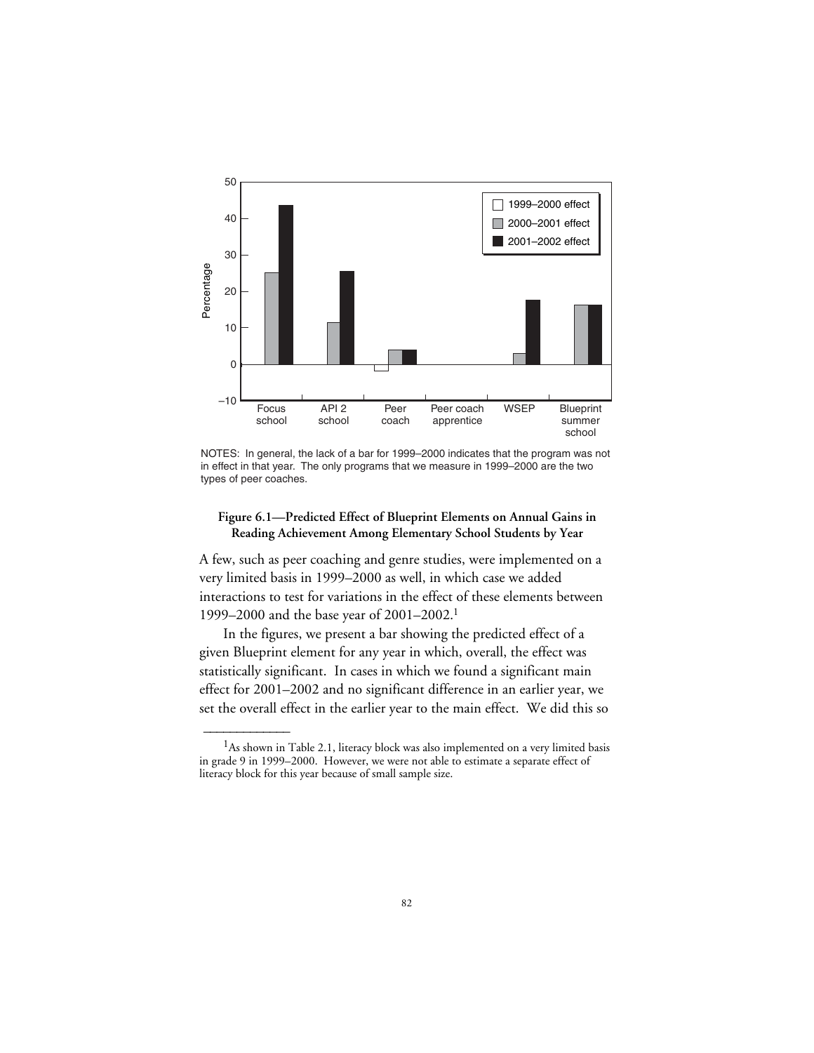NOTES: In general, the lack of a bar for 1999–2000 indicates that the program was not in effect in that year. The only programs that we measure in 1999–2000 are the two types of peer coaches.

**Figure 6.1—Predicted Effect of Blueprint Elements on Annual Gains in Reading Achievement Among Elementary School Students by Year**

A few, such as peer coaching and genre studies, were implemented on a very limited basis in 1999–2000 as well, in which case we added interactions to test for variations in the effect of these elements between 1999–2000 and the base year of 2001–2002.[1]

In the figures, we present a bar showing the predicted effect of a given Blueprint element for any year in which, overall, the effect was statistically significant. In cases in which we found a significant main effect for 2001–2002 and no significant difference in an earlier year, we set the overall effect in the earlier year to the main effect. We did this so

---

[1]As shown in Table 2.1, literacy block was also implemented on a very limited basis in grade 9 in 1999–2000. However, we were not able to estimate a separate effect of literacy block for this year because of small sample size.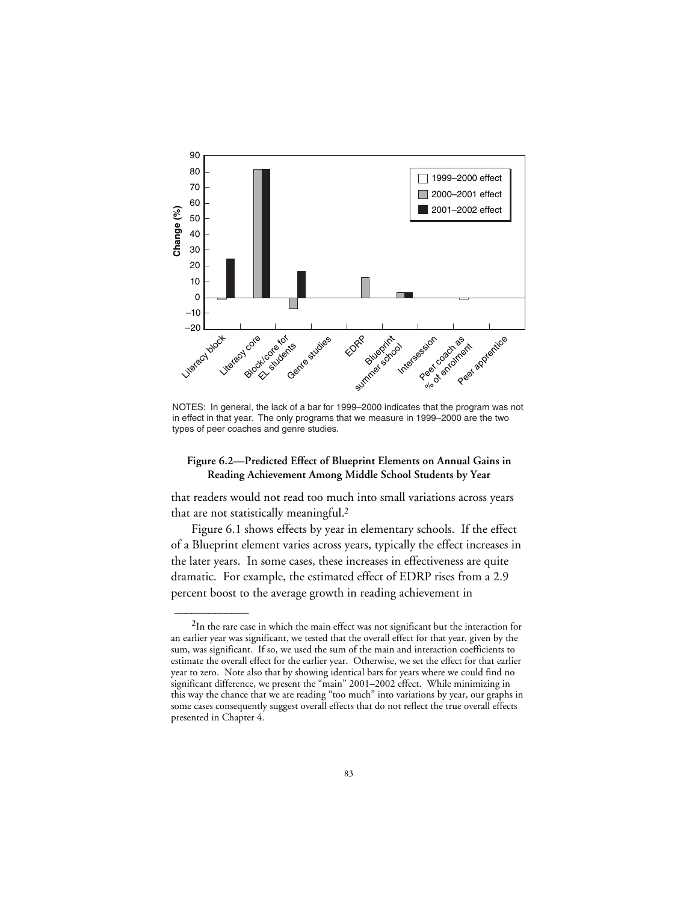NOTES: In general, the lack of a bar for 1999–2000 indicates that the program was not in effect in that year. The only programs that we measure in 1999–2000 are the two types of peer coaches and genre studies.

**Figure 6.2—Predicted Effect of Blueprint Elements on Annual Gains in Reading Achievement Among Middle School Students by Year**

that readers would not read too much into small variations across years that are not statistically meaningful.[2]

Figure 6.1 shows effects by year in elementary schools. If the effect of a Blueprint element varies across years, typically the effect increases in the later years. In some cases, these increases in effectiveness are quite dramatic. For example, the estimated effect of EDRP rises from a 2.9 percent boost to the average growth in reading achievement in

---

[2]In the rare case in which the main effect was not significant but the interaction for an earlier year was significant, we tested that the overall effect for that year, given by the sum, was significant. If so, we used the sum of the main and interaction coefficients to estimate the overall effect for the earlier year. Otherwise, we set the effect for that earlier year to zero. Note also that by showing identical bars for years where we could find no significant difference, we present the "main" 2001–2002 effect. While minimizing in this way the chance that we are reading "too much" into variations by year, our graphs in some cases consequently suggest overall effects that do not reflect the true overall effects presented in Chapter 4.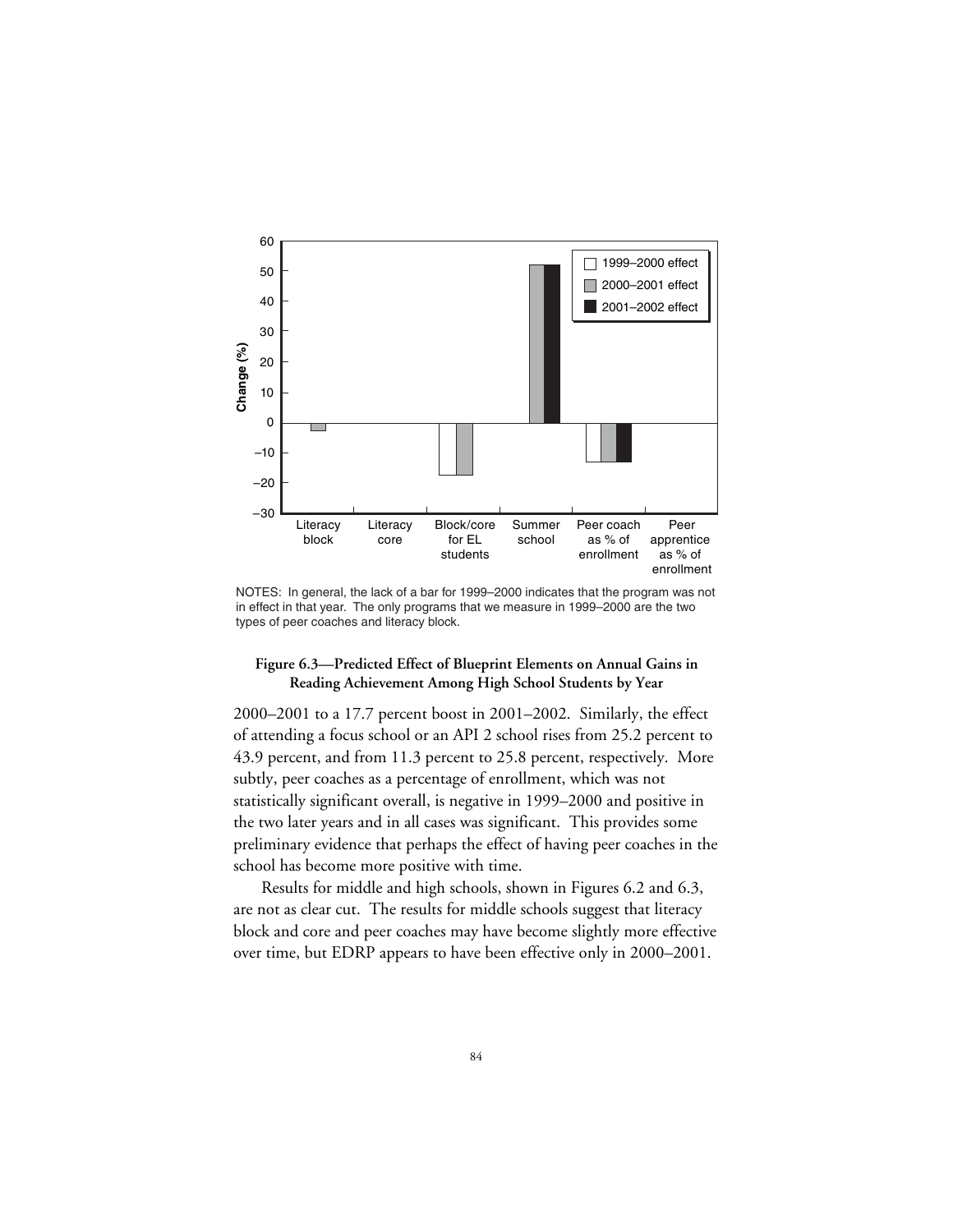NOTES: In general, the lack of a bar for 1999–2000 indicates that the program was not in effect in that year. The only programs that we measure in 1999–2000 are the two types of peer coaches and literacy block.

**Figure 6.3—Predicted Effect of Blueprint Elements on Annual Gains in Reading Achievement Among High School Students by Year**

2000–2001 to a 17.7 percent boost in 2001–2002. Similarly, the effect of attending a focus school or an API 2 school rises from 25.2 percent to 43.9 percent, and from 11.3 percent to 25.8 percent, respectively. More subtly, peer coaches as a percentage of enrollment, which was not statistically significant overall, is negative in 1999–2000 and positive in the two later years and in all cases was significant. This provides some preliminary evidence that perhaps the effect of having peer coaches in the school has become more positive with time.

Results for middle and high schools, shown in Figures 6.2 and 6.3, are not as clear cut. The results for middle schools suggest that literacy block and core and peer coaches may have become slightly more effective over time, but EDRP appears to have been effective only in 2000–2001.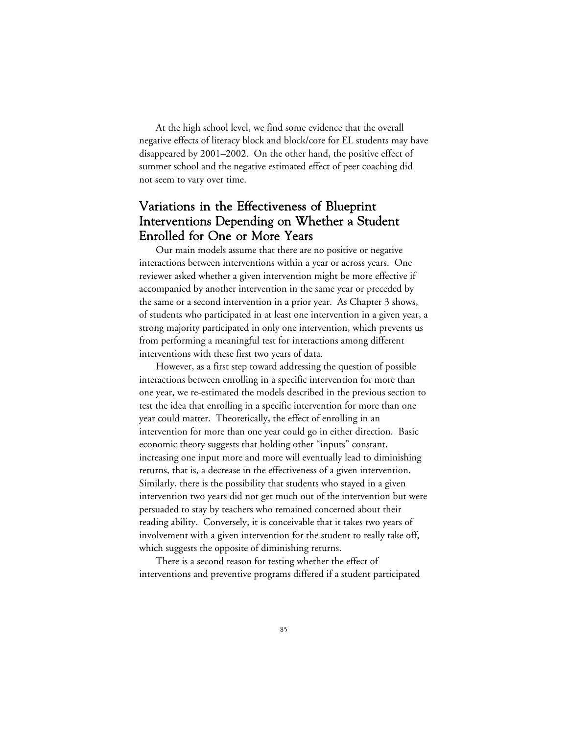At the high school level, we find some evidence that the overall negative effects of literacy block and block/core for EL students may have disappeared by 2001–2002. On the other hand, the positive effect of summer school and the negative estimated effect of peer coaching did not seem to vary over time.

## Variations in the Effectiveness of Blueprint Interventions Depending on Whether a Student Enrolled for One or More Years

Our main models assume that there are no positive or negative interactions between interventions within a year or across years. One reviewer asked whether a given intervention might be more effective if accompanied by another intervention in the same year or preceded by the same or a second intervention in a prior year. As Chapter 3 shows, of students who participated in at least one intervention in a given year, a strong majority participated in only one intervention, which prevents us from performing a meaningful test for interactions among different interventions with these first two years of data.

However, as a first step toward addressing the question of possible interactions between enrolling in a specific intervention for more than one year, we re-estimated the models described in the previous section to test the idea that enrolling in a specific intervention for more than one year could matter. Theoretically, the effect of enrolling in an intervention for more than one year could go in either direction. Basic economic theory suggests that holding other "inputs" constant, increasing one input more and more will eventually lead to diminishing returns, that is, a decrease in the effectiveness of a given intervention. Similarly, there is the possibility that students who stayed in a given intervention two years did not get much out of the intervention but were persuaded to stay by teachers who remained concerned about their reading ability. Conversely, it is conceivable that it takes two years of involvement with a given intervention for the student to really take off, which suggests the opposite of diminishing returns.

There is a second reason for testing whether the effect of interventions and preventive programs differed if a student participated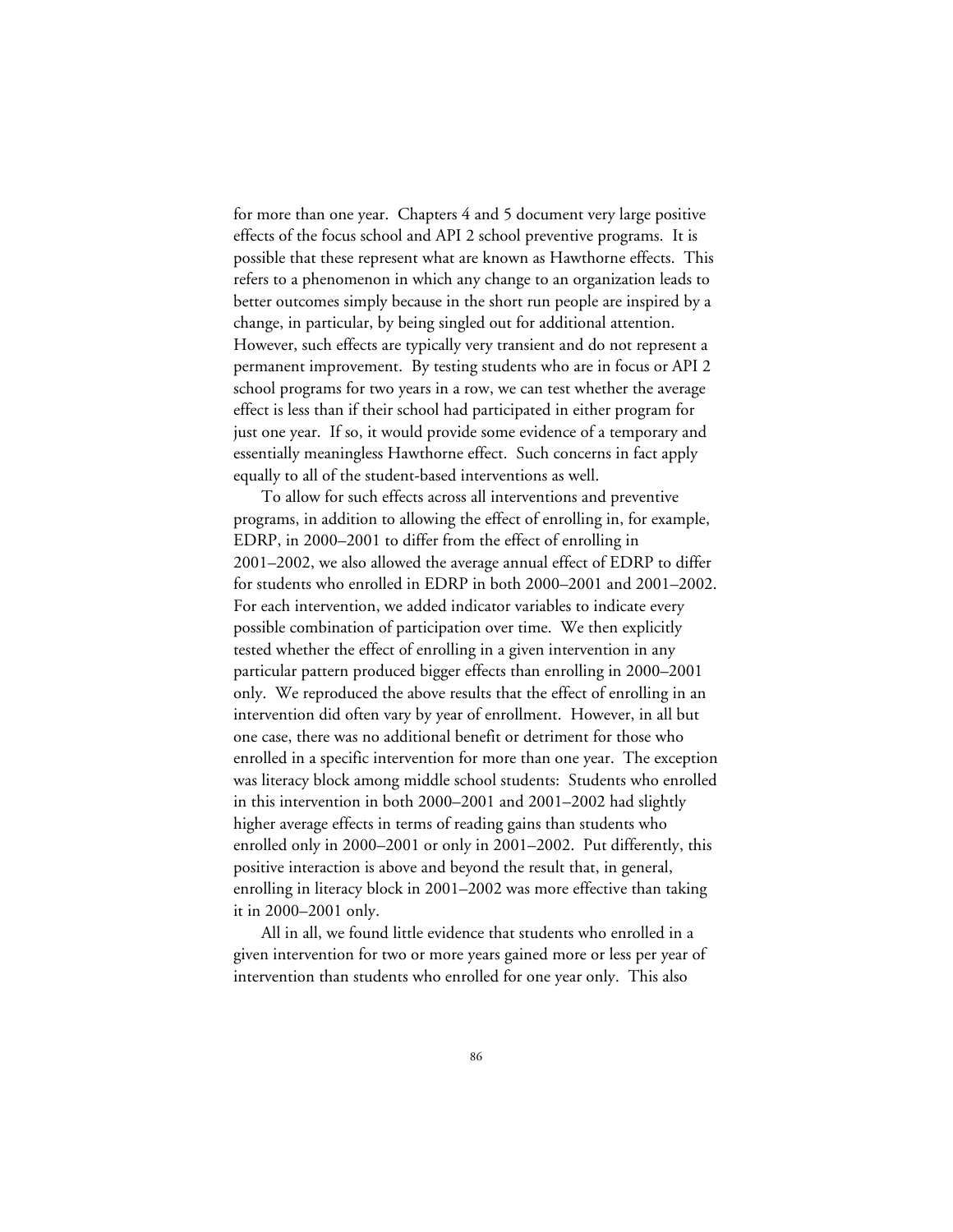for more than one year. Chapters 4 and 5 document very large positive effects of the focus school and API 2 school preventive programs. It is possible that these represent what are known as Hawthorne effects. This refers to a phenomenon in which any change to an organization leads to better outcomes simply because in the short run people are inspired by a change, in particular, by being singled out for additional attention. However, such effects are typically very transient and do not represent a permanent improvement. By testing students who are in focus or API 2 school programs for two years in a row, we can test whether the average effect is less than if their school had participated in either program for just one year. If so, it would provide some evidence of a temporary and essentially meaningless Hawthorne effect. Such concerns in fact apply equally to all of the student-based interventions as well.

To allow for such effects across all interventions and preventive programs, in addition to allowing the effect of enrolling in, for example, EDRP, in 2000–2001 to differ from the effect of enrolling in 2001–2002, we also allowed the average annual effect of EDRP to differ for students who enrolled in EDRP in both 2000–2001 and 2001–2002. For each intervention, we added indicator variables to indicate every possible combination of participation over time. We then explicitly tested whether the effect of enrolling in a given intervention in any particular pattern produced bigger effects than enrolling in 2000–2001 only. We reproduced the above results that the effect of enrolling in an intervention did often vary by year of enrollment. However, in all but one case, there was no additional benefit or detriment for those who enrolled in a specific intervention for more than one year. The exception was literacy block among middle school students: Students who enrolled in this intervention in both 2000–2001 and 2001–2002 had slightly higher average effects in terms of reading gains than students who enrolled only in 2000–2001 or only in 2001–2002. Put differently, this positive interaction is above and beyond the result that, in general, enrolling in literacy block in 2001–2002 was more effective than taking it in 2000–2001 only.

All in all, we found little evidence that students who enrolled in a given intervention for two or more years gained more or less per year of intervention than students who enrolled for one year only. This also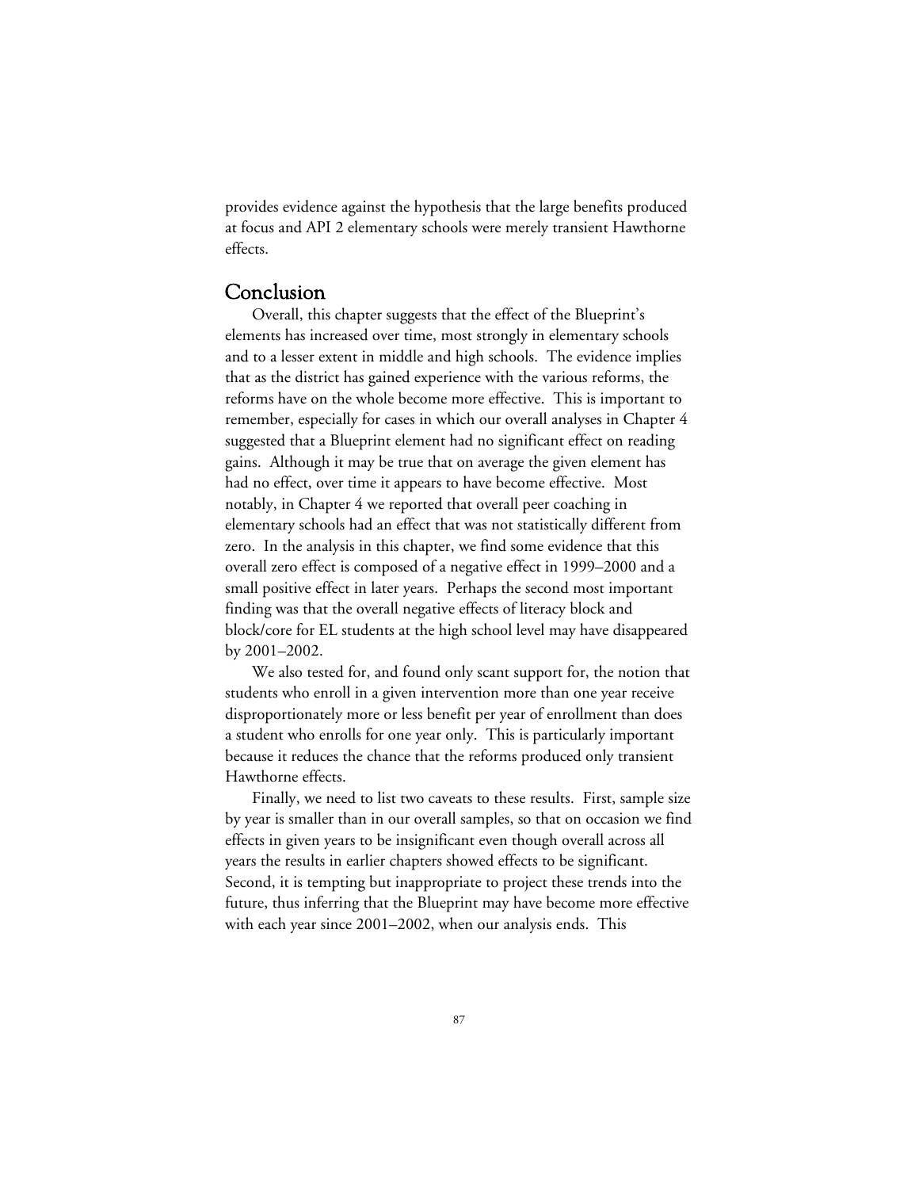provides evidence against the hypothesis that the large benefits produced at focus and API 2 elementary schools were merely transient Hawthorne effects.

## Conclusion

Overall, this chapter suggests that the effect of the Blueprint's elements has increased over time, most strongly in elementary schools and to a lesser extent in middle and high schools. The evidence implies that as the district has gained experience with the various reforms, the reforms have on the whole become more effective. This is important to remember, especially for cases in which our overall analyses in Chapter 4 suggested that a Blueprint element had no significant effect on reading gains. Although it may be true that on average the given element has had no effect, over time it appears to have become effective. Most notably, in Chapter 4 we reported that overall peer coaching in elementary schools had an effect that was not statistically different from zero. In the analysis in this chapter, we find some evidence that this overall zero effect is composed of a negative effect in 1999–2000 and a small positive effect in later years. Perhaps the second most important finding was that the overall negative effects of literacy block and block/core for EL students at the high school level may have disappeared by 2001–2002.

We also tested for, and found only scant support for, the notion that students who enroll in a given intervention more than one year receive disproportionately more or less benefit per year of enrollment than does a student who enrolls for one year only. This is particularly important because it reduces the chance that the reforms produced only transient Hawthorne effects.

Finally, we need to list two caveats to these results. First, sample size by year is smaller than in our overall samples, so that on occasion we find effects in given years to be insignificant even though overall across all years the results in earlier chapters showed effects to be significant. Second, it is tempting but inappropriate to project these trends into the future, thus inferring that the Blueprint may have become more effective with each year since 2001–2002, when our analysis ends. This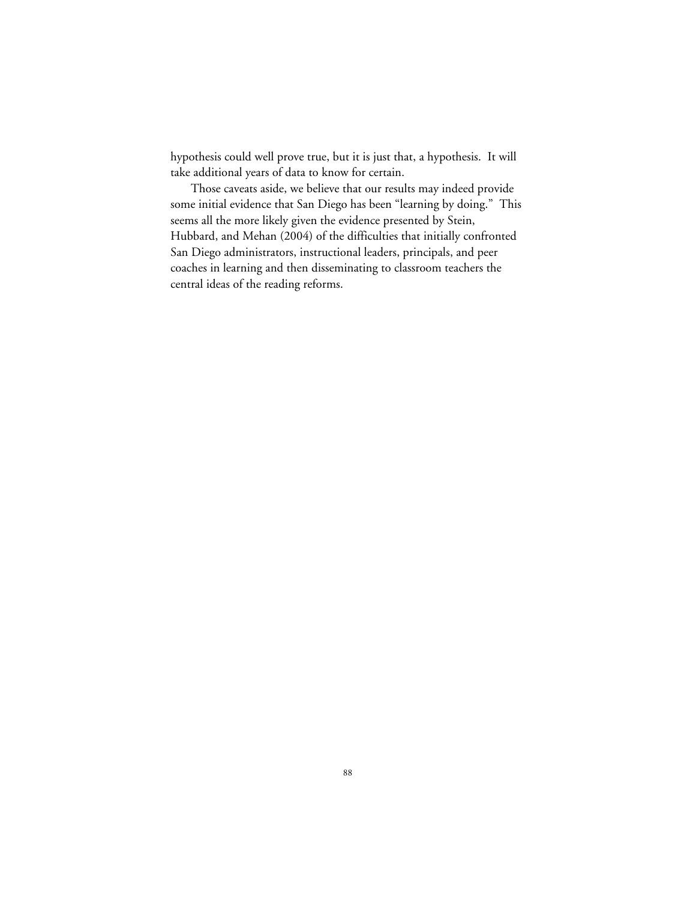hypothesis could well prove true, but it is just that, a hypothesis. It will take additional years of data to know for certain.

Those caveats aside, we believe that our results may indeed provide some initial evidence that San Diego has been "learning by doing." This seems all the more likely given the evidence presented by Stein, Hubbard, and Mehan (2004) of the difficulties that initially confronted San Diego administrators, instructional leaders, principals, and peer coaches in learning and then disseminating to classroom teachers the central ideas of the reading reforms.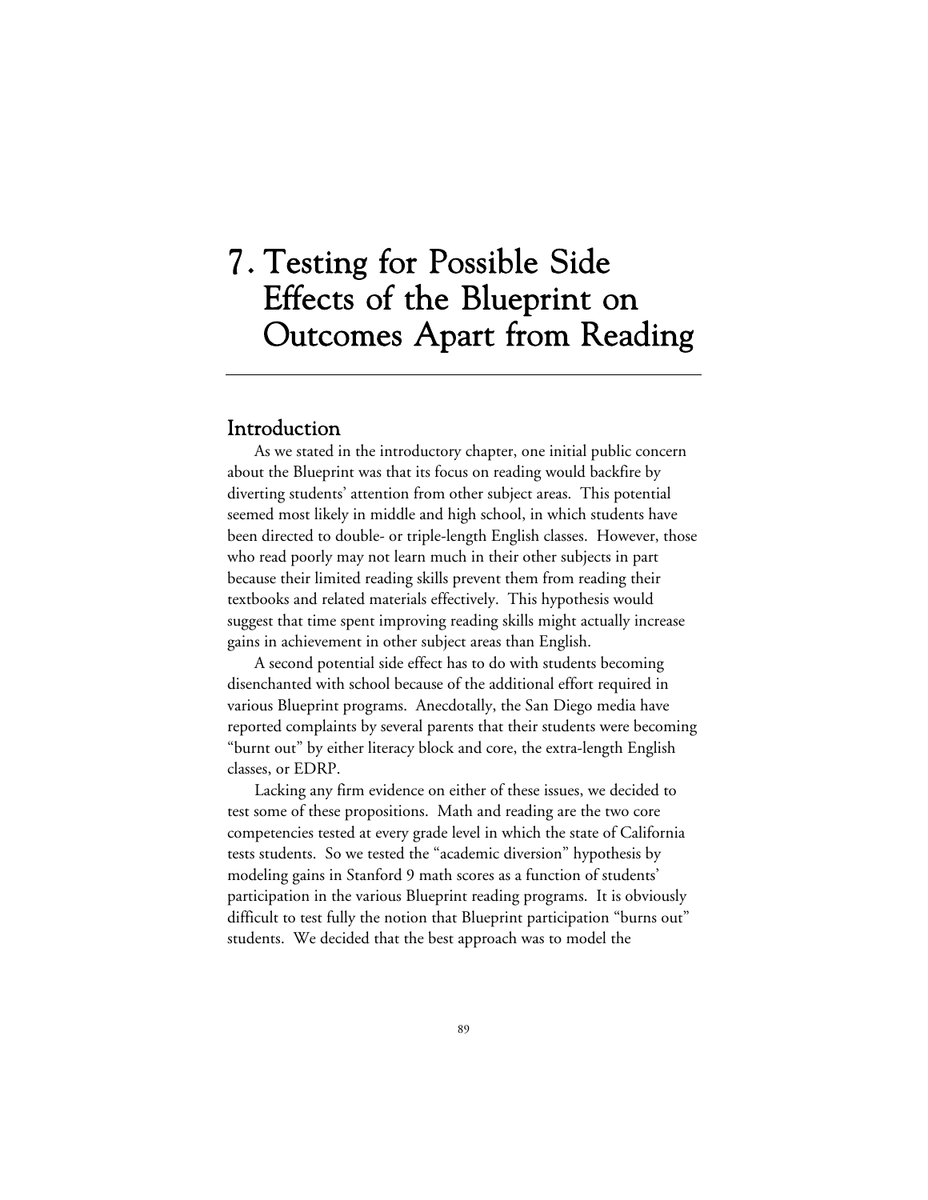# 7. Testing for Possible Side Effects of the Blueprint on Outcomes Apart from Reading

## Introduction

As we stated in the introductory chapter, one initial public concern about the Blueprint was that its focus on reading would backfire by diverting students' attention from other subject areas. This potential seemed most likely in middle and high school, in which students have been directed to double- or triple-length English classes. However, those who read poorly may not learn much in their other subjects in part because their limited reading skills prevent them from reading their textbooks and related materials effectively. This hypothesis would suggest that time spent improving reading skills might actually increase gains in achievement in other subject areas than English.

A second potential side effect has to do with students becoming disenchanted with school because of the additional effort required in various Blueprint programs. Anecdotally, the San Diego media have reported complaints by several parents that their students were becoming "burnt out" by either literacy block and core, the extra-length English classes, or EDRP.

Lacking any firm evidence on either of these issues, we decided to test some of these propositions. Math and reading are the two core competencies tested at every grade level in which the state of California tests students. So we tested the "academic diversion" hypothesis by modeling gains in Stanford 9 math scores as a function of students' participation in the various Blueprint reading programs. It is obviously difficult to test fully the notion that Blueprint participation "burns out" students. We decided that the best approach was to model the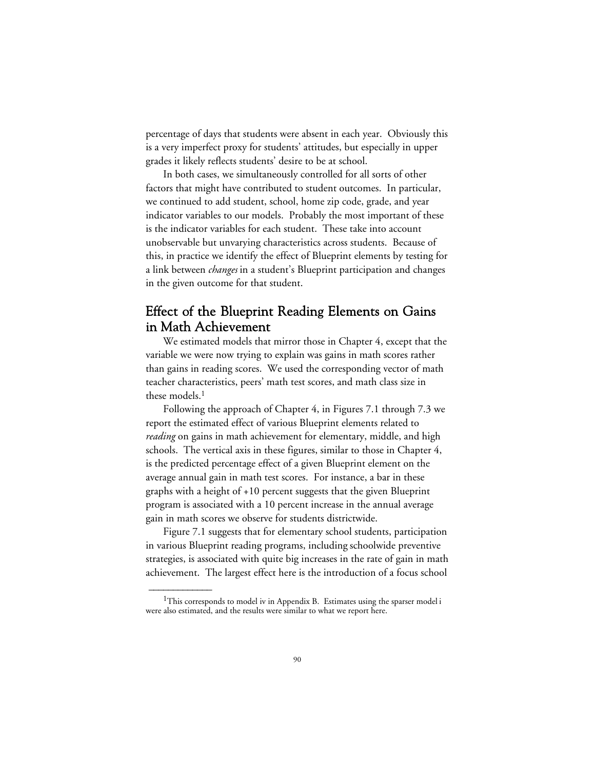percentage of days that students were absent in each year. Obviously this is a very imperfect proxy for students' attitudes, but especially in upper grades it likely reflects students' desire to be at school.

In both cases, we simultaneously controlled for all sorts of other factors that might have contributed to student outcomes. In particular, we continued to add student, school, home zip code, grade, and year indicator variables to our models. Probably the most important of these is the indicator variables for each student. These take into account unobservable but unvarying characteristics across students. Because of this, in practice we identify the effect of Blueprint elements by testing for a link between *changes* in a student's Blueprint participation and changes in the given outcome for that student.

## Effect of the Blueprint Reading Elements on Gains in Math Achievement

We estimated models that mirror those in Chapter 4, except that the variable we were now trying to explain was gains in math scores rather than gains in reading scores. We used the corresponding vector of math teacher characteristics, peers' math test scores, and math class size in these models.[1]

Following the approach of Chapter 4, in Figures 7.1 through 7.3 we report the estimated effect of various Blueprint elements related to *reading* on gains in math achievement for elementary, middle, and high schools. The vertical axis in these figures, similar to those in Chapter 4, is the predicted percentage effect of a given Blueprint element on the average annual gain in math test scores. For instance, a bar in these graphs with a height of +10 percent suggests that the given Blueprint program is associated with a 10 percent increase in the annual average gain in math scores we observe for students districtwide.

Figure 7.1 suggests that for elementary school students, participation in various Blueprint reading programs, including schoolwide preventive strategies, is associated with quite big increases in the rate of gain in math achievement. The largest effect here is the introduction of a focus school

---

[1]This corresponds to model iv in Appendix B. Estimates using the sparser model i were also estimated, and the results were similar to what we report here.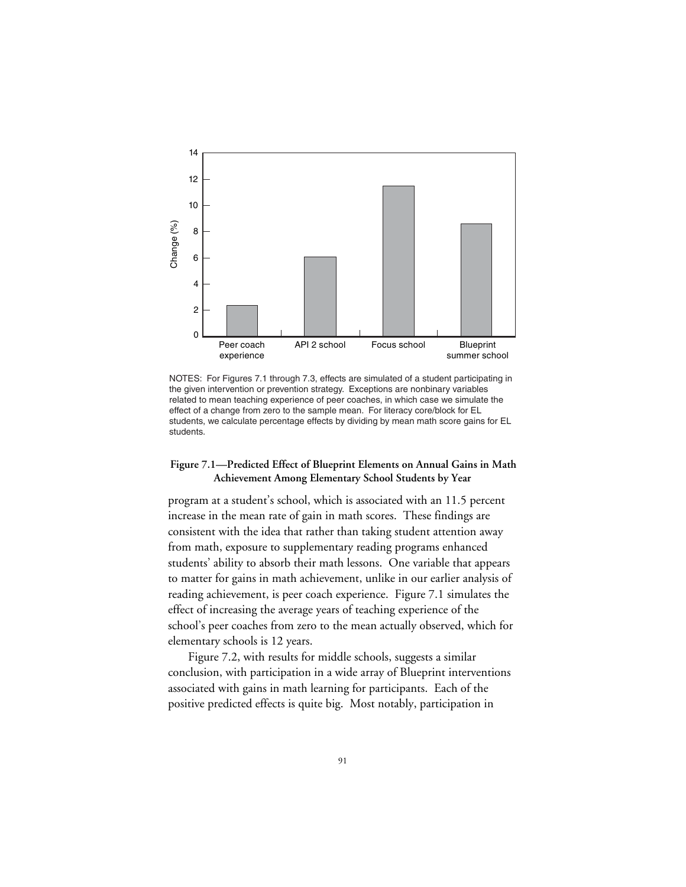NOTES: For Figures 7.1 through 7.3, effects are simulated of a student participating in the given intervention or prevention strategy. Exceptions are nonbinary variables related to mean teaching experience of peer coaches, in which case we simulate the effect of a change from zero to the sample mean. For literacy core/block for EL students, we calculate percentage effects by dividing by mean math score gains for EL students.

**Figure 7.1—Predicted Effect of Blueprint Elements on Annual Gains in Math Achievement Among Elementary School Students by Year**

program at a student's school, which is associated with an 11.5 percent increase in the mean rate of gain in math scores. These findings are consistent with the idea that rather than taking student attention away from math, exposure to supplementary reading programs enhanced students' ability to absorb their math lessons. One variable that appears to matter for gains in math achievement, unlike in our earlier analysis of reading achievement, is peer coach experience. Figure 7.1 simulates the effect of increasing the average years of teaching experience of the school's peer coaches from zero to the mean actually observed, which for elementary schools is 12 years.

Figure 7.2, with results for middle schools, suggests a similar conclusion, with participation in a wide array of Blueprint interventions associated with gains in math learning for participants. Each of the positive predicted effects is quite big. Most notably, participation in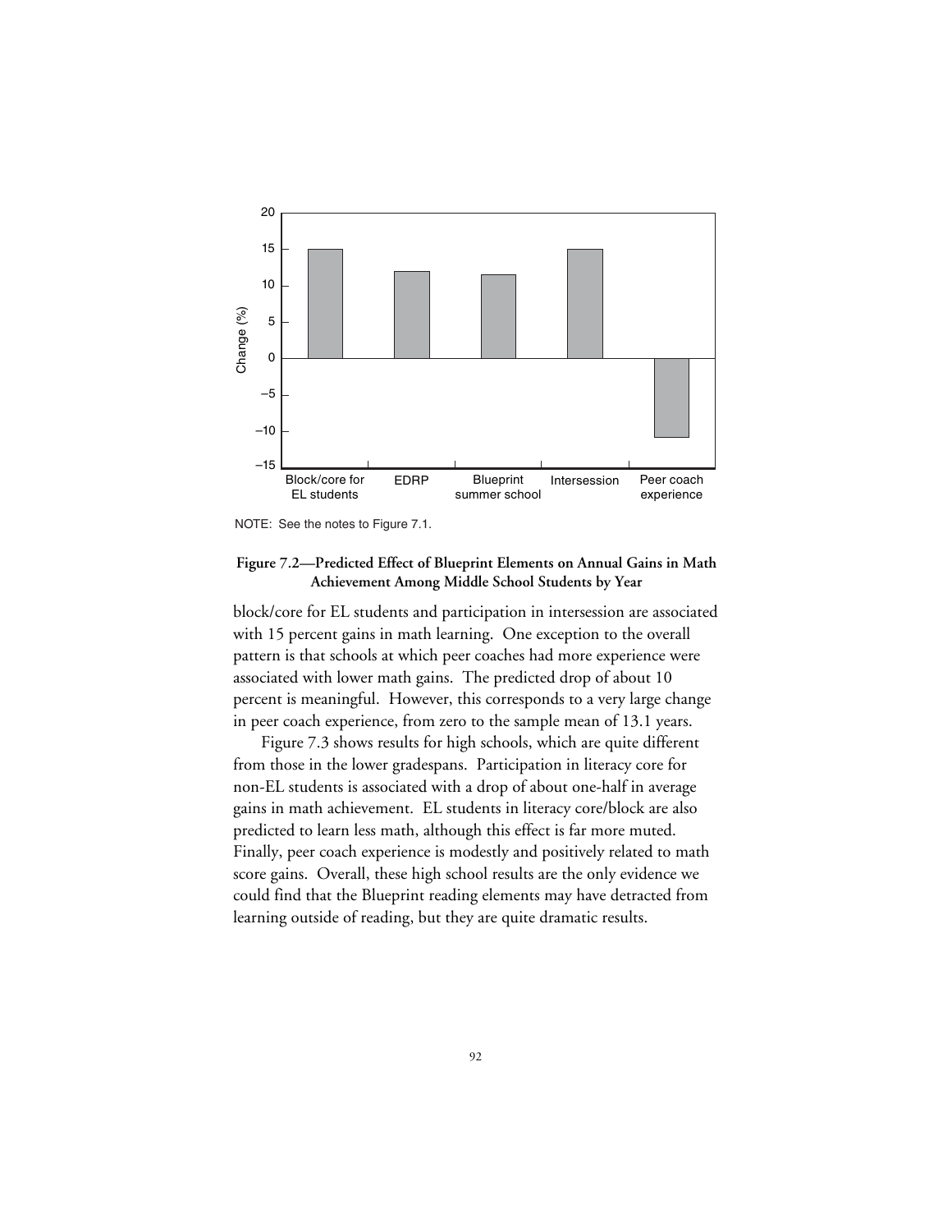NOTE: See the notes to Figure 7.1.

**Figure 7.2—Predicted Effect of Blueprint Elements on Annual Gains in Math Achievement Among Middle School Students by Year**

block/core for EL students and participation in intersession are associated with 15 percent gains in math learning. One exception to the overall pattern is that schools at which peer coaches had more experience were associated with lower math gains. The predicted drop of about 10 percent is meaningful. However, this corresponds to a very large change in peer coach experience, from zero to the sample mean of 13.1 years.

Figure 7.3 shows results for high schools, which are quite different from those in the lower gradespans. Participation in literacy core for non-EL students is associated with a drop of about one-half in average gains in math achievement. EL students in literacy core/block are also predicted to learn less math, although this effect is far more muted. Finally, peer coach experience is modestly and positively related to math score gains. Overall, these high school results are the only evidence we could find that the Blueprint reading elements may have detracted from learning outside of reading, but they are quite dramatic results.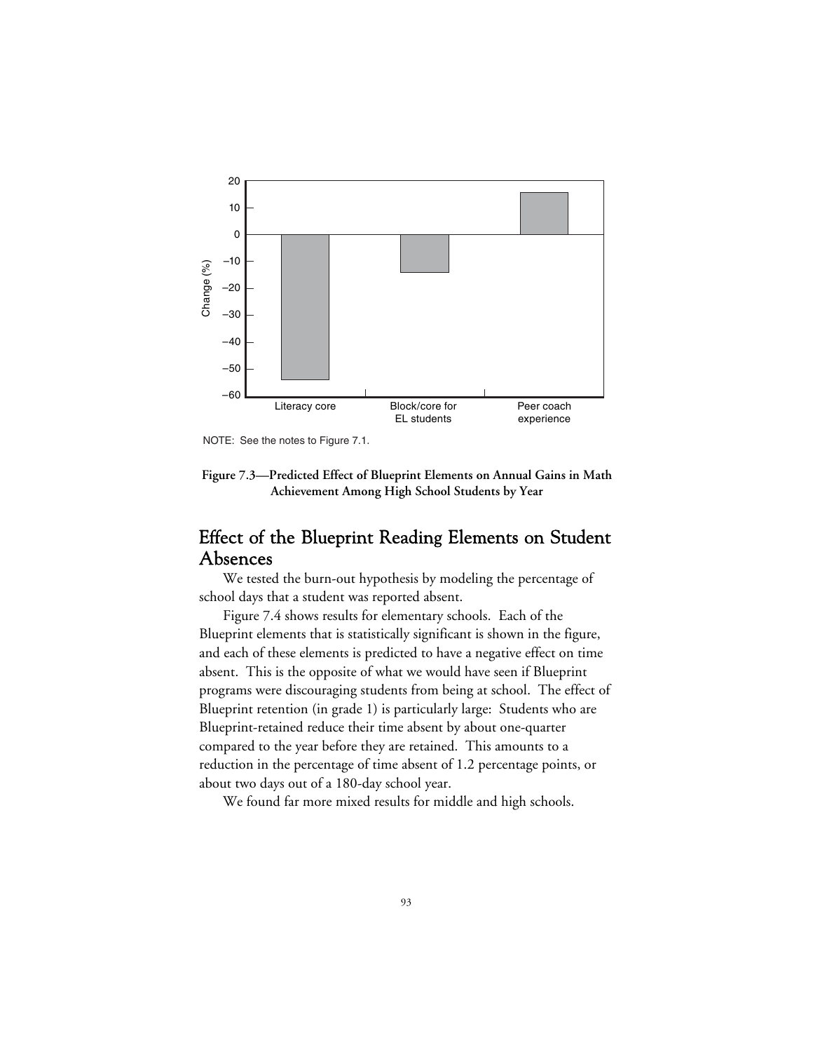NOTE: See the notes to Figure 7.1.

**Figure 7.3—Predicted Effect of Blueprint Elements on Annual Gains in Math Achievement Among High School Students by Year**

## Effect of the Blueprint Reading Elements on Student Absences

We tested the burn-out hypothesis by modeling the percentage of school days that a student was reported absent.

Figure 7.4 shows results for elementary schools. Each of the Blueprint elements that is statistically significant is shown in the figure, and each of these elements is predicted to have a negative effect on time absent. This is the opposite of what we would have seen if Blueprint programs were discouraging students from being at school. The effect of Blueprint retention (in grade 1) is particularly large: Students who are Blueprint-retained reduce their time absent by about one-quarter compared to the year before they are retained. This amounts to a reduction in the percentage of time absent of 1.2 percentage points, or about two days out of a 180-day school year.

We found far more mixed results for middle and high schools.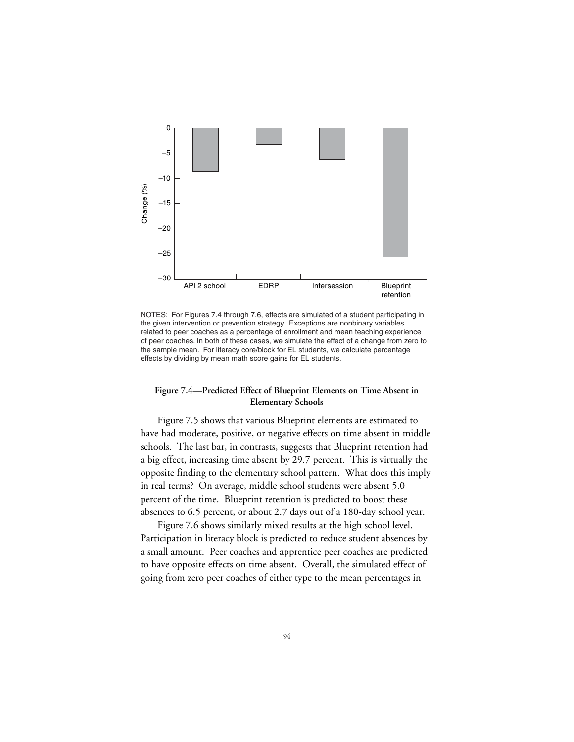NOTES: For Figures 7.4 through 7.6, effects are simulated of a student participating in the given intervention or prevention strategy. Exceptions are nonbinary variables related to peer coaches as a percentage of enrollment and mean teaching experience of peer coaches. In both of these cases, we simulate the effect of a change from zero to the sample mean. For literacy core/block for EL students, we calculate percentage effects by dividing by mean math score gains for EL students.

**Figure 7.4—Predicted Effect of Blueprint Elements on Time Absent in Elementary Schools**

Figure 7.5 shows that various Blueprint elements are estimated to have had moderate, positive, or negative effects on time absent in middle schools. The last bar, in contrasts, suggests that Blueprint retention had a big effect, increasing time absent by 29.7 percent. This is virtually the opposite finding to the elementary school pattern. What does this imply in real terms? On average, middle school students were absent 5.0 percent of the time. Blueprint retention is predicted to boost these absences to 6.5 percent, or about 2.7 days out of a 180-day school year.

Figure 7.6 shows similarly mixed results at the high school level. Participation in literacy block is predicted to reduce student absences by a small amount. Peer coaches and apprentice peer coaches are predicted to have opposite effects on time absent. Overall, the simulated effect of going from zero peer coaches of either type to the mean percentages in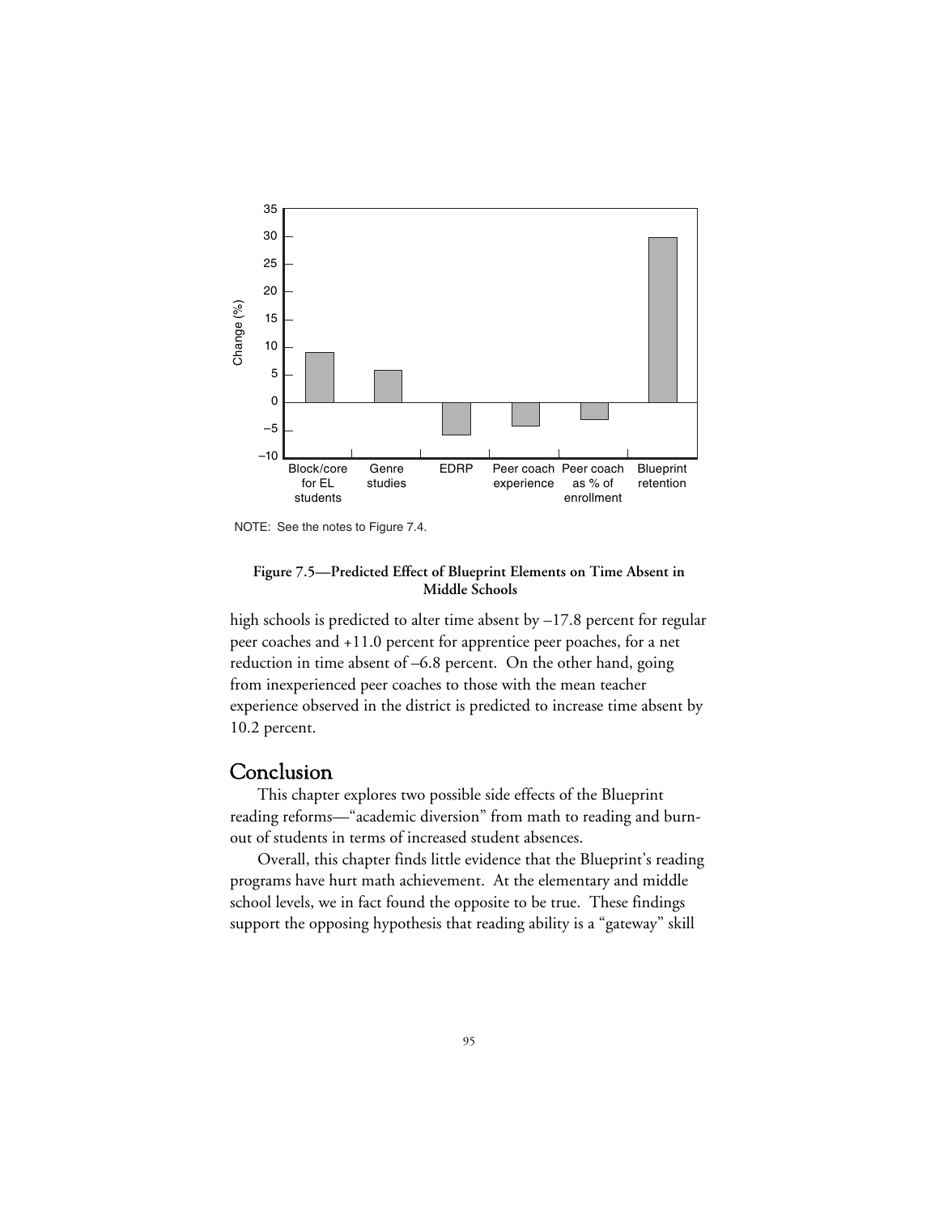NOTE: See the notes to Figure 7.4.

**Figure 7.5—Predicted Effect of Blueprint Elements on Time Absent in Middle Schools**

high schools is predicted to alter time absent by –17.8 percent for regular peer coaches and +11.0 percent for apprentice peer poaches, for a net reduction in time absent of –6.8 percent. On the other hand, going from inexperienced peer coaches to those with the mean teacher experience observed in the district is predicted to increase time absent by 10.2 percent.

## Conclusion

This chapter explores two possible side effects of the Blueprint reading reforms—"academic diversion" from math to reading and burnout of students in terms of increased student absences.

Overall, this chapter finds little evidence that the Blueprint's reading programs have hurt math achievement. At the elementary and middle school levels, we in fact found the opposite to be true. These findings support the opposing hypothesis that reading ability is a "gateway" skill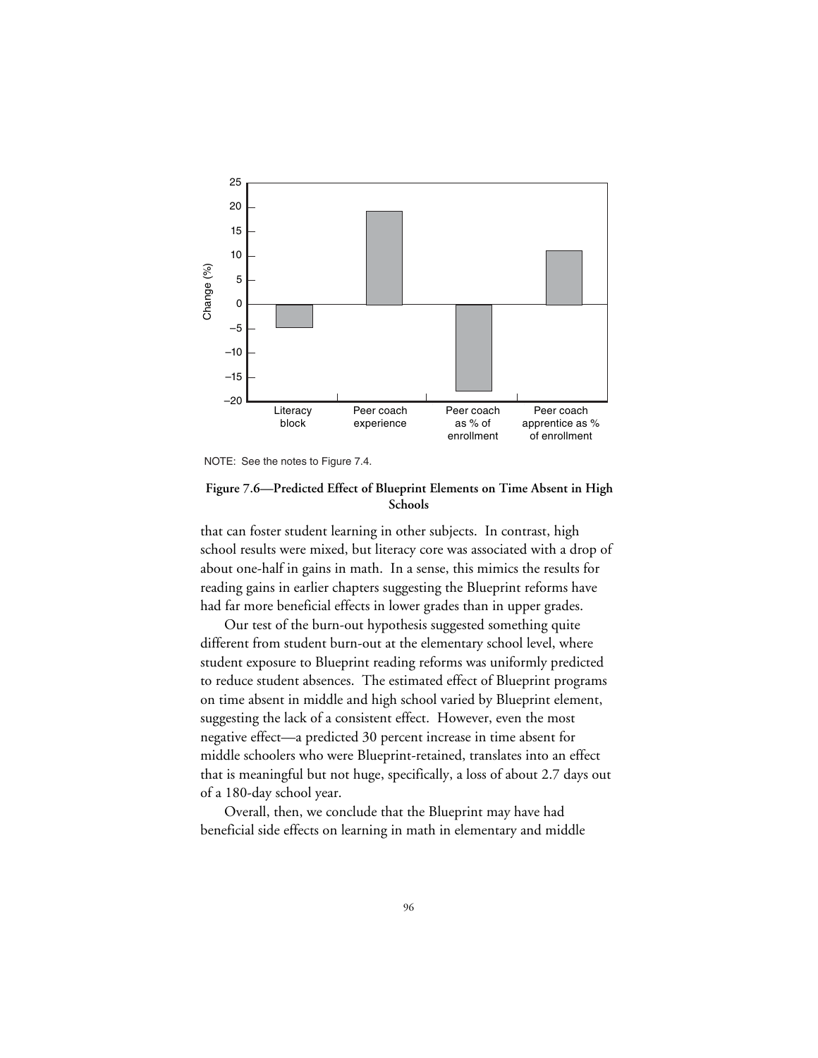NOTE: See the notes to Figure 7.4.

**Figure 7.6—Predicted Effect of Blueprint Elements on Time Absent in High Schools**

that can foster student learning in other subjects. In contrast, high school results were mixed, but literacy core was associated with a drop of about one-half in gains in math. In a sense, this mimics the results for reading gains in earlier chapters suggesting the Blueprint reforms have had far more beneficial effects in lower grades than in upper grades.

Our test of the burn-out hypothesis suggested something quite different from student burn-out at the elementary school level, where student exposure to Blueprint reading reforms was uniformly predicted to reduce student absences. The estimated effect of Blueprint programs on time absent in middle and high school varied by Blueprint element, suggesting the lack of a consistent effect. However, even the most negative effect—a predicted 30 percent increase in time absent for middle schoolers who were Blueprint-retained, translates into an effect that is meaningful but not huge, specifically, a loss of about 2.7 days out of a 180-day school year.

Overall, then, we conclude that the Blueprint may have had beneficial side effects on learning in math in elementary and middle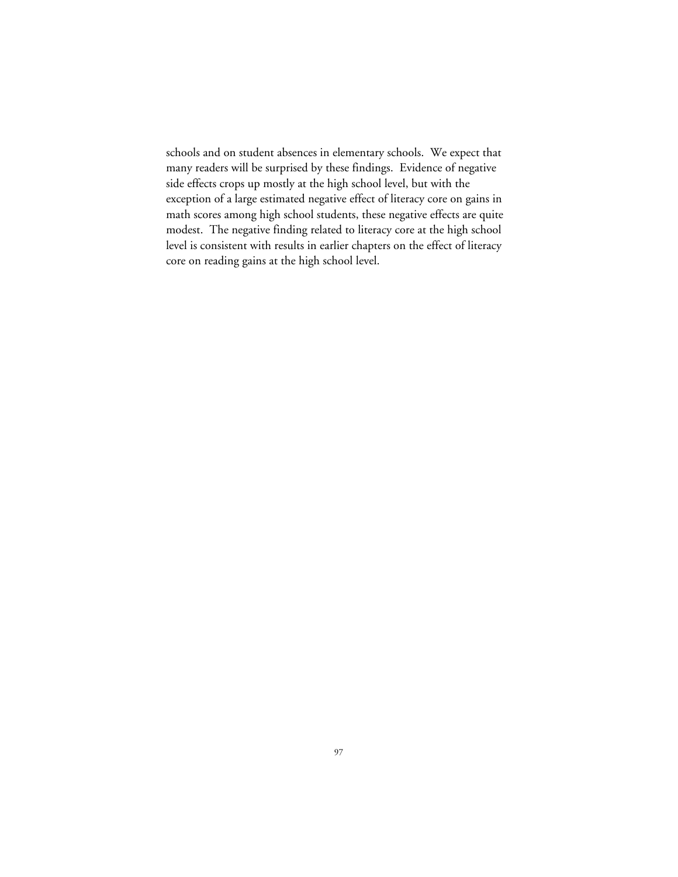schools and on student absences in elementary schools. We expect that many readers will be surprised by these findings. Evidence of negative side effects crops up mostly at the high school level, but with the exception of a large estimated negative effect of literacy core on gains in math scores among high school students, these negative effects are quite modest. The negative finding related to literacy core at the high school level is consistent with results in earlier chapters on the effect of literacy core on reading gains at the high school level.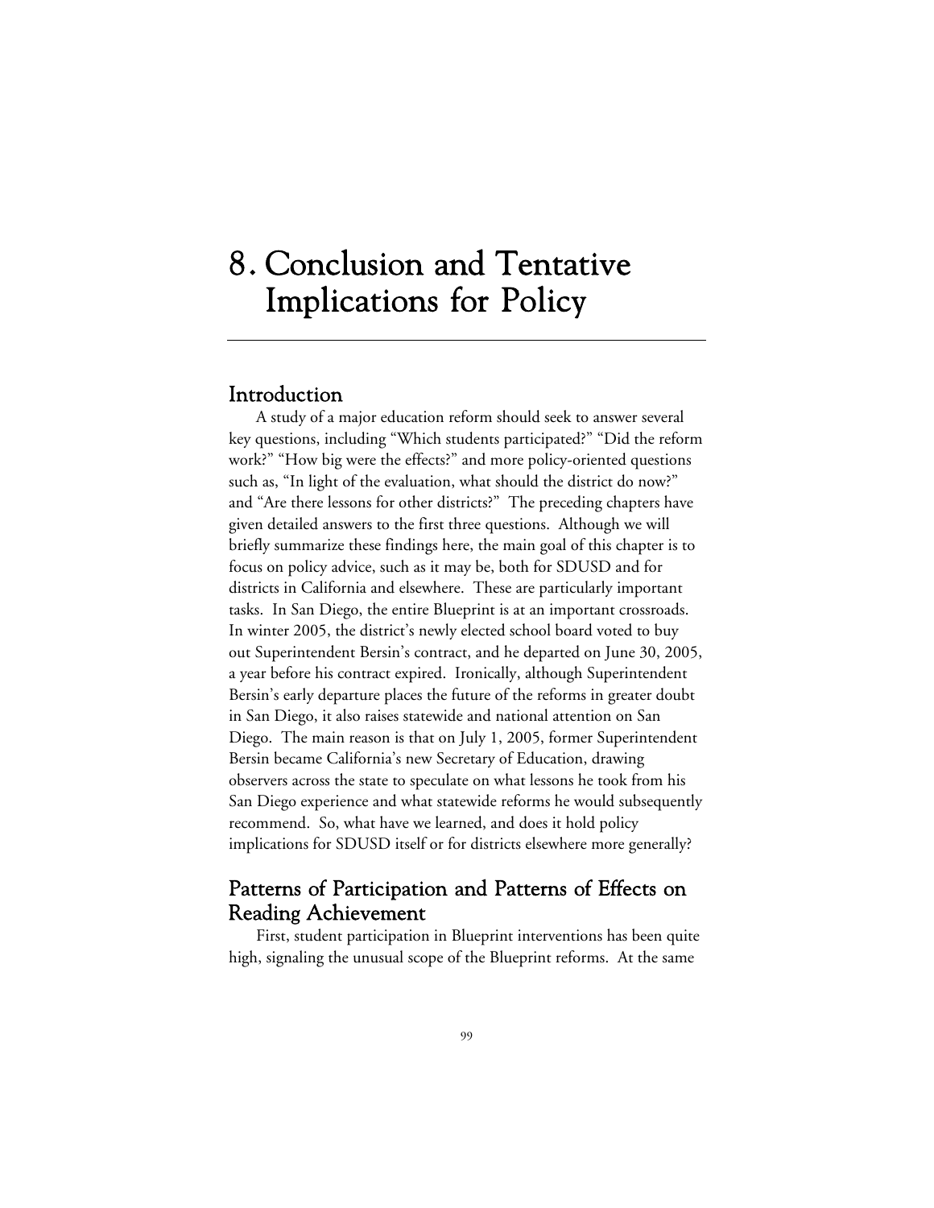# 8. Conclusion and Tentative Implications for Policy

## Introduction

A study of a major education reform should seek to answer several key questions, including "Which students participated?" "Did the reform work?" "How big were the effects?" and more policy-oriented questions such as, "In light of the evaluation, what should the district do now?" and "Are there lessons for other districts?" The preceding chapters have given detailed answers to the first three questions. Although we will briefly summarize these findings here, the main goal of this chapter is to focus on policy advice, such as it may be, both for SDUSD and for districts in California and elsewhere. These are particularly important tasks. In San Diego, the entire Blueprint is at an important crossroads. In winter 2005, the district's newly elected school board voted to buy out Superintendent Bersin's contract, and he departed on June 30, 2005, a year before his contract expired. Ironically, although Superintendent Bersin's early departure places the future of the reforms in greater doubt in San Diego, it also raises statewide and national attention on San Diego. The main reason is that on July 1, 2005, former Superintendent Bersin became California's new Secretary of Education, drawing observers across the state to speculate on what lessons he took from his San Diego experience and what statewide reforms he would subsequently recommend. So, what have we learned, and does it hold policy implications for SDUSD itself or for districts elsewhere more generally?

## Patterns of Participation and Patterns of Effects on Reading Achievement

First, student participation in Blueprint interventions has been quite high, signaling the unusual scope of the Blueprint reforms. At the same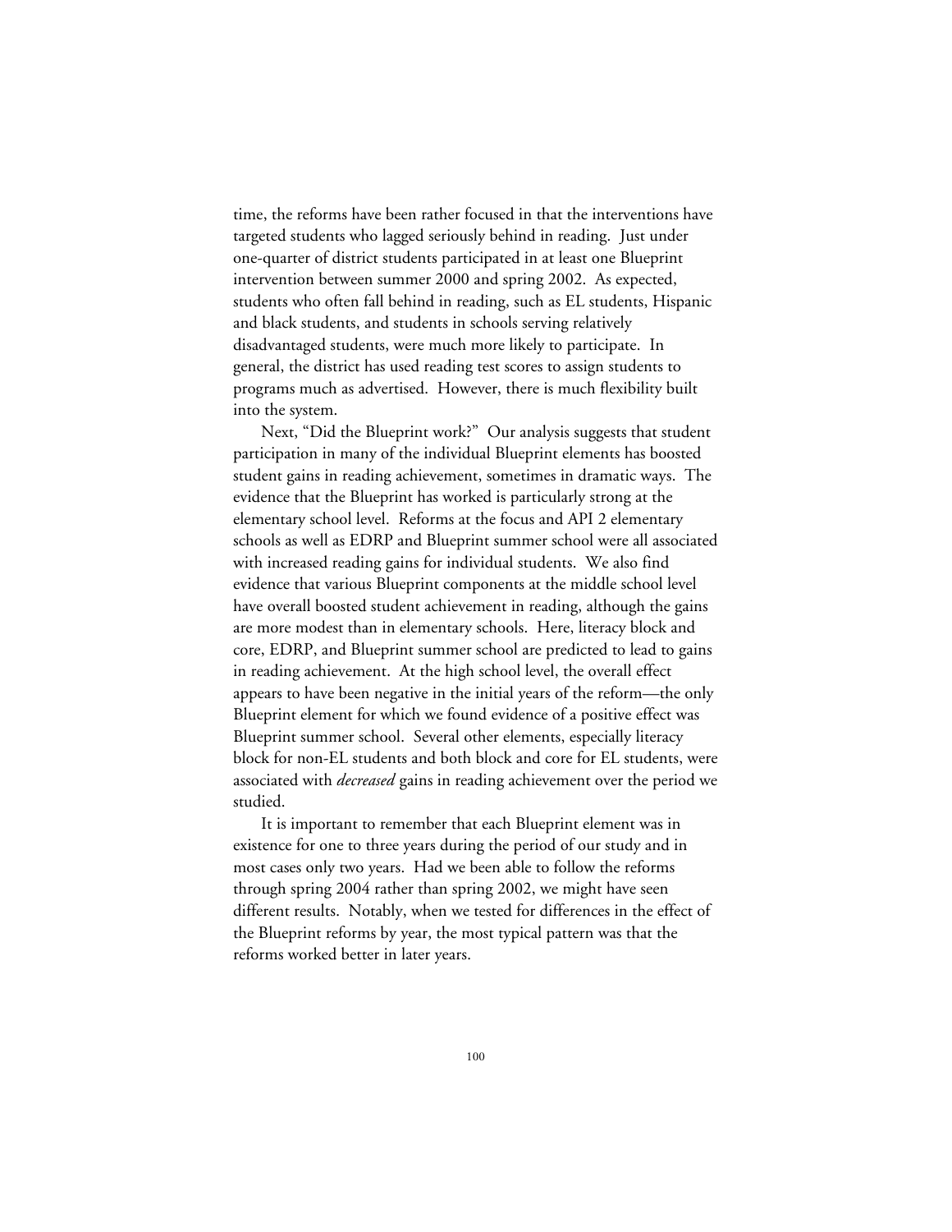time, the reforms have been rather focused in that the interventions have targeted students who lagged seriously behind in reading. Just under one-quarter of district students participated in at least one Blueprint intervention between summer 2000 and spring 2002. As expected, students who often fall behind in reading, such as EL students, Hispanic and black students, and students in schools serving relatively disadvantaged students, were much more likely to participate. In general, the district has used reading test scores to assign students to programs much as advertised. However, there is much flexibility built into the system.

Next, "Did the Blueprint work?" Our analysis suggests that student participation in many of the individual Blueprint elements has boosted student gains in reading achievement, sometimes in dramatic ways. The evidence that the Blueprint has worked is particularly strong at the elementary school level. Reforms at the focus and API 2 elementary schools as well as EDRP and Blueprint summer school were all associated with increased reading gains for individual students. We also find evidence that various Blueprint components at the middle school level have overall boosted student achievement in reading, although the gains are more modest than in elementary schools. Here, literacy block and core, EDRP, and Blueprint summer school are predicted to lead to gains in reading achievement. At the high school level, the overall effect appears to have been negative in the initial years of the reform—the only Blueprint element for which we found evidence of a positive effect was Blueprint summer school. Several other elements, especially literacy block for non-EL students and both block and core for EL students, were associated with *decreased* gains in reading achievement over the period we studied.

It is important to remember that each Blueprint element was in existence for one to three years during the period of our study and in most cases only two years. Had we been able to follow the reforms through spring 2004 rather than spring 2002, we might have seen different results. Notably, when we tested for differences in the effect of the Blueprint reforms by year, the most typical pattern was that the reforms worked better in later years.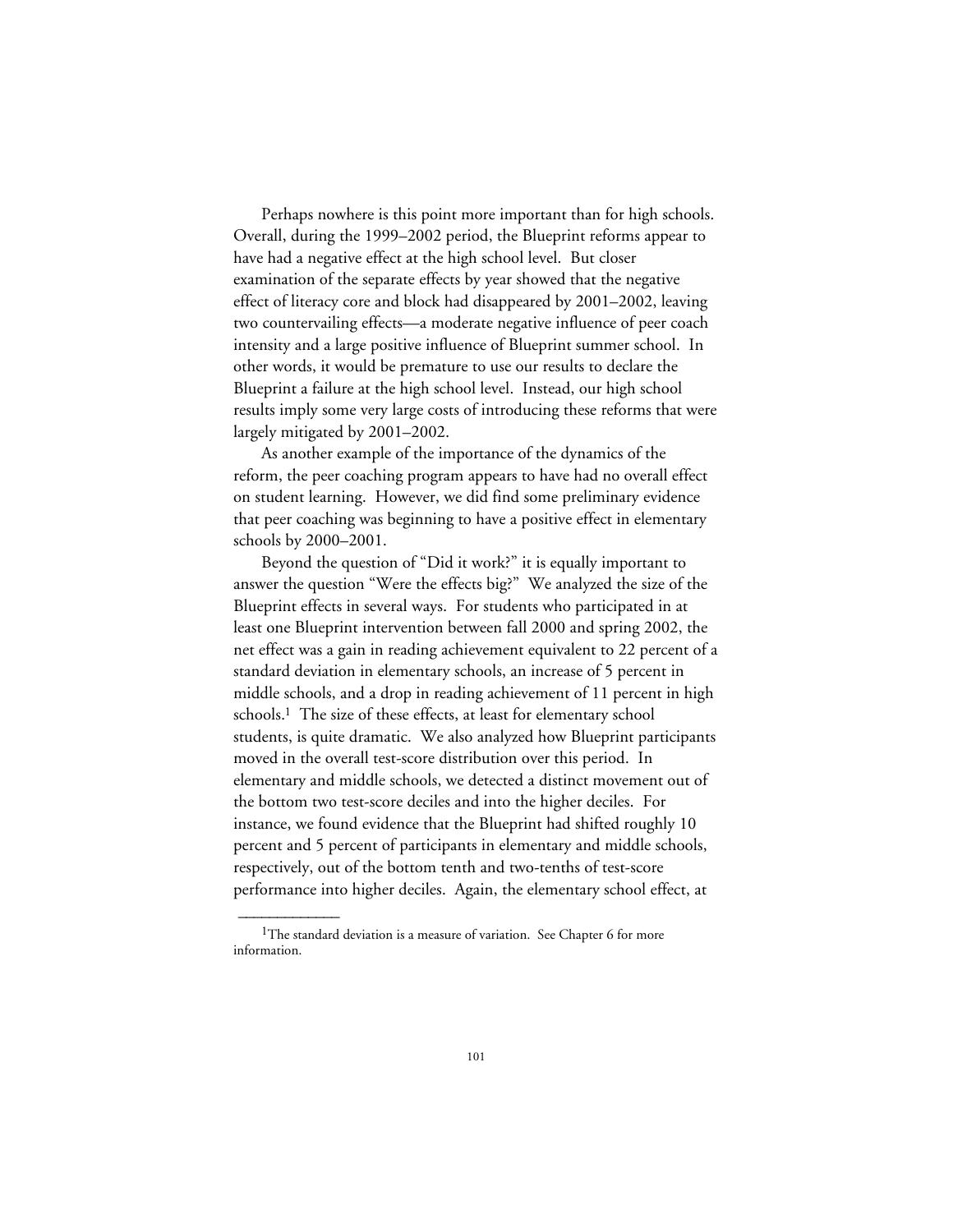Perhaps nowhere is this point more important than for high schools. Overall, during the 1999–2002 period, the Blueprint reforms appear to have had a negative effect at the high school level. But closer examination of the separate effects by year showed that the negative effect of literacy core and block had disappeared by 2001–2002, leaving two countervailing effects—a moderate negative influence of peer coach intensity and a large positive influence of Blueprint summer school. In other words, it would be premature to use our results to declare the Blueprint a failure at the high school level. Instead, our high school results imply some very large costs of introducing these reforms that were largely mitigated by 2001–2002.

As another example of the importance of the dynamics of the reform, the peer coaching program appears to have had no overall effect on student learning. However, we did find some preliminary evidence that peer coaching was beginning to have a positive effect in elementary schools by 2000–2001.

Beyond the question of "Did it work?" it is equally important to answer the question "Were the effects big?" We analyzed the size of the Blueprint effects in several ways. For students who participated in at least one Blueprint intervention between fall 2000 and spring 2002, the net effect was a gain in reading achievement equivalent to 22 percent of a standard deviation in elementary schools, an increase of 5 percent in middle schools, and a drop in reading achievement of 11 percent in high schools.[1] The size of these effects, at least for elementary school students, is quite dramatic. We also analyzed how Blueprint participants moved in the overall test-score distribution over this period. In elementary and middle schools, we detected a distinct movement out of the bottom two test-score deciles and into the higher deciles. For instance, we found evidence that the Blueprint had shifted roughly 10 percent and 5 percent of participants in elementary and middle schools, respectively, out of the bottom tenth and two-tenths of test-score performance into higher deciles. Again, the elementary school effect, at

---

[1]The standard deviation is a measure of variation. See Chapter 6 for more information.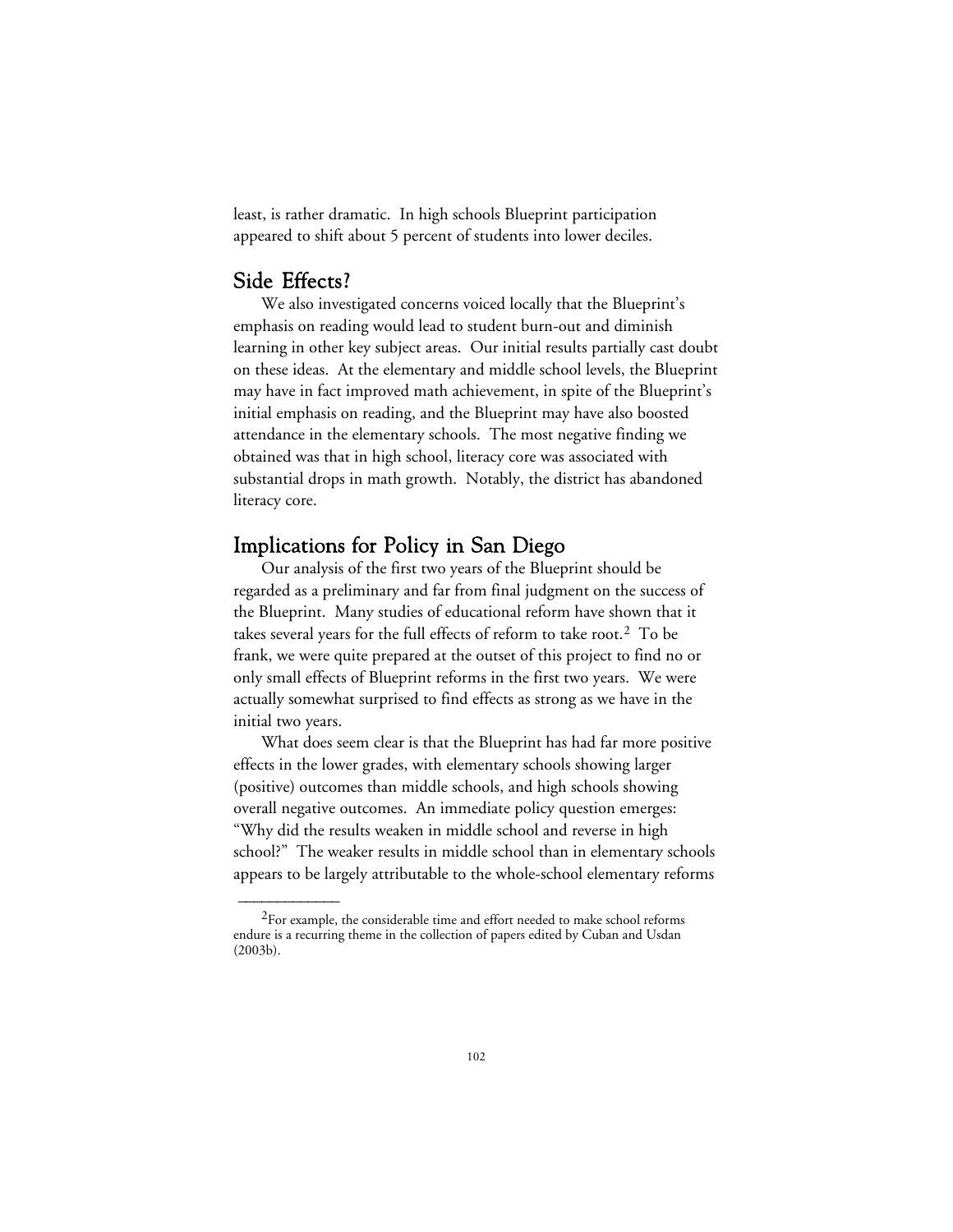least, is rather dramatic. In high schools Blueprint participation appeared to shift about 5 percent of students into lower deciles.

## Side Effects?

We also investigated concerns voiced locally that the Blueprint's emphasis on reading would lead to student burn-out and diminish learning in other key subject areas. Our initial results partially cast doubt on these ideas. At the elementary and middle school levels, the Blueprint may have in fact improved math achievement, in spite of the Blueprint's initial emphasis on reading, and the Blueprint may have also boosted attendance in the elementary schools. The most negative finding we obtained was that in high school, literacy core was associated with substantial drops in math growth. Notably, the district has abandoned literacy core.

## Implications for Policy in San Diego

Our analysis of the first two years of the Blueprint should be regarded as a preliminary and far from final judgment on the success of the Blueprint. Many studies of educational reform have shown that it takes several years for the full effects of reform to take root.[2] To be frank, we were quite prepared at the outset of this project to find no or only small effects of Blueprint reforms in the first two years. We were actually somewhat surprised to find effects as strong as we have in the initial two years.

What does seem clear is that the Blueprint has had far more positive effects in the lower grades, with elementary schools showing larger (positive) outcomes than middle schools, and high schools showing overall negative outcomes. An immediate policy question emerges: "Why did the results weaken in middle school and reverse in high school?" The weaker results in middle school than in elementary schools appears to be largely attributable to the whole-school elementary reforms

---

[2]For example, the considerable time and effort needed to make school reforms endure is a recurring theme in the collection of papers edited by Cuban and Usdan (2003b).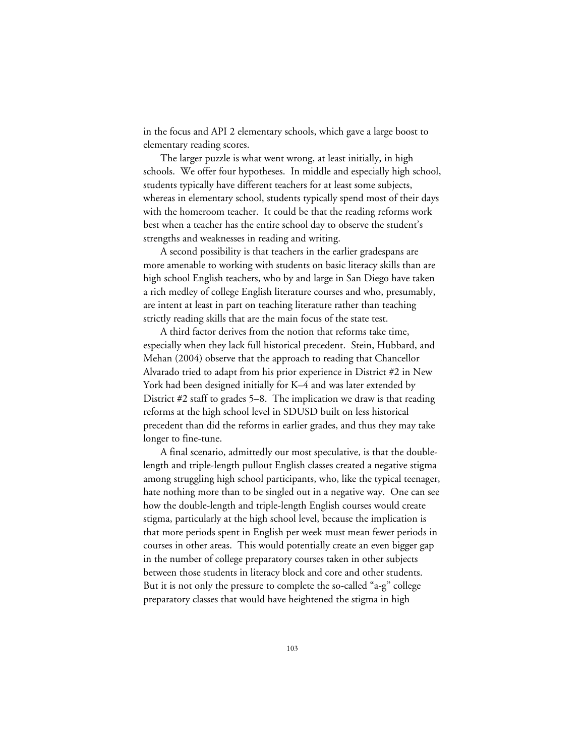in the focus and API 2 elementary schools, which gave a large boost to elementary reading scores.

The larger puzzle is what went wrong, at least initially, in high schools. We offer four hypotheses. In middle and especially high school, students typically have different teachers for at least some subjects, whereas in elementary school, students typically spend most of their days with the homeroom teacher. It could be that the reading reforms work best when a teacher has the entire school day to observe the student's strengths and weaknesses in reading and writing.

A second possibility is that teachers in the earlier gradespans are more amenable to working with students on basic literacy skills than are high school English teachers, who by and large in San Diego have taken a rich medley of college English literature courses and who, presumably, are intent at least in part on teaching literature rather than teaching strictly reading skills that are the main focus of the state test.

A third factor derives from the notion that reforms take time, especially when they lack full historical precedent. Stein, Hubbard, and Mehan (2004) observe that the approach to reading that Chancellor Alvarado tried to adapt from his prior experience in District #2 in New York had been designed initially for K–4 and was later extended by District #2 staff to grades 5–8. The implication we draw is that reading reforms at the high school level in SDUSD built on less historical precedent than did the reforms in earlier grades, and thus they may take longer to fine-tune.

A final scenario, admittedly our most speculative, is that the double-length and triple-length pullout English classes created a negative stigma among struggling high school participants, who, like the typical teenager, hate nothing more than to be singled out in a negative way. One can see how the double-length and triple-length English courses would create stigma, particularly at the high school level, because the implication is that more periods spent in English per week must mean fewer periods in courses in other areas. This would potentially create an even bigger gap in the number of college preparatory courses taken in other subjects between those students in literacy block and core and other students. But it is not only the pressure to complete the so-called "a-g" college preparatory classes that would have heightened the stigma in high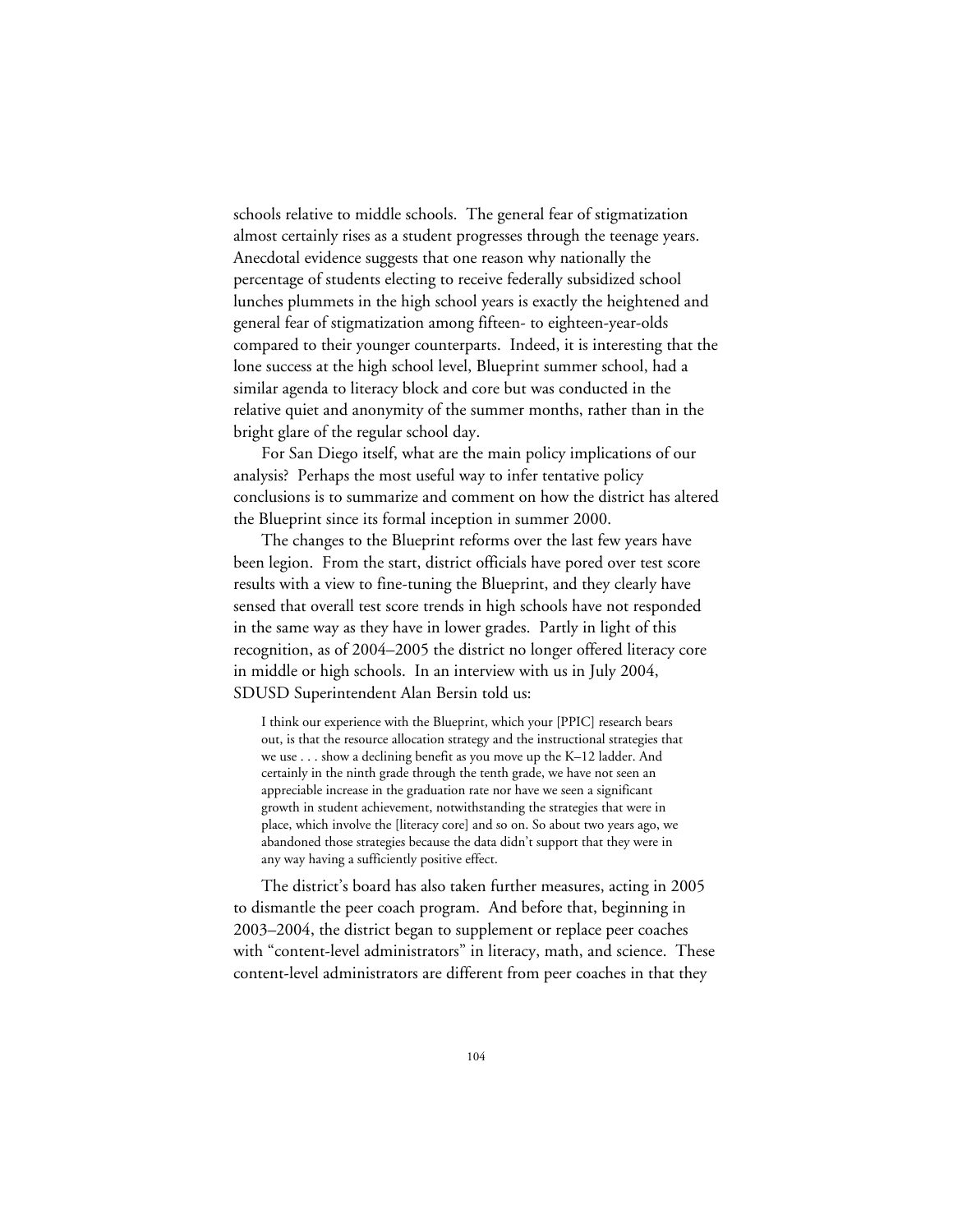schools relative to middle schools. The general fear of stigmatization almost certainly rises as a student progresses through the teenage years. Anecdotal evidence suggests that one reason why nationally the percentage of students electing to receive federally subsidized school lunches plummets in the high school years is exactly the heightened and general fear of stigmatization among fifteen- to eighteen-year-olds compared to their younger counterparts. Indeed, it is interesting that the lone success at the high school level, Blueprint summer school, had a similar agenda to literacy block and core but was conducted in the relative quiet and anonymity of the summer months, rather than in the bright glare of the regular school day.

For San Diego itself, what are the main policy implications of our analysis? Perhaps the most useful way to infer tentative policy conclusions is to summarize and comment on how the district has altered the Blueprint since its formal inception in summer 2000.

The changes to the Blueprint reforms over the last few years have been legion. From the start, district officials have pored over test score results with a view to fine-tuning the Blueprint, and they clearly have sensed that overall test score trends in high schools have not responded in the same way as they have in lower grades. Partly in light of this recognition, as of 2004–2005 the district no longer offered literacy core in middle or high schools. In an interview with us in July 2004, SDUSD Superintendent Alan Bersin told us:

> I think our experience with the Blueprint, which your [PPIC] research bears out, is that the resource allocation strategy and the instructional strategies that we use . . . show a declining benefit as you move up the K–12 ladder. And certainly in the ninth grade through the tenth grade, we have not seen an appreciable increase in the graduation rate nor have we seen a significant growth in student achievement, notwithstanding the strategies that were in place, which involve the [literacy core] and so on. So about two years ago, we abandoned those strategies because the data didn't support that they were in any way having a sufficiently positive effect.

The district's board has also taken further measures, acting in 2005 to dismantle the peer coach program. And before that, beginning in 2003–2004, the district began to supplement or replace peer coaches with "content-level administrators" in literacy, math, and science. These content-level administrators are different from peer coaches in that they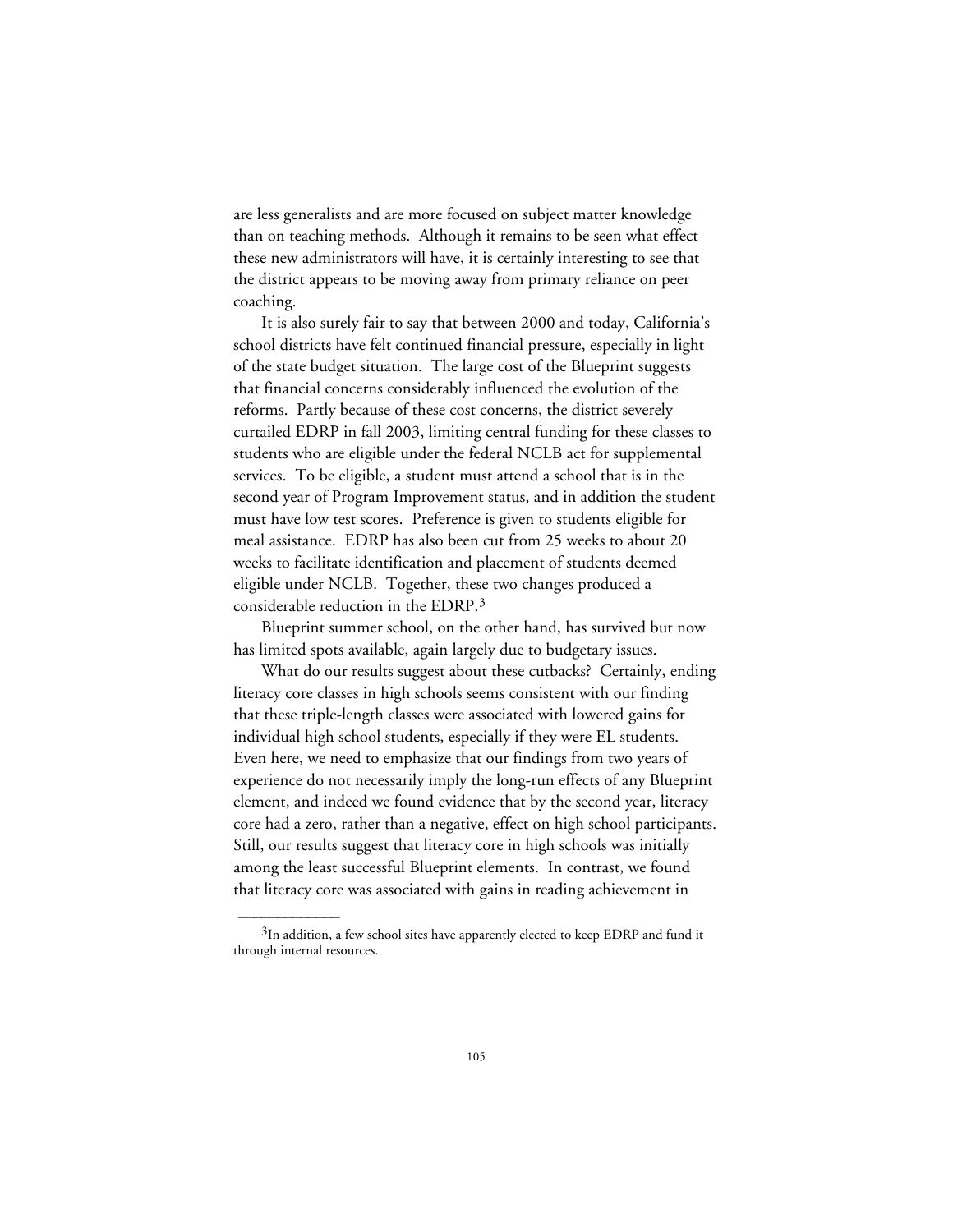are less generalists and are more focused on subject matter knowledge than on teaching methods. Although it remains to be seen what effect these new administrators will have, it is certainly interesting to see that the district appears to be moving away from primary reliance on peer coaching.

It is also surely fair to say that between 2000 and today, California's school districts have felt continued financial pressure, especially in light of the state budget situation. The large cost of the Blueprint suggests that financial concerns considerably influenced the evolution of the reforms. Partly because of these cost concerns, the district severely curtailed EDRP in fall 2003, limiting central funding for these classes to students who are eligible under the federal NCLB act for supplemental services. To be eligible, a student must attend a school that is in the second year of Program Improvement status, and in addition the student must have low test scores. Preference is given to students eligible for meal assistance. EDRP has also been cut from 25 weeks to about 20 weeks to facilitate identification and placement of students deemed eligible under NCLB. Together, these two changes produced a considerable reduction in the EDRP.[3]

Blueprint summer school, on the other hand, has survived but now has limited spots available, again largely due to budgetary issues.

What do our results suggest about these cutbacks? Certainly, ending literacy core classes in high schools seems consistent with our finding that these triple-length classes were associated with lowered gains for individual high school students, especially if they were EL students. Even here, we need to emphasize that our findings from two years of experience do not necessarily imply the long-run effects of any Blueprint element, and indeed we found evidence that by the second year, literacy core had a zero, rather than a negative, effect on high school participants. Still, our results suggest that literacy core in high schools was initially among the least successful Blueprint elements. In contrast, we found that literacy core was associated with gains in reading achievement in

---

[3]In addition, a few school sites have apparently elected to keep EDRP and fund it through internal resources.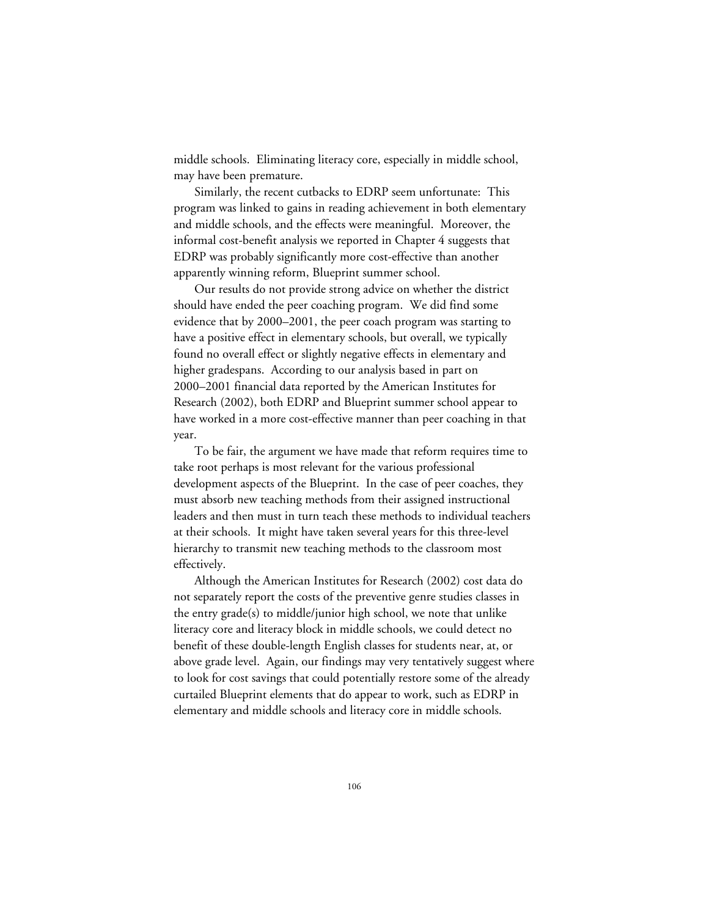middle schools. Eliminating literacy core, especially in middle school, may have been premature.

Similarly, the recent cutbacks to EDRP seem unfortunate: This program was linked to gains in reading achievement in both elementary and middle schools, and the effects were meaningful. Moreover, the informal cost-benefit analysis we reported in Chapter 4 suggests that EDRP was probably significantly more cost-effective than another apparently winning reform, Blueprint summer school.

Our results do not provide strong advice on whether the district should have ended the peer coaching program. We did find some evidence that by 2000–2001, the peer coach program was starting to have a positive effect in elementary schools, but overall, we typically found no overall effect or slightly negative effects in elementary and higher gradespans. According to our analysis based in part on 2000–2001 financial data reported by the American Institutes for Research (2002), both EDRP and Blueprint summer school appear to have worked in a more cost-effective manner than peer coaching in that year.

To be fair, the argument we have made that reform requires time to take root perhaps is most relevant for the various professional development aspects of the Blueprint. In the case of peer coaches, they must absorb new teaching methods from their assigned instructional leaders and then must in turn teach these methods to individual teachers at their schools. It might have taken several years for this three-level hierarchy to transmit new teaching methods to the classroom most effectively.

Although the American Institutes for Research (2002) cost data do not separately report the costs of the preventive genre studies classes in the entry grade(s) to middle/junior high school, we note that unlike literacy core and literacy block in middle schools, we could detect no benefit of these double-length English classes for students near, at, or above grade level. Again, our findings may very tentatively suggest where to look for cost savings that could potentially restore some of the already curtailed Blueprint elements that do appear to work, such as EDRP in elementary and middle schools and literacy core in middle schools.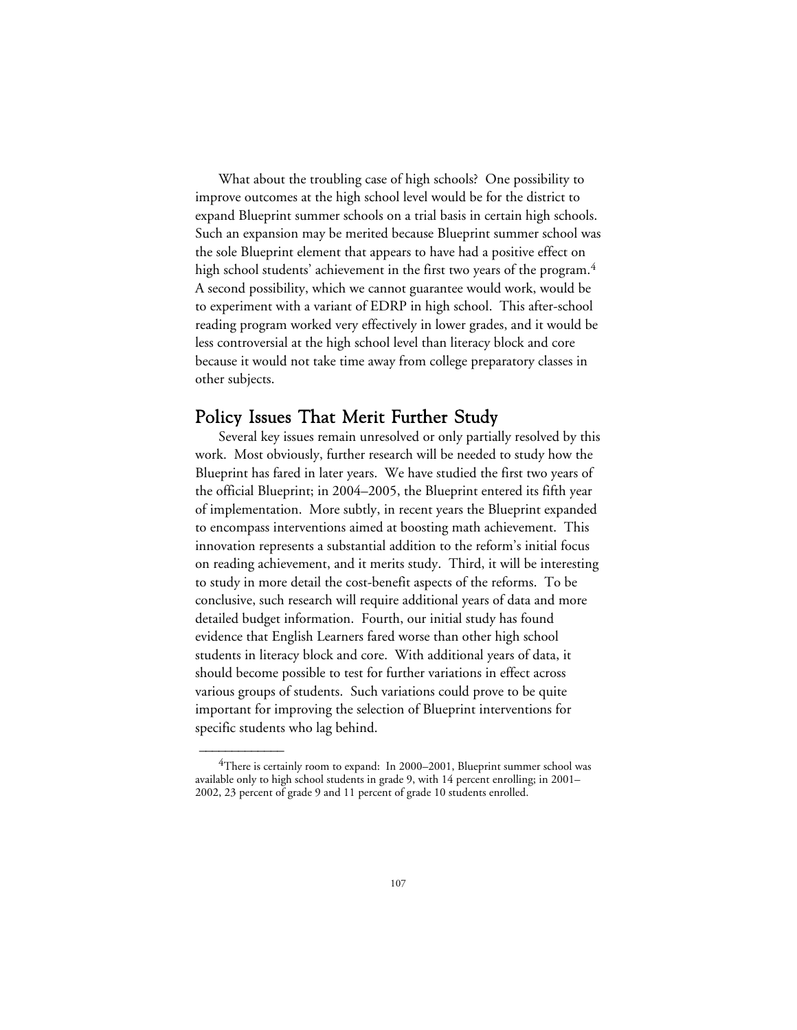What about the troubling case of high schools? One possibility to improve outcomes at the high school level would be for the district to expand Blueprint summer schools on a trial basis in certain high schools. Such an expansion may be merited because Blueprint summer school was the sole Blueprint element that appears to have had a positive effect on high school students' achievement in the first two years of the program.[4] A second possibility, which we cannot guarantee would work, would be to experiment with a variant of EDRP in high school. This after-school reading program worked very effectively in lower grades, and it would be less controversial at the high school level than literacy block and core because it would not take time away from college preparatory classes in other subjects.

## Policy Issues That Merit Further Study

Several key issues remain unresolved or only partially resolved by this work. Most obviously, further research will be needed to study how the Blueprint has fared in later years. We have studied the first two years of the official Blueprint; in 2004–2005, the Blueprint entered its fifth year of implementation. More subtly, in recent years the Blueprint expanded to encompass interventions aimed at boosting math achievement. This innovation represents a substantial addition to the reform's initial focus on reading achievement, and it merits study. Third, it will be interesting to study in more detail the cost-benefit aspects of the reforms. To be conclusive, such research will require additional years of data and more detailed budget information. Fourth, our initial study has found evidence that English Learners fared worse than other high school students in literacy block and core. With additional years of data, it should become possible to test for further variations in effect across various groups of students. Such variations could prove to be quite important for improving the selection of Blueprint interventions for specific students who lag behind.

---

[4]There is certainly room to expand: In 2000–2001, Blueprint summer school was available only to high school students in grade 9, with 14 percent enrolling; in 2001–2002, 23 percent of grade 9 and 11 percent of grade 10 students enrolled.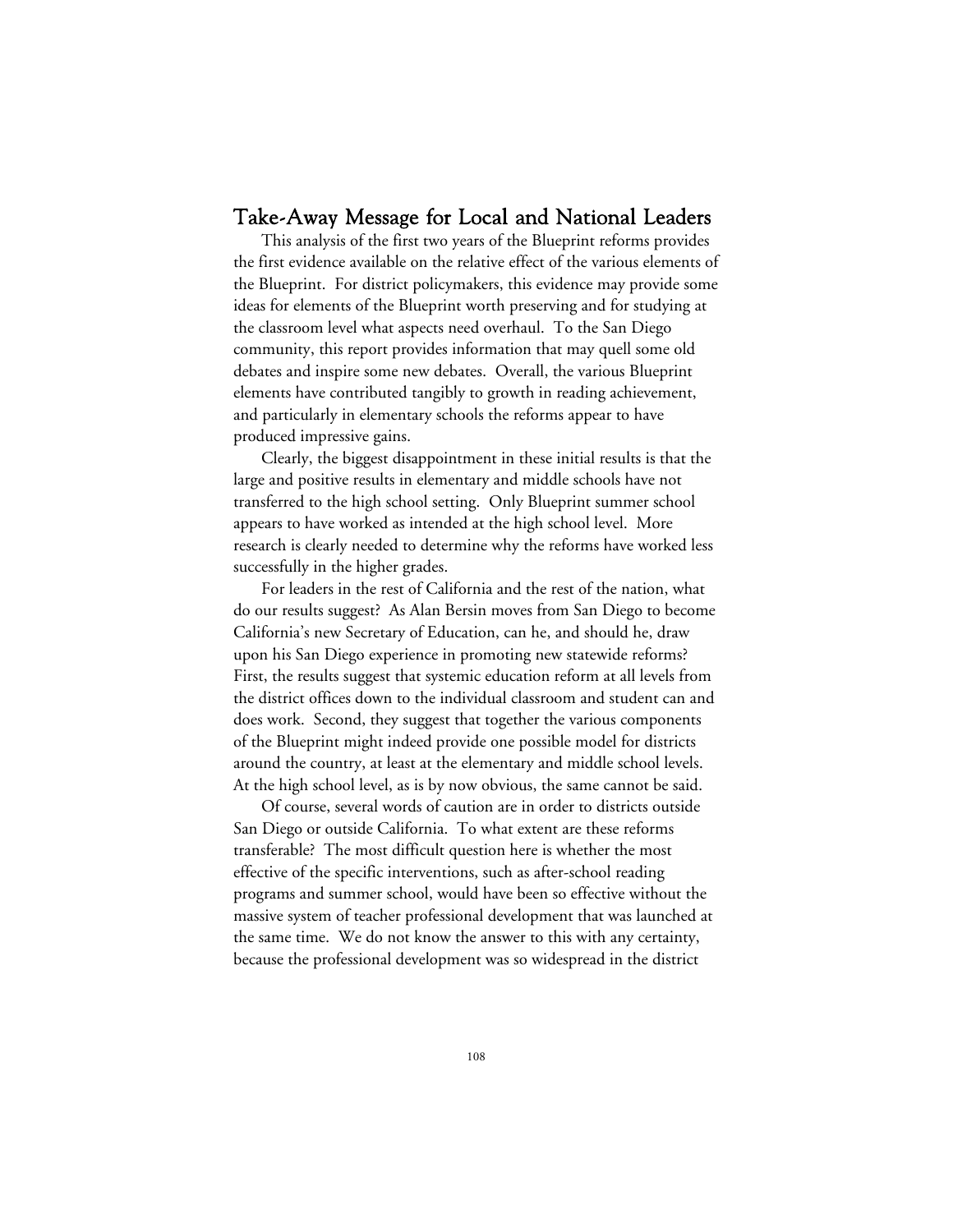## Take-Away Message for Local and National Leaders

This analysis of the first two years of the Blueprint reforms provides the first evidence available on the relative effect of the various elements of the Blueprint. For district policymakers, this evidence may provide some ideas for elements of the Blueprint worth preserving and for studying at the classroom level what aspects need overhaul. To the San Diego community, this report provides information that may quell some old debates and inspire some new debates. Overall, the various Blueprint elements have contributed tangibly to growth in reading achievement, and particularly in elementary schools the reforms appear to have produced impressive gains.

Clearly, the biggest disappointment in these initial results is that the large and positive results in elementary and middle schools have not transferred to the high school setting. Only Blueprint summer school appears to have worked as intended at the high school level. More research is clearly needed to determine why the reforms have worked less successfully in the higher grades.

For leaders in the rest of California and the rest of the nation, what do our results suggest? As Alan Bersin moves from San Diego to become California's new Secretary of Education, can he, and should he, draw upon his San Diego experience in promoting new statewide reforms? First, the results suggest that systemic education reform at all levels from the district offices down to the individual classroom and student can and does work. Second, they suggest that together the various components of the Blueprint might indeed provide one possible model for districts around the country, at least at the elementary and middle school levels. At the high school level, as is by now obvious, the same cannot be said.

Of course, several words of caution are in order to districts outside San Diego or outside California. To what extent are these reforms transferable? The most difficult question here is whether the most effective of the specific interventions, such as after-school reading programs and summer school, would have been so effective without the massive system of teacher professional development that was launched at the same time. We do not know the answer to this with any certainty, because the professional development was so widespread in the district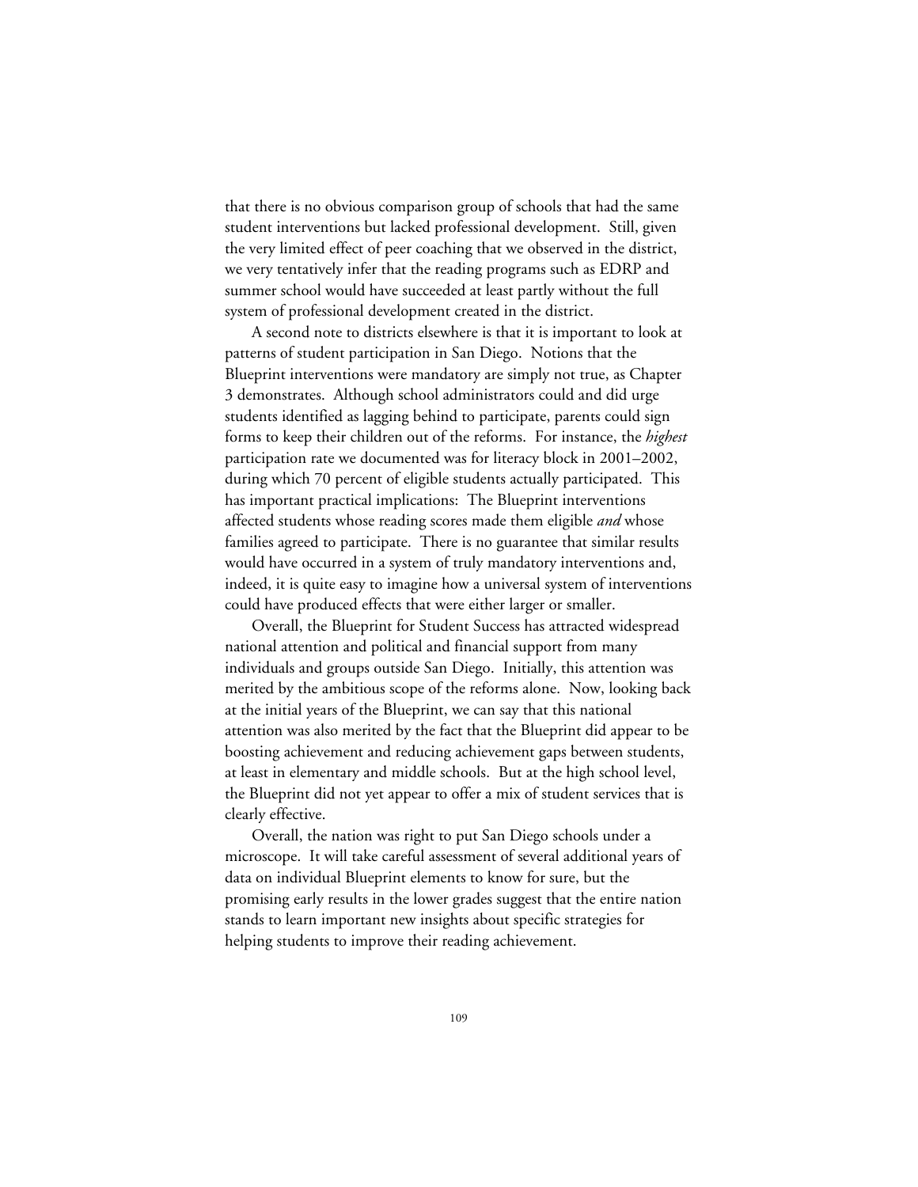that there is no obvious comparison group of schools that had the same student interventions but lacked professional development. Still, given the very limited effect of peer coaching that we observed in the district, we very tentatively infer that the reading programs such as EDRP and summer school would have succeeded at least partly without the full system of professional development created in the district.

A second note to districts elsewhere is that it is important to look at patterns of student participation in San Diego. Notions that the Blueprint interventions were mandatory are simply not true, as Chapter 3 demonstrates. Although school administrators could and did urge students identified as lagging behind to participate, parents could sign forms to keep their children out of the reforms. For instance, the *highest* participation rate we documented was for literacy block in 2001–2002, during which 70 percent of eligible students actually participated. This has important practical implications: The Blueprint interventions affected students whose reading scores made them eligible *and* whose families agreed to participate. There is no guarantee that similar results would have occurred in a system of truly mandatory interventions and, indeed, it is quite easy to imagine how a universal system of interventions could have produced effects that were either larger or smaller.

Overall, the Blueprint for Student Success has attracted widespread national attention and political and financial support from many individuals and groups outside San Diego. Initially, this attention was merited by the ambitious scope of the reforms alone. Now, looking back at the initial years of the Blueprint, we can say that this national attention was also merited by the fact that the Blueprint did appear to be boosting achievement and reducing achievement gaps between students, at least in elementary and middle schools. But at the high school level, the Blueprint did not yet appear to offer a mix of student services that is clearly effective.

Overall, the nation was right to put San Diego schools under a microscope. It will take careful assessment of several additional years of data on individual Blueprint elements to know for sure, but the promising early results in the lower grades suggest that the entire nation stands to learn important new insights about specific strategies for helping students to improve their reading achievement.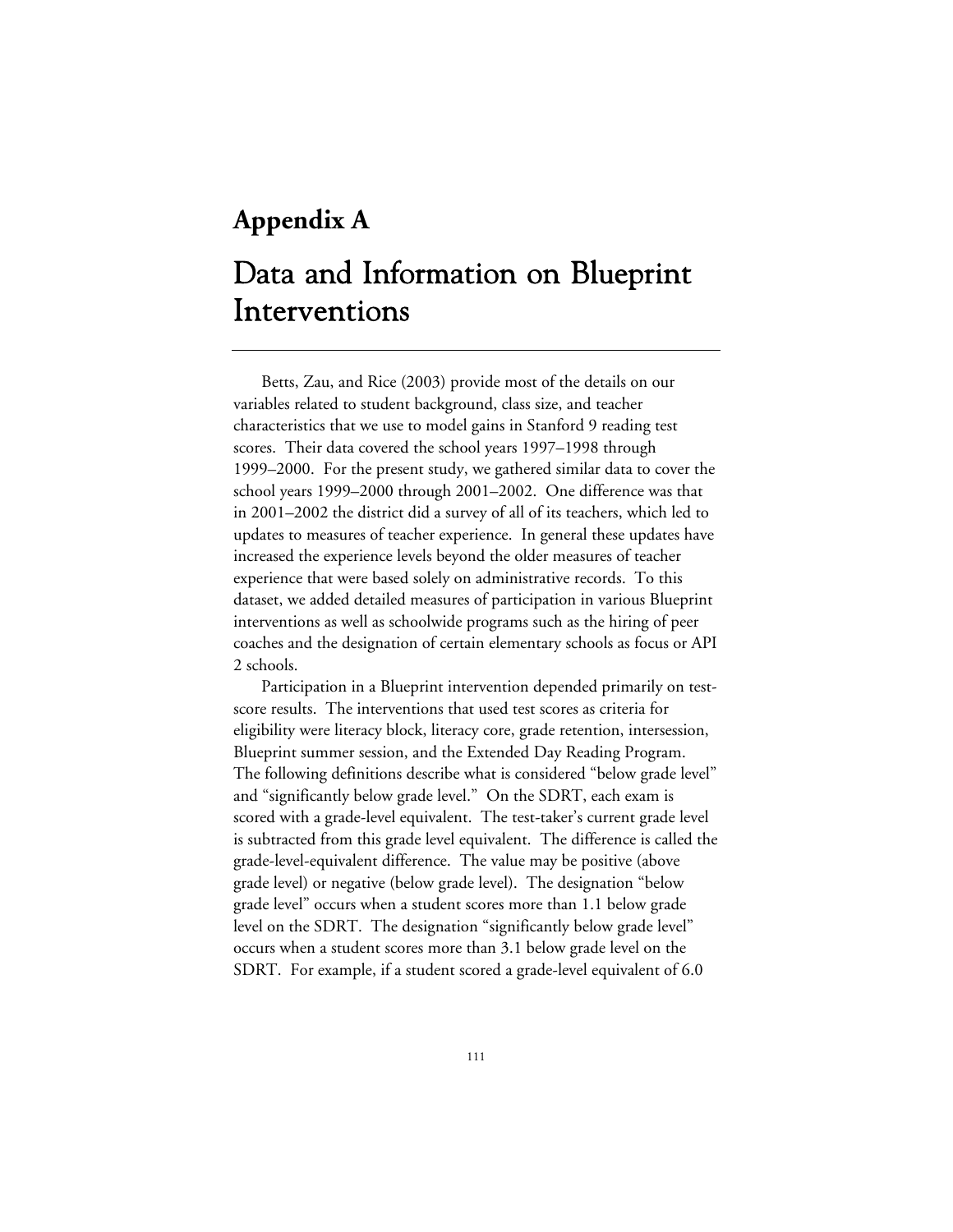# Appendix A

# Data and Information on Blueprint Interventions

Betts, Zau, and Rice (2003) provide most of the details on our variables related to student background, class size, and teacher characteristics that we use to model gains in Stanford 9 reading test scores. Their data covered the school years 1997–1998 through 1999–2000. For the present study, we gathered similar data to cover the school years 1999–2000 through 2001–2002. One difference was that in 2001–2002 the district did a survey of all of its teachers, which led to updates to measures of teacher experience. In general these updates have increased the experience levels beyond the older measures of teacher experience that were based solely on administrative records. To this dataset, we added detailed measures of participation in various Blueprint interventions as well as schoolwide programs such as the hiring of peer coaches and the designation of certain elementary schools as focus or API 2 schools.

Participation in a Blueprint intervention depended primarily on test-score results. The interventions that used test scores as criteria for eligibility were literacy block, literacy core, grade retention, intersession, Blueprint summer session, and the Extended Day Reading Program. The following definitions describe what is considered "below grade level" and "significantly below grade level." On the SDRT, each exam is scored with a grade-level equivalent. The test-taker's current grade level is subtracted from this grade level equivalent. The difference is called the grade-level-equivalent difference. The value may be positive (above grade level) or negative (below grade level). The designation "below grade level" occurs when a student scores more than 1.1 below grade level on the SDRT. The designation "significantly below grade level" occurs when a student scores more than 3.1 below grade level on the SDRT. For example, if a student scored a grade-level equivalent of 6.0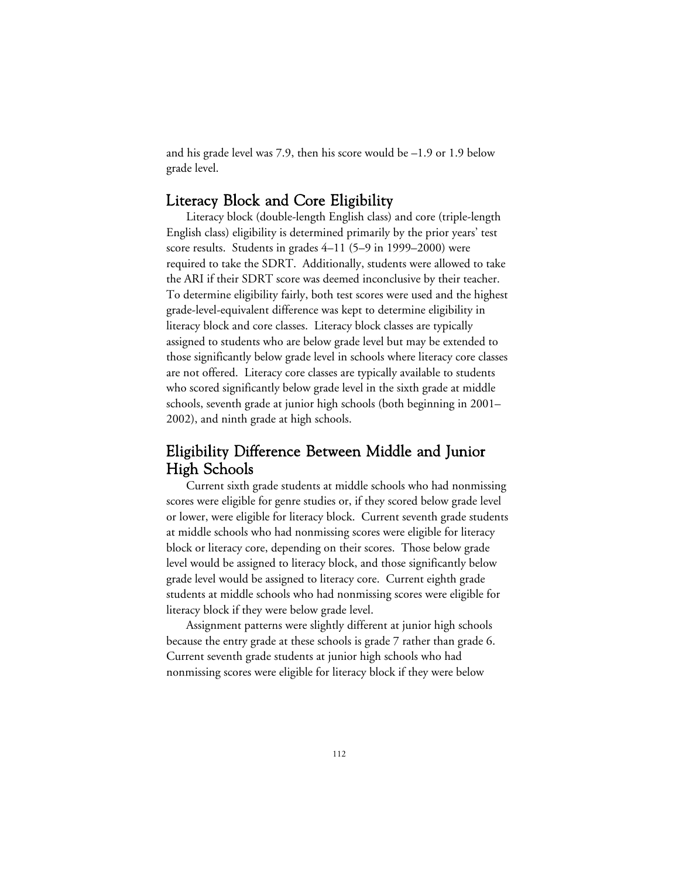and his grade level was 7.9, then his score would be –1.9 or 1.9 below grade level.

## Literacy Block and Core Eligibility

Literacy block (double-length English class) and core (triple-length English class) eligibility is determined primarily by the prior years' test score results. Students in grades 4–11 (5–9 in 1999–2000) were required to take the SDRT. Additionally, students were allowed to take the ARI if their SDRT score was deemed inconclusive by their teacher. To determine eligibility fairly, both test scores were used and the highest grade-level-equivalent difference was kept to determine eligibility in literacy block and core classes. Literacy block classes are typically assigned to students who are below grade level but may be extended to those significantly below grade level in schools where literacy core classes are not offered. Literacy core classes are typically available to students who scored significantly below grade level in the sixth grade at middle schools, seventh grade at junior high schools (both beginning in 2001–2002), and ninth grade at high schools.

## Eligibility Difference Between Middle and Junior High Schools

Current sixth grade students at middle schools who had nonmissing scores were eligible for genre studies or, if they scored below grade level or lower, were eligible for literacy block. Current seventh grade students at middle schools who had nonmissing scores were eligible for literacy block or literacy core, depending on their scores. Those below grade level would be assigned to literacy block, and those significantly below grade level would be assigned to literacy core. Current eighth grade students at middle schools who had nonmissing scores were eligible for literacy block if they were below grade level.

Assignment patterns were slightly different at junior high schools because the entry grade at these schools is grade 7 rather than grade 6. Current seventh grade students at junior high schools who had nonmissing scores were eligible for literacy block if they were below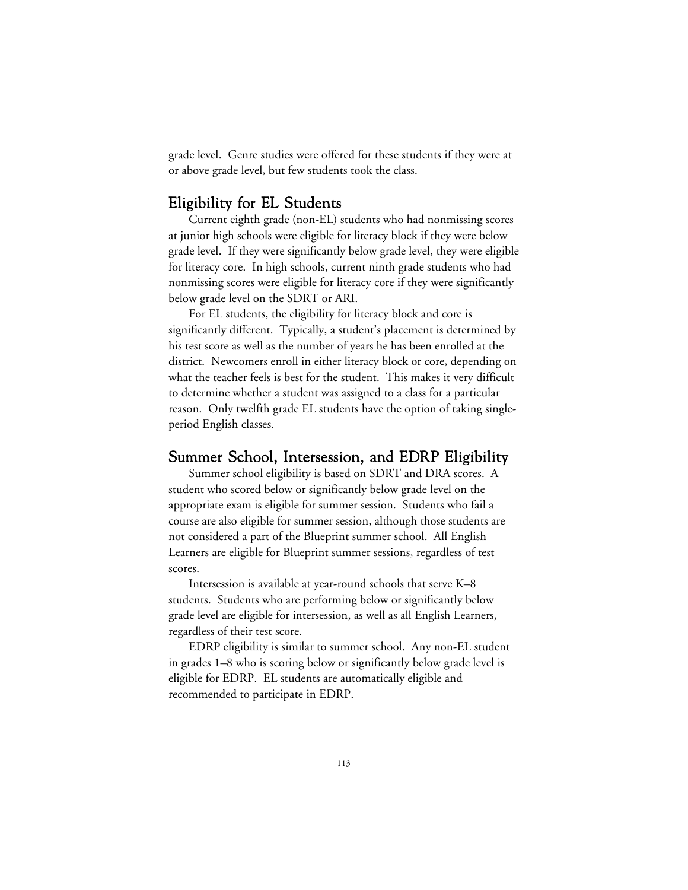grade level. Genre studies were offered for these students if they were at or above grade level, but few students took the class.

## Eligibility for EL Students

Current eighth grade (non-EL) students who had nonmissing scores at junior high schools were eligible for literacy block if they were below grade level. If they were significantly below grade level, they were eligible for literacy core. In high schools, current ninth grade students who had nonmissing scores were eligible for literacy core if they were significantly below grade level on the SDRT or ARI.

For EL students, the eligibility for literacy block and core is significantly different. Typically, a student's placement is determined by his test score as well as the number of years he has been enrolled at the district. Newcomers enroll in either literacy block or core, depending on what the teacher feels is best for the student. This makes it very difficult to determine whether a student was assigned to a class for a particular reason. Only twelfth grade EL students have the option of taking single-period English classes.

## Summer School, Intersession, and EDRP Eligibility

Summer school eligibility is based on SDRT and DRA scores. A student who scored below or significantly below grade level on the appropriate exam is eligible for summer session. Students who fail a course are also eligible for summer session, although those students are not considered a part of the Blueprint summer school. All English Learners are eligible for Blueprint summer sessions, regardless of test scores.

Intersession is available at year-round schools that serve K–8 students. Students who are performing below or significantly below grade level are eligible for intersession, as well as all English Learners, regardless of their test score.

EDRP eligibility is similar to summer school. Any non-EL student in grades 1–8 who is scoring below or significantly below grade level is eligible for EDRP. EL students are automatically eligible and recommended to participate in EDRP.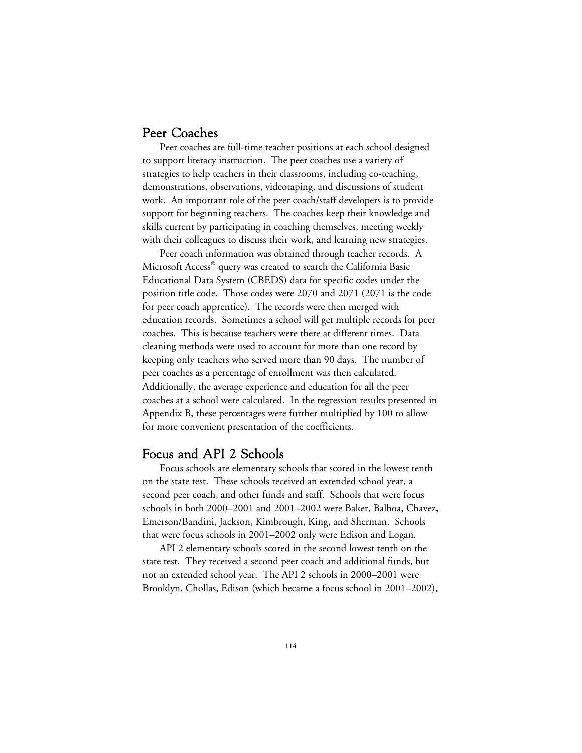## Peer Coaches

Peer coaches are full-time teacher positions at each school designed to support literacy instruction. The peer coaches use a variety of strategies to help teachers in their classrooms, including co-teaching, demonstrations, observations, videotaping, and discussions of student work. An important role of the peer coach/staff developers is to provide support for beginning teachers. The coaches keep their knowledge and skills current by participating in coaching themselves, meeting weekly with their colleagues to discuss their work, and learning new strategies.

Peer coach information was obtained through teacher records. A Microsoft Access© query was created to search the California Basic Educational Data System (CBEDS) data for specific codes under the position title code. Those codes were 2070 and 2071 (2071 is the code for peer coach apprentice). The records were then merged with education records. Sometimes a school will get multiple records for peer coaches. This is because teachers were there at different times. Data cleaning methods were used to account for more than one record by keeping only teachers who served more than 90 days. The number of peer coaches as a percentage of enrollment was then calculated. Additionally, the average experience and education for all the peer coaches at a school were calculated. In the regression results presented in Appendix B, these percentages were further multiplied by 100 to allow for more convenient presentation of the coefficients.

## Focus and API 2 Schools

Focus schools are elementary schools that scored in the lowest tenth on the state test. These schools received an extended school year, a second peer coach, and other funds and staff. Schools that were focus schools in both 2000–2001 and 2001–2002 were Baker, Balboa, Chavez, Emerson/Bandini, Jackson, Kimbrough, King, and Sherman. Schools that were focus schools in 2001–2002 only were Edison and Logan.

API 2 elementary schools scored in the second lowest tenth on the state test. They received a second peer coach and additional funds, but not an extended school year. The API 2 schools in 2000–2001 were Brooklyn, Chollas, Edison (which became a focus school in 2001–2002),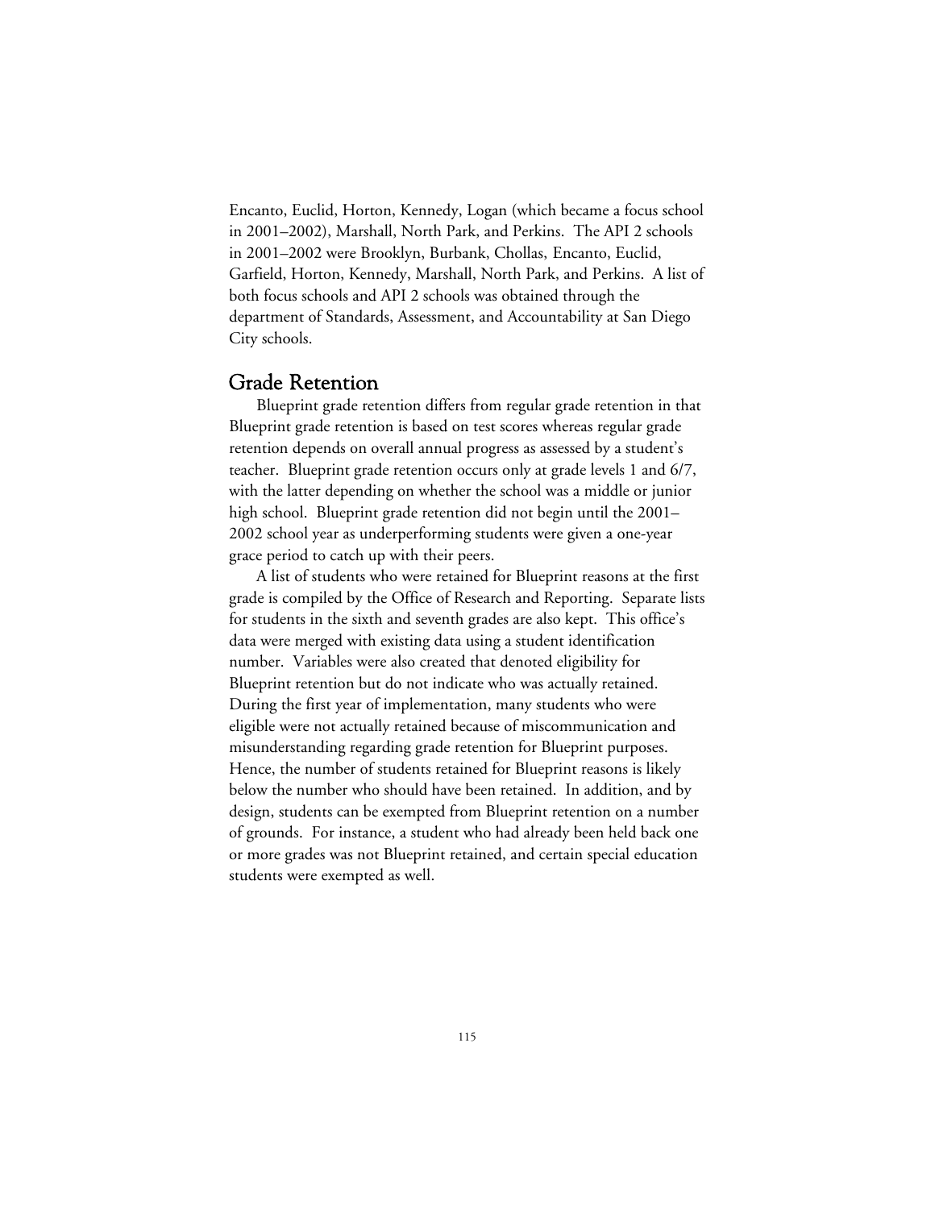Encanto, Euclid, Horton, Kennedy, Logan (which became a focus school in 2001–2002), Marshall, North Park, and Perkins. The API 2 schools in 2001–2002 were Brooklyn, Burbank, Chollas, Encanto, Euclid, Garfield, Horton, Kennedy, Marshall, North Park, and Perkins. A list of both focus schools and API 2 schools was obtained through the department of Standards, Assessment, and Accountability at San Diego City schools.

## Grade Retention

Blueprint grade retention differs from regular grade retention in that Blueprint grade retention is based on test scores whereas regular grade retention depends on overall annual progress as assessed by a student's teacher. Blueprint grade retention occurs only at grade levels 1 and 6/7, with the latter depending on whether the school was a middle or junior high school. Blueprint grade retention did not begin until the 2001–2002 school year as underperforming students were given a one-year grace period to catch up with their peers.

A list of students who were retained for Blueprint reasons at the first grade is compiled by the Office of Research and Reporting. Separate lists for students in the sixth and seventh grades are also kept. This office's data were merged with existing data using a student identification number. Variables were also created that denoted eligibility for Blueprint retention but do not indicate who was actually retained. During the first year of implementation, many students who were eligible were not actually retained because of miscommunication and misunderstanding regarding grade retention for Blueprint purposes. Hence, the number of students retained for Blueprint reasons is likely below the number who should have been retained. In addition, and by design, students can be exempted from Blueprint retention on a number of grounds. For instance, a student who had already been held back one or more grades was not Blueprint retained, and certain special education students were exempted as well.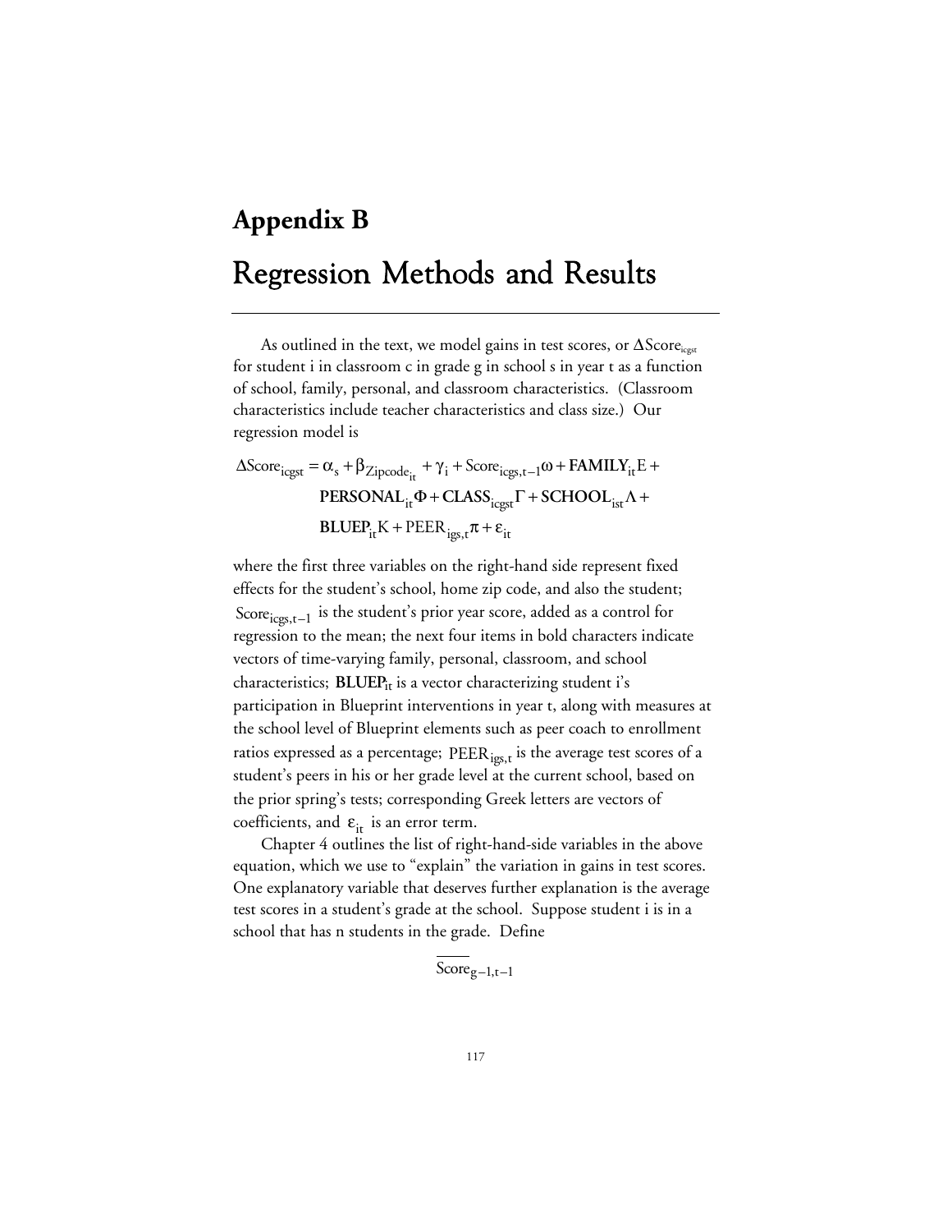# Appendix B

# Regression Methods and Results

As outlined in the text, we model gains in test scores, or $\Delta \text{Score}_{icgst}$ for student i in classroom c in grade g in school s in year t as a function of school, family, personal, and classroom characteristics. (Classroom characteristics include teacher characteristics and class size.) Our regression model is

$$\begin{aligned}\Delta \text{Score}_{icgst} = {} & \alpha_s + \beta_{\text{Zipcode}_{it}} + \gamma_i + \text{Score}_{icgs,t-1}\omega + \mathbf{FAMILY}_{it}\text{E} + \\ & \mathbf{PERSONAL}_{it}\Phi + \mathbf{CLASS}_{icgst}\Gamma + \mathbf{SCHOOL}_{ist}\Lambda + \\ & \mathbf{BLUEP}_{it}\text{K} + \text{PEER}_{igs,t}\pi + \varepsilon_{it}\end{aligned}$$

where the first three variables on the right-hand side represent fixed effects for the student's school, home zip code, and also the student; $\text{Score}_{icgs,t-1}$ is the student's prior year score, added as a control for regression to the mean; the next four items in bold characters indicate vectors of time-varying family, personal, classroom, and school characteristics; $\mathbf{BLUEP}_{it}$ is a vector characterizing student i's participation in Blueprint interventions in year t, along with measures at the school level of Blueprint elements such as peer coach to enrollment ratios expressed as a percentage; $\text{PEER}_{igs,t}$ is the average test scores of a student's peers in his or her grade level at the current school, based on the prior spring's tests; corresponding Greek letters are vectors of coefficients, and $\varepsilon_{it}$ is an error term.

Chapter 4 outlines the list of right-hand-side variables in the above equation, which we use to "explain" the variation in gains in test scores. One explanatory variable that deserves further explanation is the average test scores in a student's grade at the school. Suppose student i is in a school that has n students in the grade. Define

$$\overline{\text{Score}}_{g-1,t-1}$$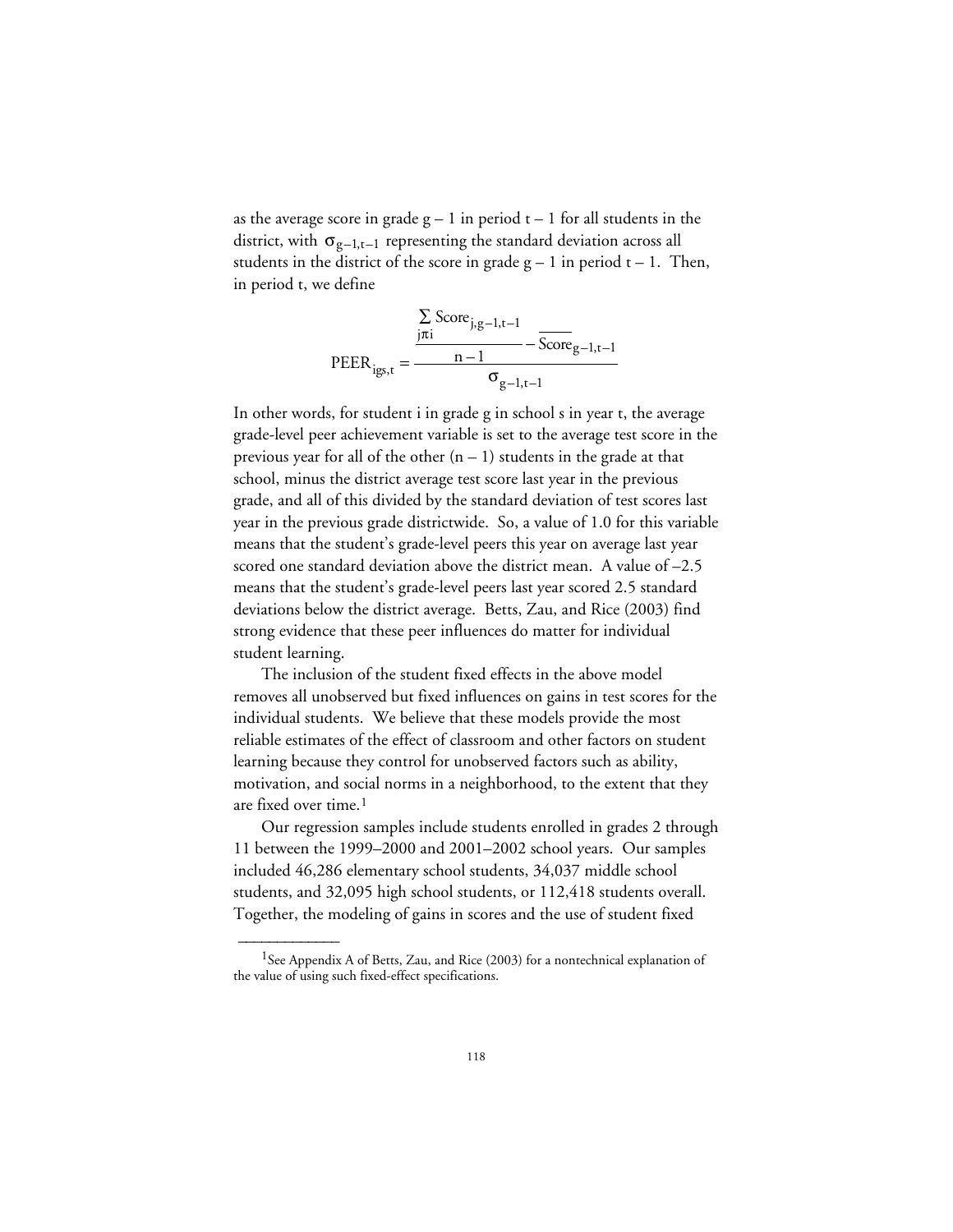as the average score in grade $g - 1$ in period $t - 1$ for all students in the district, with $\sigma_{g-1,t-1}$ representing the standard deviation across all students in the district of the score in grade $g - 1$ in period $t - 1$. Then, in period t, we define

$$PEER_{igs,t} = \frac{\dfrac{\sum_{j \neq i} Score_{j,g-1,t-1}}{n-1} - \overline{Score_{g-1,t-1}}}{\sigma_{g-1,t-1}}$$

In other words, for student i in grade g in school s in year t, the average grade-level peer achievement variable is set to the average test score in the previous year for all of the other $(n - 1)$ students in the grade at that school, minus the district average test score last year in the previous grade, and all of this divided by the standard deviation of test scores last year in the previous grade districtwide. So, a value of 1.0 for this variable means that the student's grade-level peers this year on average last year scored one standard deviation above the district mean. A value of –2.5 means that the student's grade-level peers last year scored 2.5 standard deviations below the district average. Betts, Zau, and Rice (2003) find strong evidence that these peer influences do matter for individual student learning.

The inclusion of the student fixed effects in the above model removes all unobserved but fixed influences on gains in test scores for the individual students. We believe that these models provide the most reliable estimates of the effect of classroom and other factors on student learning because they control for unobserved factors such as ability, motivation, and social norms in a neighborhood, to the extent that they are fixed over time.[1]

Our regression samples include students enrolled in grades 2 through 11 between the 1999–2000 and 2001–2002 school years. Our samples included 46,286 elementary school students, 34,037 middle school students, and 32,095 high school students, or 112,418 students overall. Together, the modeling of gains in scores and the use of student fixed

---

[1]See Appendix A of Betts, Zau, and Rice (2003) for a nontechnical explanation of the value of using such fixed-effect specifications.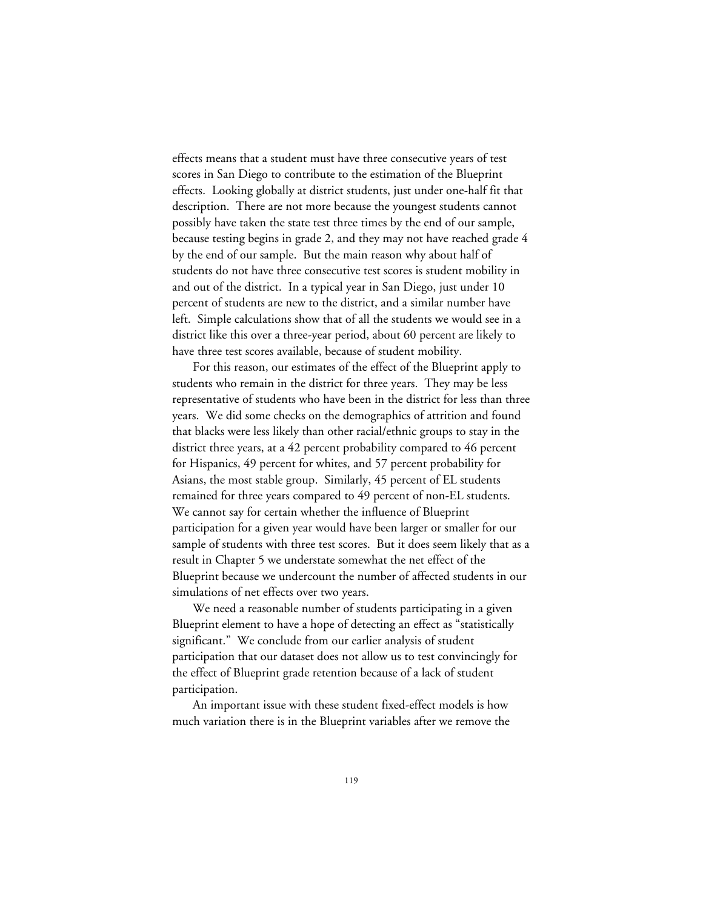effects means that a student must have three consecutive years of test scores in San Diego to contribute to the estimation of the Blueprint effects. Looking globally at district students, just under one-half fit that description. There are not more because the youngest students cannot possibly have taken the state test three times by the end of our sample, because testing begins in grade 2, and they may not have reached grade 4 by the end of our sample. But the main reason why about half of students do not have three consecutive test scores is student mobility in and out of the district. In a typical year in San Diego, just under 10 percent of students are new to the district, and a similar number have left. Simple calculations show that of all the students we would see in a district like this over a three-year period, about 60 percent are likely to have three test scores available, because of student mobility.

For this reason, our estimates of the effect of the Blueprint apply to students who remain in the district for three years. They may be less representative of students who have been in the district for less than three years. We did some checks on the demographics of attrition and found that blacks were less likely than other racial/ethnic groups to stay in the district three years, at a 42 percent probability compared to 46 percent for Hispanics, 49 percent for whites, and 57 percent probability for Asians, the most stable group. Similarly, 45 percent of EL students remained for three years compared to 49 percent of non-EL students. We cannot say for certain whether the influence of Blueprint participation for a given year would have been larger or smaller for our sample of students with three test scores. But it does seem likely that as a result in Chapter 5 we understate somewhat the net effect of the Blueprint because we undercount the number of affected students in our simulations of net effects over two years.

We need a reasonable number of students participating in a given Blueprint element to have a hope of detecting an effect as "statistically significant." We conclude from our earlier analysis of student participation that our dataset does not allow us to test convincingly for the effect of Blueprint grade retention because of a lack of student participation.

An important issue with these student fixed-effect models is how much variation there is in the Blueprint variables after we remove the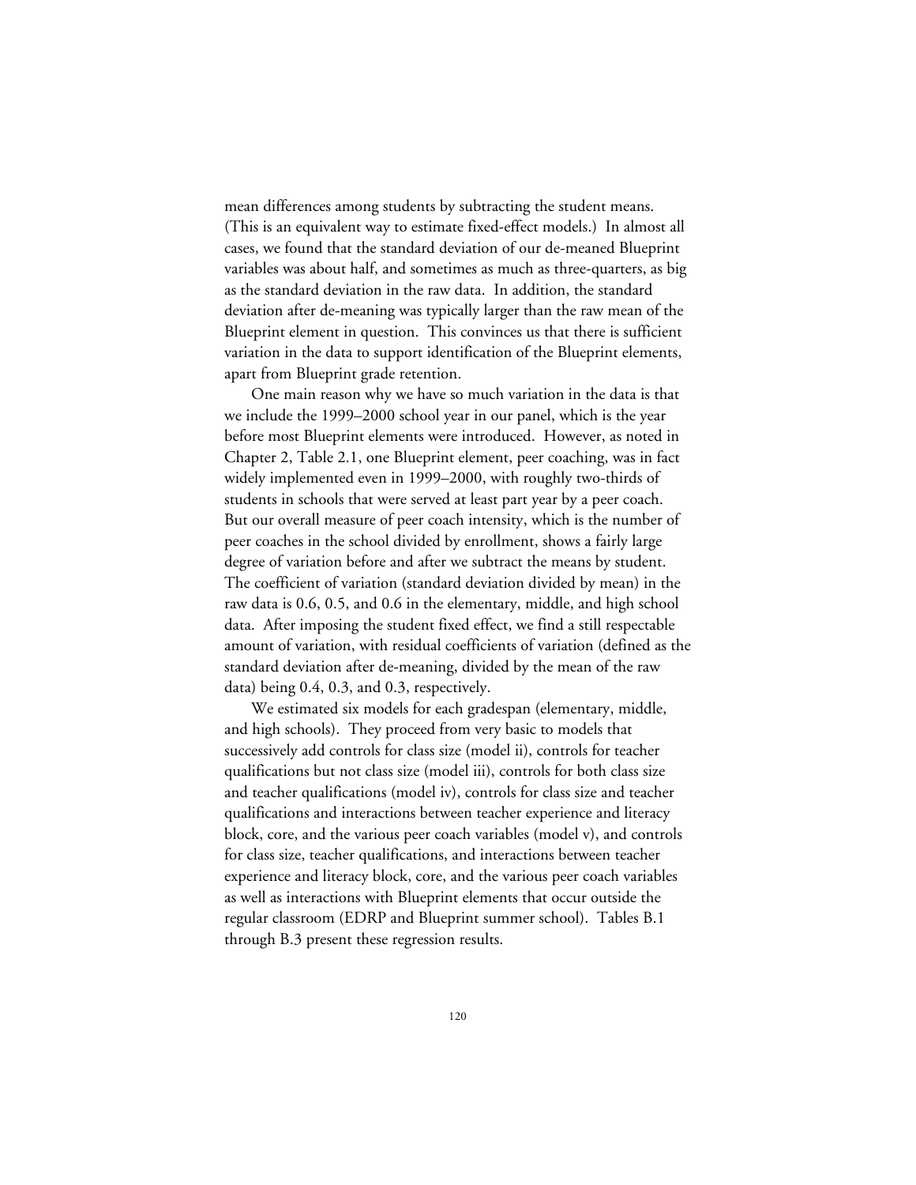mean differences among students by subtracting the student means. (This is an equivalent way to estimate fixed-effect models.) In almost all cases, we found that the standard deviation of our de-meaned Blueprint variables was about half, and sometimes as much as three-quarters, as big as the standard deviation in the raw data. In addition, the standard deviation after de-meaning was typically larger than the raw mean of the Blueprint element in question. This convinces us that there is sufficient variation in the data to support identification of the Blueprint elements, apart from Blueprint grade retention.

One main reason why we have so much variation in the data is that we include the 1999–2000 school year in our panel, which is the year before most Blueprint elements were introduced. However, as noted in Chapter 2, Table 2.1, one Blueprint element, peer coaching, was in fact widely implemented even in 1999–2000, with roughly two-thirds of students in schools that were served at least part year by a peer coach. But our overall measure of peer coach intensity, which is the number of peer coaches in the school divided by enrollment, shows a fairly large degree of variation before and after we subtract the means by student. The coefficient of variation (standard deviation divided by mean) in the raw data is 0.6, 0.5, and 0.6 in the elementary, middle, and high school data. After imposing the student fixed effect, we find a still respectable amount of variation, with residual coefficients of variation (defined as the standard deviation after de-meaning, divided by the mean of the raw data) being 0.4, 0.3, and 0.3, respectively.

We estimated six models for each gradespan (elementary, middle, and high schools). They proceed from very basic to models that successively add controls for class size (model ii), controls for teacher qualifications but not class size (model iii), controls for both class size and teacher qualifications (model iv), controls for class size and teacher qualifications and interactions between teacher experience and literacy block, core, and the various peer coach variables (model v), and controls for class size, teacher qualifications, and interactions between teacher experience and literacy block, core, and the various peer coach variables as well as interactions with Blueprint elements that occur outside the regular classroom (EDRP and Blueprint summer school). Tables B.1 through B.3 present these regression results.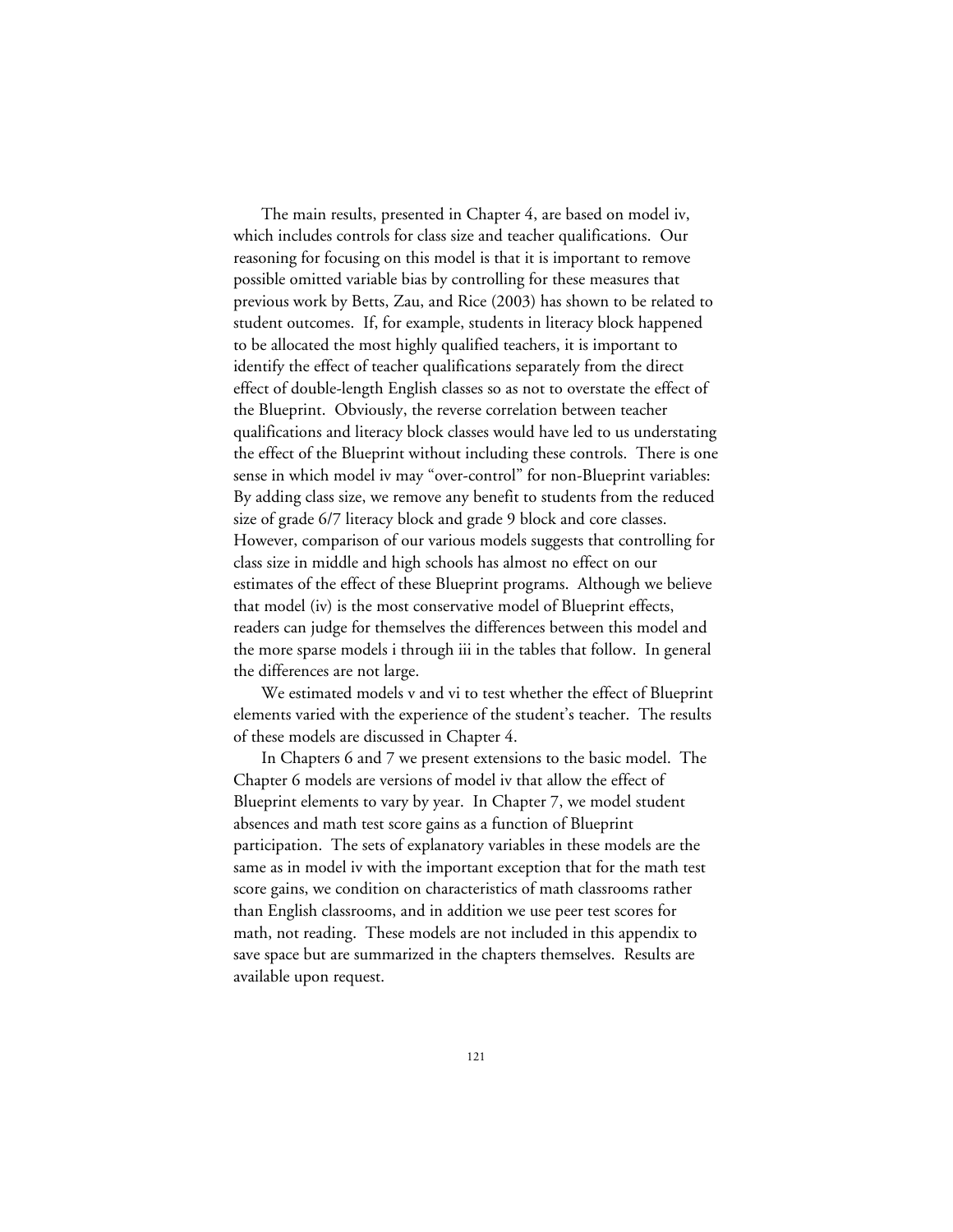The main results, presented in Chapter 4, are based on model iv, which includes controls for class size and teacher qualifications. Our reasoning for focusing on this model is that it is important to remove possible omitted variable bias by controlling for these measures that previous work by Betts, Zau, and Rice (2003) has shown to be related to student outcomes. If, for example, students in literacy block happened to be allocated the most highly qualified teachers, it is important to identify the effect of teacher qualifications separately from the direct effect of double-length English classes so as not to overstate the effect of the Blueprint. Obviously, the reverse correlation between teacher qualifications and literacy block classes would have led to us understating the effect of the Blueprint without including these controls. There is one sense in which model iv may "over-control" for non-Blueprint variables: By adding class size, we remove any benefit to students from the reduced size of grade 6/7 literacy block and grade 9 block and core classes. However, comparison of our various models suggests that controlling for class size in middle and high schools has almost no effect on our estimates of the effect of these Blueprint programs. Although we believe that model (iv) is the most conservative model of Blueprint effects, readers can judge for themselves the differences between this model and the more sparse models i through iii in the tables that follow. In general the differences are not large.

We estimated models v and vi to test whether the effect of Blueprint elements varied with the experience of the student's teacher. The results of these models are discussed in Chapter 4.

In Chapters 6 and 7 we present extensions to the basic model. The Chapter 6 models are versions of model iv that allow the effect of Blueprint elements to vary by year. In Chapter 7, we model student absences and math test score gains as a function of Blueprint participation. The sets of explanatory variables in these models are the same as in model iv with the important exception that for the math test score gains, we condition on characteristics of math classrooms rather than English classrooms, and in addition we use peer test scores for math, not reading. These models are not included in this appendix to save space but are summarized in the chapters themselves. Results are available upon request.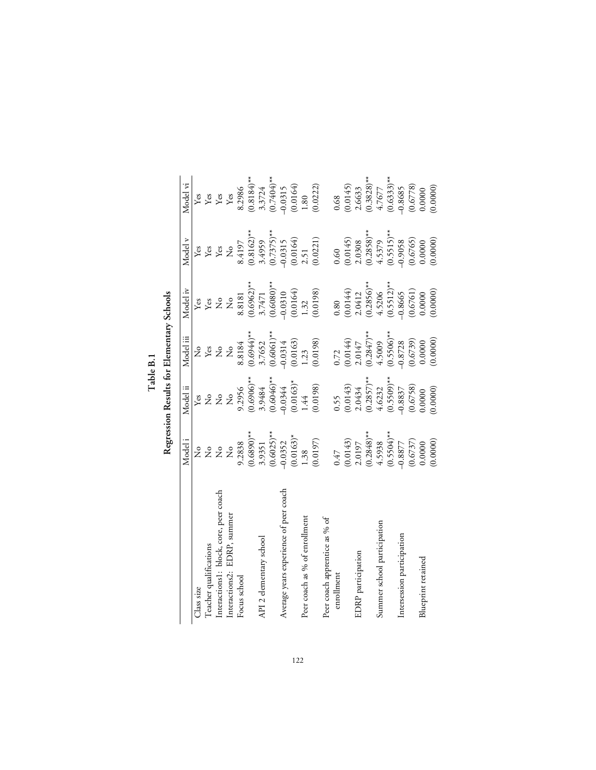**Table B.1**

**Regression Results for Elementary Schools**

| | Model i | Model ii | Model iii | Model iv | Model v | Model vi |
|---|---|---|---|---|---|---|
| Class size | No | Yes | No | Yes | Yes | Yes |
| Teacher qualifications | No | No | Yes | Yes | Yes | Yes |
| Interactions1: block, core, peer coach | No | No | No | No | Yes | Yes |
| Interactions2: EDRP, summer | No | No | No | No | No | Yes |
| Focus school | 9.2838 | 9.2956 | 8.8184 | 8.8181 | 8.4197 | 8.2986 |
| | (0.6890)** | (0.6906)** | (0.6944)** | (0.6962)** | (0.8162)** | (0.8184)** |
| API 2 elementary school | 3.9351 | 3.9484 | 3.7652 | 3.7471 | 3.4959 | 3.3724 |
| | (0.6025)** | (0.6046)** | (0.6061)** | (0.6080)** | (0.7375)** | (0.7404)** |
| Average years experience of peer coach | −0.0352 | −0.0344 | −0.0314 | −0.0310 | −0.0315 | −0.0315 |
| | (0.0163)* | (0.0163)* | (0.0163) | (0.0164) | (0.0164) | (0.0164) |
| Peer coach as % of enrollment | 1.38 | 1.44 | 1.23 | 1.32 | 2.51 | 1.80 |
| | (0.0197) | (0.0198) | (0.0198) | (0.0198) | (0.0221) | (0.0222) |
| Peer coach apprentice as % of enrollment | 0.47 | 0.55 | 0.72 | 0.80 | 0.60 | 0.68 |
| | (0.0143) | (0.0143) | (0.0144) | (0.0144) | (0.0145) | (0.0145) |
| EDRP participation | 2.0197 | 2.0434 | 2.0147 | 2.0412 | 2.0308 | 2.6633 |
| | (0.2848)** | (0.2857)** | (0.2847)** | (0.2856)** | (0.2858)** | (0.3828)** |
| Summer school participation | 4.5938 | 4.6232 | 4.5009 | 4.5206 | 4.5379 | 4.7677 |
| | (0.5504)** | (0.5509)** | (0.5506)** | (0.5512)** | (0.5515)** | (0.6333)** |
| Intersession participation | −0.8877 | −0.8837 | −0.8728 | −0.8665 | −0.9058 | −0.8685 |
| | (0.6737) | (0.6758) | (0.6739) | (0.6761) | (0.6765) | (0.6778) |
| Blueprint retained | 0.0000 | 0.0000 | 0.0000 | 0.0000 | 0.0000 | 0.0000 |
| | (0.0000) | (0.0000) | (0.0000) | (0.0000) | (0.0000) | (0.0000) |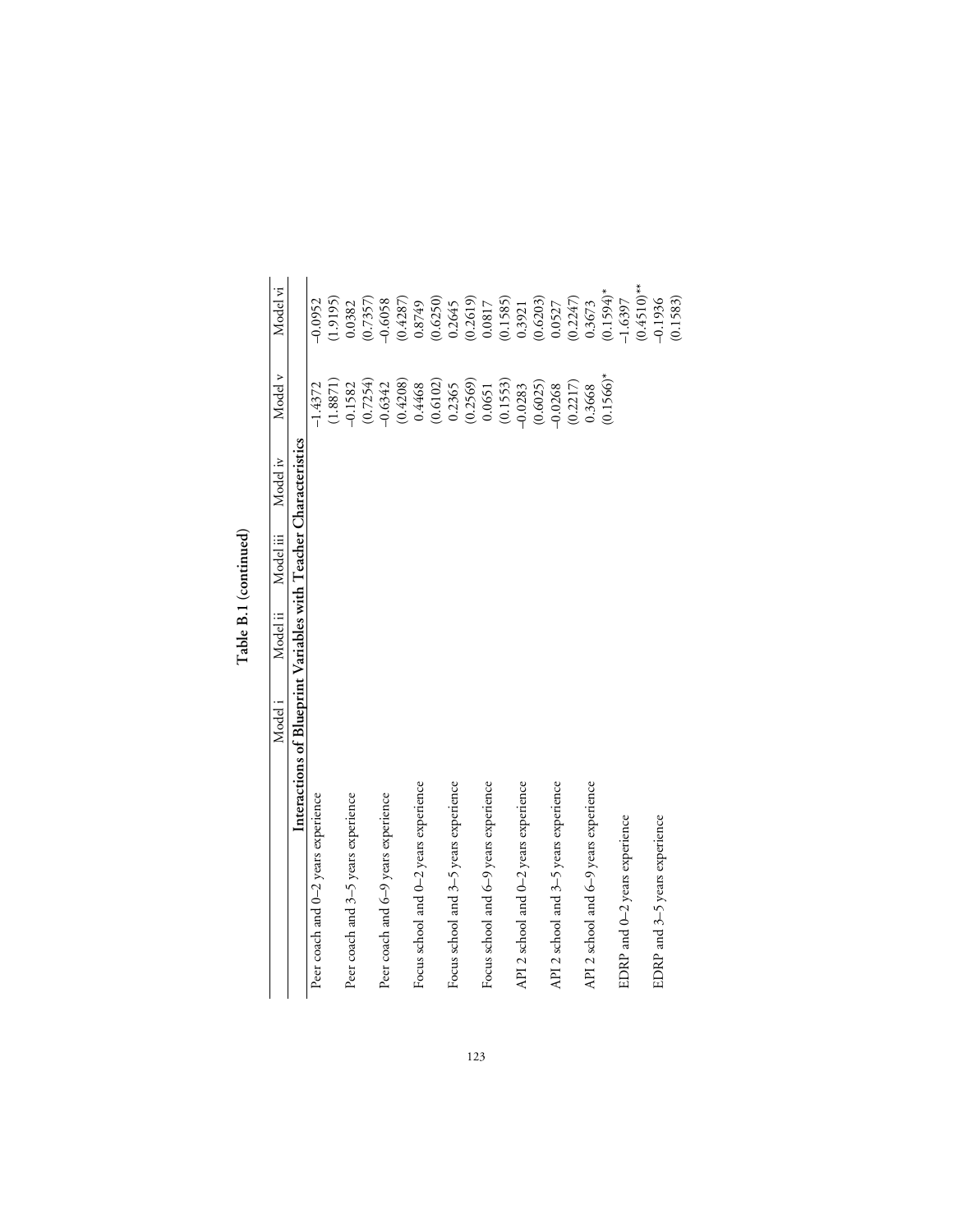**Table B.1 (continued)**

| | Model i | Model ii | Model iii | Model iv | Model v | Model vi |
|---|---|---|---|---|---|---|
| **Interactions of Blueprint Variables with Teacher Characteristics** | | | | | | |
| Peer coach and 0–2 years experience | | | | | –1.4372 | –0.0952 |
| | | | | | (1.8871) | (1.9195) |
| Peer coach and 3–5 years experience | | | | | –0.1582 | 0.0382 |
| | | | | | (0.7254) | (0.7357) |
| Peer coach and 6–9 years experience | | | | | –0.6342 | –0.6058 |
| | | | | | (0.4208) | (0.4287) |
| Focus school and 0–2 years experience | | | | | 0.4468 | 0.8749 |
| | | | | | (0.6102) | (0.6250) |
| Focus school and 3–5 years experience | | | | | 0.2365 | 0.2645 |
| | | | | | (0.2569) | (0.2619) |
| Focus school and 6–9 years experience | | | | | 0.0651 | 0.0817 |
| | | | | | (0.1553) | (0.1585) |
| API 2 school and 0–2 years experience | | | | | –0.0283 | 0.3921 |
| | | | | | (0.6025) | (0.6203) |
| API 2 school and 3–5 years experience | | | | | –0.0268 | 0.0527 |
| | | | | | (0.2217) | (0.2247) |
| API 2 school and 6–9 years experience | | | | | 0.3668 | 0.3673 |
| | | | | | (0.1566)* | (0.1594)* |
| EDRP and 0–2 years experience | | | | | | –1.6397 |
| | | | | | | (0.4510)** |
| EDRP and 3–5 years experience | | | | | | –0.1936 |
| | | | | | | (0.1583) |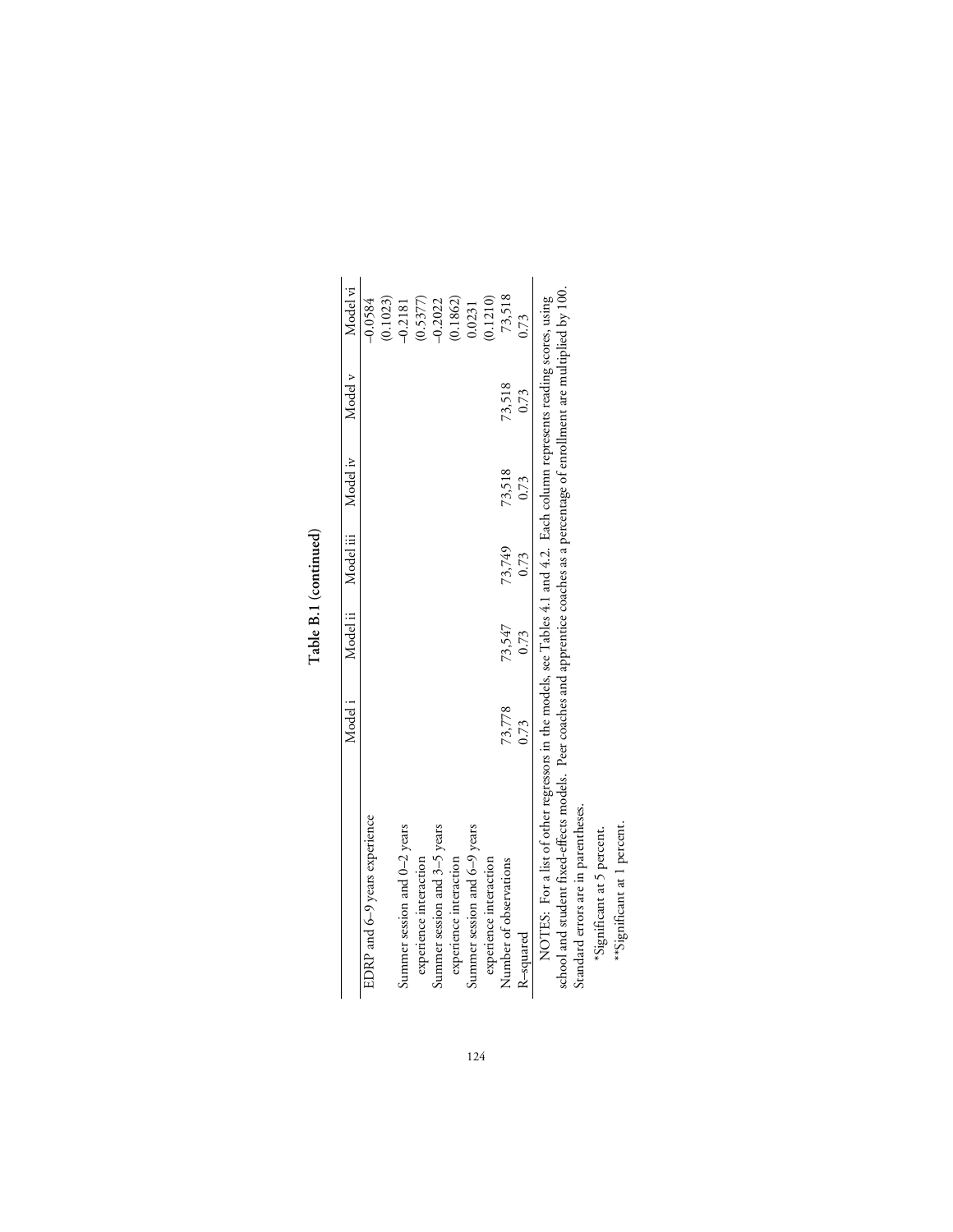**Table B.1 (continued)**

| | Model i | Model ii | Model iii | Model iv | Model v | Model vi |
|---|---|---|---|---|---|---|
| EDRP and 6–9 years experience | | | | | | –0.0584 |
| | | | | | | (0.1023) |
| Summer session and 0–2 years experience interaction | | | | | | –0.2181 |
| | | | | | | (0.5377) |
| Summer session and 3–5 years experience interaction | | | | | | –0.2022 |
| | | | | | | (0.1862) |
| Summer session and 6–9 years experience interaction | | | | | | 0.0231 |
| | | | | | | (0.1210) |
| Number of observations | 73,778 | 73,547 | 73,749 | 73,518 | 73,518 | 73,518 |
| R-squared | 0.73 | 0.73 | 0.73 | 0.73 | 0.73 | 0.73 |

NOTES: For a list of other regressors in the models, see Tables 4.1 and 4.2. Each column represents reading scores, using school and student fixed-effects models. Peer coaches and apprentice coaches as a percentage of enrollment are multiplied by 100. Standard errors are in parentheses.

*Significant at 5 percent.

**Significant at 1 percent.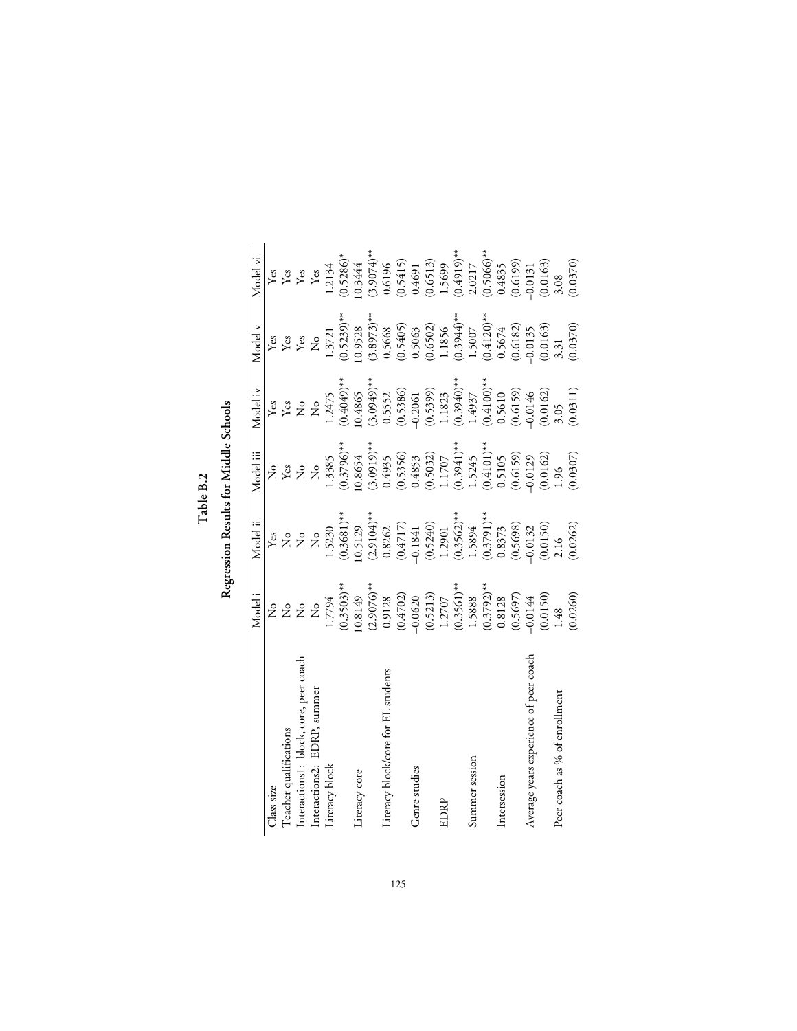**Table B.2**

**Regression Results for Middle Schools**

| | Model i | Model ii | Model iii | Model iv | Model v | Model vi |
|---|---|---|---|---|---|---|
| Class size | No | Yes | No | Yes | Yes | Yes |
| Teacher qualifications | No | No | Yes | Yes | Yes | Yes |
| Interactions1: block, core, peer coach | No | No | No | No | Yes | Yes |
| Interactions2: EDRP, summer | No | No | No | No | No | Yes |
| Literacy block | 1.7794 | 1.5230 | 1.3385 | 1.2475 | 1.3721 | 1.2134 |
| | (0.3503)** | (0.3681)** | (0.3796)** | (0.4049)** | (0.5239)** | (0.5286)* |
| Literacy core | 10.8149 | 10.5129 | 10.8654 | 10.4865 | 10.9528 | 10.3444 |
| | (2.9076)** | (2.9104)** | (3.0919)** | (3.0949)** | (3.8973)** | (3.9074)** |
| Literacy block/core for EL students | 0.9128 | 0.8262 | 0.4935 | 0.5552 | 0.5668 | 0.6196 |
| | (0.4702) | (0.4717) | (0.5356) | (0.5386) | (0.5405) | (0.5415) |
| Genre studies | −0.0620 | −0.1841 | 0.4853 | −0.2061 | 0.5063 | 0.4691 |
| | (0.5213) | (0.5240) | (0.5032) | (0.5399) | (0.6502) | (0.6513) |
| EDRP | 1.2707 | 1.2901 | 1.1707 | 1.1823 | 1.1856 | 1.5699 |
| | (0.3561)** | (0.3562)** | (0.3941)** | (0.3940)** | (0.3944)** | (0.4919)** |
| Summer session | 1.5888 | 1.5894 | 1.5245 | 1.4937 | 1.5007 | 2.0217 |
| | (0.3792)** | (0.3791)** | (0.4101)** | (0.4100)** | (0.4120)** | (0.5066)** |
| Intersession | 0.8128 | 0.8373 | 0.5105 | 0.5610 | 0.5674 | 0.4835 |
| | (0.5697) | (0.5698) | (0.6159) | (0.6159) | (0.6182) | (0.6199) |
| Average years experience of peer coach | −0.0144 | −0.0132 | −0.0129 | −0.0146 | −0.0135 | −0.0131 |
| | (0.0150) | (0.0150) | (0.0162) | (0.0162) | (0.0163) | (0.0163) |
| Peer coach as % of enrollment | 1.48 | 2.16 | 1.96 | 3.05 | 3.31 | 3.08 |
| | (0.0260) | (0.0262) | (0.0307) | (0.0311) | (0.0370) | (0.0370) |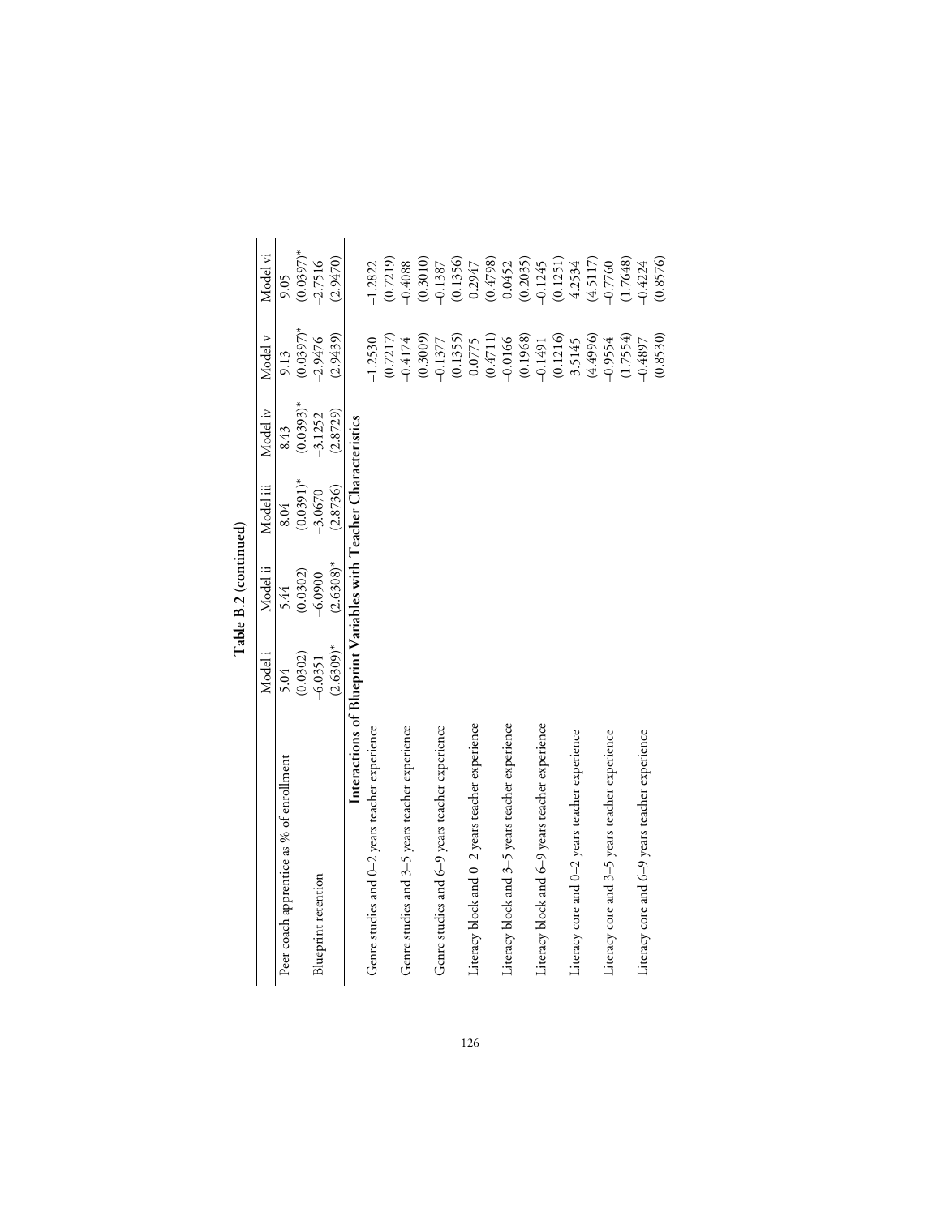**Table B.2 (continued)**

| | Model i | Model ii | Model iii | Model iv | Model v | Model vi |
|---|---|---|---|---|---|---|
| Peer coach apprentice as % of enrollment | –5.04 | –5.44 | –8.04 | –8.43 | –9.13 | –9.05 |
| | (0.0302) | (0.0302) | (0.0391)* | (0.0393)* | (0.0397)* | (0.0397)* |
| Blueprint retention | –6.0351 | –6.0900 | –3.0670 | –3.1252 | –2.9476 | –2.7516 |
| | (2.6309)* | (2.6308)* | (2.8736) | (2.8729) | (2.9439) | (2.9470) |
| **Interactions of Blueprint Variables with Teacher Characteristics** | | | | | | |
| Genre studies and 0–2 years teacher experience | | | | | –1.2530 | –1.2822 |
| | | | | | (0.7217) | (0.7219) |
| Genre studies and 3–5 years teacher experience | | | | | –0.4174 | –0.4088 |
| | | | | | (0.3009) | (0.3010) |
| Genre studies and 6–9 years teacher experience | | | | | –0.1377 | –0.1387 |
| | | | | | (0.1355) | (0.1356) |
| Literacy block and 0–2 years teacher experience | | | | | 0.0775 | 0.2947 |
| | | | | | (0.4711) | (0.4798) |
| Literacy block and 3–5 years teacher experience | | | | | –0.0166 | 0.0452 |
| | | | | | (0.1968) | (0.2035) |
| Literacy block and 6–9 years teacher experience | | | | | –0.1491 | –0.1245 |
| | | | | | (0.1216) | (0.1251) |
| Literacy core and 0–2 years teacher experience | | | | | 3.5145 | 4.2534 |
| | | | | | (4.4996) | (4.5117) |
| Literacy core and 3–5 years teacher experience | | | | | –0.9554 | –0.7760 |
| | | | | | (1.7554) | (1.7648) |
| Literacy core and 6–9 years teacher experience | | | | | –0.4897 | –0.4224 |
| | | | | | (0.8530) | (0.8576) |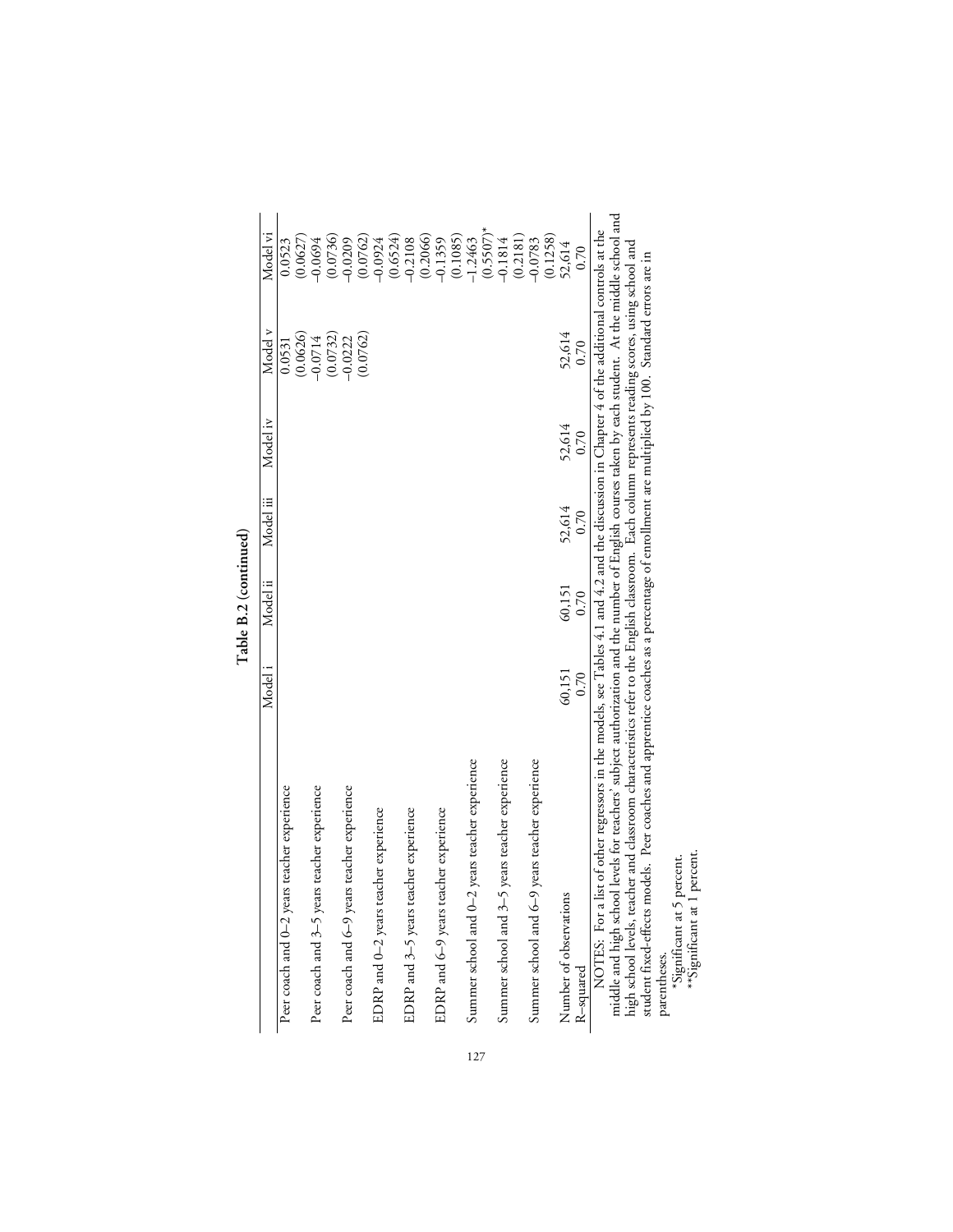**Table B.2 (continued)**

| | Model i | Model ii | Model iii | Model iv | Model v | Model vi |
|---|---|---|---|---|---|---|
| Peer coach and 0–2 years teacher experience | | | | | 0.0531 | 0.0523 |
| | | | | | (0.0626) | (0.0627) |
| Peer coach and 3–5 years teacher experience | | | | | −0.0714 | −0.0694 |
| | | | | | (0.0732) | (0.0736) |
| Peer coach and 6–9 years teacher experience | | | | | −0.0222 | −0.0209 |
| | | | | | (0.0762) | (0.0762) |
| EDRP and 0–2 years teacher experience | | | | | | −0.0924 |
| | | | | | | (0.6524) |
| EDRP and 3–5 years teacher experience | | | | | | −0.2108 |
| | | | | | | (0.2066) |
| EDRP and 6–9 years teacher experience | | | | | | −0.1359 |
| | | | | | | (0.1085) |
| Summer school and 0–2 years teacher experience | | | | | | −1.2463 |
| | | | | | | (0.5507)* |
| Summer school and 3–5 years teacher experience | | | | | | −0.1814 |
| | | | | | | (0.2181) |
| Summer school and 6–9 years teacher experience | | | | | | −0.0783 |
| | | | | | | (0.1258) |
| Number of observations | 60,151 | 60,151 | 52,614 | 52,614 | 52,614 | 52,614 |
| R-squared | 0.70 | 0.70 | 0.70 | 0.70 | 0.70 | 0.70 |

NOTES: For a list of other regressors in the models, see Tables 4.1 and 4.2 and the discussion in Chapter 4 of the additional controls at the middle and high school levels for teachers' subject authorization and the number of English courses taken by each student. At the middle school and high school levels, teacher and classroom characteristics refer to the English classroom. Each column represents reading scores, using school and student fixed-effects models. Peer coaches and apprentice coaches as a percentage of enrollment are multiplied by 100. Standard errors are in parentheses.

*Significant at 5 percent.
**Significant at 1 percent.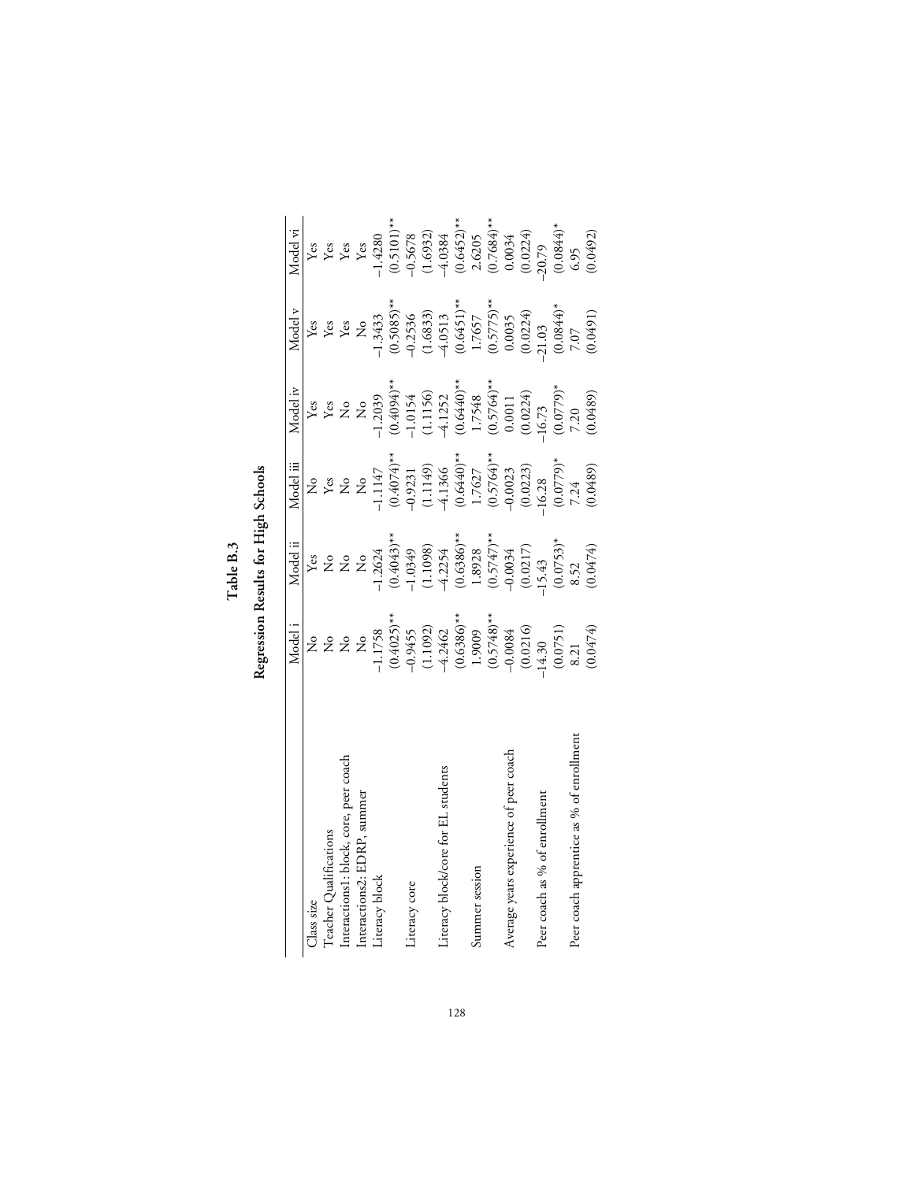**Table B.3**

**Regression Results for High Schools**

| | Model i | Model ii | Model iii | Model iv | Model v | Model vi |
|---|---|---|---|---|---|---|
| Class size | No | Yes | No | Yes | Yes | Yes |
| Teacher Qualifications | No | No | Yes | Yes | Yes | Yes |
| Interactions1: block, core, peer coach | No | No | No | No | Yes | Yes |
| Interactions2: EDRP, summer | No | No | No | No | No | Yes |
| Literacy block | –1.1758 | –1.2624 | –1.1147 | –1.2039 | –1.3433 | –1.4280 |
| | (0.4025)** | (0.4043)** | (0.4074)** | (0.4094)** | (0.5085)** | (0.5101)** |
| Literacy core | –0.9455 | –1.0349 | –0.9231 | –1.0154 | –0.2536 | –0.5678 |
| | (1.1092) | (1.1098) | (1.1149) | (1.1156) | (1.6833) | (1.6932) |
| Literacy block/core for EL students | –4.2462 | –4.2254 | –4.1366 | –4.1252 | –4.0513 | –4.0384 |
| | (0.6386)** | (0.6386)** | (0.6440)** | (0.6440)** | (0.6451)** | (0.6452)** |
| Summer session | 1.9009 | 1.8928 | 1.7627 | 1.7548 | 1.7657 | 2.6205 |
| | (0.5748)** | (0.5747)** | (0.5764)** | (0.5764)** | (0.5775)** | (0.7684)** |
| Average years experience of peer coach | –0.0084 | –0.0034 | –0.0023 | 0.0011 | 0.0035 | 0.0034 |
| | (0.0216) | (0.0217) | (0.0223) | (0.0224) | (0.0224) | (0.0224) |
| Peer coach as % of enrollment | –14.30 | –15.43 | –16.28 | –16.73 | –21.03 | –20.79 |
| | (0.0751) | (0.0753)* | (0.0779)* | (0.0779)* | (0.0844)* | (0.0844)* |
| Peer coach apprentice as % of enrollment | 8.21 | 8.52 | 7.24 | 7.20 | 7.07 | 6.95 |
| | (0.0474) | (0.0474) | (0.0489) | (0.0489) | (0.0491) | (0.0492) |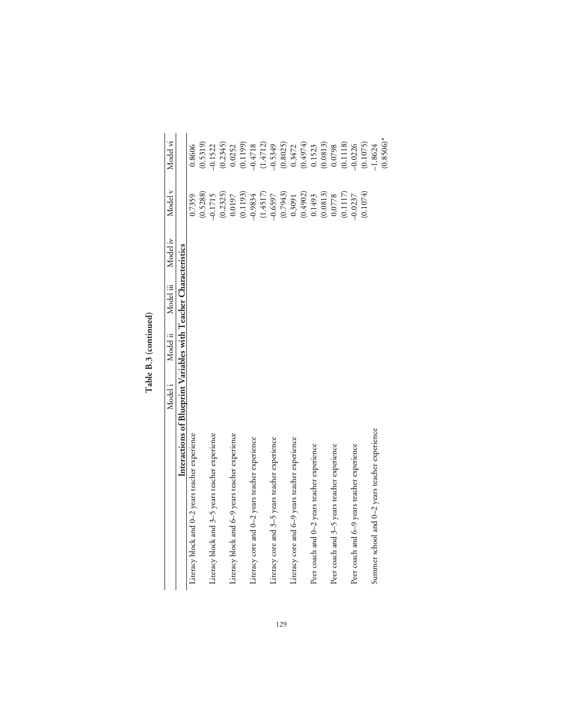**Table B.3 (continued)**

| | Model i | Model ii | Model iii | Model iv | Model v | Model vi |
|---|---|---|---|---|---|---|
| **Interactions of Blueprint Variables with Teacher Characteristics** | | | | | | |
| Literacy block and 0–2 years teacher experience | | | | | 0.7359 | 0.8606 |
| | | | | | (0.5288) | (0.5319) |
| Literacy block and 3–5 years teacher experience | | | | | –0.1715 | –0.1522 |
| | | | | | (0.2325) | (0.2345) |
| Literacy block and 6–9 years teacher experience | | | | | 0.0197 | 0.0252 |
| | | | | | (0.1193) | (0.1199) |
| Literacy core and 0–2 years teacher experience | | | | | –0.9834 | –0.4718 |
| | | | | | (1.4517) | (1.4712) |
| Literacy core and 3–5 years teacher experience | | | | | –0.6597 | –0.5349 |
| | | | | | (0.7943) | (0.8025) |
| Literacy core and 6–9 years teacher experience | | | | | 0.3091 | 0.3472 |
| | | | | | (0.4902) | (0.4974) |
| Peer coach and 0–2 years teacher experience | | | | | 0.1493 | 0.1523 |
| | | | | | (0.0813) | (0.0813) |
| Peer coach and 3–5 years teacher experience | | | | | 0.0778 | 0.0798 |
| | | | | | (0.1117) | (0.1118) |
| Peer coach and 6–9 years teacher experience | | | | | –0.0237 | –0.0226 |
| | | | | | (0.1074) | (0.1075) |
| Summer school and 0–2 years teacher experience | | | | | | –1.8624 |
| | | | | | | (0.8506)* |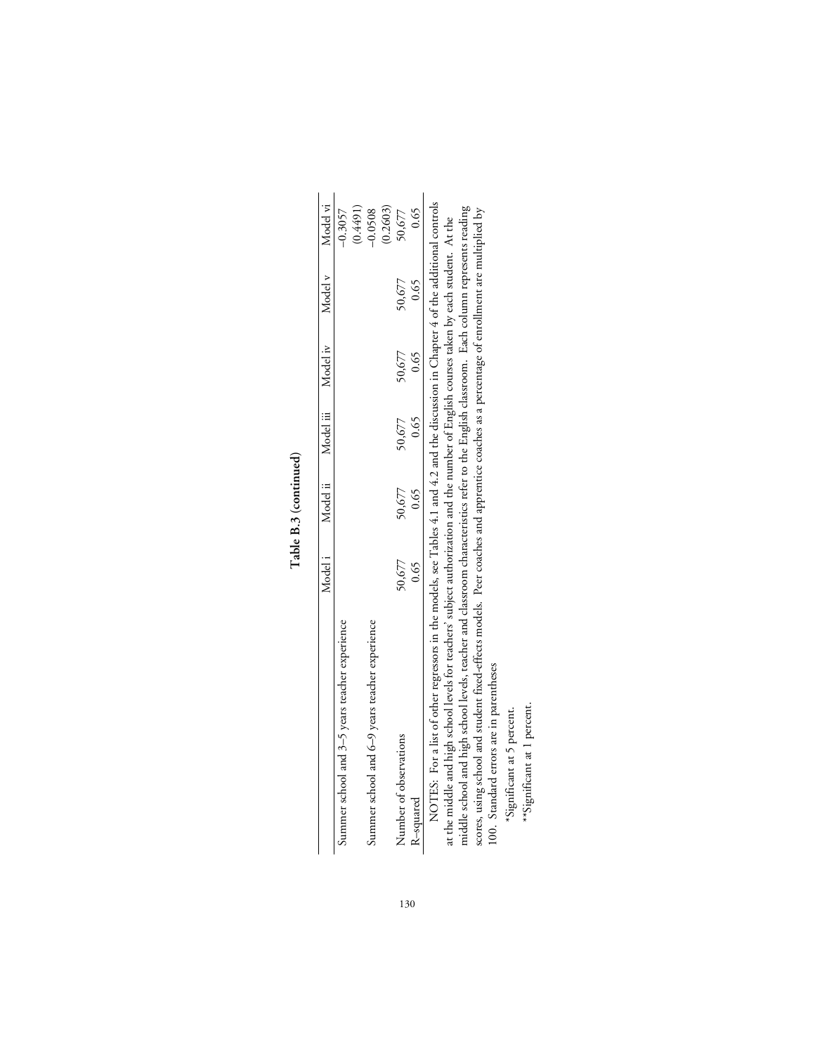**Table B.3 (continued)**

| | Model i | Model ii | Model iii | Model iv | Model v | Model vi |
|---|---|---|---|---|---|---|
| Summer school and 3–5 years teacher experience | | | | | | –0.3057 |
| | | | | | | (0.4491) |
| Summer school and 6–9 years teacher experience | | | | | | –0.0508 |
| | | | | | | (0.2603) |
| Number of observations | 50,677 | 50,677 | 50,677 | 50,677 | 50,677 | 50,677 |
| R–squared | 0.65 | 0.65 | 0.65 | 0.65 | 0.65 | 0.65 |

NOTES: For a list of other regressors in the models, see Tables 4.1 and 4.2 and the discussion in Chapter 4 of the additional controls at the middle and high school levels for teachers' subject authorization and the number of English courses taken by each student. At the middle school and high school levels, teacher and classroom characteristics refer to the English classroom. Each column represents reading scores, using school and student fixed-effects models. Peer coaches and apprentice coaches as a percentage of enrollment are multiplied by 100. Standard errors are in parentheses

*Significant at 5 percent.

**Significant at 1 percent.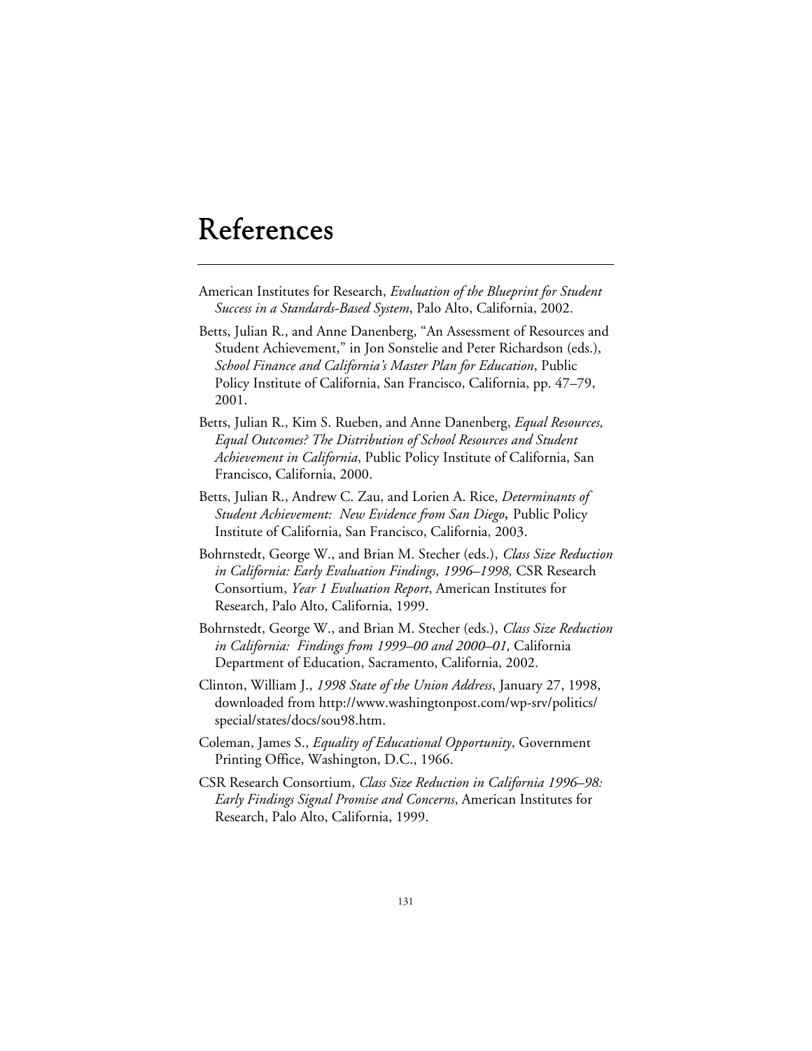# References

American Institutes for Research, *Evaluation of the Blueprint for Student Success in a Standards-Based System*, Palo Alto, California, 2002.

Betts, Julian R., and Anne Danenberg, "An Assessment of Resources and Student Achievement," in Jon Sonstelie and Peter Richardson (eds.), *School Finance and California's Master Plan for Education*, Public Policy Institute of California, San Francisco, California, pp. 47–79, 2001.

Betts, Julian R., Kim S. Rueben, and Anne Danenberg, *Equal Resources, Equal Outcomes? The Distribution of School Resources and Student Achievement in California*, Public Policy Institute of California, San Francisco, California, 2000.

Betts, Julian R., Andrew C. Zau, and Lorien A. Rice, *Determinants of Student Achievement: New Evidence from San Diego*, Public Policy Institute of California, San Francisco, California, 2003.

Bohrnstedt, George W., and Brian M. Stecher (eds.), *Class Size Reduction in California: Early Evaluation Findings, 1996–1998,* CSR Research Consortium, *Year 1 Evaluation Report*, American Institutes for Research, Palo Alto, California, 1999.

Bohrnstedt, George W., and Brian M. Stecher (eds.), *Class Size Reduction in California: Findings from 1999–00 and 2000–01,* California Department of Education, Sacramento, California, 2002.

Clinton, William J., *1998 State of the Union Address*, January 27, 1998, downloaded from http://www.washingtonpost.com/wp-srv/politics/special/states/docs/sou98.htm.

Coleman, James S., *Equality of Educational Opportunity*, Government Printing Office, Washington, D.C., 1966.

CSR Research Consortium, *Class Size Reduction in California 1996–98: Early Findings Signal Promise and Concerns*, American Institutes for Research, Palo Alto, California, 1999.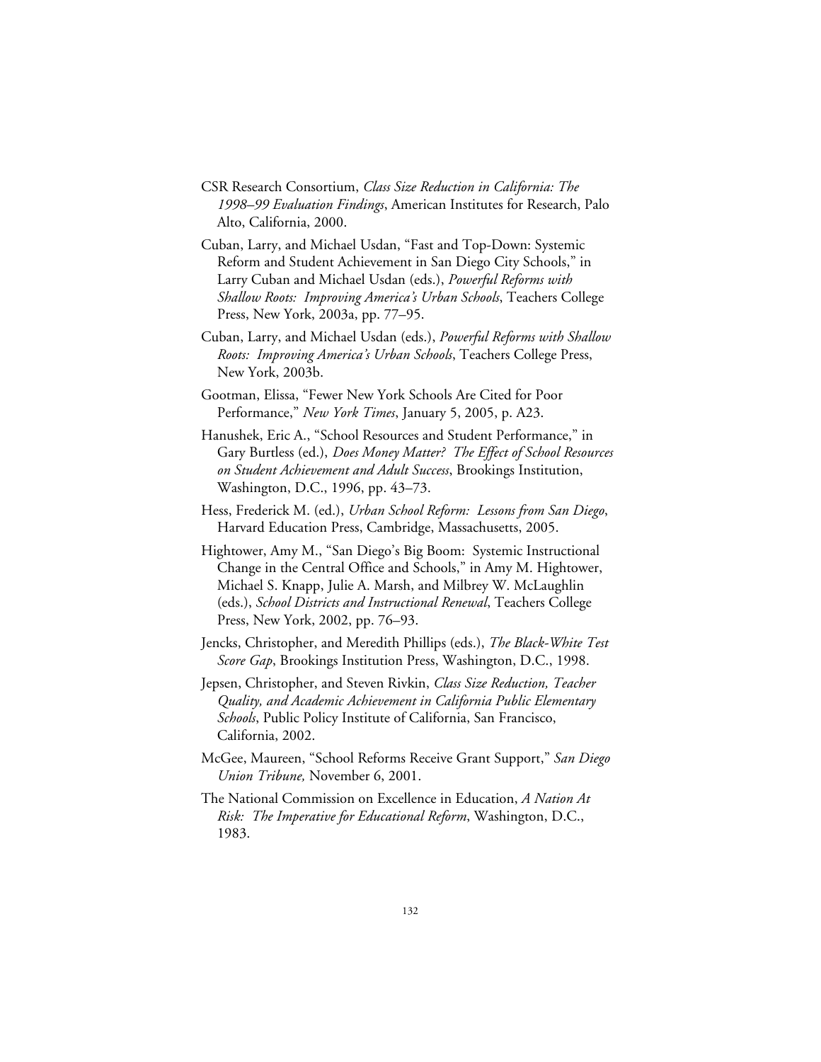CSR Research Consortium, *Class Size Reduction in California: The 1998–99 Evaluation Findings*, American Institutes for Research, Palo Alto, California, 2000.

Cuban, Larry, and Michael Usdan, "Fast and Top-Down: Systemic Reform and Student Achievement in San Diego City Schools," in Larry Cuban and Michael Usdan (eds.), *Powerful Reforms with Shallow Roots: Improving America's Urban Schools*, Teachers College Press, New York, 2003a, pp. 77–95.

Cuban, Larry, and Michael Usdan (eds.), *Powerful Reforms with Shallow Roots: Improving America's Urban Schools*, Teachers College Press, New York, 2003b.

Gootman, Elissa, "Fewer New York Schools Are Cited for Poor Performance," *New York Times*, January 5, 2005, p. A23.

Hanushek, Eric A., "School Resources and Student Performance," in Gary Burtless (ed.), *Does Money Matter? The Effect of School Resources on Student Achievement and Adult Success*, Brookings Institution, Washington, D.C., 1996, pp. 43–73.

Hess, Frederick M. (ed.), *Urban School Reform: Lessons from San Diego*, Harvard Education Press, Cambridge, Massachusetts, 2005.

Hightower, Amy M., "San Diego's Big Boom: Systemic Instructional Change in the Central Office and Schools," in Amy M. Hightower, Michael S. Knapp, Julie A. Marsh, and Milbrey W. McLaughlin (eds.), *School Districts and Instructional Renewal*, Teachers College Press, New York, 2002, pp. 76–93.

Jencks, Christopher, and Meredith Phillips (eds.), *The Black-White Test Score Gap*, Brookings Institution Press, Washington, D.C., 1998.

Jepsen, Christopher, and Steven Rivkin, *Class Size Reduction, Teacher Quality, and Academic Achievement in California Public Elementary Schools*, Public Policy Institute of California, San Francisco, California, 2002.

McGee, Maureen, "School Reforms Receive Grant Support," *San Diego Union Tribune,* November 6, 2001.

The National Commission on Excellence in Education, *A Nation At Risk: The Imperative for Educational Reform*, Washington, D.C., 1983.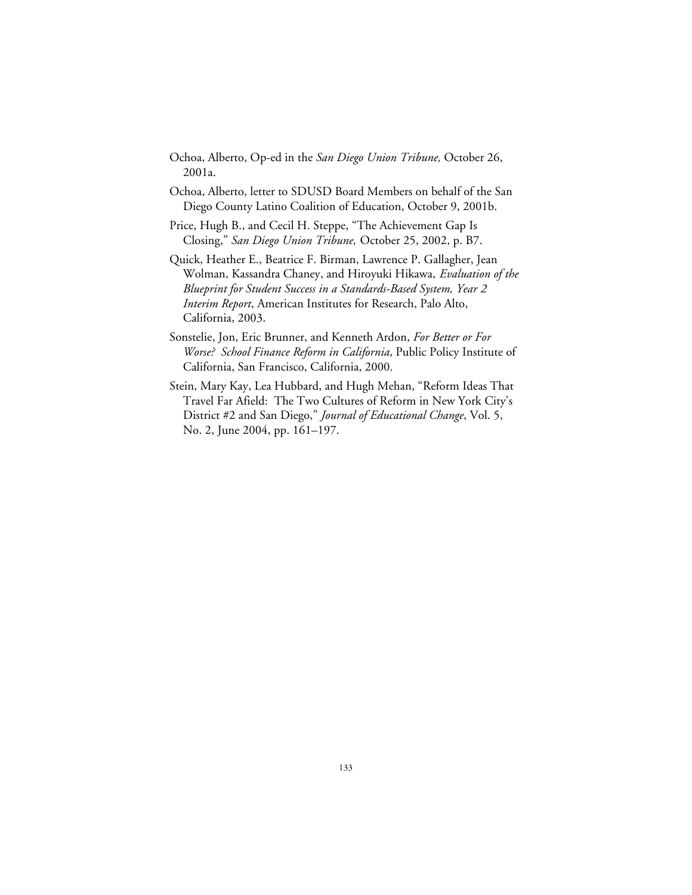Ochoa, Alberto, Op-ed in the *San Diego Union Tribune,* October 26, 2001a.

Ochoa, Alberto, letter to SDUSD Board Members on behalf of the San Diego County Latino Coalition of Education, October 9, 2001b.

Price, Hugh B., and Cecil H. Steppe, "The Achievement Gap Is Closing," *San Diego Union Tribune,* October 25, 2002, p. B7.

Quick, Heather E., Beatrice F. Birman, Lawrence P. Gallagher, Jean Wolman, Kassandra Chaney, and Hiroyuki Hikawa, *Evaluation of the Blueprint for Student Success in a Standards-Based System, Year 2 Interim Report*, American Institutes for Research, Palo Alto, California, 2003.

Sonstelie, Jon, Eric Brunner, and Kenneth Ardon, *For Better or For Worse? School Finance Reform in California*, Public Policy Institute of California, San Francisco, California, 2000.

Stein, Mary Kay, Lea Hubbard, and Hugh Mehan, "Reform Ideas That Travel Far Afield: The Two Cultures of Reform in New York City's District #2 and San Diego," *Journal of Educational Change*, Vol. 5, No. 2, June 2004, pp. 161–197.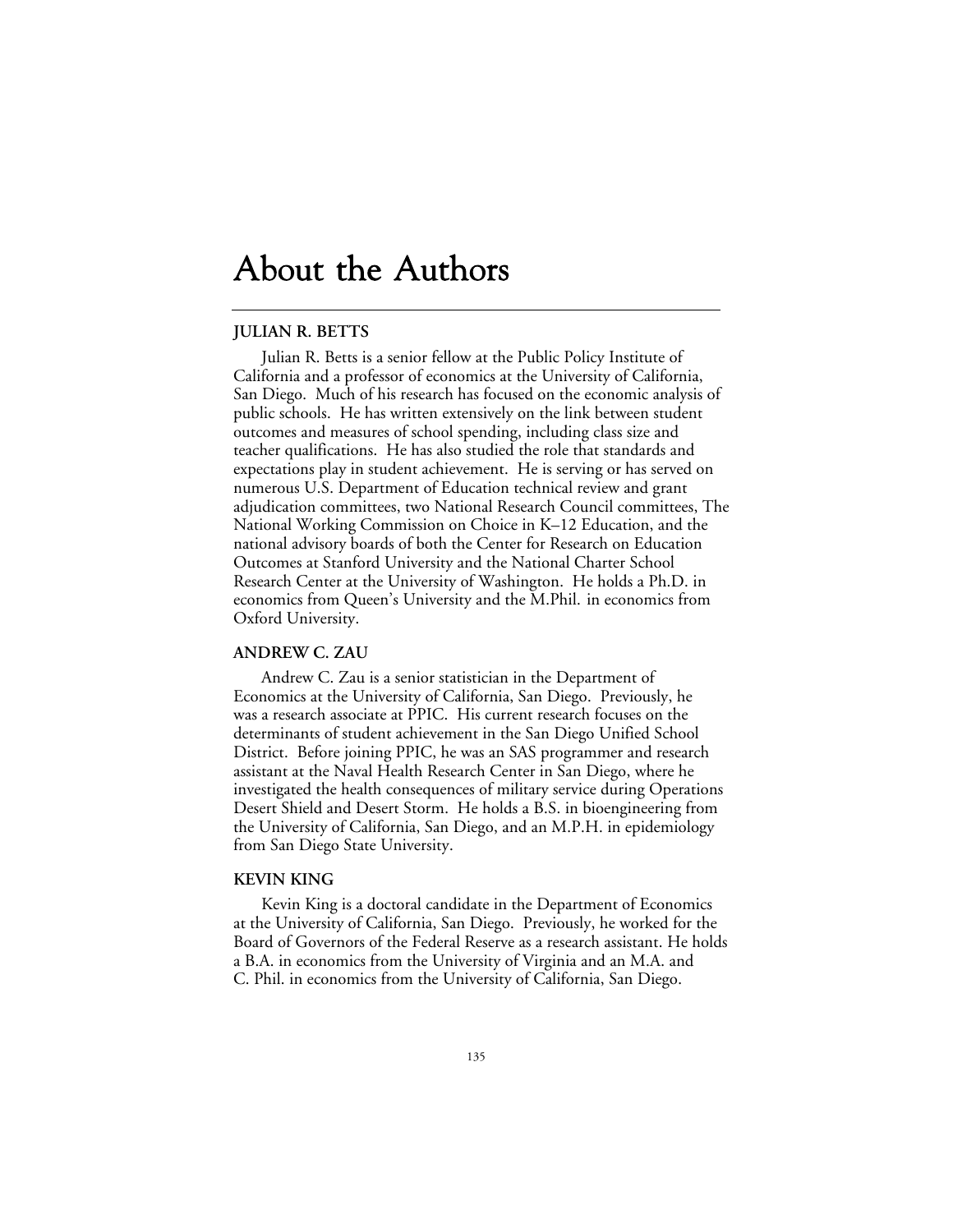# About the Authors

## JULIAN R. BETTS

Julian R. Betts is a senior fellow at the Public Policy Institute of California and a professor of economics at the University of California, San Diego. Much of his research has focused on the economic analysis of public schools. He has written extensively on the link between student outcomes and measures of school spending, including class size and teacher qualifications. He has also studied the role that standards and expectations play in student achievement. He is serving or has served on numerous U.S. Department of Education technical review and grant adjudication committees, two National Research Council committees, The National Working Commission on Choice in K–12 Education, and the national advisory boards of both the Center for Research on Education Outcomes at Stanford University and the National Charter School Research Center at the University of Washington. He holds a Ph.D. in economics from Queen's University and the M.Phil. in economics from Oxford University.

## ANDREW C. ZAU

Andrew C. Zau is a senior statistician in the Department of Economics at the University of California, San Diego. Previously, he was a research associate at PPIC. His current research focuses on the determinants of student achievement in the San Diego Unified School District. Before joining PPIC, he was an SAS programmer and research assistant at the Naval Health Research Center in San Diego, where he investigated the health consequences of military service during Operations Desert Shield and Desert Storm. He holds a B.S. in bioengineering from the University of California, San Diego, and an M.P.H. in epidemiology from San Diego State University.

## KEVIN KING

Kevin King is a doctoral candidate in the Department of Economics at the University of California, San Diego. Previously, he worked for the Board of Governors of the Federal Reserve as a research assistant. He holds a B.A. in economics from the University of Virginia and an M.A. and C. Phil. in economics from the University of California, San Diego.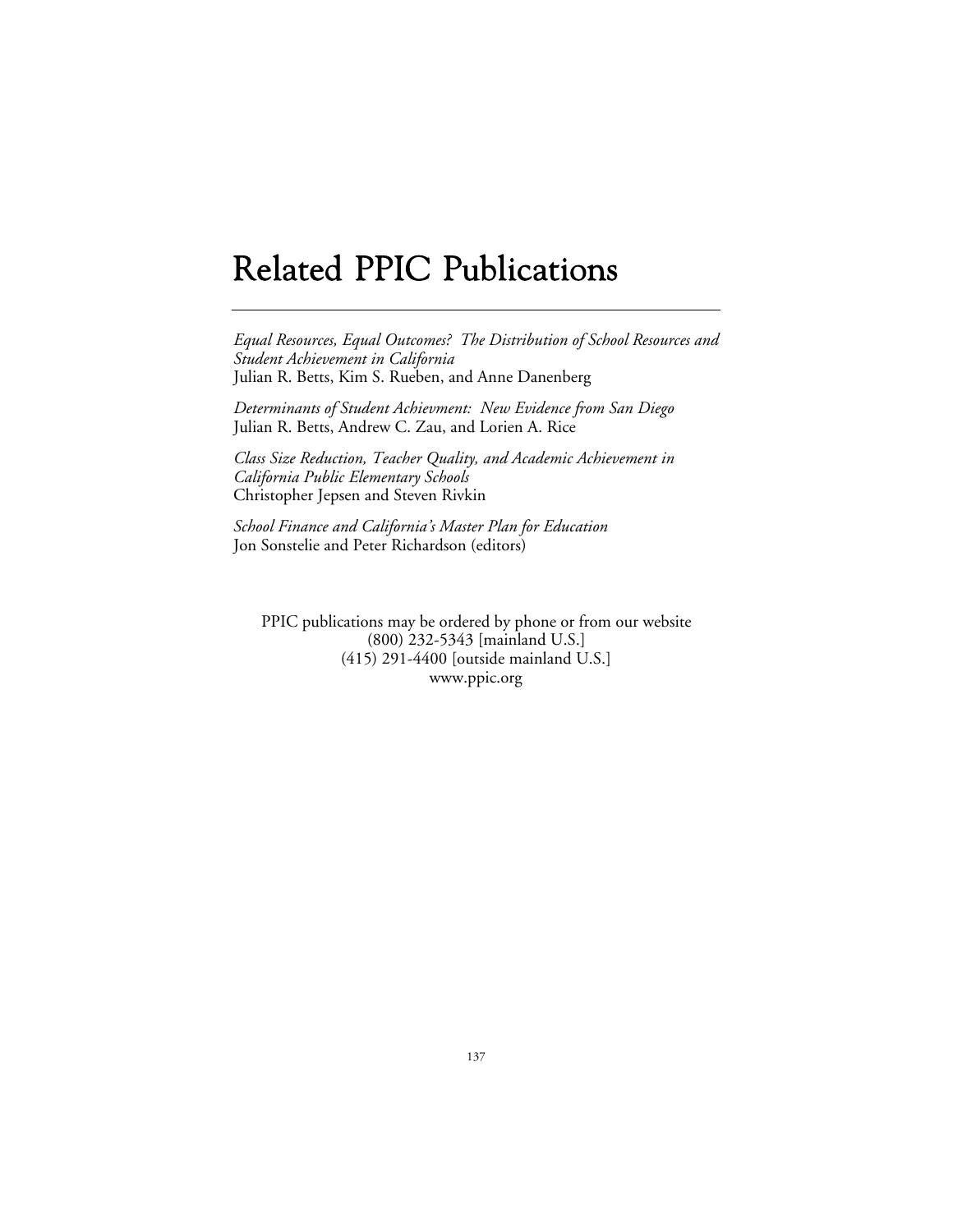# Related PPIC Publications

*Equal Resources, Equal Outcomes? The Distribution of School Resources and Student Achievement in California*
Julian R. Betts, Kim S. Rueben, and Anne Danenberg

*Determinants of Student Achievment: New Evidence from San Diego*
Julian R. Betts, Andrew C. Zau, and Lorien A. Rice

*Class Size Reduction, Teacher Quality, and Academic Achievement in California Public Elementary Schools*
Christopher Jepsen and Steven Rivkin

*School Finance and California's Master Plan for Education*
Jon Sonstelie and Peter Richardson (editors)

PPIC publications may be ordered by phone or from our website
(800) 232-5343 [mainland U.S.]
(415) 291-4400 [outside mainland U.S.]
www.ppic.org